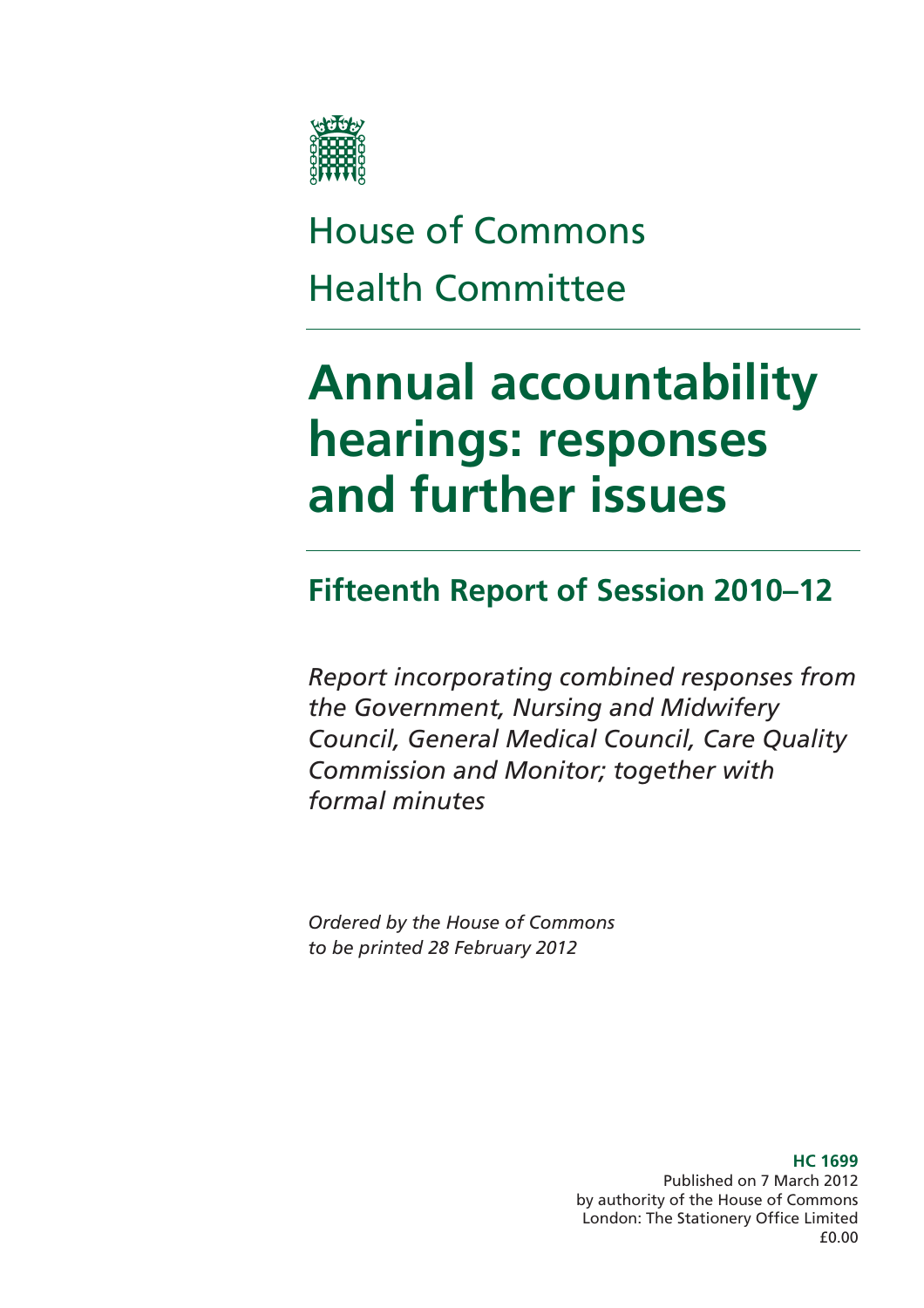House of Commons
Health Committee

# Annual accountability hearings: responses and further issues

## Fifteenth Report of Session 2010–12

*Report incorporating combined responses from the Government, Nursing and Midwifery Council, General Medical Council, Care Quality Commission and Monitor; together with formal minutes*

*Ordered by the House of Commons to be printed 28 February 2012*

**HC 1699**
Published on 7 March 2012
by authority of the House of Commons
London: The Stationery Office Limited
£0.00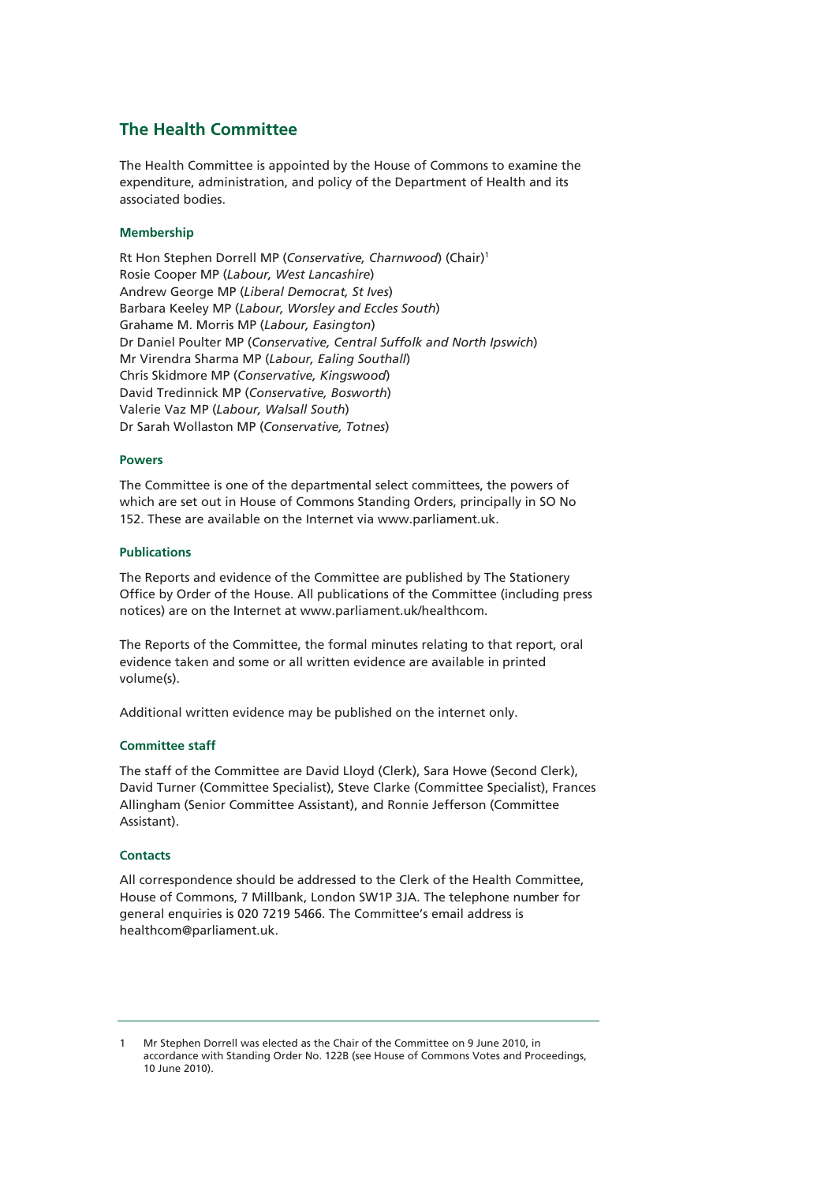## The Health Committee

The Health Committee is appointed by the House of Commons to examine the expenditure, administration, and policy of the Department of Health and its associated bodies.

### Membership

Rt Hon Stephen Dorrell MP (*Conservative, Charnwood*) (Chair)[1]
Rosie Cooper MP (*Labour, West Lancashire*)
Andrew George MP (*Liberal Democrat, St Ives*)
Barbara Keeley MP (*Labour, Worsley and Eccles South*)
Grahame M. Morris MP (*Labour, Easington*)
Dr Daniel Poulter MP (*Conservative, Central Suffolk and North Ipswich*)
Mr Virendra Sharma MP (*Labour, Ealing Southall*)
Chris Skidmore MP (*Conservative, Kingswood*)
David Tredinnick MP (*Conservative, Bosworth*)
Valerie Vaz MP (*Labour, Walsall South*)
Dr Sarah Wollaston MP (*Conservative, Totnes*)

### Powers

The Committee is one of the departmental select committees, the powers of which are set out in House of Commons Standing Orders, principally in SO No 152. These are available on the Internet via www.parliament.uk.

### Publications

The Reports and evidence of the Committee are published by The Stationery Office by Order of the House. All publications of the Committee (including press notices) are on the Internet at www.parliament.uk/healthcom.

The Reports of the Committee, the formal minutes relating to that report, oral evidence taken and some or all written evidence are available in printed volume(s).

Additional written evidence may be published on the internet only.

### Committee staff

The staff of the Committee are David Lloyd (Clerk), Sara Howe (Second Clerk), David Turner (Committee Specialist), Steve Clarke (Committee Specialist), Frances Allingham (Senior Committee Assistant), and Ronnie Jefferson (Committee Assistant).

### Contacts

All correspondence should be addressed to the Clerk of the Health Committee, House of Commons, 7 Millbank, London SW1P 3JA. The telephone number for general enquiries is 020 7219 5466. The Committee's email address is healthcom@parliament.uk.

---

1 Mr Stephen Dorrell was elected as the Chair of the Committee on 9 June 2010, in accordance with Standing Order No. 122B (see House of Commons Votes and Proceedings, 10 June 2010).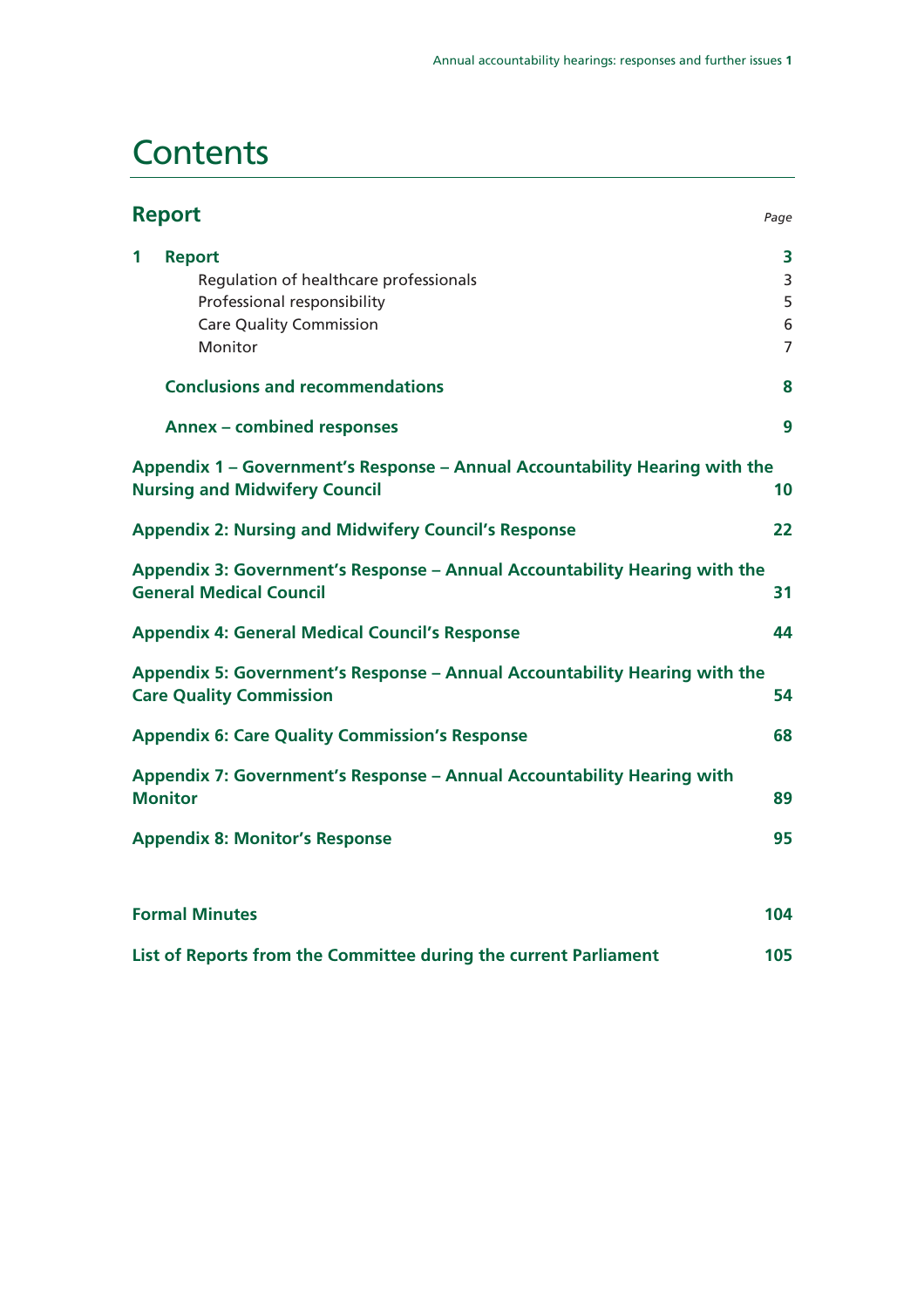# Contents

| Report | Page |
|---|---|
| **1 Report** | **3** |
| Regulation of healthcare professionals | 3 |
| Professional responsibility | 5 |
| Care Quality Commission | 6 |
| Monitor | 7 |
| **Conclusions and recommendations** | **8** |
| **Annex – combined responses** | **9** |
| **Appendix 1 – Government's Response – Annual Accountability Hearing with the Nursing and Midwifery Council** | **10** |
| **Appendix 2: Nursing and Midwifery Council's Response** | **22** |
| **Appendix 3: Government's Response – Annual Accountability Hearing with the General Medical Council** | **31** |
| **Appendix 4: General Medical Council's Response** | **44** |
| **Appendix 5: Government's Response – Annual Accountability Hearing with the Care Quality Commission** | **54** |
| **Appendix 6: Care Quality Commission's Response** | **68** |
| **Appendix 7: Government's Response – Annual Accountability Hearing with Monitor** | **89** |
| **Appendix 8: Monitor's Response** | **95** |
| **Formal Minutes** | **104** |
| **List of Reports from the Committee during the current Parliament** | **105** |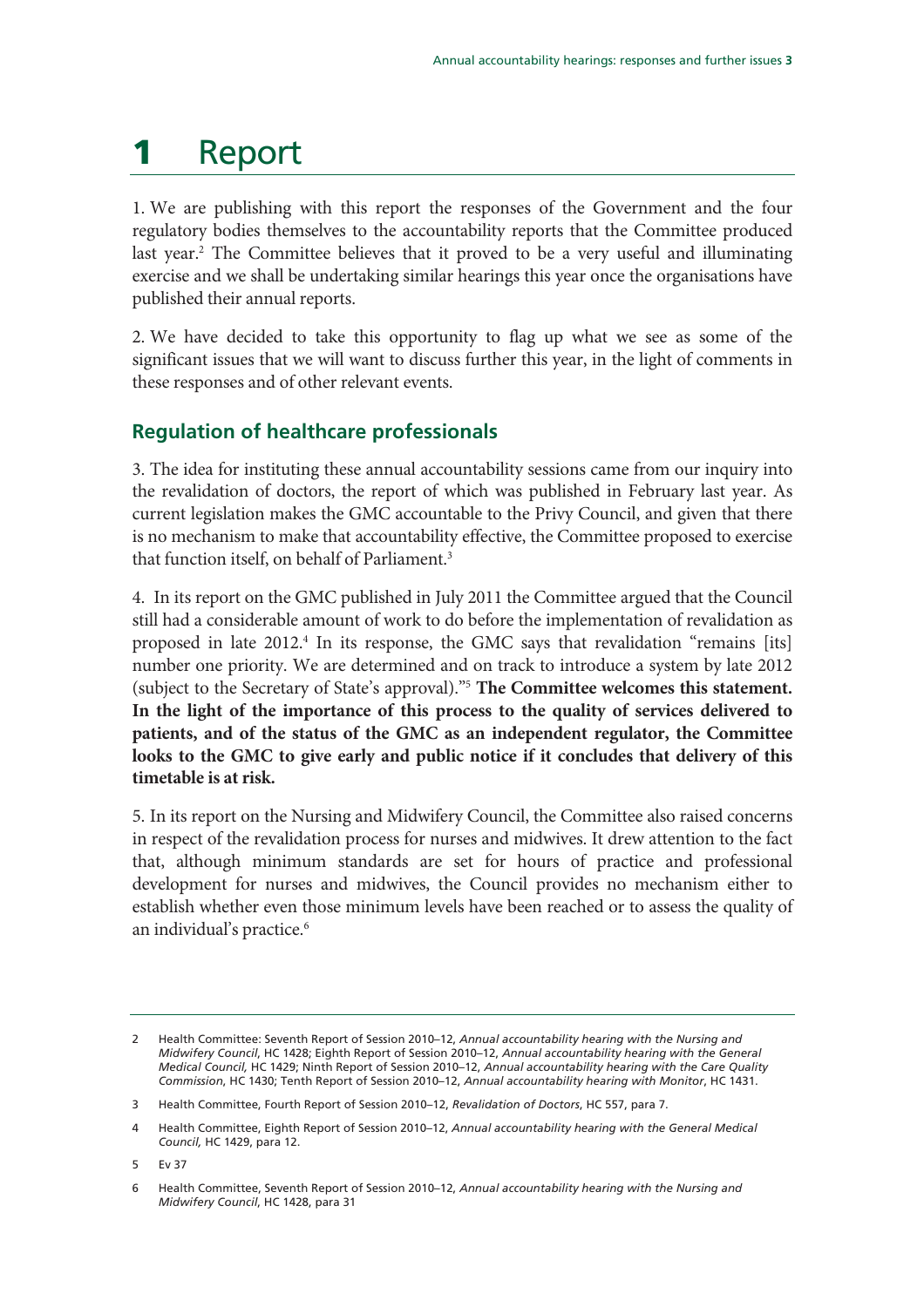# 1 Report

1. We are publishing with this report the responses of the Government and the four regulatory bodies themselves to the accountability reports that the Committee produced last year.[2] The Committee believes that it proved to be a very useful and illuminating exercise and we shall be undertaking similar hearings this year once the organisations have published their annual reports.

2. We have decided to take this opportunity to flag up what we see as some of the significant issues that we will want to discuss further this year, in the light of comments in these responses and of other relevant events.

## Regulation of healthcare professionals

3. The idea for instituting these annual accountability sessions came from our inquiry into the revalidation of doctors, the report of which was published in February last year. As current legislation makes the GMC accountable to the Privy Council, and given that there is no mechanism to make that accountability effective, the Committee proposed to exercise that function itself, on behalf of Parliament.[3]

4. In its report on the GMC published in July 2011 the Committee argued that the Council still had a considerable amount of work to do before the implementation of revalidation as proposed in late 2012.[4] In its response, the GMC says that revalidation "remains [its] number one priority. We are determined and on track to introduce a system by late 2012 (subject to the Secretary of State's approval)."[5] **The Committee welcomes this statement. In the light of the importance of this process to the quality of services delivered to patients, and of the status of the GMC as an independent regulator, the Committee looks to the GMC to give early and public notice if it concludes that delivery of this timetable is at risk.**

5. In its report on the Nursing and Midwifery Council, the Committee also raised concerns in respect of the revalidation process for nurses and midwives. It drew attention to the fact that, although minimum standards are set for hours of practice and professional development for nurses and midwives, the Council provides no mechanism either to establish whether even those minimum levels have been reached or to assess the quality of an individual's practice.[6]

---

2 Health Committee: Seventh Report of Session 2010–12, *Annual accountability hearing with the Nursing and Midwifery Council*, HC 1428; Eighth Report of Session 2010–12, *Annual accountability hearing with the General Medical Council,* HC 1429; Ninth Report of Session 2010–12, *Annual accountability hearing with the Care Quality Commission*, HC 1430; Tenth Report of Session 2010–12, *Annual accountability hearing with Monitor*, HC 1431.

3 Health Committee, Fourth Report of Session 2010–12, *Revalidation of Doctors*, HC 557, para 7.

4 Health Committee, Eighth Report of Session 2010–12, *Annual accountability hearing with the General Medical Council,* HC 1429, para 12.

5 Ev 37

6 Health Committee, Seventh Report of Session 2010–12, *Annual accountability hearing with the Nursing and Midwifery Council*, HC 1428, para 31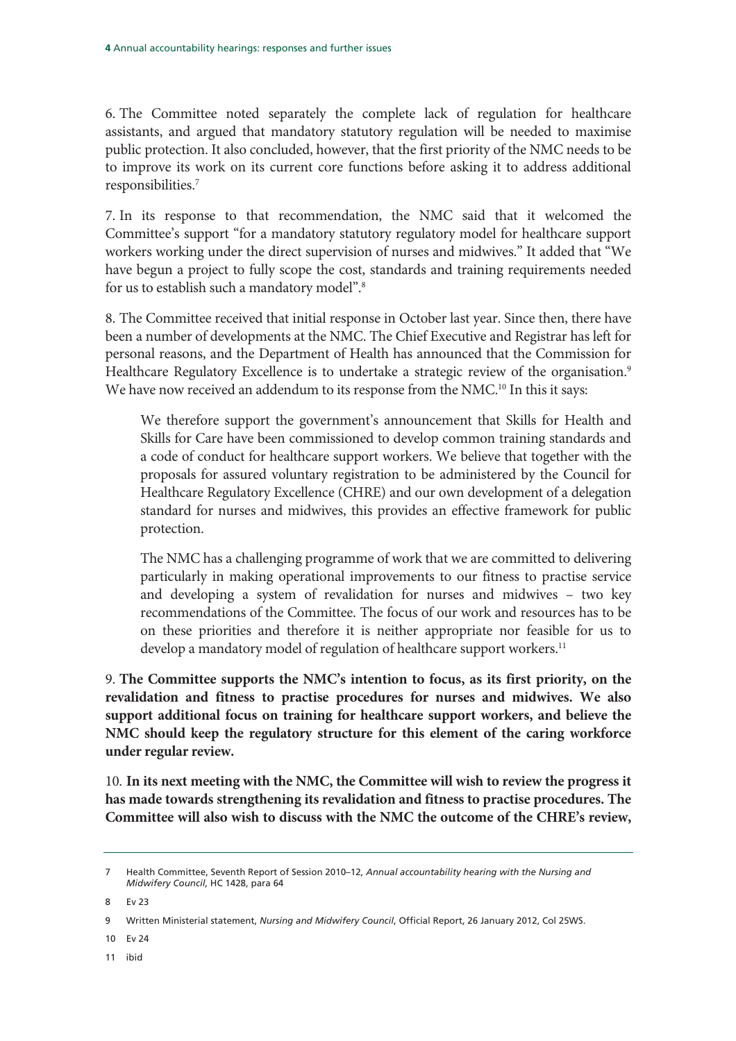6. The Committee noted separately the complete lack of regulation for healthcare assistants, and argued that mandatory statutory regulation will be needed to maximise public protection. It also concluded, however, that the first priority of the NMC needs to be to improve its work on its current core functions before asking it to address additional responsibilities.[7]

7. In its response to that recommendation, the NMC said that it welcomed the Committee's support "for a mandatory statutory regulatory model for healthcare support workers working under the direct supervision of nurses and midwives." It added that "We have begun a project to fully scope the cost, standards and training requirements needed for us to establish such a mandatory model".[8]

8. The Committee received that initial response in October last year. Since then, there have been a number of developments at the NMC. The Chief Executive and Registrar has left for personal reasons, and the Department of Health has announced that the Commission for Healthcare Regulatory Excellence is to undertake a strategic review of the organisation.[9] We have now received an addendum to its response from the NMC.[10] In this it says:

> We therefore support the government's announcement that Skills for Health and Skills for Care have been commissioned to develop common training standards and a code of conduct for healthcare support workers. We believe that together with the proposals for assured voluntary registration to be administered by the Council for Healthcare Regulatory Excellence (CHRE) and our own development of a delegation standard for nurses and midwives, this provides an effective framework for public protection.
>
> The NMC has a challenging programme of work that we are committed to delivering particularly in making operational improvements to our fitness to practise service and developing a system of revalidation for nurses and midwives – two key recommendations of the Committee. The focus of our work and resources has to be on these priorities and therefore it is neither appropriate nor feasible for us to develop a mandatory model of regulation of healthcare support workers.[11]

9. **The Committee supports the NMC's intention to focus, as its first priority, on the revalidation and fitness to practise procedures for nurses and midwives. We also support additional focus on training for healthcare support workers, and believe the NMC should keep the regulatory structure for this element of the caring workforce under regular review.**

10. **In its next meeting with the NMC, the Committee will wish to review the progress it has made towards strengthening its revalidation and fitness to practise procedures. The Committee will also wish to discuss with the NMC the outcome of the CHRE's review,**

---

7 Health Committee, Seventh Report of Session 2010–12, *Annual accountability hearing with the Nursing and Midwifery Council*, HC 1428, para 64

8 Ev 23

9 Written Ministerial statement, *Nursing and Midwifery Council*, Official Report, 26 January 2012, Col 25WS.

10 Ev 24

11 ibid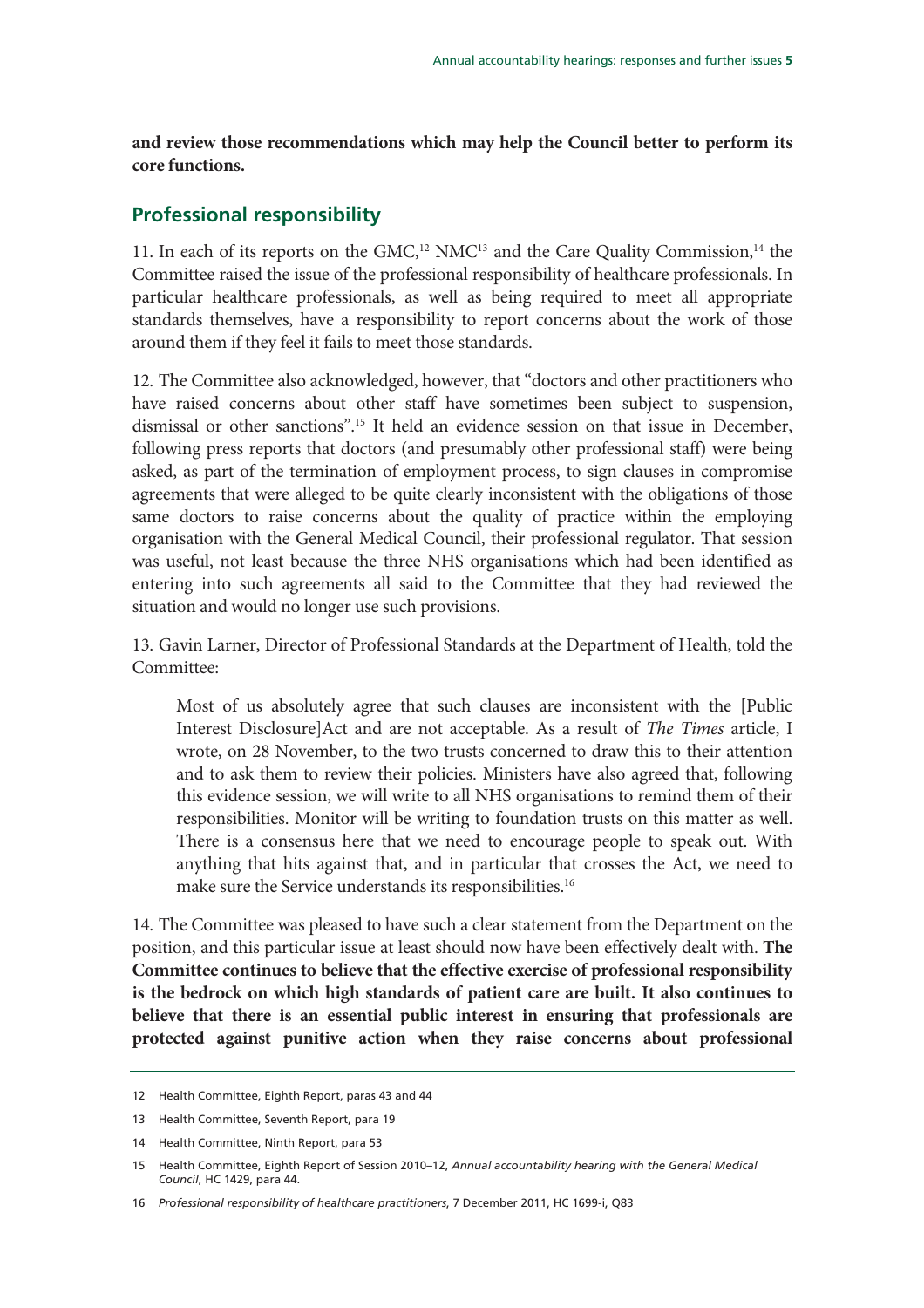**and review those recommendations which may help the Council better to perform its core functions.**

## Professional responsibility

11. In each of its reports on the GMC,[12] NMC[13] and the Care Quality Commission,[14] the Committee raised the issue of the professional responsibility of healthcare professionals. In particular healthcare professionals, as well as being required to meet all appropriate standards themselves, have a responsibility to report concerns about the work of those around them if they feel it fails to meet those standards.

12. The Committee also acknowledged, however, that "doctors and other practitioners who have raised concerns about other staff have sometimes been subject to suspension, dismissal or other sanctions".[15] It held an evidence session on that issue in December, following press reports that doctors (and presumably other professional staff) were being asked, as part of the termination of employment process, to sign clauses in compromise agreements that were alleged to be quite clearly inconsistent with the obligations of those same doctors to raise concerns about the quality of practice within the employing organisation with the General Medical Council, their professional regulator. That session was useful, not least because the three NHS organisations which had been identified as entering into such agreements all said to the Committee that they had reviewed the situation and would no longer use such provisions.

13. Gavin Larner, Director of Professional Standards at the Department of Health, told the Committee:

> Most of us absolutely agree that such clauses are inconsistent with the [Public Interest Disclosure]Act and are not acceptable. As a result of *The Times* article, I wrote, on 28 November, to the two trusts concerned to draw this to their attention and to ask them to review their policies. Ministers have also agreed that, following this evidence session, we will write to all NHS organisations to remind them of their responsibilities. Monitor will be writing to foundation trusts on this matter as well. There is a consensus here that we need to encourage people to speak out. With anything that hits against that, and in particular that crosses the Act, we need to make sure the Service understands its responsibilities.[16]

14. The Committee was pleased to have such a clear statement from the Department on the position, and this particular issue at least should now have been effectively dealt with. **The Committee continues to believe that the effective exercise of professional responsibility is the bedrock on which high standards of patient care are built. It also continues to believe that there is an essential public interest in ensuring that professionals are protected against punitive action when they raise concerns about professional**

---

12 Health Committee, Eighth Report, paras 43 and 44

13 Health Committee, Seventh Report, para 19

14 Health Committee, Ninth Report, para 53

15 Health Committee, Eighth Report of Session 2010–12, *Annual accountability hearing with the General Medical Council*, HC 1429, para 44.

16 *Professional responsibility of healthcare practitioners*, 7 December 2011, HC 1699-i, Q83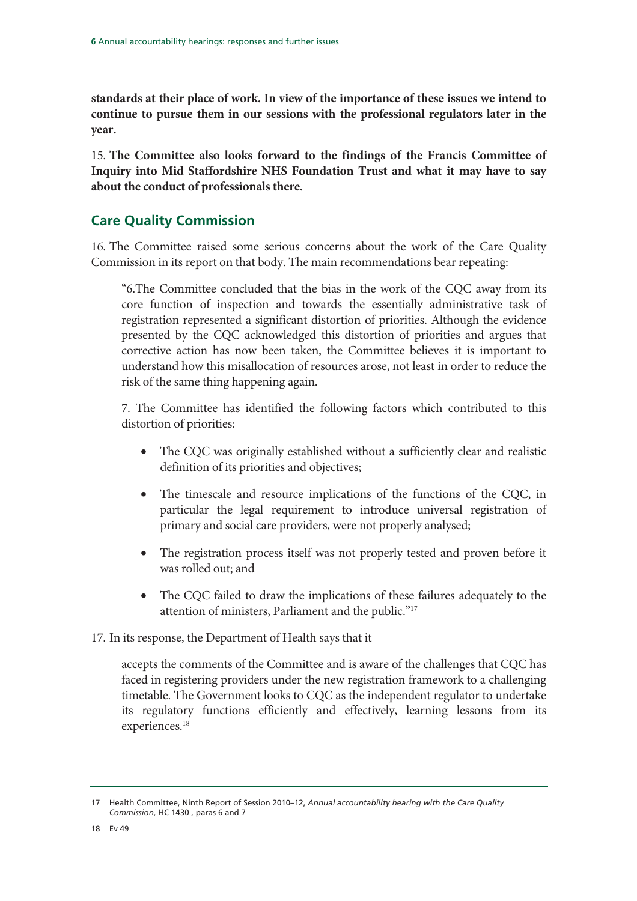**standards at their place of work. In view of the importance of these issues we intend to continue to pursue them in our sessions with the professional regulators later in the year.**

15. **The Committee also looks forward to the findings of the Francis Committee of Inquiry into Mid Staffordshire NHS Foundation Trust and what it may have to say about the conduct of professionals there.**

## Care Quality Commission

16. The Committee raised some serious concerns about the work of the Care Quality Commission in its report on that body. The main recommendations bear repeating:

> "6.The Committee concluded that the bias in the work of the CQC away from its core function of inspection and towards the essentially administrative task of registration represented a significant distortion of priorities. Although the evidence presented by the CQC acknowledged this distortion of priorities and argues that corrective action has now been taken, the Committee believes it is important to understand how this misallocation of resources arose, not least in order to reduce the risk of the same thing happening again.
>
> 7. The Committee has identified the following factors which contributed to this distortion of priorities:
>
> - The CQC was originally established without a sufficiently clear and realistic definition of its priorities and objectives;
> - The timescale and resource implications of the functions of the CQC, in particular the legal requirement to introduce universal registration of primary and social care providers, were not properly analysed;
> - The registration process itself was not properly tested and proven before it was rolled out; and
> - The CQC failed to draw the implications of these failures adequately to the attention of ministers, Parliament and the public."[17]

17. In its response, the Department of Health says that it

> accepts the comments of the Committee and is aware of the challenges that CQC has faced in registering providers under the new registration framework to a challenging timetable. The Government looks to CQC as the independent regulator to undertake its regulatory functions efficiently and effectively, learning lessons from its experiences.[18]

---

17 Health Committee, Ninth Report of Session 2010–12, *Annual accountability hearing with the Care Quality Commission*, HC 1430 , paras 6 and 7

18 Ev 49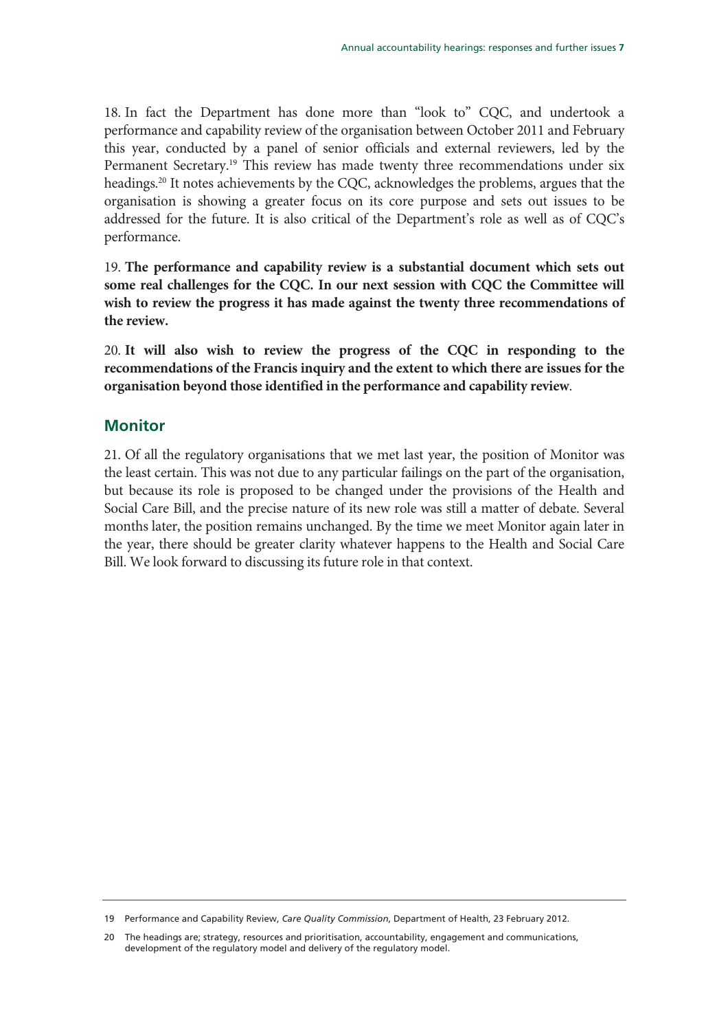18. In fact the Department has done more than "look to" CQC, and undertook a performance and capability review of the organisation between October 2011 and February this year, conducted by a panel of senior officials and external reviewers, led by the Permanent Secretary.[19] This review has made twenty three recommendations under six headings.[20] It notes achievements by the CQC, acknowledges the problems, argues that the organisation is showing a greater focus on its core purpose and sets out issues to be addressed for the future. It is also critical of the Department's role as well as of CQC's performance.

19. **The performance and capability review is a substantial document which sets out some real challenges for the CQC. In our next session with CQC the Committee will wish to review the progress it has made against the twenty three recommendations of the review.**

20. **It will also wish to review the progress of the CQC in responding to the recommendations of the Francis inquiry and the extent to which there are issues for the organisation beyond those identified in the performance and capability review**.

## Monitor

21. Of all the regulatory organisations that we met last year, the position of Monitor was the least certain. This was not due to any particular failings on the part of the organisation, but because its role is proposed to be changed under the provisions of the Health and Social Care Bill, and the precise nature of its new role was still a matter of debate. Several months later, the position remains unchanged. By the time we meet Monitor again later in the year, there should be greater clarity whatever happens to the Health and Social Care Bill. We look forward to discussing its future role in that context.

---

19 Performance and Capability Review, *Care Quality Commission*, Department of Health, 23 February 2012.

20 The headings are; strategy, resources and prioritisation, accountability, engagement and communications, development of the regulatory model and delivery of the regulatory model.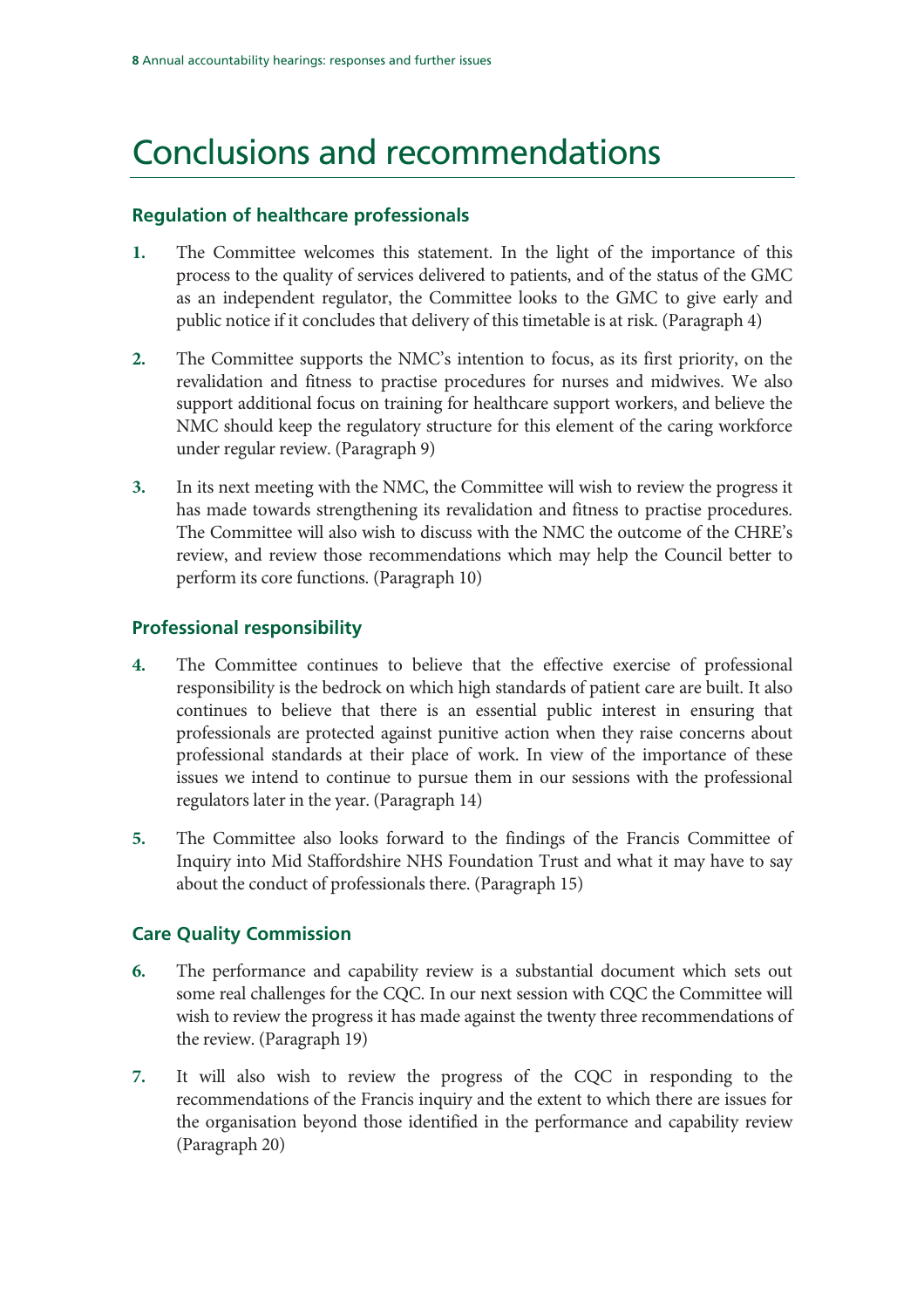# Conclusions and recommendations

### Regulation of healthcare professionals

1. The Committee welcomes this statement. In the light of the importance of this process to the quality of services delivered to patients, and of the status of the GMC as an independent regulator, the Committee looks to the GMC to give early and public notice if it concludes that delivery of this timetable is at risk. (Paragraph 4)

2. The Committee supports the NMC's intention to focus, as its first priority, on the revalidation and fitness to practise procedures for nurses and midwives. We also support additional focus on training for healthcare support workers, and believe the NMC should keep the regulatory structure for this element of the caring workforce under regular review. (Paragraph 9)

3. In its next meeting with the NMC, the Committee will wish to review the progress it has made towards strengthening its revalidation and fitness to practise procedures. The Committee will also wish to discuss with the NMC the outcome of the CHRE's review, and review those recommendations which may help the Council better to perform its core functions. (Paragraph 10)

### Professional responsibility

4. The Committee continues to believe that the effective exercise of professional responsibility is the bedrock on which high standards of patient care are built. It also continues to believe that there is an essential public interest in ensuring that professionals are protected against punitive action when they raise concerns about professional standards at their place of work. In view of the importance of these issues we intend to continue to pursue them in our sessions with the professional regulators later in the year. (Paragraph 14)

5. The Committee also looks forward to the findings of the Francis Committee of Inquiry into Mid Staffordshire NHS Foundation Trust and what it may have to say about the conduct of professionals there. (Paragraph 15)

### Care Quality Commission

6. The performance and capability review is a substantial document which sets out some real challenges for the CQC. In our next session with CQC the Committee will wish to review the progress it has made against the twenty three recommendations of the review. (Paragraph 19)

7. It will also wish to review the progress of the CQC in responding to the recommendations of the Francis inquiry and the extent to which there are issues for the organisation beyond those identified in the performance and capability review (Paragraph 20)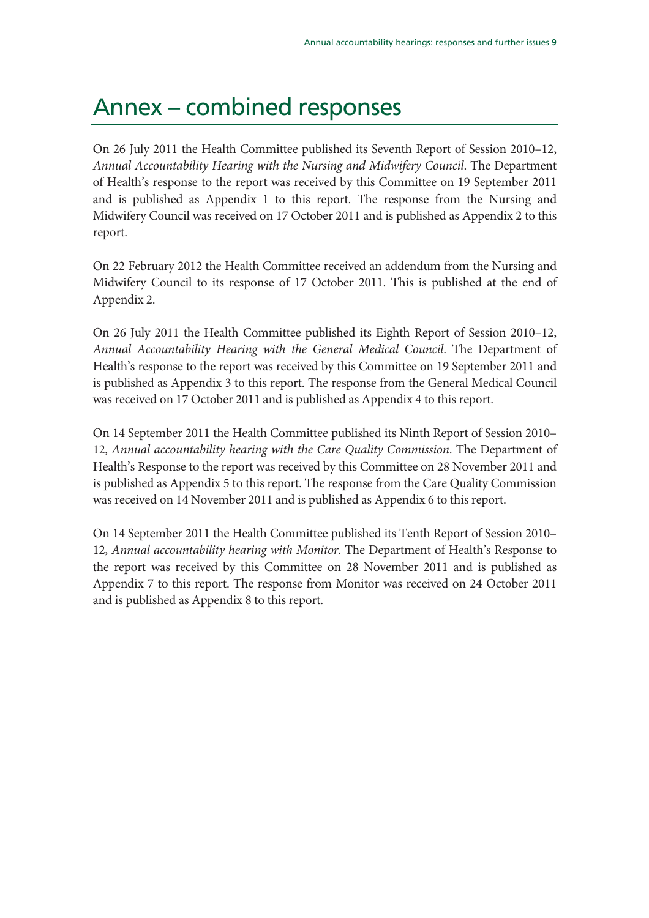# Annex – combined responses

On 26 July 2011 the Health Committee published its Seventh Report of Session 2010–12, *Annual Accountability Hearing with the Nursing and Midwifery Council*. The Department of Health's response to the report was received by this Committee on 19 September 2011 and is published as Appendix 1 to this report. The response from the Nursing and Midwifery Council was received on 17 October 2011 and is published as Appendix 2 to this report.

On 22 February 2012 the Health Committee received an addendum from the Nursing and Midwifery Council to its response of 17 October 2011. This is published at the end of Appendix 2.

On 26 July 2011 the Health Committee published its Eighth Report of Session 2010–12, *Annual Accountability Hearing with the General Medical Council*. The Department of Health's response to the report was received by this Committee on 19 September 2011 and is published as Appendix 3 to this report. The response from the General Medical Council was received on 17 October 2011 and is published as Appendix 4 to this report.

On 14 September 2011 the Health Committee published its Ninth Report of Session 2010–12, *Annual accountability hearing with the Care Quality Commission*. The Department of Health's Response to the report was received by this Committee on 28 November 2011 and is published as Appendix 5 to this report. The response from the Care Quality Commission was received on 14 November 2011 and is published as Appendix 6 to this report.

On 14 September 2011 the Health Committee published its Tenth Report of Session 2010–12, *Annual accountability hearing with Monitor*. The Department of Health's Response to the report was received by this Committee on 28 November 2011 and is published as Appendix 7 to this report. The response from Monitor was received on 24 October 2011 and is published as Appendix 8 to this report.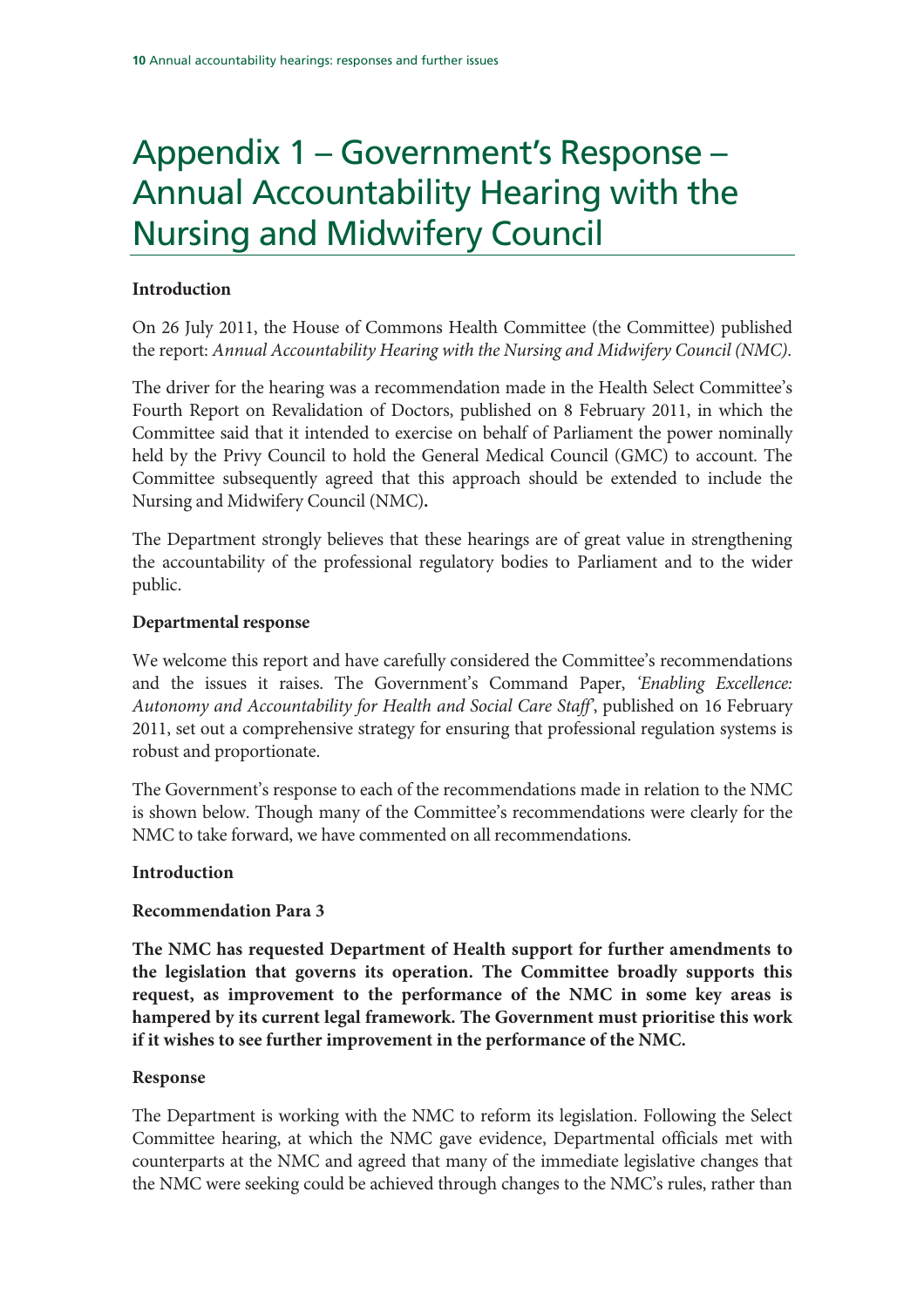# Appendix 1 – Government's Response – Annual Accountability Hearing with the Nursing and Midwifery Council

**Introduction**

On 26 July 2011, the House of Commons Health Committee (the Committee) published the report: *Annual Accountability Hearing with the Nursing and Midwifery Council (NMC).*

The driver for the hearing was a recommendation made in the Health Select Committee's Fourth Report on Revalidation of Doctors, published on 8 February 2011, in which the Committee said that it intended to exercise on behalf of Parliament the power nominally held by the Privy Council to hold the General Medical Council (GMC) to account. The Committee subsequently agreed that this approach should be extended to include the Nursing and Midwifery Council (NMC).

The Department strongly believes that these hearings are of great value in strengthening the accountability of the professional regulatory bodies to Parliament and to the wider public.

**Departmental response**

We welcome this report and have carefully considered the Committee's recommendations and the issues it raises. The Government's Command Paper, *'Enabling Excellence: Autonomy and Accountability for Health and Social Care Staff'*, published on 16 February 2011, set out a comprehensive strategy for ensuring that professional regulation systems is robust and proportionate.

The Government's response to each of the recommendations made in relation to the NMC is shown below. Though many of the Committee's recommendations were clearly for the NMC to take forward, we have commented on all recommendations.

**Introduction**

**Recommendation Para 3**

**The NMC has requested Department of Health support for further amendments to the legislation that governs its operation. The Committee broadly supports this request, as improvement to the performance of the NMC in some key areas is hampered by its current legal framework. The Government must prioritise this work if it wishes to see further improvement in the performance of the NMC.**

**Response**

The Department is working with the NMC to reform its legislation. Following the Select Committee hearing, at which the NMC gave evidence, Departmental officials met with counterparts at the NMC and agreed that many of the immediate legislative changes that the NMC were seeking could be achieved through changes to the NMC's rules, rather than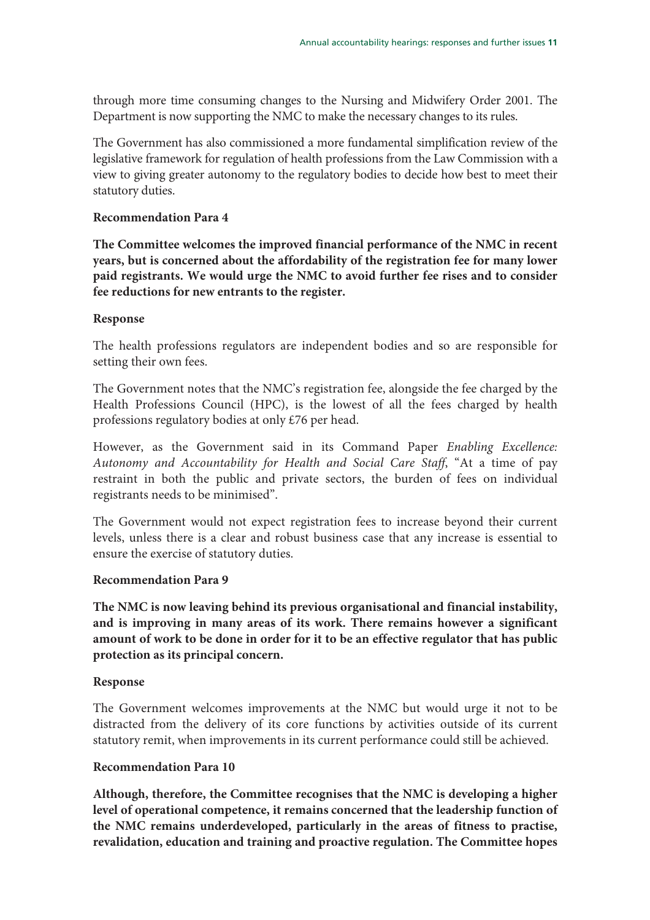through more time consuming changes to the Nursing and Midwifery Order 2001. The Department is now supporting the NMC to make the necessary changes to its rules.

The Government has also commissioned a more fundamental simplification review of the legislative framework for regulation of health professions from the Law Commission with a view to giving greater autonomy to the regulatory bodies to decide how best to meet their statutory duties.

**Recommendation Para 4**

**The Committee welcomes the improved financial performance of the NMC in recent years, but is concerned about the affordability of the registration fee for many lower paid registrants. We would urge the NMC to avoid further fee rises and to consider fee reductions for new entrants to the register.**

**Response**

The health professions regulators are independent bodies and so are responsible for setting their own fees.

The Government notes that the NMC's registration fee, alongside the fee charged by the Health Professions Council (HPC), is the lowest of all the fees charged by health professions regulatory bodies at only £76 per head.

However, as the Government said in its Command Paper *Enabling Excellence: Autonomy and Accountability for Health and Social Care Staff*, "At a time of pay restraint in both the public and private sectors, the burden of fees on individual registrants needs to be minimised".

The Government would not expect registration fees to increase beyond their current levels, unless there is a clear and robust business case that any increase is essential to ensure the exercise of statutory duties.

**Recommendation Para 9**

**The NMC is now leaving behind its previous organisational and financial instability, and is improving in many areas of its work. There remains however a significant amount of work to be done in order for it to be an effective regulator that has public protection as its principal concern.**

**Response**

The Government welcomes improvements at the NMC but would urge it not to be distracted from the delivery of its core functions by activities outside of its current statutory remit, when improvements in its current performance could still be achieved.

**Recommendation Para 10**

**Although, therefore, the Committee recognises that the NMC is developing a higher level of operational competence, it remains concerned that the leadership function of the NMC remains underdeveloped, particularly in the areas of fitness to practise, revalidation, education and training and proactive regulation. The Committee hopes**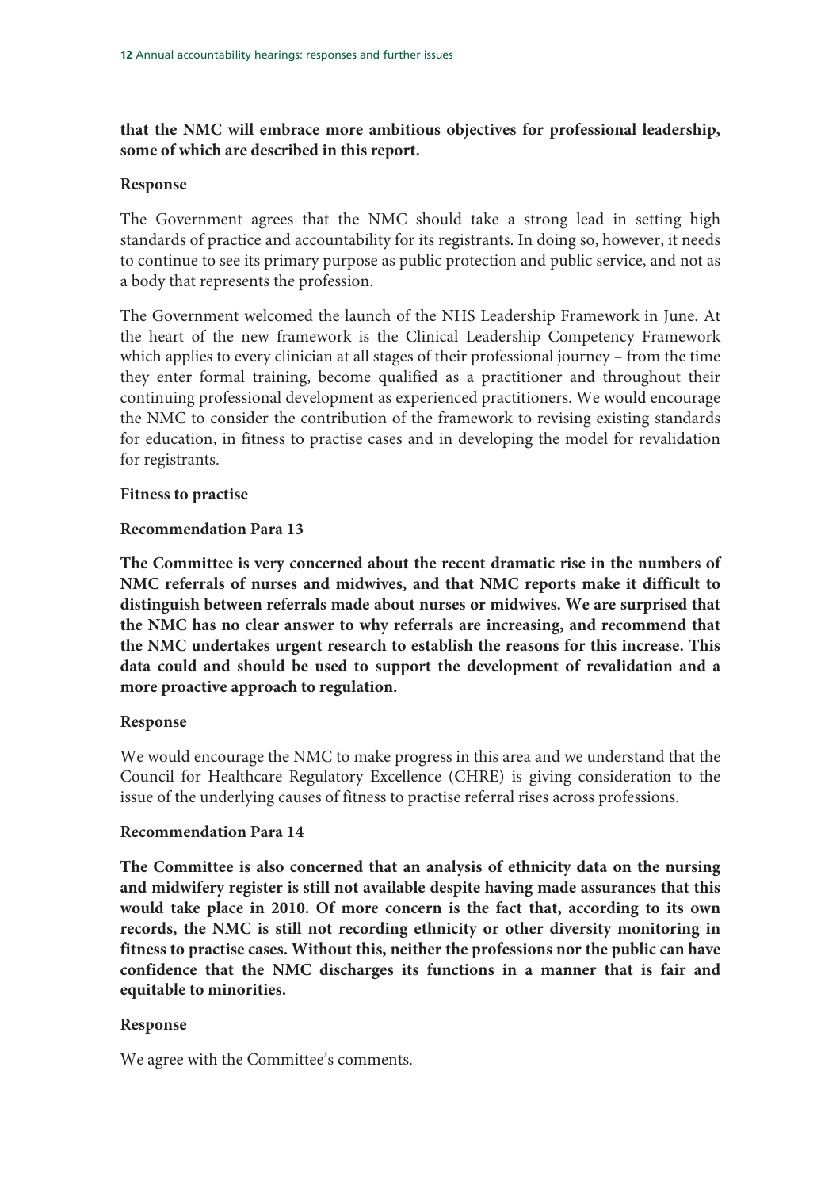**that the NMC will embrace more ambitious objectives for professional leadership, some of which are described in this report.**

**Response**

The Government agrees that the NMC should take a strong lead in setting high standards of practice and accountability for its registrants. In doing so, however, it needs to continue to see its primary purpose as public protection and public service, and not as a body that represents the profession.

The Government welcomed the launch of the NHS Leadership Framework in June. At the heart of the new framework is the Clinical Leadership Competency Framework which applies to every clinician at all stages of their professional journey – from the time they enter formal training, become qualified as a practitioner and throughout their continuing professional development as experienced practitioners. We would encourage the NMC to consider the contribution of the framework to revising existing standards for education, in fitness to practise cases and in developing the model for revalidation for registrants.

**Fitness to practise**

**Recommendation Para 13**

**The Committee is very concerned about the recent dramatic rise in the numbers of NMC referrals of nurses and midwives, and that NMC reports make it difficult to distinguish between referrals made about nurses or midwives. We are surprised that the NMC has no clear answer to why referrals are increasing, and recommend that the NMC undertakes urgent research to establish the reasons for this increase. This data could and should be used to support the development of revalidation and a more proactive approach to regulation.**

**Response**

We would encourage the NMC to make progress in this area and we understand that the Council for Healthcare Regulatory Excellence (CHRE) is giving consideration to the issue of the underlying causes of fitness to practise referral rises across professions.

**Recommendation Para 14**

**The Committee is also concerned that an analysis of ethnicity data on the nursing and midwifery register is still not available despite having made assurances that this would take place in 2010. Of more concern is the fact that, according to its own records, the NMC is still not recording ethnicity or other diversity monitoring in fitness to practise cases. Without this, neither the professions nor the public can have confidence that the NMC discharges its functions in a manner that is fair and equitable to minorities.**

**Response**

We agree with the Committee's comments.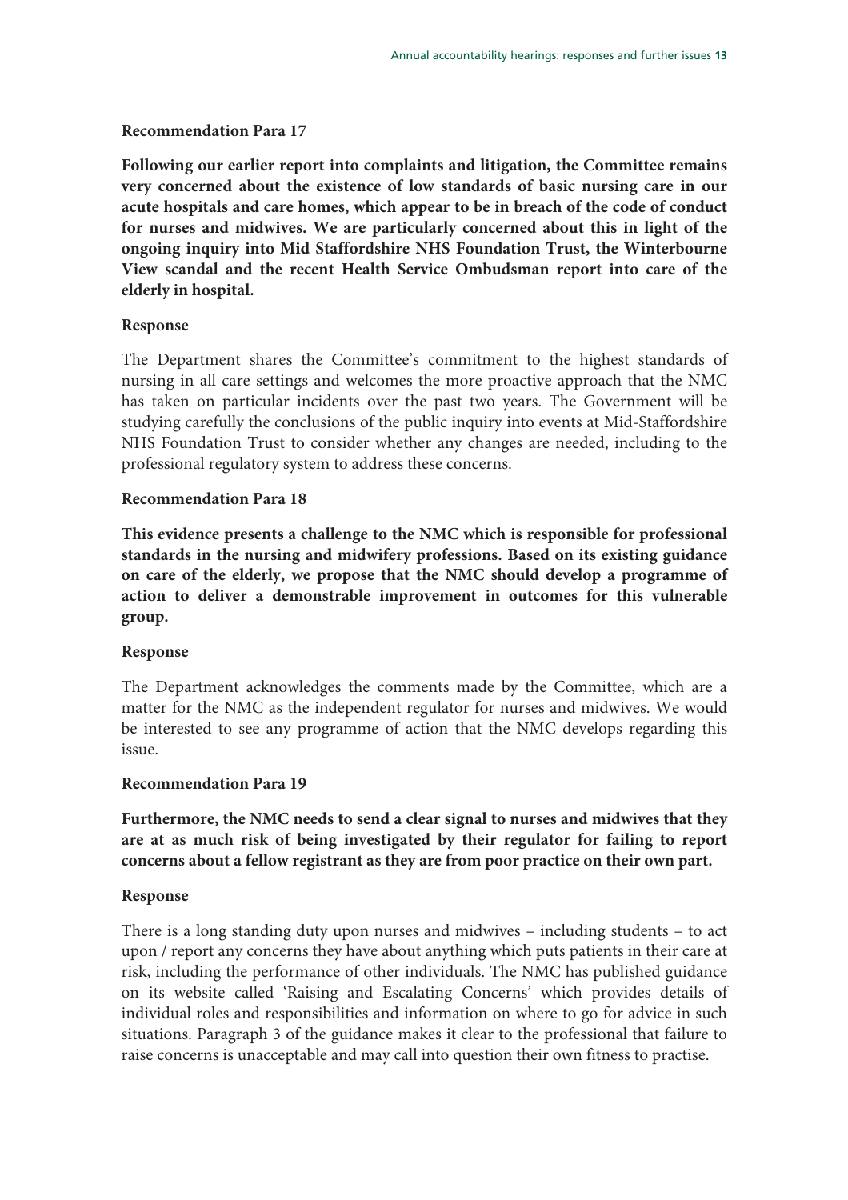**Recommendation Para 17**

**Following our earlier report into complaints and litigation, the Committee remains very concerned about the existence of low standards of basic nursing care in our acute hospitals and care homes, which appear to be in breach of the code of conduct for nurses and midwives. We are particularly concerned about this in light of the ongoing inquiry into Mid Staffordshire NHS Foundation Trust, the Winterbourne View scandal and the recent Health Service Ombudsman report into care of the elderly in hospital.**

**Response**

The Department shares the Committee's commitment to the highest standards of nursing in all care settings and welcomes the more proactive approach that the NMC has taken on particular incidents over the past two years. The Government will be studying carefully the conclusions of the public inquiry into events at Mid-Staffordshire NHS Foundation Trust to consider whether any changes are needed, including to the professional regulatory system to address these concerns.

**Recommendation Para 18**

**This evidence presents a challenge to the NMC which is responsible for professional standards in the nursing and midwifery professions. Based on its existing guidance on care of the elderly, we propose that the NMC should develop a programme of action to deliver a demonstrable improvement in outcomes for this vulnerable group.**

**Response**

The Department acknowledges the comments made by the Committee, which are a matter for the NMC as the independent regulator for nurses and midwives. We would be interested to see any programme of action that the NMC develops regarding this issue.

**Recommendation Para 19**

**Furthermore, the NMC needs to send a clear signal to nurses and midwives that they are at as much risk of being investigated by their regulator for failing to report concerns about a fellow registrant as they are from poor practice on their own part.**

**Response**

There is a long standing duty upon nurses and midwives – including students – to act upon / report any concerns they have about anything which puts patients in their care at risk, including the performance of other individuals. The NMC has published guidance on its website called 'Raising and Escalating Concerns' which provides details of individual roles and responsibilities and information on where to go for advice in such situations. Paragraph 3 of the guidance makes it clear to the professional that failure to raise concerns is unacceptable and may call into question their own fitness to practise.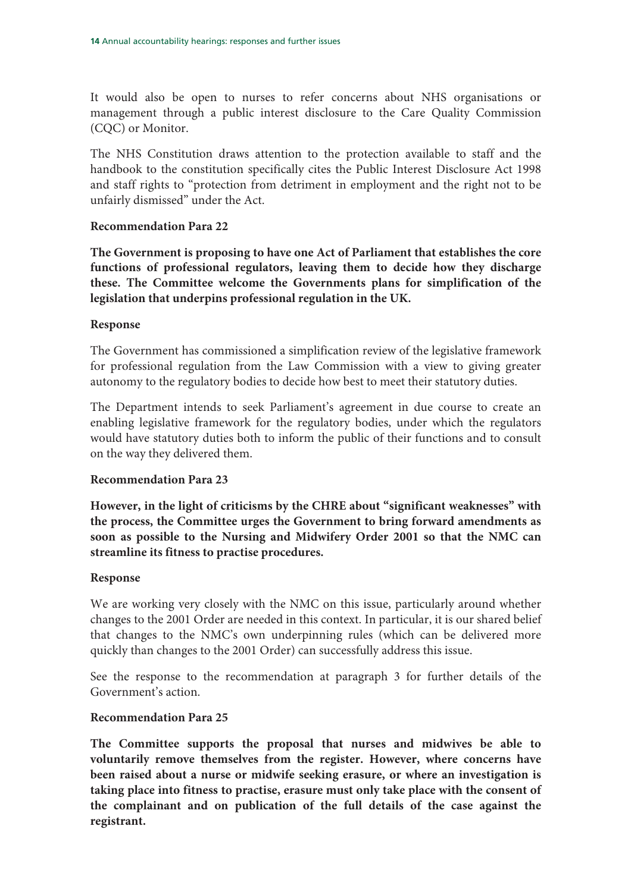It would also be open to nurses to refer concerns about NHS organisations or management through a public interest disclosure to the Care Quality Commission (CQC) or Monitor.

The NHS Constitution draws attention to the protection available to staff and the handbook to the constitution specifically cites the Public Interest Disclosure Act 1998 and staff rights to "protection from detriment in employment and the right not to be unfairly dismissed" under the Act.

**Recommendation Para 22**

**The Government is proposing to have one Act of Parliament that establishes the core functions of professional regulators, leaving them to decide how they discharge these. The Committee welcome the Governments plans for simplification of the legislation that underpins professional regulation in the UK.**

**Response**

The Government has commissioned a simplification review of the legislative framework for professional regulation from the Law Commission with a view to giving greater autonomy to the regulatory bodies to decide how best to meet their statutory duties.

The Department intends to seek Parliament's agreement in due course to create an enabling legislative framework for the regulatory bodies, under which the regulators would have statutory duties both to inform the public of their functions and to consult on the way they delivered them.

**Recommendation Para 23**

**However, in the light of criticisms by the CHRE about "significant weaknesses" with the process, the Committee urges the Government to bring forward amendments as soon as possible to the Nursing and Midwifery Order 2001 so that the NMC can streamline its fitness to practise procedures.**

**Response**

We are working very closely with the NMC on this issue, particularly around whether changes to the 2001 Order are needed in this context. In particular, it is our shared belief that changes to the NMC's own underpinning rules (which can be delivered more quickly than changes to the 2001 Order) can successfully address this issue.

See the response to the recommendation at paragraph 3 for further details of the Government's action.

**Recommendation Para 25**

**The Committee supports the proposal that nurses and midwives be able to voluntarily remove themselves from the register. However, where concerns have been raised about a nurse or midwife seeking erasure, or where an investigation is taking place into fitness to practise, erasure must only take place with the consent of the complainant and on publication of the full details of the case against the registrant.**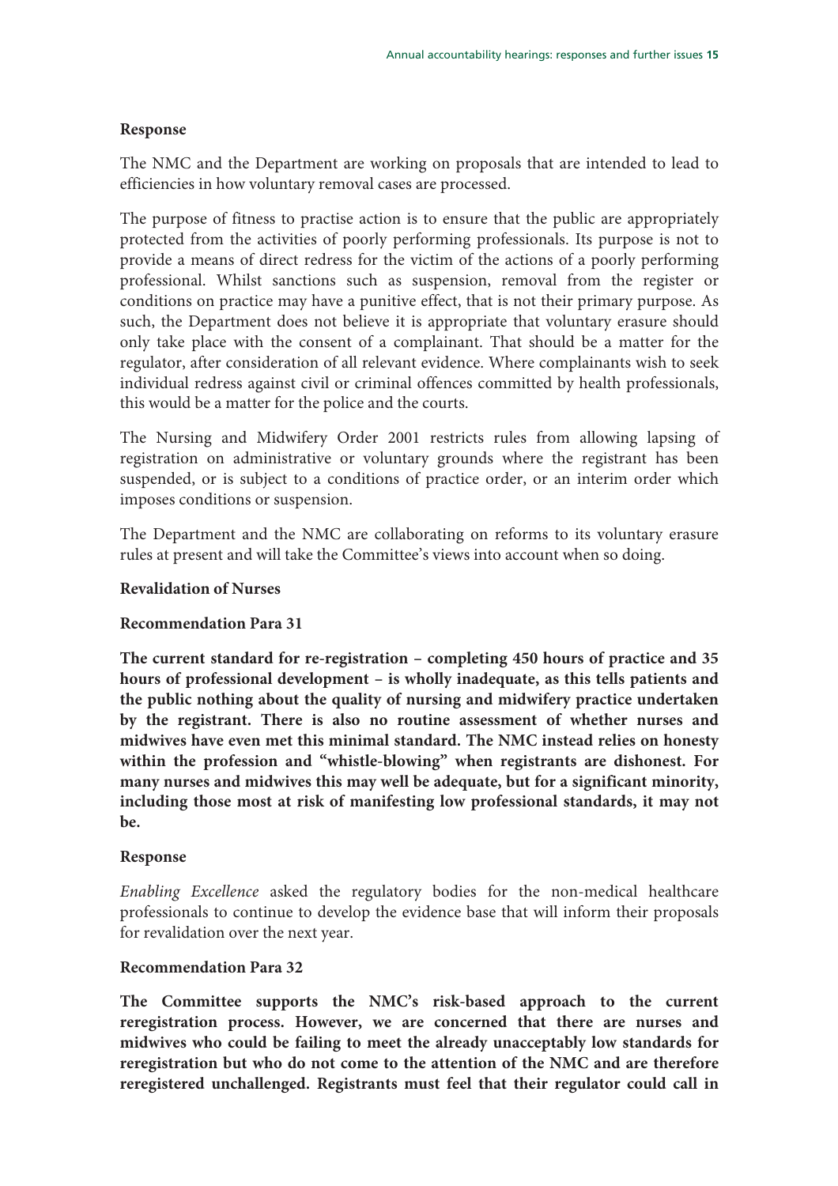**Response**

The NMC and the Department are working on proposals that are intended to lead to efficiencies in how voluntary removal cases are processed.

The purpose of fitness to practise action is to ensure that the public are appropriately protected from the activities of poorly performing professionals. Its purpose is not to provide a means of direct redress for the victim of the actions of a poorly performing professional. Whilst sanctions such as suspension, removal from the register or conditions on practice may have a punitive effect, that is not their primary purpose. As such, the Department does not believe it is appropriate that voluntary erasure should only take place with the consent of a complainant. That should be a matter for the regulator, after consideration of all relevant evidence. Where complainants wish to seek individual redress against civil or criminal offences committed by health professionals, this would be a matter for the police and the courts.

The Nursing and Midwifery Order 2001 restricts rules from allowing lapsing of registration on administrative or voluntary grounds where the registrant has been suspended, or is subject to a conditions of practice order, or an interim order which imposes conditions or suspension.

The Department and the NMC are collaborating on reforms to its voluntary erasure rules at present and will take the Committee's views into account when so doing.

**Revalidation of Nurses**

**Recommendation Para 31**

**The current standard for re-registration – completing 450 hours of practice and 35 hours of professional development – is wholly inadequate, as this tells patients and the public nothing about the quality of nursing and midwifery practice undertaken by the registrant. There is also no routine assessment of whether nurses and midwives have even met this minimal standard. The NMC instead relies on honesty within the profession and "whistle-blowing" when registrants are dishonest. For many nurses and midwives this may well be adequate, but for a significant minority, including those most at risk of manifesting low professional standards, it may not be.**

**Response**

*Enabling Excellence* asked the regulatory bodies for the non-medical healthcare professionals to continue to develop the evidence base that will inform their proposals for revalidation over the next year.

**Recommendation Para 32**

**The Committee supports the NMC's risk-based approach to the current reregistration process. However, we are concerned that there are nurses and midwives who could be failing to meet the already unacceptably low standards for reregistration but who do not come to the attention of the NMC and are therefore reregistered unchallenged. Registrants must feel that their regulator could call in**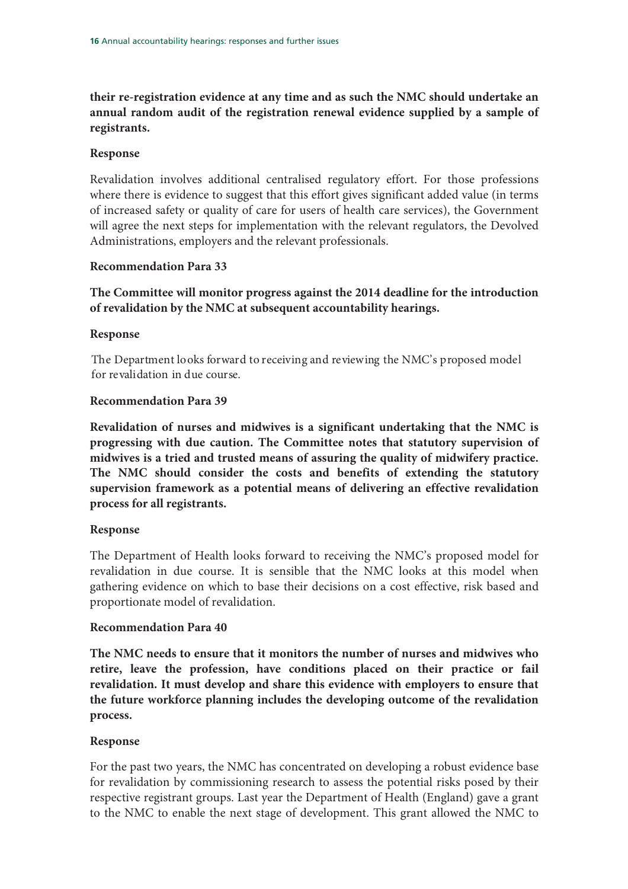**their re-registration evidence at any time and as such the NMC should undertake an annual random audit of the registration renewal evidence supplied by a sample of registrants.**

**Response**

Revalidation involves additional centralised regulatory effort. For those professions where there is evidence to suggest that this effort gives significant added value (in terms of increased safety or quality of care for users of health care services), the Government will agree the next steps for implementation with the relevant regulators, the Devolved Administrations, employers and the relevant professionals.

**Recommendation Para 33**

**The Committee will monitor progress against the 2014 deadline for the introduction of revalidation by the NMC at subsequent accountability hearings.**

**Response**

The Department looks forward to receiving and reviewing the NMC's proposed model for revalidation in due course.

**Recommendation Para 39**

**Revalidation of nurses and midwives is a significant undertaking that the NMC is progressing with due caution. The Committee notes that statutory supervision of midwives is a tried and trusted means of assuring the quality of midwifery practice. The NMC should consider the costs and benefits of extending the statutory supervision framework as a potential means of delivering an effective revalidation process for all registrants.**

**Response**

The Department of Health looks forward to receiving the NMC's proposed model for revalidation in due course. It is sensible that the NMC looks at this model when gathering evidence on which to base their decisions on a cost effective, risk based and proportionate model of revalidation.

**Recommendation Para 40**

**The NMC needs to ensure that it monitors the number of nurses and midwives who retire, leave the profession, have conditions placed on their practice or fail revalidation. It must develop and share this evidence with employers to ensure that the future workforce planning includes the developing outcome of the revalidation process.**

**Response**

For the past two years, the NMC has concentrated on developing a robust evidence base for revalidation by commissioning research to assess the potential risks posed by their respective registrant groups. Last year the Department of Health (England) gave a grant to the NMC to enable the next stage of development. This grant allowed the NMC to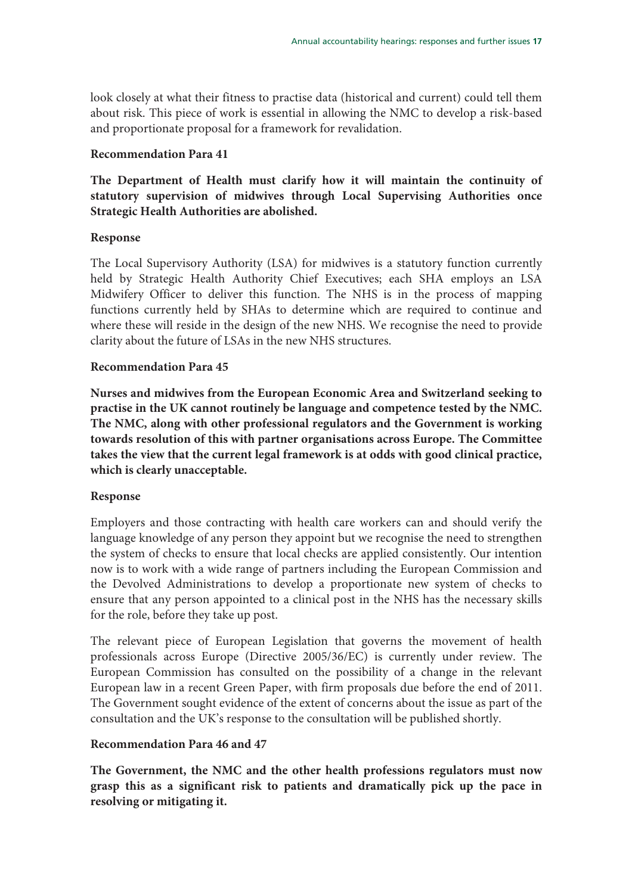look closely at what their fitness to practise data (historical and current) could tell them about risk. This piece of work is essential in allowing the NMC to develop a risk-based and proportionate proposal for a framework for revalidation.

**Recommendation Para 41**

**The Department of Health must clarify how it will maintain the continuity of statutory supervision of midwives through Local Supervising Authorities once Strategic Health Authorities are abolished.**

**Response**

The Local Supervisory Authority (LSA) for midwives is a statutory function currently held by Strategic Health Authority Chief Executives; each SHA employs an LSA Midwifery Officer to deliver this function. The NHS is in the process of mapping functions currently held by SHAs to determine which are required to continue and where these will reside in the design of the new NHS. We recognise the need to provide clarity about the future of LSAs in the new NHS structures.

**Recommendation Para 45**

**Nurses and midwives from the European Economic Area and Switzerland seeking to practise in the UK cannot routinely be language and competence tested by the NMC. The NMC, along with other professional regulators and the Government is working towards resolution of this with partner organisations across Europe. The Committee takes the view that the current legal framework is at odds with good clinical practice, which is clearly unacceptable.**

**Response**

Employers and those contracting with health care workers can and should verify the language knowledge of any person they appoint but we recognise the need to strengthen the system of checks to ensure that local checks are applied consistently. Our intention now is to work with a wide range of partners including the European Commission and the Devolved Administrations to develop a proportionate new system of checks to ensure that any person appointed to a clinical post in the NHS has the necessary skills for the role, before they take up post.

The relevant piece of European Legislation that governs the movement of health professionals across Europe (Directive 2005/36/EC) is currently under review. The European Commission has consulted on the possibility of a change in the relevant European law in a recent Green Paper, with firm proposals due before the end of 2011. The Government sought evidence of the extent of concerns about the issue as part of the consultation and the UK's response to the consultation will be published shortly.

**Recommendation Para 46 and 47**

**The Government, the NMC and the other health professions regulators must now grasp this as a significant risk to patients and dramatically pick up the pace in resolving or mitigating it.**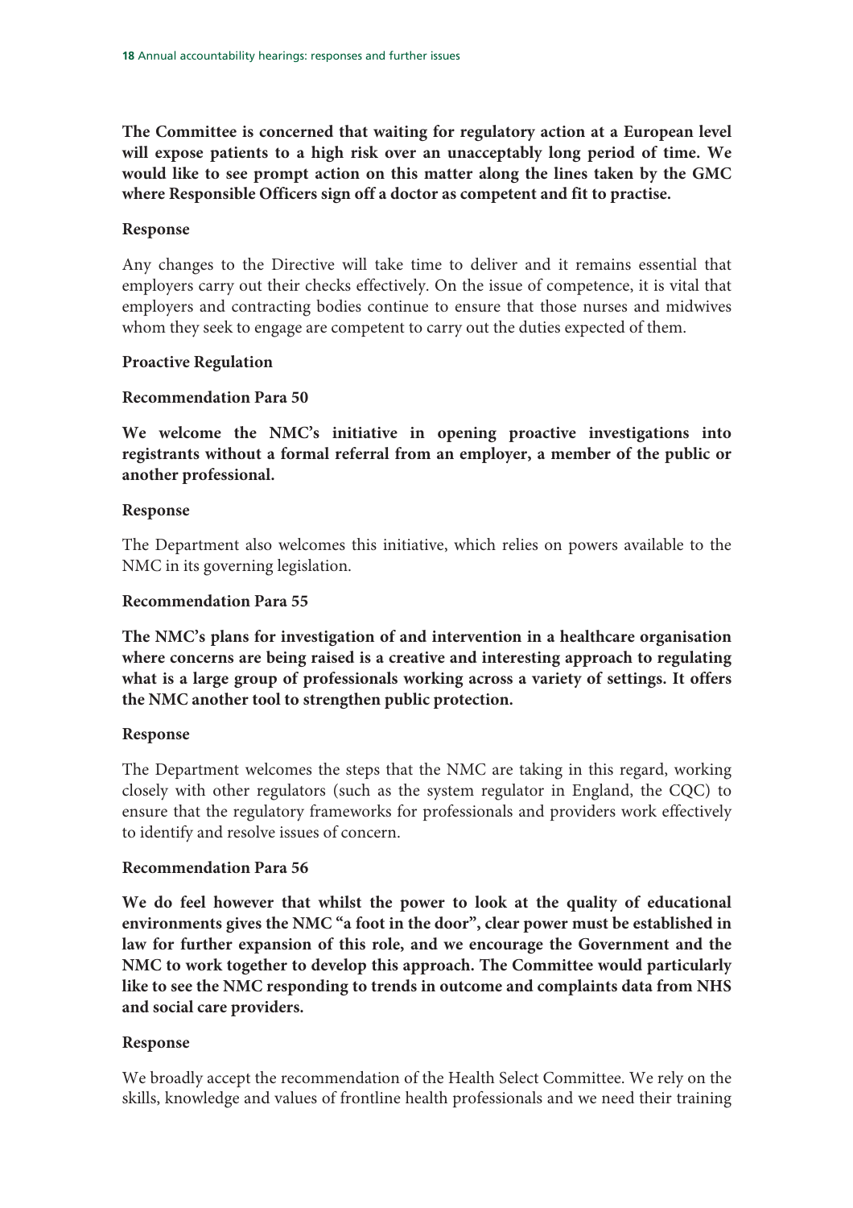**The Committee is concerned that waiting for regulatory action at a European level will expose patients to a high risk over an unacceptably long period of time. We would like to see prompt action on this matter along the lines taken by the GMC where Responsible Officers sign off a doctor as competent and fit to practise.**

**Response**

Any changes to the Directive will take time to deliver and it remains essential that employers carry out their checks effectively. On the issue of competence, it is vital that employers and contracting bodies continue to ensure that those nurses and midwives whom they seek to engage are competent to carry out the duties expected of them.

**Proactive Regulation**

**Recommendation Para 50**

**We welcome the NMC's initiative in opening proactive investigations into registrants without a formal referral from an employer, a member of the public or another professional.**

**Response**

The Department also welcomes this initiative, which relies on powers available to the NMC in its governing legislation.

**Recommendation Para 55**

**The NMC's plans for investigation of and intervention in a healthcare organisation where concerns are being raised is a creative and interesting approach to regulating what is a large group of professionals working across a variety of settings. It offers the NMC another tool to strengthen public protection.**

**Response**

The Department welcomes the steps that the NMC are taking in this regard, working closely with other regulators (such as the system regulator in England, the CQC) to ensure that the regulatory frameworks for professionals and providers work effectively to identify and resolve issues of concern.

**Recommendation Para 56**

**We do feel however that whilst the power to look at the quality of educational environments gives the NMC "a foot in the door", clear power must be established in law for further expansion of this role, and we encourage the Government and the NMC to work together to develop this approach. The Committee would particularly like to see the NMC responding to trends in outcome and complaints data from NHS and social care providers.**

**Response**

We broadly accept the recommendation of the Health Select Committee. We rely on the skills, knowledge and values of frontline health professionals and we need their training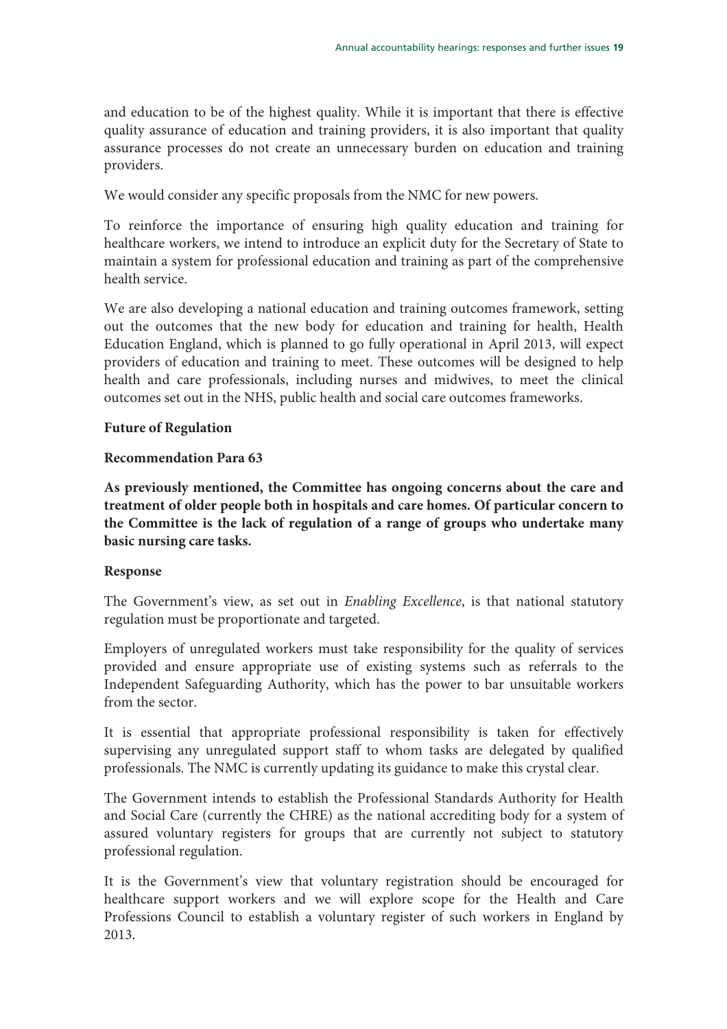and education to be of the highest quality. While it is important that there is effective quality assurance of education and training providers, it is also important that quality assurance processes do not create an unnecessary burden on education and training providers.

We would consider any specific proposals from the NMC for new powers.

To reinforce the importance of ensuring high quality education and training for healthcare workers, we intend to introduce an explicit duty for the Secretary of State to maintain a system for professional education and training as part of the comprehensive health service.

We are also developing a national education and training outcomes framework, setting out the outcomes that the new body for education and training for health, Health Education England, which is planned to go fully operational in April 2013, will expect providers of education and training to meet. These outcomes will be designed to help health and care professionals, including nurses and midwives, to meet the clinical outcomes set out in the NHS, public health and social care outcomes frameworks.

**Future of Regulation**

**Recommendation Para 63**

**As previously mentioned, the Committee has ongoing concerns about the care and treatment of older people both in hospitals and care homes. Of particular concern to the Committee is the lack of regulation of a range of groups who undertake many basic nursing care tasks.**

**Response**

The Government's view, as set out in *Enabling Excellence*, is that national statutory regulation must be proportionate and targeted.

Employers of unregulated workers must take responsibility for the quality of services provided and ensure appropriate use of existing systems such as referrals to the Independent Safeguarding Authority, which has the power to bar unsuitable workers from the sector.

It is essential that appropriate professional responsibility is taken for effectively supervising any unregulated support staff to whom tasks are delegated by qualified professionals. The NMC is currently updating its guidance to make this crystal clear.

The Government intends to establish the Professional Standards Authority for Health and Social Care (currently the CHRE) as the national accrediting body for a system of assured voluntary registers for groups that are currently not subject to statutory professional regulation.

It is the Government's view that voluntary registration should be encouraged for healthcare support workers and we will explore scope for the Health and Care Professions Council to establish a voluntary register of such workers in England by 2013.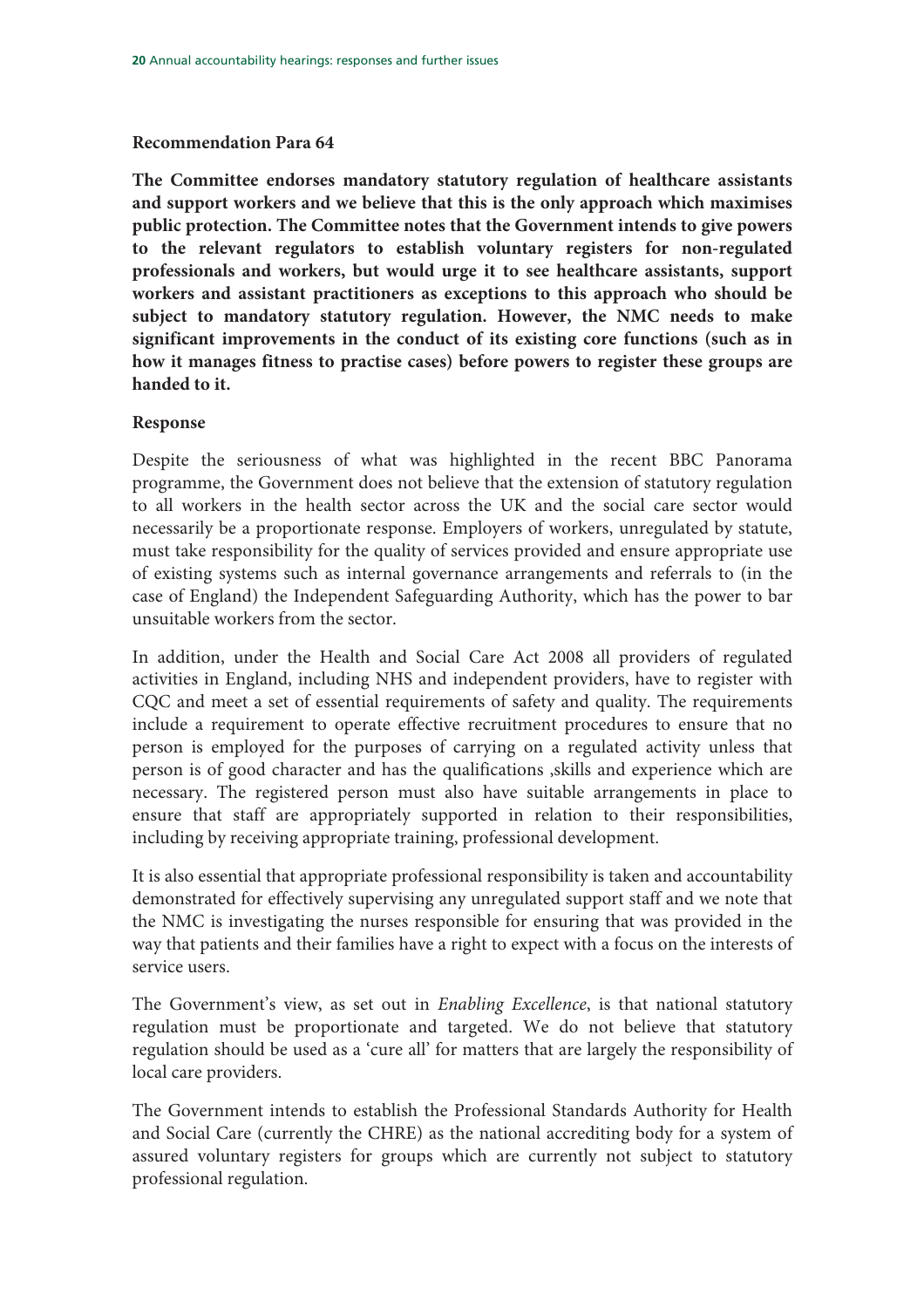**Recommendation Para 64**

**The Committee endorses mandatory statutory regulation of healthcare assistants and support workers and we believe that this is the only approach which maximises public protection. The Committee notes that the Government intends to give powers to the relevant regulators to establish voluntary registers for non-regulated professionals and workers, but would urge it to see healthcare assistants, support workers and assistant practitioners as exceptions to this approach who should be subject to mandatory statutory regulation. However, the NMC needs to make significant improvements in the conduct of its existing core functions (such as in how it manages fitness to practise cases) before powers to register these groups are handed to it.**

**Response**

Despite the seriousness of what was highlighted in the recent BBC Panorama programme, the Government does not believe that the extension of statutory regulation to all workers in the health sector across the UK and the social care sector would necessarily be a proportionate response. Employers of workers, unregulated by statute, must take responsibility for the quality of services provided and ensure appropriate use of existing systems such as internal governance arrangements and referrals to (in the case of England) the Independent Safeguarding Authority, which has the power to bar unsuitable workers from the sector.

In addition, under the Health and Social Care Act 2008 all providers of regulated activities in England, including NHS and independent providers, have to register with CQC and meet a set of essential requirements of safety and quality. The requirements include a requirement to operate effective recruitment procedures to ensure that no person is employed for the purposes of carrying on a regulated activity unless that person is of good character and has the qualifications ,skills and experience which are necessary. The registered person must also have suitable arrangements in place to ensure that staff are appropriately supported in relation to their responsibilities, including by receiving appropriate training, professional development.

It is also essential that appropriate professional responsibility is taken and accountability demonstrated for effectively supervising any unregulated support staff and we note that the NMC is investigating the nurses responsible for ensuring that was provided in the way that patients and their families have a right to expect with a focus on the interests of service users.

The Government's view, as set out in *Enabling Excellence*, is that national statutory regulation must be proportionate and targeted. We do not believe that statutory regulation should be used as a 'cure all' for matters that are largely the responsibility of local care providers.

The Government intends to establish the Professional Standards Authority for Health and Social Care (currently the CHRE) as the national accrediting body for a system of assured voluntary registers for groups which are currently not subject to statutory professional regulation.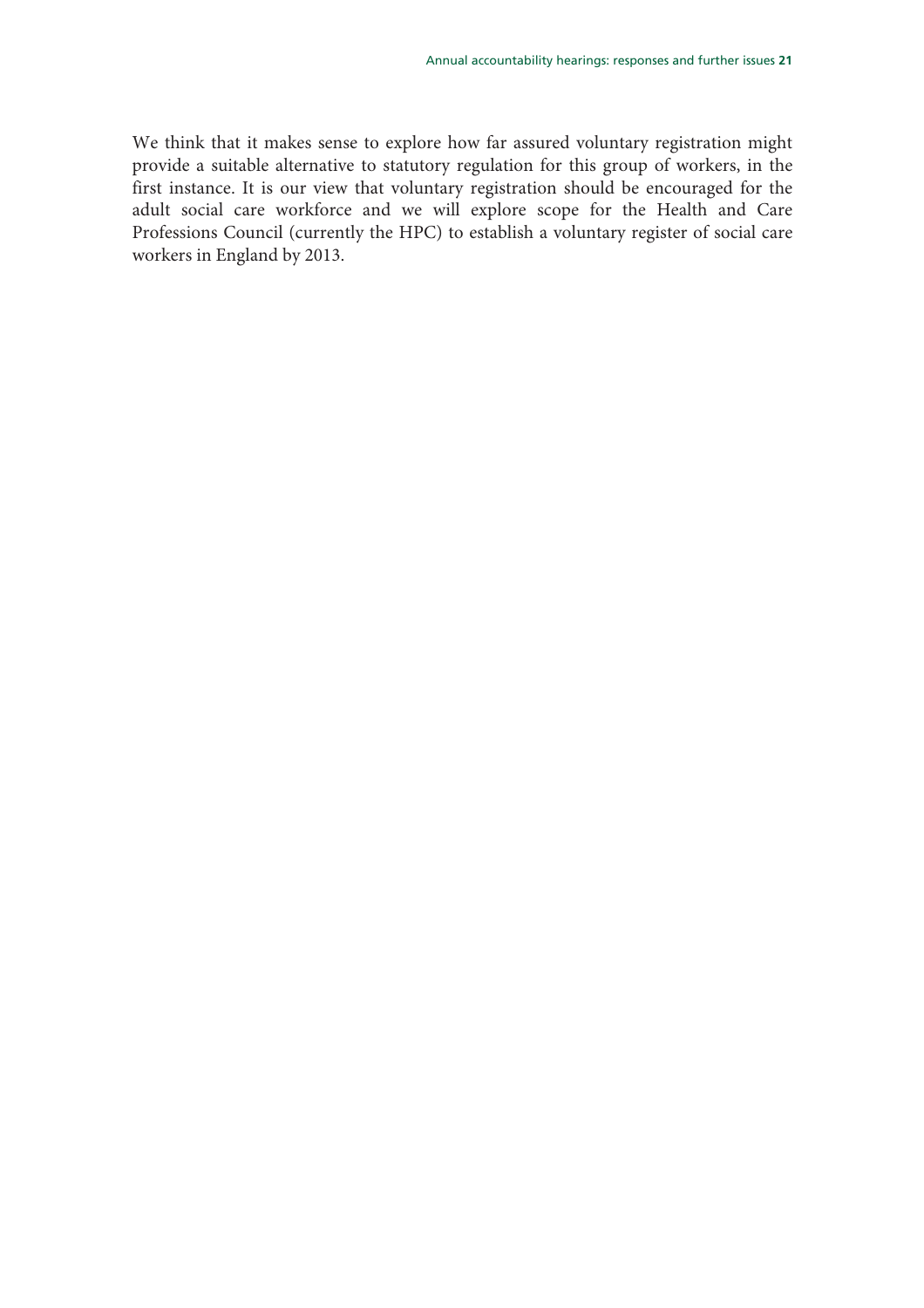We think that it makes sense to explore how far assured voluntary registration might provide a suitable alternative to statutory regulation for this group of workers, in the first instance. It is our view that voluntary registration should be encouraged for the adult social care workforce and we will explore scope for the Health and Care Professions Council (currently the HPC) to establish a voluntary register of social care workers in England by 2013.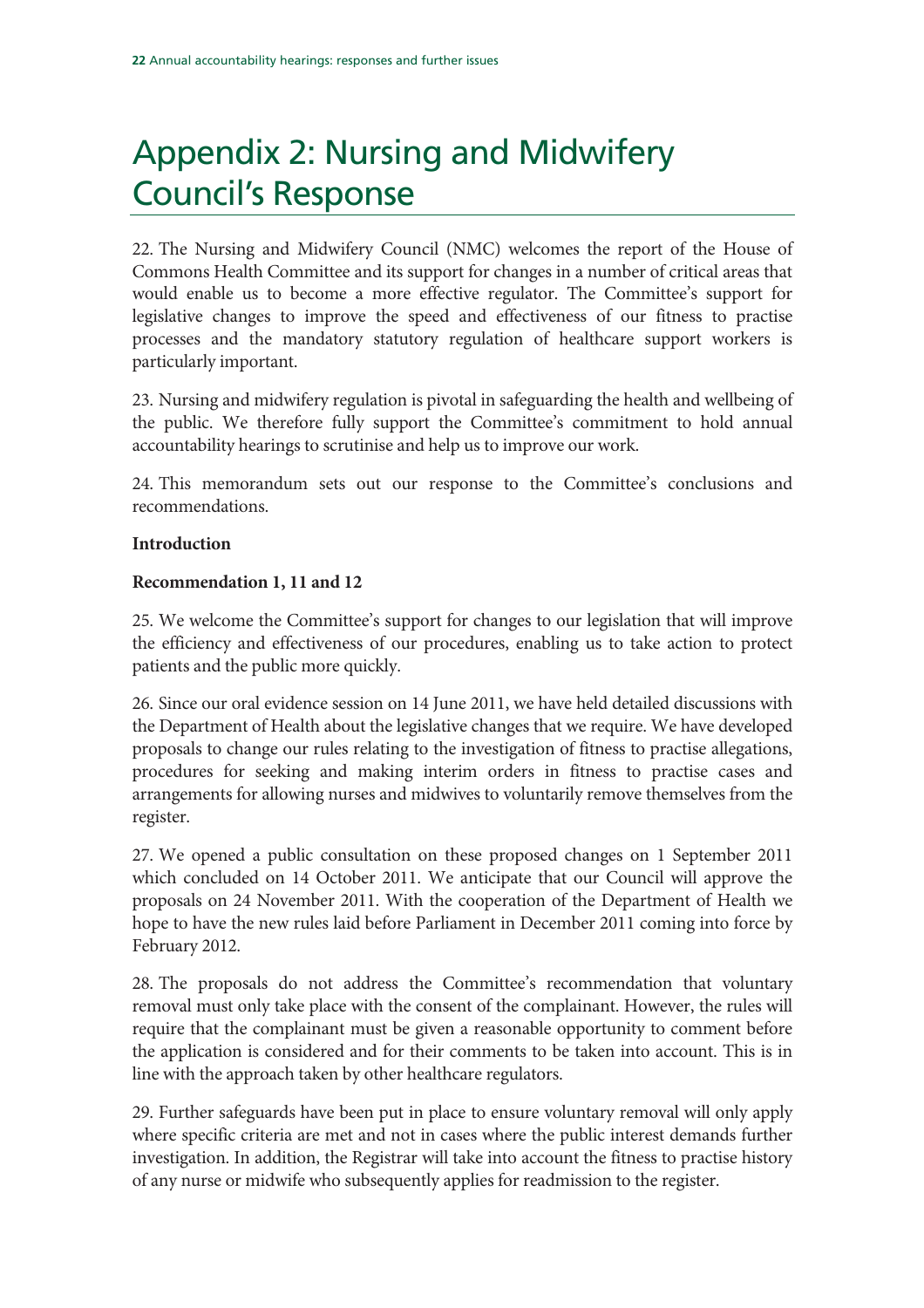# Appendix 2: Nursing and Midwifery Council's Response

22. The Nursing and Midwifery Council (NMC) welcomes the report of the House of Commons Health Committee and its support for changes in a number of critical areas that would enable us to become a more effective regulator. The Committee's support for legislative changes to improve the speed and effectiveness of our fitness to practise processes and the mandatory statutory regulation of healthcare support workers is particularly important.

23. Nursing and midwifery regulation is pivotal in safeguarding the health and wellbeing of the public. We therefore fully support the Committee's commitment to hold annual accountability hearings to scrutinise and help us to improve our work.

24. This memorandum sets out our response to the Committee's conclusions and recommendations.

**Introduction**

**Recommendation 1, 11 and 12**

25. We welcome the Committee's support for changes to our legislation that will improve the efficiency and effectiveness of our procedures, enabling us to take action to protect patients and the public more quickly.

26. Since our oral evidence session on 14 June 2011, we have held detailed discussions with the Department of Health about the legislative changes that we require. We have developed proposals to change our rules relating to the investigation of fitness to practise allegations, procedures for seeking and making interim orders in fitness to practise cases and arrangements for allowing nurses and midwives to voluntarily remove themselves from the register.

27. We opened a public consultation on these proposed changes on 1 September 2011 which concluded on 14 October 2011. We anticipate that our Council will approve the proposals on 24 November 2011. With the cooperation of the Department of Health we hope to have the new rules laid before Parliament in December 2011 coming into force by February 2012.

28. The proposals do not address the Committee's recommendation that voluntary removal must only take place with the consent of the complainant. However, the rules will require that the complainant must be given a reasonable opportunity to comment before the application is considered and for their comments to be taken into account. This is in line with the approach taken by other healthcare regulators.

29. Further safeguards have been put in place to ensure voluntary removal will only apply where specific criteria are met and not in cases where the public interest demands further investigation. In addition, the Registrar will take into account the fitness to practise history of any nurse or midwife who subsequently applies for readmission to the register.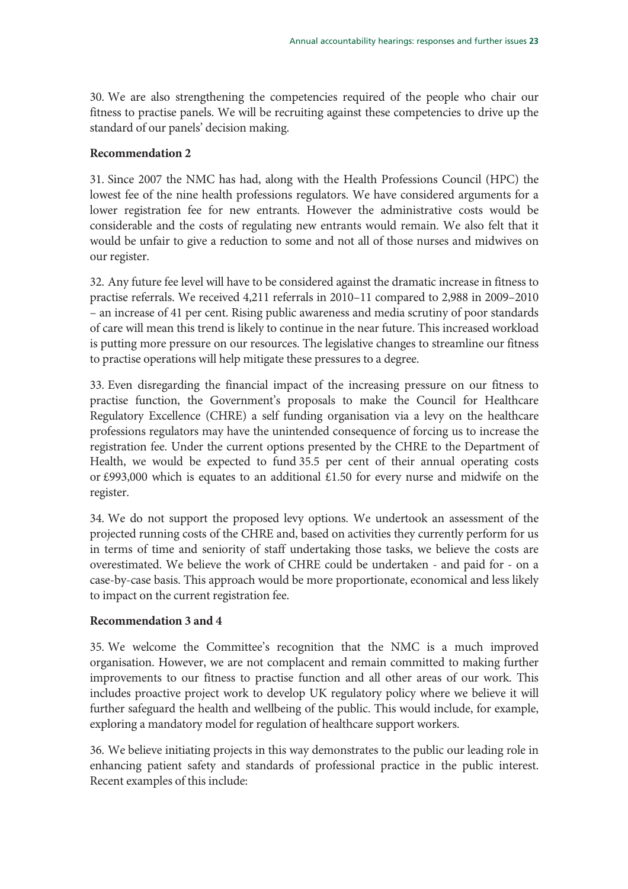30. We are also strengthening the competencies required of the people who chair our fitness to practise panels. We will be recruiting against these competencies to drive up the standard of our panels' decision making.

**Recommendation 2**

31. Since 2007 the NMC has had, along with the Health Professions Council (HPC) the lowest fee of the nine health professions regulators. We have considered arguments for a lower registration fee for new entrants. However the administrative costs would be considerable and the costs of regulating new entrants would remain. We also felt that it would be unfair to give a reduction to some and not all of those nurses and midwives on our register.

32. Any future fee level will have to be considered against the dramatic increase in fitness to practise referrals. We received 4,211 referrals in 2010–11 compared to 2,988 in 2009–2010 – an increase of 41 per cent. Rising public awareness and media scrutiny of poor standards of care will mean this trend is likely to continue in the near future. This increased workload is putting more pressure on our resources. The legislative changes to streamline our fitness to practise operations will help mitigate these pressures to a degree.

33. Even disregarding the financial impact of the increasing pressure on our fitness to practise function, the Government's proposals to make the Council for Healthcare Regulatory Excellence (CHRE) a self funding organisation via a levy on the healthcare professions regulators may have the unintended consequence of forcing us to increase the registration fee. Under the current options presented by the CHRE to the Department of Health, we would be expected to fund 35.5 per cent of their annual operating costs or £993,000 which is equates to an additional £1.50 for every nurse and midwife on the register.

34. We do not support the proposed levy options. We undertook an assessment of the projected running costs of the CHRE and, based on activities they currently perform for us in terms of time and seniority of staff undertaking those tasks, we believe the costs are overestimated. We believe the work of CHRE could be undertaken - and paid for - on a case-by-case basis. This approach would be more proportionate, economical and less likely to impact on the current registration fee.

**Recommendation 3 and 4**

35. We welcome the Committee's recognition that the NMC is a much improved organisation. However, we are not complacent and remain committed to making further improvements to our fitness to practise function and all other areas of our work. This includes proactive project work to develop UK regulatory policy where we believe it will further safeguard the health and wellbeing of the public. This would include, for example, exploring a mandatory model for regulation of healthcare support workers.

36. We believe initiating projects in this way demonstrates to the public our leading role in enhancing patient safety and standards of professional practice in the public interest. Recent examples of this include: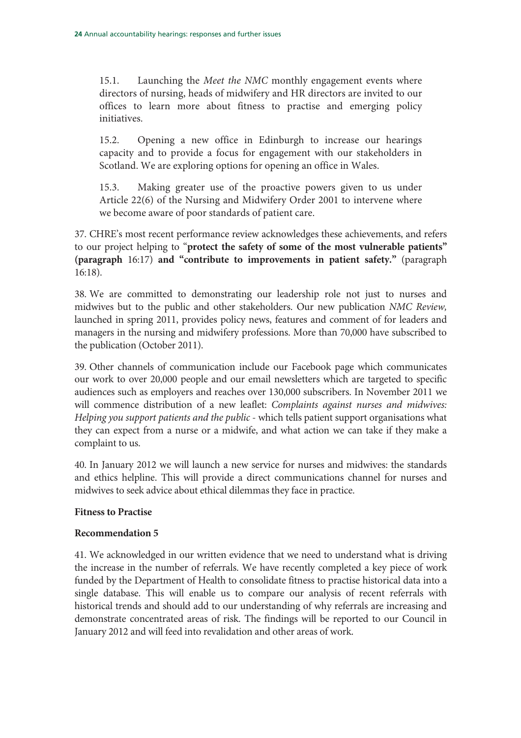15.1. Launching the *Meet the NMC* monthly engagement events where directors of nursing, heads of midwifery and HR directors are invited to our offices to learn more about fitness to practise and emerging policy initiatives.

15.2. Opening a new office in Edinburgh to increase our hearings capacity and to provide a focus for engagement with our stakeholders in Scotland. We are exploring options for opening an office in Wales.

15.3. Making greater use of the proactive powers given to us under Article 22(6) of the Nursing and Midwifery Order 2001 to intervene where we become aware of poor standards of patient care.

37. CHRE's most recent performance review acknowledges these achievements, and refers to our project helping to "**protect the safety of some of the most vulnerable patients" (paragraph** 16:17) **and "contribute to improvements in patient safety."** (paragraph 16:18).

38. We are committed to demonstrating our leadership role not just to nurses and midwives but to the public and other stakeholders. Our new publication *NMC Review,* launched in spring 2011, provides policy news, features and comment of for leaders and managers in the nursing and midwifery professions. More than 70,000 have subscribed to the publication (October 2011).

39. Other channels of communication include our Facebook page which communicates our work to over 20,000 people and our email newsletters which are targeted to specific audiences such as employers and reaches over 130,000 subscribers. In November 2011 we will commence distribution of a new leaflet: *Complaints against nurses and midwives: Helping you support patients and the public* - which tells patient support organisations what they can expect from a nurse or a midwife, and what action we can take if they make a complaint to us.

40. In January 2012 we will launch a new service for nurses and midwives: the standards and ethics helpline. This will provide a direct communications channel for nurses and midwives to seek advice about ethical dilemmas they face in practice.

**Fitness to Practise**

**Recommendation 5**

41. We acknowledged in our written evidence that we need to understand what is driving the increase in the number of referrals. We have recently completed a key piece of work funded by the Department of Health to consolidate fitness to practise historical data into a single database. This will enable us to compare our analysis of recent referrals with historical trends and should add to our understanding of why referrals are increasing and demonstrate concentrated areas of risk. The findings will be reported to our Council in January 2012 and will feed into revalidation and other areas of work.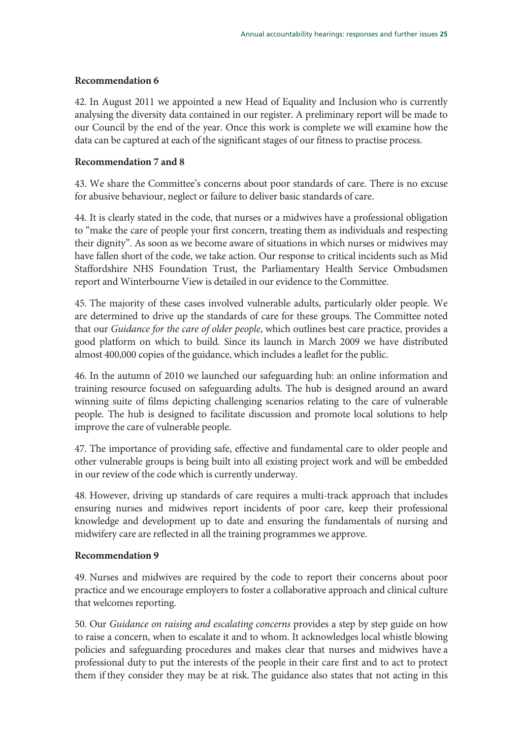**Recommendation 6**

42. In August 2011 we appointed a new Head of Equality and Inclusion who is currently analysing the diversity data contained in our register. A preliminary report will be made to our Council by the end of the year. Once this work is complete we will examine how the data can be captured at each of the significant stages of our fitness to practise process.

**Recommendation 7 and 8**

43. We share the Committee's concerns about poor standards of care. There is no excuse for abusive behaviour, neglect or failure to deliver basic standards of care.

44. It is clearly stated in the code, that nurses or a midwives have a professional obligation to "make the care of people your first concern, treating them as individuals and respecting their dignity". As soon as we become aware of situations in which nurses or midwives may have fallen short of the code, we take action. Our response to critical incidents such as Mid Staffordshire NHS Foundation Trust, the Parliamentary Health Service Ombudsmen report and Winterbourne View is detailed in our evidence to the Committee.

45. The majority of these cases involved vulnerable adults, particularly older people. We are determined to drive up the standards of care for these groups. The Committee noted that our *Guidance for the care of older people*, which outlines best care practice, provides a good platform on which to build. Since its launch in March 2009 we have distributed almost 400,000 copies of the guidance, which includes a leaflet for the public.

46. In the autumn of 2010 we launched our safeguarding hub: an online information and training resource focused on safeguarding adults. The hub is designed around an award winning suite of films depicting challenging scenarios relating to the care of vulnerable people. The hub is designed to facilitate discussion and promote local solutions to help improve the care of vulnerable people.

47. The importance of providing safe, effective and fundamental care to older people and other vulnerable groups is being built into all existing project work and will be embedded in our review of the code which is currently underway.

48. However, driving up standards of care requires a multi-track approach that includes ensuring nurses and midwives report incidents of poor care, keep their professional knowledge and development up to date and ensuring the fundamentals of nursing and midwifery care are reflected in all the training programmes we approve.

**Recommendation 9**

49. Nurses and midwives are required by the code to report their concerns about poor practice and we encourage employers to foster a collaborative approach and clinical culture that welcomes reporting.

50. Our *Guidance on raising and escalating concerns* provides a step by step guide on how to raise a concern, when to escalate it and to whom. It acknowledges local whistle blowing policies and safeguarding procedures and makes clear that nurses and midwives have a professional duty to put the interests of the people in their care first and to act to protect them if they consider they may be at risk. The guidance also states that not acting in this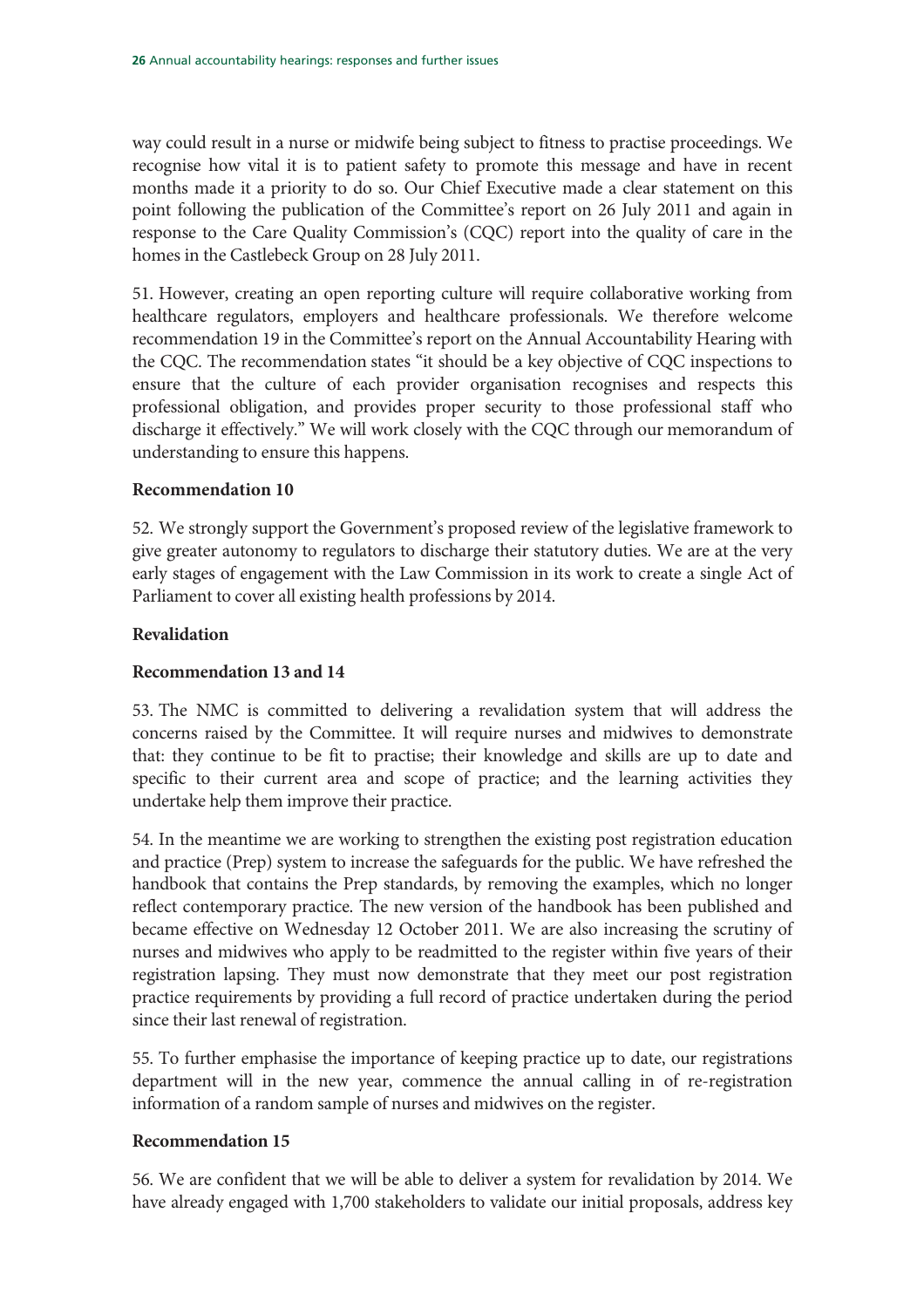way could result in a nurse or midwife being subject to fitness to practise proceedings. We recognise how vital it is to patient safety to promote this message and have in recent months made it a priority to do so. Our Chief Executive made a clear statement on this point following the publication of the Committee's report on 26 July 2011 and again in response to the Care Quality Commission's (CQC) report into the quality of care in the homes in the Castlebeck Group on 28 July 2011.

51. However, creating an open reporting culture will require collaborative working from healthcare regulators, employers and healthcare professionals. We therefore welcome recommendation 19 in the Committee's report on the Annual Accountability Hearing with the CQC. The recommendation states "it should be a key objective of CQC inspections to ensure that the culture of each provider organisation recognises and respects this professional obligation, and provides proper security to those professional staff who discharge it effectively." We will work closely with the CQC through our memorandum of understanding to ensure this happens.

**Recommendation 10**

52. We strongly support the Government's proposed review of the legislative framework to give greater autonomy to regulators to discharge their statutory duties. We are at the very early stages of engagement with the Law Commission in its work to create a single Act of Parliament to cover all existing health professions by 2014.

**Revalidation**

**Recommendation 13 and 14**

53. The NMC is committed to delivering a revalidation system that will address the concerns raised by the Committee. It will require nurses and midwives to demonstrate that: they continue to be fit to practise; their knowledge and skills are up to date and specific to their current area and scope of practice; and the learning activities they undertake help them improve their practice.

54. In the meantime we are working to strengthen the existing post registration education and practice (Prep) system to increase the safeguards for the public. We have refreshed the handbook that contains the Prep standards, by removing the examples, which no longer reflect contemporary practice. The new version of the handbook has been published and became effective on Wednesday 12 October 2011. We are also increasing the scrutiny of nurses and midwives who apply to be readmitted to the register within five years of their registration lapsing. They must now demonstrate that they meet our post registration practice requirements by providing a full record of practice undertaken during the period since their last renewal of registration.

55. To further emphasise the importance of keeping practice up to date, our registrations department will in the new year, commence the annual calling in of re-registration information of a random sample of nurses and midwives on the register.

**Recommendation 15**

56. We are confident that we will be able to deliver a system for revalidation by 2014. We have already engaged with 1,700 stakeholders to validate our initial proposals, address key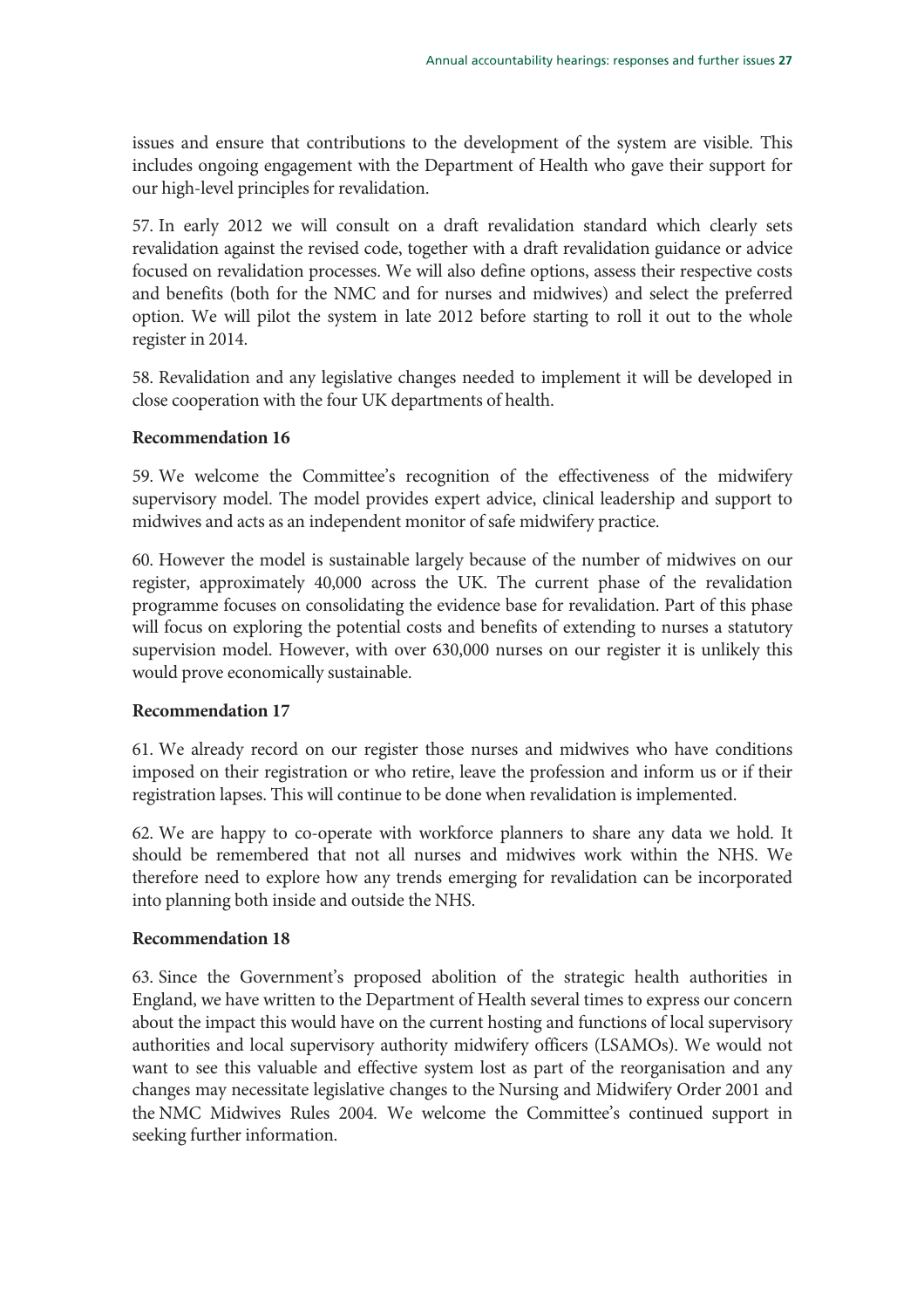issues and ensure that contributions to the development of the system are visible. This includes ongoing engagement with the Department of Health who gave their support for our high-level principles for revalidation.

57. In early 2012 we will consult on a draft revalidation standard which clearly sets revalidation against the revised code, together with a draft revalidation guidance or advice focused on revalidation processes. We will also define options, assess their respective costs and benefits (both for the NMC and for nurses and midwives) and select the preferred option. We will pilot the system in late 2012 before starting to roll it out to the whole register in 2014.

58. Revalidation and any legislative changes needed to implement it will be developed in close cooperation with the four UK departments of health.

**Recommendation 16**

59. We welcome the Committee's recognition of the effectiveness of the midwifery supervisory model. The model provides expert advice, clinical leadership and support to midwives and acts as an independent monitor of safe midwifery practice.

60. However the model is sustainable largely because of the number of midwives on our register, approximately 40,000 across the UK. The current phase of the revalidation programme focuses on consolidating the evidence base for revalidation. Part of this phase will focus on exploring the potential costs and benefits of extending to nurses a statutory supervision model. However, with over 630,000 nurses on our register it is unlikely this would prove economically sustainable.

**Recommendation 17**

61. We already record on our register those nurses and midwives who have conditions imposed on their registration or who retire, leave the profession and inform us or if their registration lapses. This will continue to be done when revalidation is implemented.

62. We are happy to co-operate with workforce planners to share any data we hold. It should be remembered that not all nurses and midwives work within the NHS. We therefore need to explore how any trends emerging for revalidation can be incorporated into planning both inside and outside the NHS.

**Recommendation 18**

63. Since the Government's proposed abolition of the strategic health authorities in England, we have written to the Department of Health several times to express our concern about the impact this would have on the current hosting and functions of local supervisory authorities and local supervisory authority midwifery officers (LSAMOs). We would not want to see this valuable and effective system lost as part of the reorganisation and any changes may necessitate legislative changes to the Nursing and Midwifery Order 2001 and the NMC Midwives Rules 2004. We welcome the Committee's continued support in seeking further information.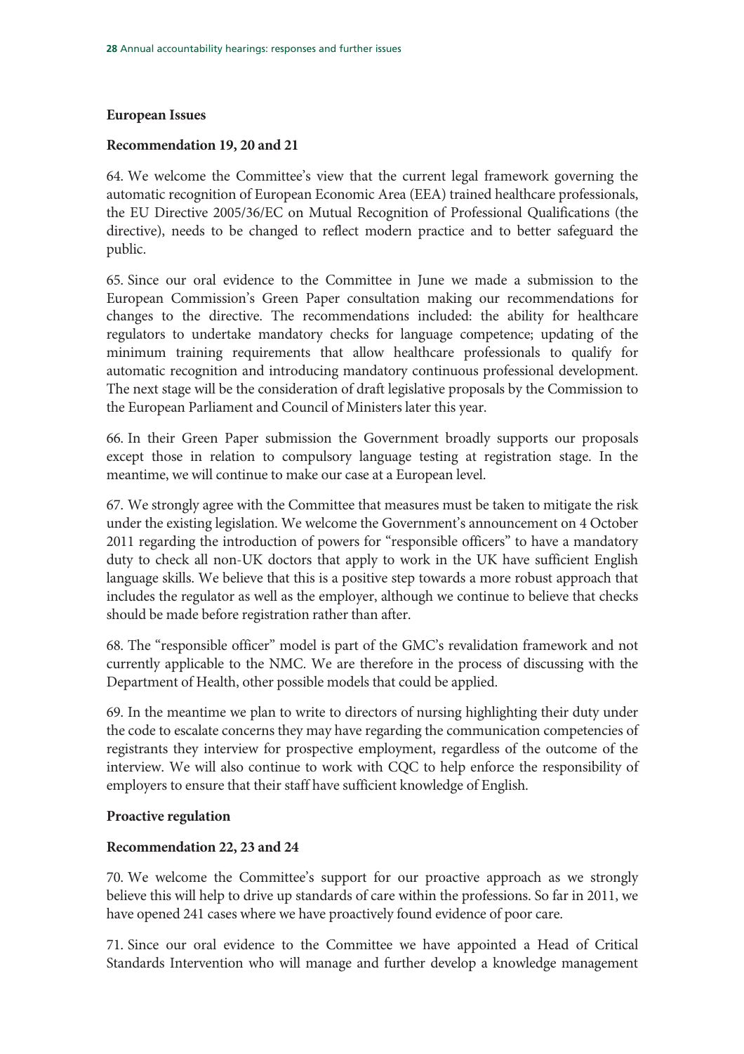**European Issues**

**Recommendation 19, 20 and 21**

64. We welcome the Committee's view that the current legal framework governing the automatic recognition of European Economic Area (EEA) trained healthcare professionals, the EU Directive 2005/36/EC on Mutual Recognition of Professional Qualifications (the directive), needs to be changed to reflect modern practice and to better safeguard the public.

65. Since our oral evidence to the Committee in June we made a submission to the European Commission's Green Paper consultation making our recommendations for changes to the directive. The recommendations included: the ability for healthcare regulators to undertake mandatory checks for language competence; updating of the minimum training requirements that allow healthcare professionals to qualify for automatic recognition and introducing mandatory continuous professional development. The next stage will be the consideration of draft legislative proposals by the Commission to the European Parliament and Council of Ministers later this year.

66. In their Green Paper submission the Government broadly supports our proposals except those in relation to compulsory language testing at registration stage. In the meantime, we will continue to make our case at a European level.

67. We strongly agree with the Committee that measures must be taken to mitigate the risk under the existing legislation. We welcome the Government's announcement on 4 October 2011 regarding the introduction of powers for "responsible officers" to have a mandatory duty to check all non-UK doctors that apply to work in the UK have sufficient English language skills. We believe that this is a positive step towards a more robust approach that includes the regulator as well as the employer, although we continue to believe that checks should be made before registration rather than after.

68. The "responsible officer" model is part of the GMC's revalidation framework and not currently applicable to the NMC. We are therefore in the process of discussing with the Department of Health, other possible models that could be applied.

69. In the meantime we plan to write to directors of nursing highlighting their duty under the code to escalate concerns they may have regarding the communication competencies of registrants they interview for prospective employment, regardless of the outcome of the interview. We will also continue to work with CQC to help enforce the responsibility of employers to ensure that their staff have sufficient knowledge of English.

**Proactive regulation**

**Recommendation 22, 23 and 24**

70. We welcome the Committee's support for our proactive approach as we strongly believe this will help to drive up standards of care within the professions. So far in 2011, we have opened 241 cases where we have proactively found evidence of poor care.

71. Since our oral evidence to the Committee we have appointed a Head of Critical Standards Intervention who will manage and further develop a knowledge management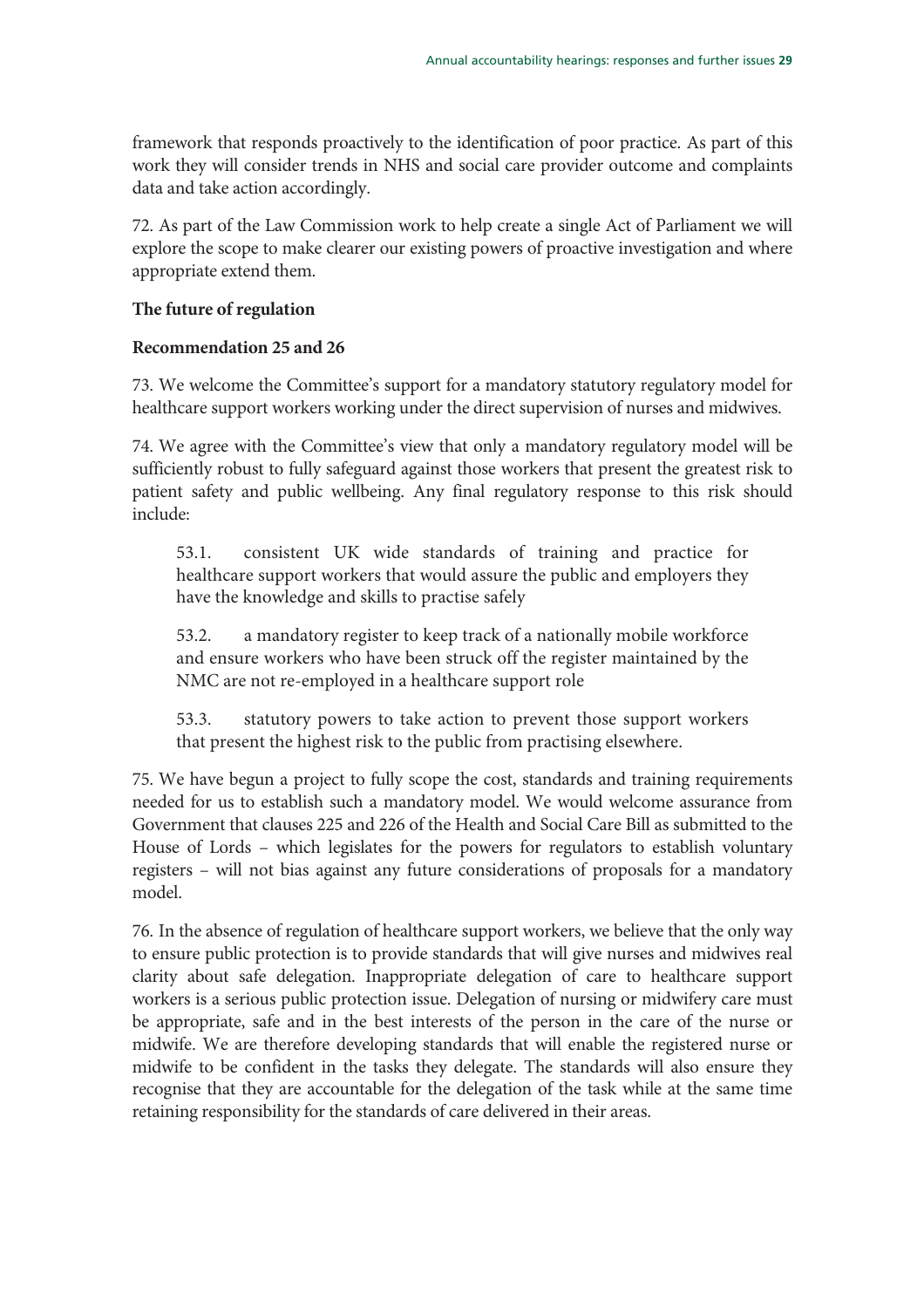framework that responds proactively to the identification of poor practice. As part of this work they will consider trends in NHS and social care provider outcome and complaints data and take action accordingly.

72. As part of the Law Commission work to help create a single Act of Parliament we will explore the scope to make clearer our existing powers of proactive investigation and where appropriate extend them.

**The future of regulation**

**Recommendation 25 and 26**

73. We welcome the Committee's support for a mandatory statutory regulatory model for healthcare support workers working under the direct supervision of nurses and midwives.

74. We agree with the Committee's view that only a mandatory regulatory model will be sufficiently robust to fully safeguard against those workers that present the greatest risk to patient safety and public wellbeing. Any final regulatory response to this risk should include:

> 53.1. consistent UK wide standards of training and practice for healthcare support workers that would assure the public and employers they have the knowledge and skills to practise safely
>
> 53.2. a mandatory register to keep track of a nationally mobile workforce and ensure workers who have been struck off the register maintained by the NMC are not re-employed in a healthcare support role
>
> 53.3. statutory powers to take action to prevent those support workers that present the highest risk to the public from practising elsewhere.

75. We have begun a project to fully scope the cost, standards and training requirements needed for us to establish such a mandatory model. We would welcome assurance from Government that clauses 225 and 226 of the Health and Social Care Bill as submitted to the House of Lords – which legislates for the powers for regulators to establish voluntary registers – will not bias against any future considerations of proposals for a mandatory model.

76. In the absence of regulation of healthcare support workers, we believe that the only way to ensure public protection is to provide standards that will give nurses and midwives real clarity about safe delegation. Inappropriate delegation of care to healthcare support workers is a serious public protection issue. Delegation of nursing or midwifery care must be appropriate, safe and in the best interests of the person in the care of the nurse or midwife. We are therefore developing standards that will enable the registered nurse or midwife to be confident in the tasks they delegate. The standards will also ensure they recognise that they are accountable for the delegation of the task while at the same time retaining responsibility for the standards of care delivered in their areas.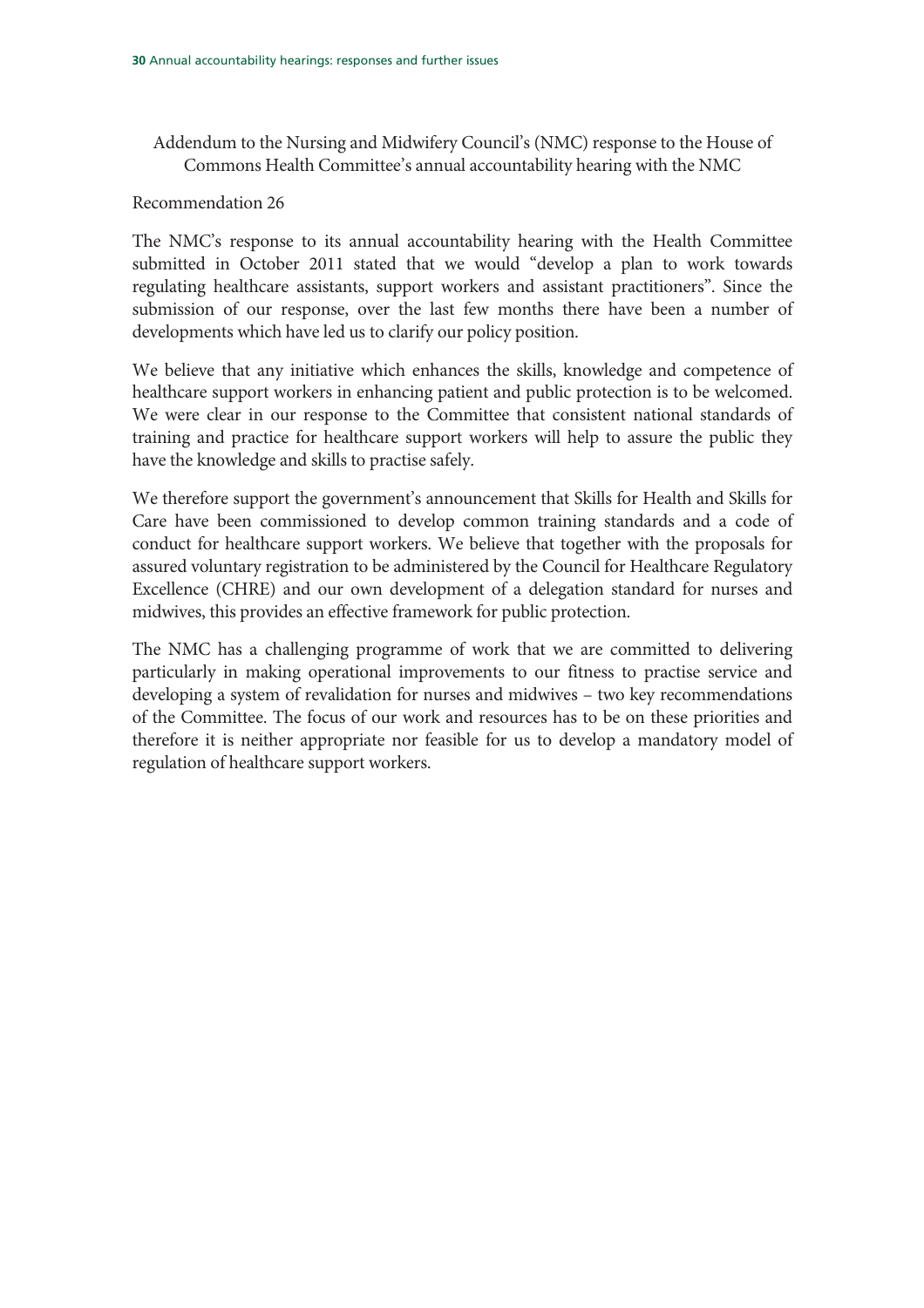Addendum to the Nursing and Midwifery Council's (NMC) response to the House of Commons Health Committee's annual accountability hearing with the NMC

Recommendation 26

The NMC's response to its annual accountability hearing with the Health Committee submitted in October 2011 stated that we would "develop a plan to work towards regulating healthcare assistants, support workers and assistant practitioners". Since the submission of our response, over the last few months there have been a number of developments which have led us to clarify our policy position.

We believe that any initiative which enhances the skills, knowledge and competence of healthcare support workers in enhancing patient and public protection is to be welcomed. We were clear in our response to the Committee that consistent national standards of training and practice for healthcare support workers will help to assure the public they have the knowledge and skills to practise safely.

We therefore support the government's announcement that Skills for Health and Skills for Care have been commissioned to develop common training standards and a code of conduct for healthcare support workers. We believe that together with the proposals for assured voluntary registration to be administered by the Council for Healthcare Regulatory Excellence (CHRE) and our own development of a delegation standard for nurses and midwives, this provides an effective framework for public protection.

The NMC has a challenging programme of work that we are committed to delivering particularly in making operational improvements to our fitness to practise service and developing a system of revalidation for nurses and midwives – two key recommendations of the Committee. The focus of our work and resources has to be on these priorities and therefore it is neither appropriate nor feasible for us to develop a mandatory model of regulation of healthcare support workers.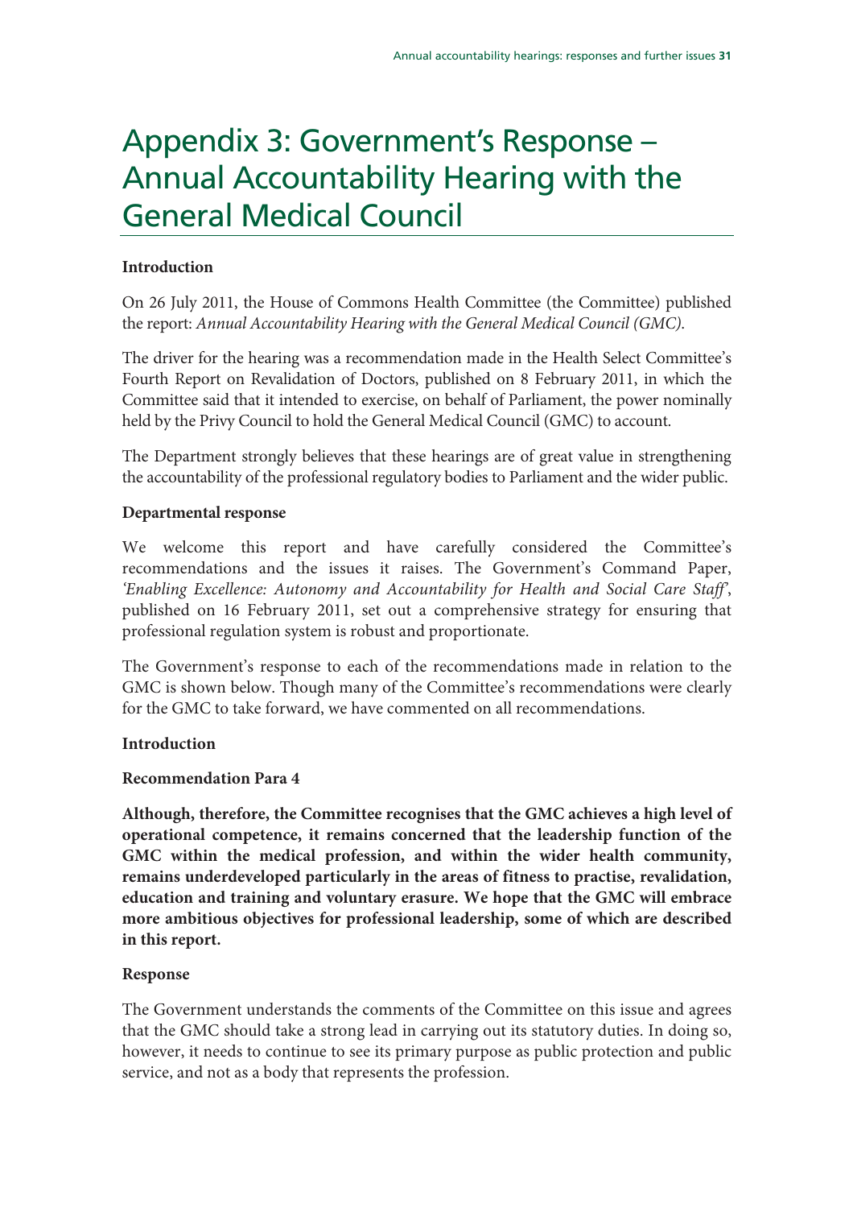# Appendix 3: Government's Response – Annual Accountability Hearing with the General Medical Council

**Introduction**

On 26 July 2011, the House of Commons Health Committee (the Committee) published the report: *Annual Accountability Hearing with the General Medical Council (GMC).*

The driver for the hearing was a recommendation made in the Health Select Committee's Fourth Report on Revalidation of Doctors, published on 8 February 2011, in which the Committee said that it intended to exercise, on behalf of Parliament, the power nominally held by the Privy Council to hold the General Medical Council (GMC) to account.

The Department strongly believes that these hearings are of great value in strengthening the accountability of the professional regulatory bodies to Parliament and the wider public.

**Departmental response**

We welcome this report and have carefully considered the Committee's recommendations and the issues it raises. The Government's Command Paper, *'Enabling Excellence: Autonomy and Accountability for Health and Social Care Staff'*, published on 16 February 2011, set out a comprehensive strategy for ensuring that professional regulation system is robust and proportionate.

The Government's response to each of the recommendations made in relation to the GMC is shown below. Though many of the Committee's recommendations were clearly for the GMC to take forward, we have commented on all recommendations.

**Introduction**

**Recommendation Para 4**

**Although, therefore, the Committee recognises that the GMC achieves a high level of operational competence, it remains concerned that the leadership function of the GMC within the medical profession, and within the wider health community, remains underdeveloped particularly in the areas of fitness to practise, revalidation, education and training and voluntary erasure. We hope that the GMC will embrace more ambitious objectives for professional leadership, some of which are described in this report.**

**Response**

The Government understands the comments of the Committee on this issue and agrees that the GMC should take a strong lead in carrying out its statutory duties. In doing so, however, it needs to continue to see its primary purpose as public protection and public service, and not as a body that represents the profession.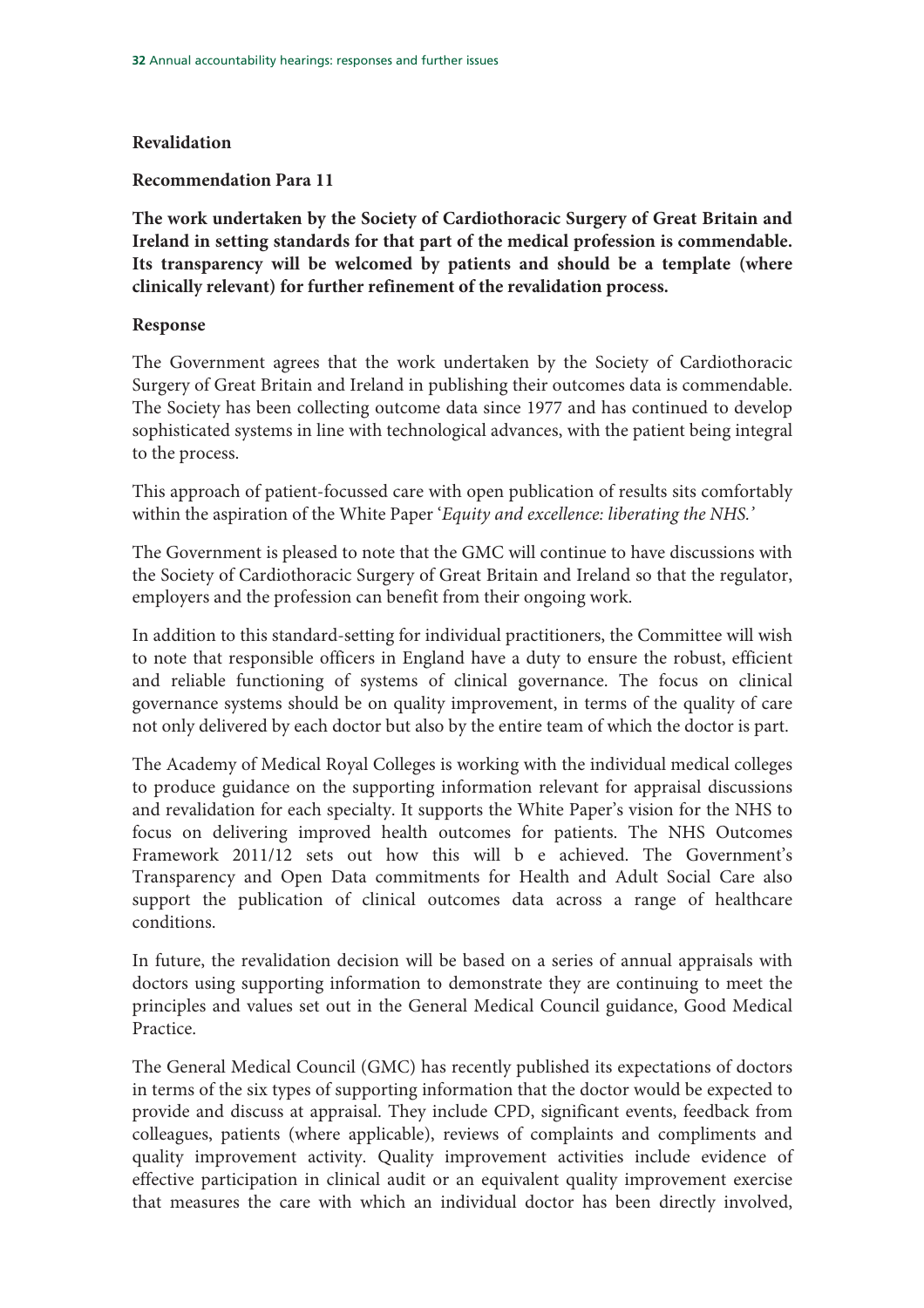## Revalidation

### Recommendation Para 11

**The work undertaken by the Society of Cardiothoracic Surgery of Great Britain and Ireland in setting standards for that part of the medical profession is commendable. Its transparency will be welcomed by patients and should be a template (where clinically relevant) for further refinement of the revalidation process.**

### Response

The Government agrees that the work undertaken by the Society of Cardiothoracic Surgery of Great Britain and Ireland in publishing their outcomes data is commendable. The Society has been collecting outcome data since 1977 and has continued to develop sophisticated systems in line with technological advances, with the patient being integral to the process.

This approach of patient-focussed care with open publication of results sits comfortably within the aspiration of the White Paper '*Equity and excellence: liberating the NHS.*'

The Government is pleased to note that the GMC will continue to have discussions with the Society of Cardiothoracic Surgery of Great Britain and Ireland so that the regulator, employers and the profession can benefit from their ongoing work.

In addition to this standard-setting for individual practitioners, the Committee will wish to note that responsible officers in England have a duty to ensure the robust, efficient and reliable functioning of systems of clinical governance. The focus on clinical governance systems should be on quality improvement, in terms of the quality of care not only delivered by each doctor but also by the entire team of which the doctor is part.

The Academy of Medical Royal Colleges is working with the individual medical colleges to produce guidance on the supporting information relevant for appraisal discussions and revalidation for each specialty. It supports the White Paper's vision for the NHS to focus on delivering improved health outcomes for patients. The NHS Outcomes Framework 2011/12 sets out how this will b e achieved. The Government's Transparency and Open Data commitments for Health and Adult Social Care also support the publication of clinical outcomes data across a range of healthcare conditions.

In future, the revalidation decision will be based on a series of annual appraisals with doctors using supporting information to demonstrate they are continuing to meet the principles and values set out in the General Medical Council guidance, Good Medical Practice.

The General Medical Council (GMC) has recently published its expectations of doctors in terms of the six types of supporting information that the doctor would be expected to provide and discuss at appraisal. They include CPD, significant events, feedback from colleagues, patients (where applicable), reviews of complaints and compliments and quality improvement activity. Quality improvement activities include evidence of effective participation in clinical audit or an equivalent quality improvement exercise that measures the care with which an individual doctor has been directly involved,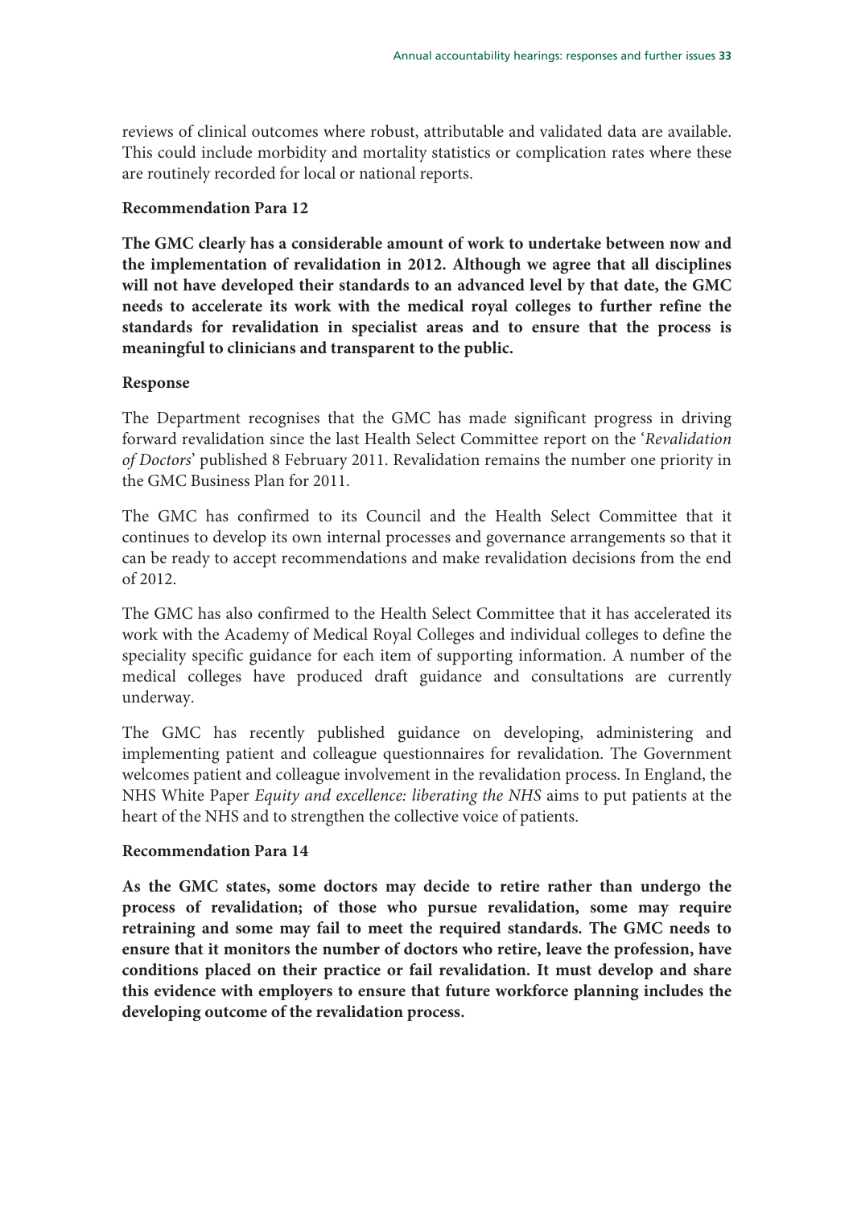reviews of clinical outcomes where robust, attributable and validated data are available. This could include morbidity and mortality statistics or complication rates where these are routinely recorded for local or national reports.

**Recommendation Para 12**

**The GMC clearly has a considerable amount of work to undertake between now and the implementation of revalidation in 2012. Although we agree that all disciplines will not have developed their standards to an advanced level by that date, the GMC needs to accelerate its work with the medical royal colleges to further refine the standards for revalidation in specialist areas and to ensure that the process is meaningful to clinicians and transparent to the public.**

**Response**

The Department recognises that the GMC has made significant progress in driving forward revalidation since the last Health Select Committee report on the '*Revalidation of Doctors*' published 8 February 2011. Revalidation remains the number one priority in the GMC Business Plan for 2011.

The GMC has confirmed to its Council and the Health Select Committee that it continues to develop its own internal processes and governance arrangements so that it can be ready to accept recommendations and make revalidation decisions from the end of 2012.

The GMC has also confirmed to the Health Select Committee that it has accelerated its work with the Academy of Medical Royal Colleges and individual colleges to define the speciality specific guidance for each item of supporting information. A number of the medical colleges have produced draft guidance and consultations are currently underway.

The GMC has recently published guidance on developing, administering and implementing patient and colleague questionnaires for revalidation. The Government welcomes patient and colleague involvement in the revalidation process. In England, the NHS White Paper *Equity and excellence: liberating the NHS* aims to put patients at the heart of the NHS and to strengthen the collective voice of patients.

**Recommendation Para 14**

**As the GMC states, some doctors may decide to retire rather than undergo the process of revalidation; of those who pursue revalidation, some may require retraining and some may fail to meet the required standards. The GMC needs to ensure that it monitors the number of doctors who retire, leave the profession, have conditions placed on their practice or fail revalidation. It must develop and share this evidence with employers to ensure that future workforce planning includes the developing outcome of the revalidation process.**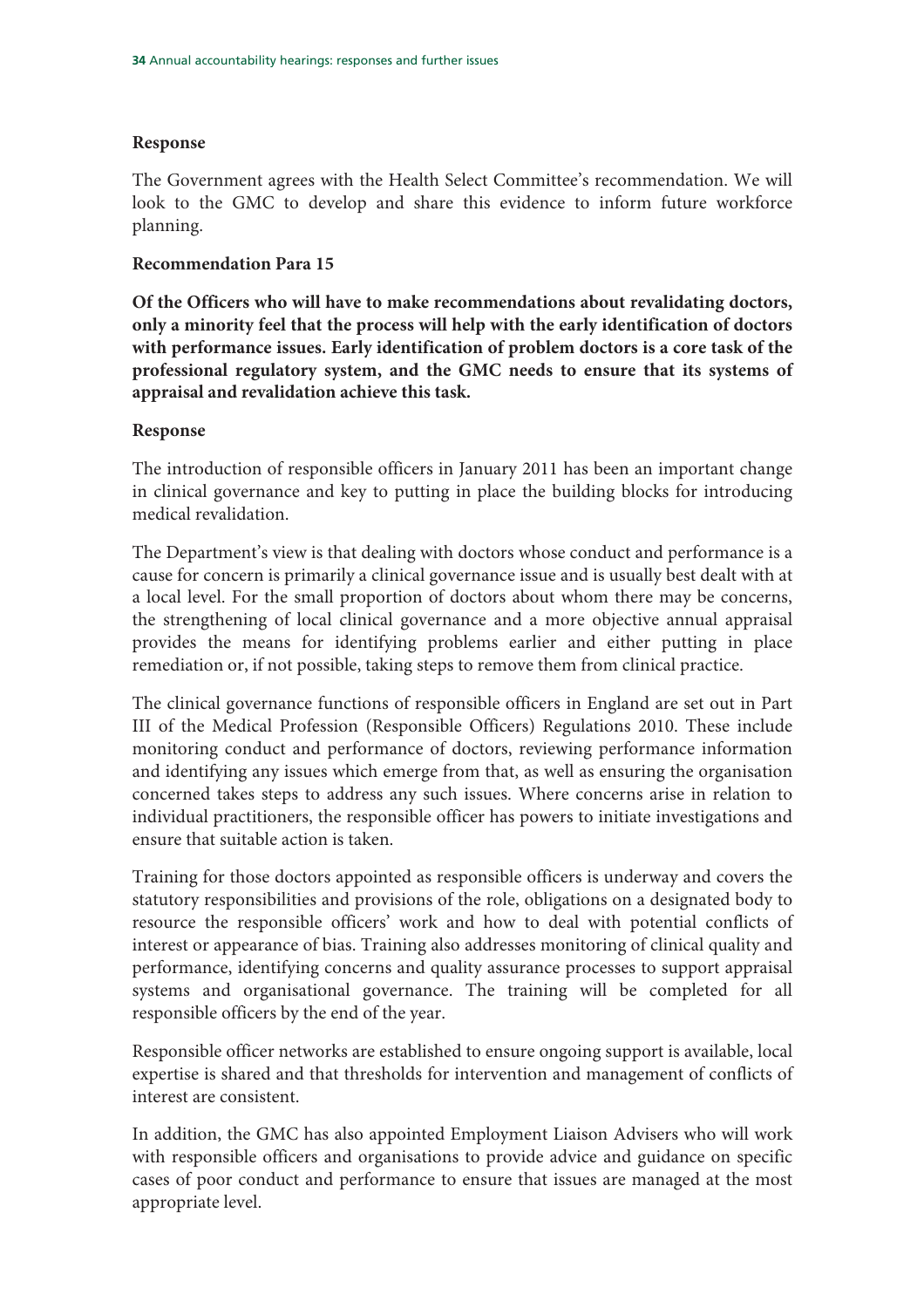**Response**

The Government agrees with the Health Select Committee's recommendation. We will look to the GMC to develop and share this evidence to inform future workforce planning.

**Recommendation Para 15**

**Of the Officers who will have to make recommendations about revalidating doctors, only a minority feel that the process will help with the early identification of doctors with performance issues. Early identification of problem doctors is a core task of the professional regulatory system, and the GMC needs to ensure that its systems of appraisal and revalidation achieve this task.**

**Response**

The introduction of responsible officers in January 2011 has been an important change in clinical governance and key to putting in place the building blocks for introducing medical revalidation.

The Department's view is that dealing with doctors whose conduct and performance is a cause for concern is primarily a clinical governance issue and is usually best dealt with at a local level. For the small proportion of doctors about whom there may be concerns, the strengthening of local clinical governance and a more objective annual appraisal provides the means for identifying problems earlier and either putting in place remediation or, if not possible, taking steps to remove them from clinical practice.

The clinical governance functions of responsible officers in England are set out in Part III of the Medical Profession (Responsible Officers) Regulations 2010. These include monitoring conduct and performance of doctors, reviewing performance information and identifying any issues which emerge from that, as well as ensuring the organisation concerned takes steps to address any such issues. Where concerns arise in relation to individual practitioners, the responsible officer has powers to initiate investigations and ensure that suitable action is taken.

Training for those doctors appointed as responsible officers is underway and covers the statutory responsibilities and provisions of the role, obligations on a designated body to resource the responsible officers' work and how to deal with potential conflicts of interest or appearance of bias. Training also addresses monitoring of clinical quality and performance, identifying concerns and quality assurance processes to support appraisal systems and organisational governance. The training will be completed for all responsible officers by the end of the year.

Responsible officer networks are established to ensure ongoing support is available, local expertise is shared and that thresholds for intervention and management of conflicts of interest are consistent.

In addition, the GMC has also appointed Employment Liaison Advisers who will work with responsible officers and organisations to provide advice and guidance on specific cases of poor conduct and performance to ensure that issues are managed at the most appropriate level.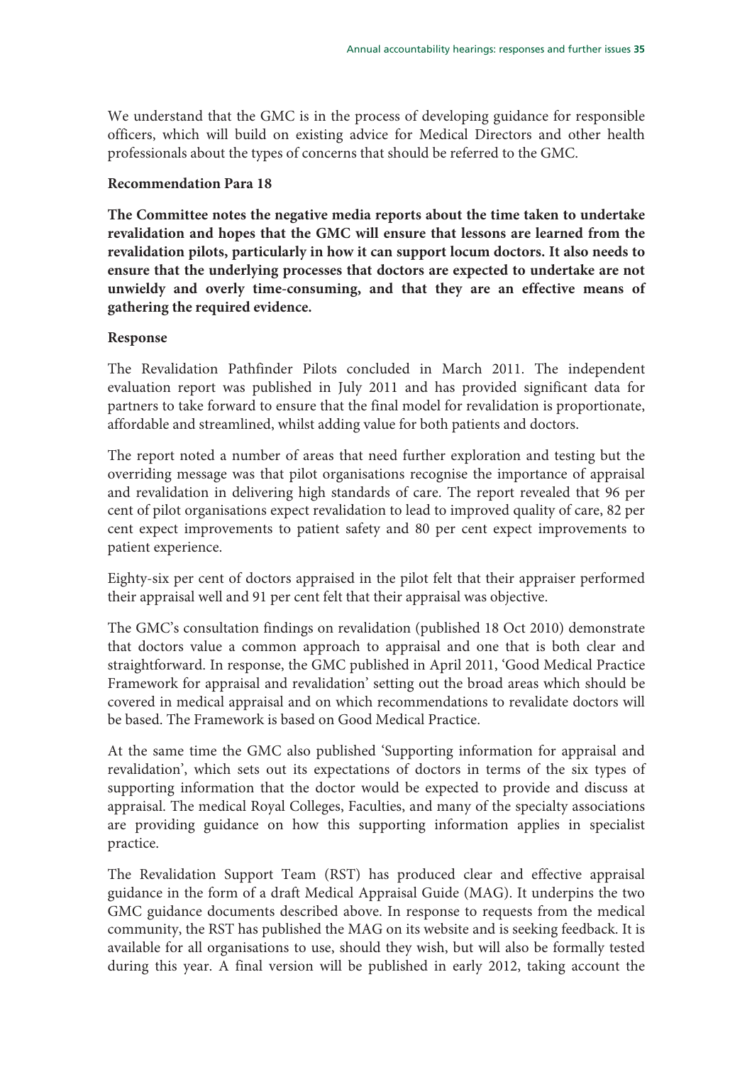We understand that the GMC is in the process of developing guidance for responsible officers, which will build on existing advice for Medical Directors and other health professionals about the types of concerns that should be referred to the GMC.

**Recommendation Para 18**

**The Committee notes the negative media reports about the time taken to undertake revalidation and hopes that the GMC will ensure that lessons are learned from the revalidation pilots, particularly in how it can support locum doctors. It also needs to ensure that the underlying processes that doctors are expected to undertake are not unwieldy and overly time-consuming, and that they are an effective means of gathering the required evidence.**

**Response**

The Revalidation Pathfinder Pilots concluded in March 2011. The independent evaluation report was published in July 2011 and has provided significant data for partners to take forward to ensure that the final model for revalidation is proportionate, affordable and streamlined, whilst adding value for both patients and doctors.

The report noted a number of areas that need further exploration and testing but the overriding message was that pilot organisations recognise the importance of appraisal and revalidation in delivering high standards of care. The report revealed that 96 per cent of pilot organisations expect revalidation to lead to improved quality of care, 82 per cent expect improvements to patient safety and 80 per cent expect improvements to patient experience.

Eighty-six per cent of doctors appraised in the pilot felt that their appraiser performed their appraisal well and 91 per cent felt that their appraisal was objective.

The GMC's consultation findings on revalidation (published 18 Oct 2010) demonstrate that doctors value a common approach to appraisal and one that is both clear and straightforward. In response, the GMC published in April 2011, 'Good Medical Practice Framework for appraisal and revalidation' setting out the broad areas which should be covered in medical appraisal and on which recommendations to revalidate doctors will be based. The Framework is based on Good Medical Practice.

At the same time the GMC also published 'Supporting information for appraisal and revalidation', which sets out its expectations of doctors in terms of the six types of supporting information that the doctor would be expected to provide and discuss at appraisal. The medical Royal Colleges, Faculties, and many of the specialty associations are providing guidance on how this supporting information applies in specialist practice.

The Revalidation Support Team (RST) has produced clear and effective appraisal guidance in the form of a draft Medical Appraisal Guide (MAG). It underpins the two GMC guidance documents described above. In response to requests from the medical community, the RST has published the MAG on its website and is seeking feedback. It is available for all organisations to use, should they wish, but will also be formally tested during this year. A final version will be published in early 2012, taking account the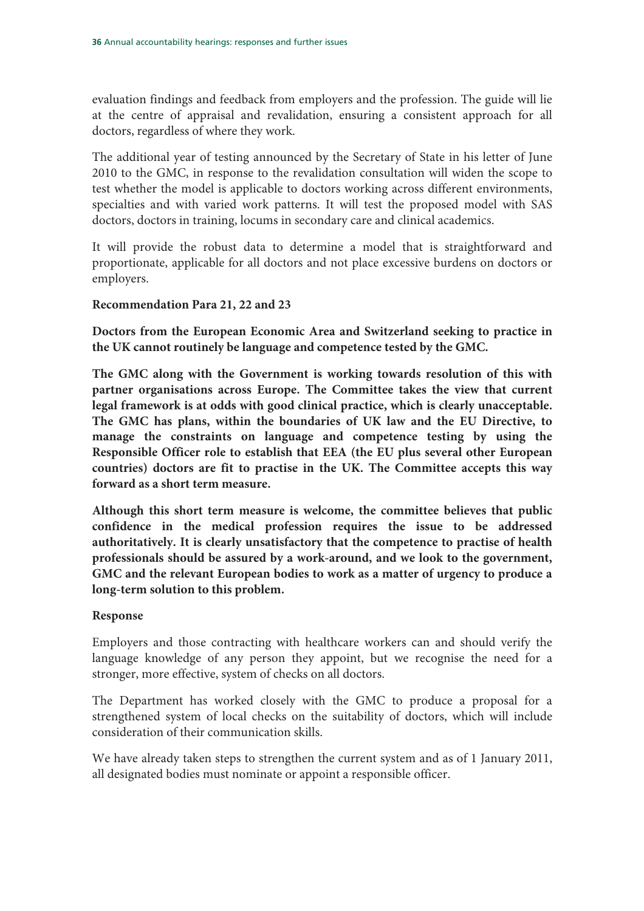evaluation findings and feedback from employers and the profession. The guide will lie at the centre of appraisal and revalidation, ensuring a consistent approach for all doctors, regardless of where they work.

The additional year of testing announced by the Secretary of State in his letter of June 2010 to the GMC, in response to the revalidation consultation will widen the scope to test whether the model is applicable to doctors working across different environments, specialties and with varied work patterns. It will test the proposed model with SAS doctors, doctors in training, locums in secondary care and clinical academics.

It will provide the robust data to determine a model that is straightforward and proportionate, applicable for all doctors and not place excessive burdens on doctors or employers.

**Recommendation Para 21, 22 and 23**

**Doctors from the European Economic Area and Switzerland seeking to practice in the UK cannot routinely be language and competence tested by the GMC.**

**The GMC along with the Government is working towards resolution of this with partner organisations across Europe. The Committee takes the view that current legal framework is at odds with good clinical practice, which is clearly unacceptable. The GMC has plans, within the boundaries of UK law and the EU Directive, to manage the constraints on language and competence testing by using the Responsible Officer role to establish that EEA (the EU plus several other European countries) doctors are fit to practise in the UK. The Committee accepts this way forward as a short term measure.**

**Although this short term measure is welcome, the committee believes that public confidence in the medical profession requires the issue to be addressed authoritatively. It is clearly unsatisfactory that the competence to practise of health professionals should be assured by a work-around, and we look to the government, GMC and the relevant European bodies to work as a matter of urgency to produce a long-term solution to this problem.**

**Response**

Employers and those contracting with healthcare workers can and should verify the language knowledge of any person they appoint, but we recognise the need for a stronger, more effective, system of checks on all doctors.

The Department has worked closely with the GMC to produce a proposal for a strengthened system of local checks on the suitability of doctors, which will include consideration of their communication skills.

We have already taken steps to strengthen the current system and as of 1 January 2011, all designated bodies must nominate or appoint a responsible officer.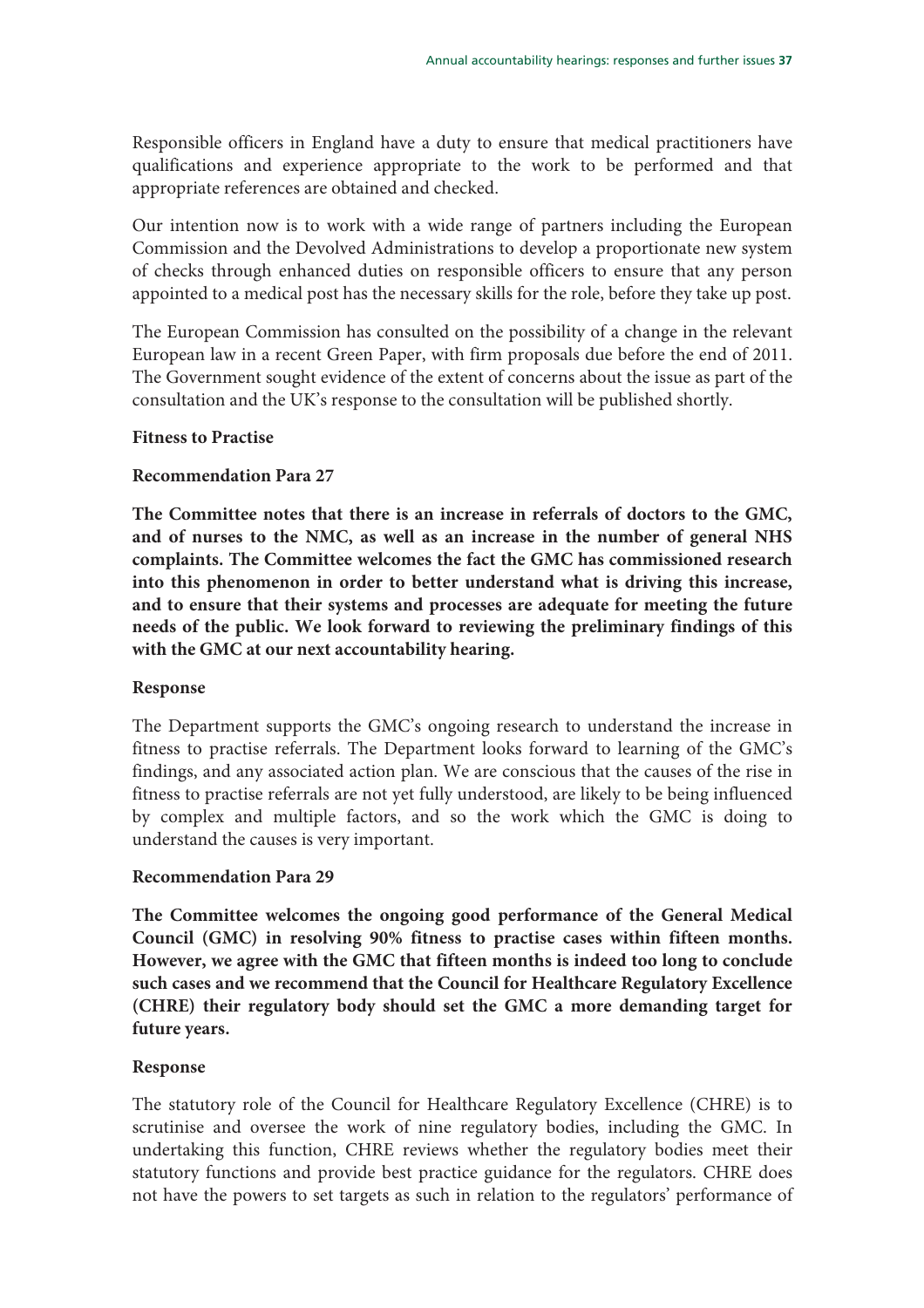Responsible officers in England have a duty to ensure that medical practitioners have qualifications and experience appropriate to the work to be performed and that appropriate references are obtained and checked.

Our intention now is to work with a wide range of partners including the European Commission and the Devolved Administrations to develop a proportionate new system of checks through enhanced duties on responsible officers to ensure that any person appointed to a medical post has the necessary skills for the role, before they take up post.

The European Commission has consulted on the possibility of a change in the relevant European law in a recent Green Paper, with firm proposals due before the end of 2011. The Government sought evidence of the extent of concerns about the issue as part of the consultation and the UK's response to the consultation will be published shortly.

**Fitness to Practise**

**Recommendation Para 27**

**The Committee notes that there is an increase in referrals of doctors to the GMC, and of nurses to the NMC, as well as an increase in the number of general NHS complaints. The Committee welcomes the fact the GMC has commissioned research into this phenomenon in order to better understand what is driving this increase, and to ensure that their systems and processes are adequate for meeting the future needs of the public. We look forward to reviewing the preliminary findings of this with the GMC at our next accountability hearing.**

**Response**

The Department supports the GMC's ongoing research to understand the increase in fitness to practise referrals. The Department looks forward to learning of the GMC's findings, and any associated action plan. We are conscious that the causes of the rise in fitness to practise referrals are not yet fully understood, are likely to be being influenced by complex and multiple factors, and so the work which the GMC is doing to understand the causes is very important.

**Recommendation Para 29**

**The Committee welcomes the ongoing good performance of the General Medical Council (GMC) in resolving 90% fitness to practise cases within fifteen months. However, we agree with the GMC that fifteen months is indeed too long to conclude such cases and we recommend that the Council for Healthcare Regulatory Excellence (CHRE) their regulatory body should set the GMC a more demanding target for future years.**

**Response**

The statutory role of the Council for Healthcare Regulatory Excellence (CHRE) is to scrutinise and oversee the work of nine regulatory bodies, including the GMC. In undertaking this function, CHRE reviews whether the regulatory bodies meet their statutory functions and provide best practice guidance for the regulators. CHRE does not have the powers to set targets as such in relation to the regulators' performance of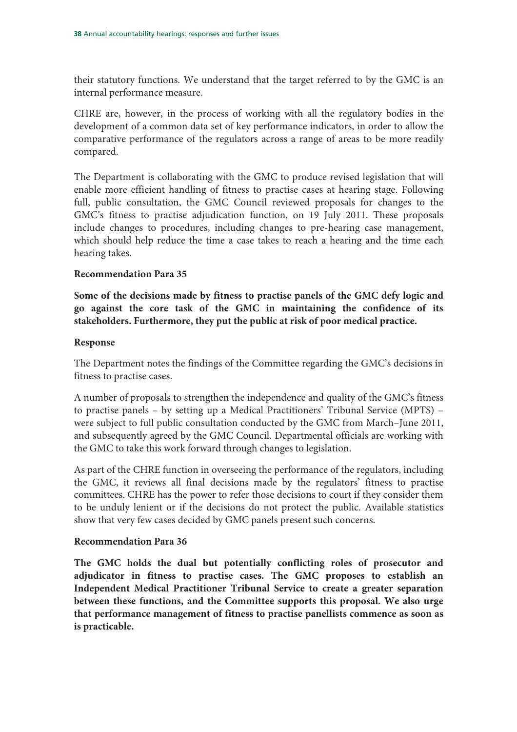their statutory functions. We understand that the target referred to by the GMC is an internal performance measure.

CHRE are, however, in the process of working with all the regulatory bodies in the development of a common data set of key performance indicators, in order to allow the comparative performance of the regulators across a range of areas to be more readily compared.

The Department is collaborating with the GMC to produce revised legislation that will enable more efficient handling of fitness to practise cases at hearing stage. Following full, public consultation, the GMC Council reviewed proposals for changes to the GMC's fitness to practise adjudication function, on 19 July 2011. These proposals include changes to procedures, including changes to pre-hearing case management, which should help reduce the time a case takes to reach a hearing and the time each hearing takes.

**Recommendation Para 35**

**Some of the decisions made by fitness to practise panels of the GMC defy logic and go against the core task of the GMC in maintaining the confidence of its stakeholders. Furthermore, they put the public at risk of poor medical practice.**

**Response**

The Department notes the findings of the Committee regarding the GMC's decisions in fitness to practise cases.

A number of proposals to strengthen the independence and quality of the GMC's fitness to practise panels – by setting up a Medical Practitioners' Tribunal Service (MPTS) – were subject to full public consultation conducted by the GMC from March–June 2011, and subsequently agreed by the GMC Council. Departmental officials are working with the GMC to take this work forward through changes to legislation.

As part of the CHRE function in overseeing the performance of the regulators, including the GMC, it reviews all final decisions made by the regulators' fitness to practise committees. CHRE has the power to refer those decisions to court if they consider them to be unduly lenient or if the decisions do not protect the public. Available statistics show that very few cases decided by GMC panels present such concerns.

**Recommendation Para 36**

**The GMC holds the dual but potentially conflicting roles of prosecutor and adjudicator in fitness to practise cases. The GMC proposes to establish an Independent Medical Practitioner Tribunal Service to create a greater separation between these functions, and the Committee supports this proposal. We also urge that performance management of fitness to practise panellists commence as soon as is practicable.**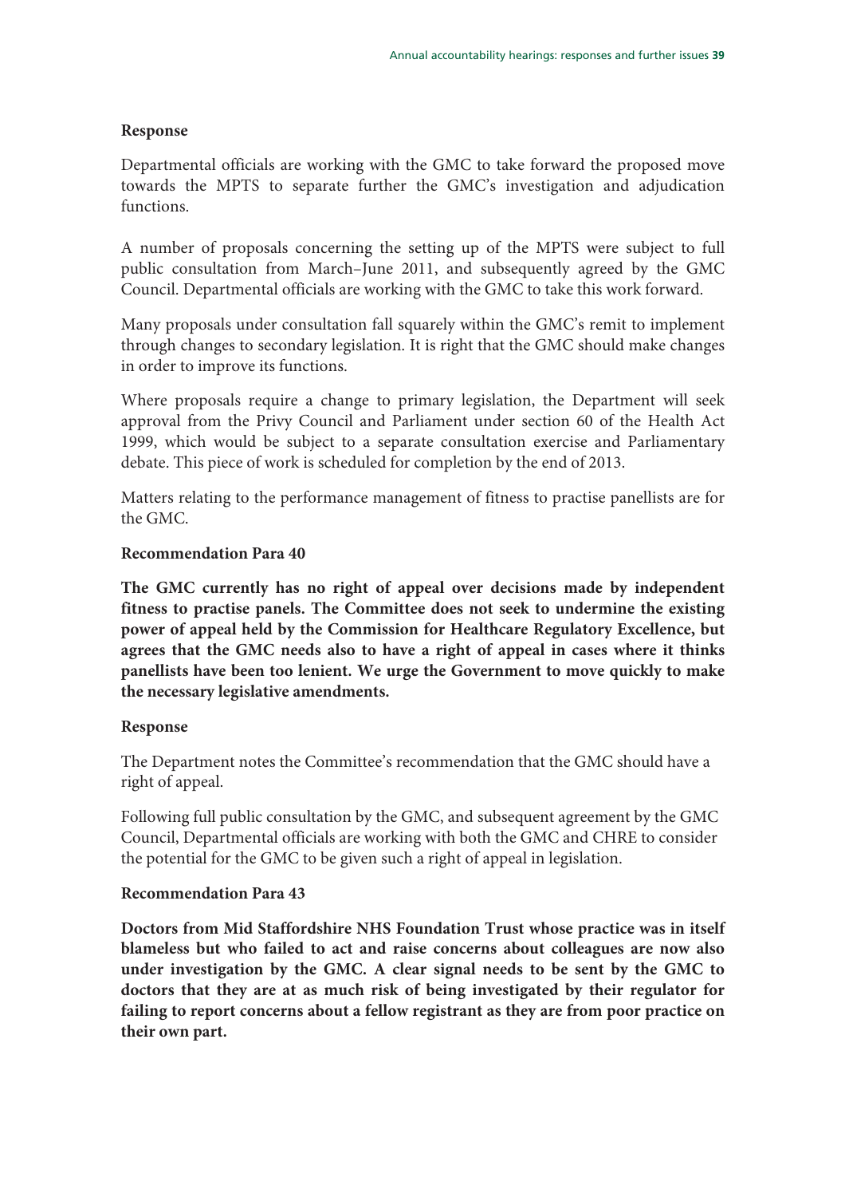**Response**

Departmental officials are working with the GMC to take forward the proposed move towards the MPTS to separate further the GMC's investigation and adjudication functions.

A number of proposals concerning the setting up of the MPTS were subject to full public consultation from March–June 2011, and subsequently agreed by the GMC Council. Departmental officials are working with the GMC to take this work forward.

Many proposals under consultation fall squarely within the GMC's remit to implement through changes to secondary legislation. It is right that the GMC should make changes in order to improve its functions.

Where proposals require a change to primary legislation, the Department will seek approval from the Privy Council and Parliament under section 60 of the Health Act 1999, which would be subject to a separate consultation exercise and Parliamentary debate. This piece of work is scheduled for completion by the end of 2013.

Matters relating to the performance management of fitness to practise panellists are for the GMC.

**Recommendation Para 40**

**The GMC currently has no right of appeal over decisions made by independent fitness to practise panels. The Committee does not seek to undermine the existing power of appeal held by the Commission for Healthcare Regulatory Excellence, but agrees that the GMC needs also to have a right of appeal in cases where it thinks panellists have been too lenient. We urge the Government to move quickly to make the necessary legislative amendments.**

**Response**

The Department notes the Committee's recommendation that the GMC should have a right of appeal.

Following full public consultation by the GMC, and subsequent agreement by the GMC Council, Departmental officials are working with both the GMC and CHRE to consider the potential for the GMC to be given such a right of appeal in legislation.

**Recommendation Para 43**

**Doctors from Mid Staffordshire NHS Foundation Trust whose practice was in itself blameless but who failed to act and raise concerns about colleagues are now also under investigation by the GMC. A clear signal needs to be sent by the GMC to doctors that they are at as much risk of being investigated by their regulator for failing to report concerns about a fellow registrant as they are from poor practice on their own part.**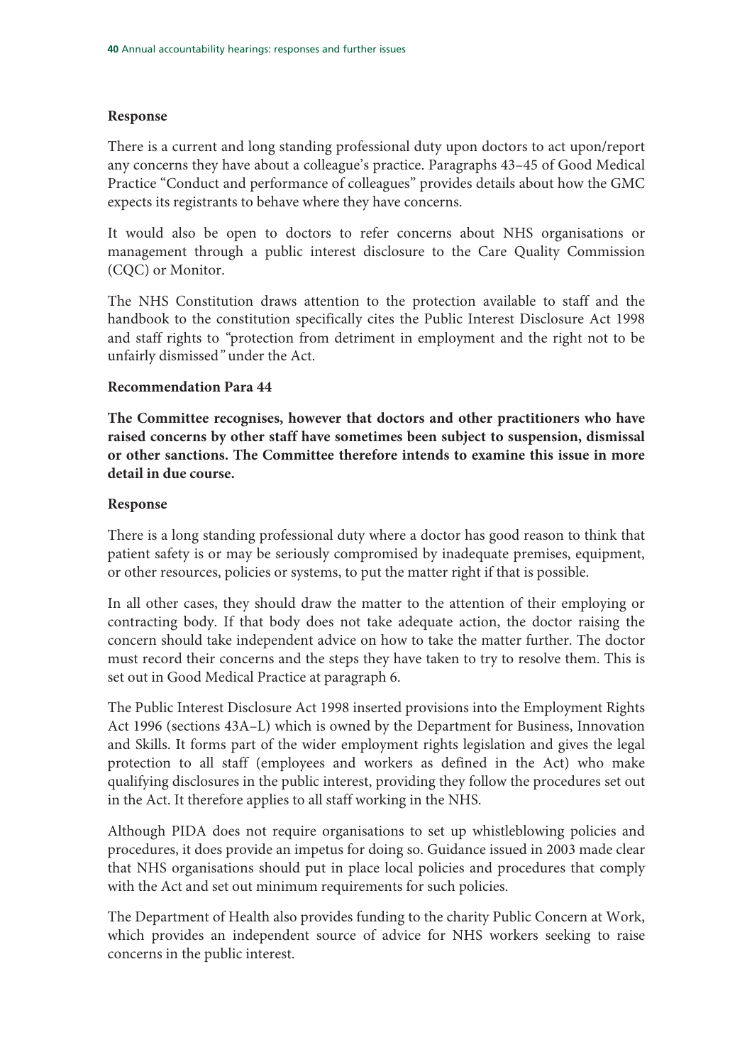**Response**

There is a current and long standing professional duty upon doctors to act upon/report any concerns they have about a colleague's practice. Paragraphs 43–45 of Good Medical Practice "Conduct and performance of colleagues" provides details about how the GMC expects its registrants to behave where they have concerns.

It would also be open to doctors to refer concerns about NHS organisations or management through a public interest disclosure to the Care Quality Commission (CQC) or Monitor.

The NHS Constitution draws attention to the protection available to staff and the handbook to the constitution specifically cites the Public Interest Disclosure Act 1998 and staff rights to *"*protection from detriment in employment and the right not to be unfairly dismissed*"* under the Act.

**Recommendation Para 44**

**The Committee recognises, however that doctors and other practitioners who have raised concerns by other staff have sometimes been subject to suspension, dismissal or other sanctions. The Committee therefore intends to examine this issue in more detail in due course.**

**Response**

There is a long standing professional duty where a doctor has good reason to think that patient safety is or may be seriously compromised by inadequate premises, equipment, or other resources, policies or systems, to put the matter right if that is possible.

In all other cases, they should draw the matter to the attention of their employing or contracting body. If that body does not take adequate action, the doctor raising the concern should take independent advice on how to take the matter further. The doctor must record their concerns and the steps they have taken to try to resolve them. This is set out in Good Medical Practice at paragraph 6.

The Public Interest Disclosure Act 1998 inserted provisions into the Employment Rights Act 1996 (sections 43A–L) which is owned by the Department for Business, Innovation and Skills. It forms part of the wider employment rights legislation and gives the legal protection to all staff (employees and workers as defined in the Act) who make qualifying disclosures in the public interest, providing they follow the procedures set out in the Act. It therefore applies to all staff working in the NHS.

Although PIDA does not require organisations to set up whistleblowing policies and procedures, it does provide an impetus for doing so. Guidance issued in 2003 made clear that NHS organisations should put in place local policies and procedures that comply with the Act and set out minimum requirements for such policies.

The Department of Health also provides funding to the charity Public Concern at Work, which provides an independent source of advice for NHS workers seeking to raise concerns in the public interest.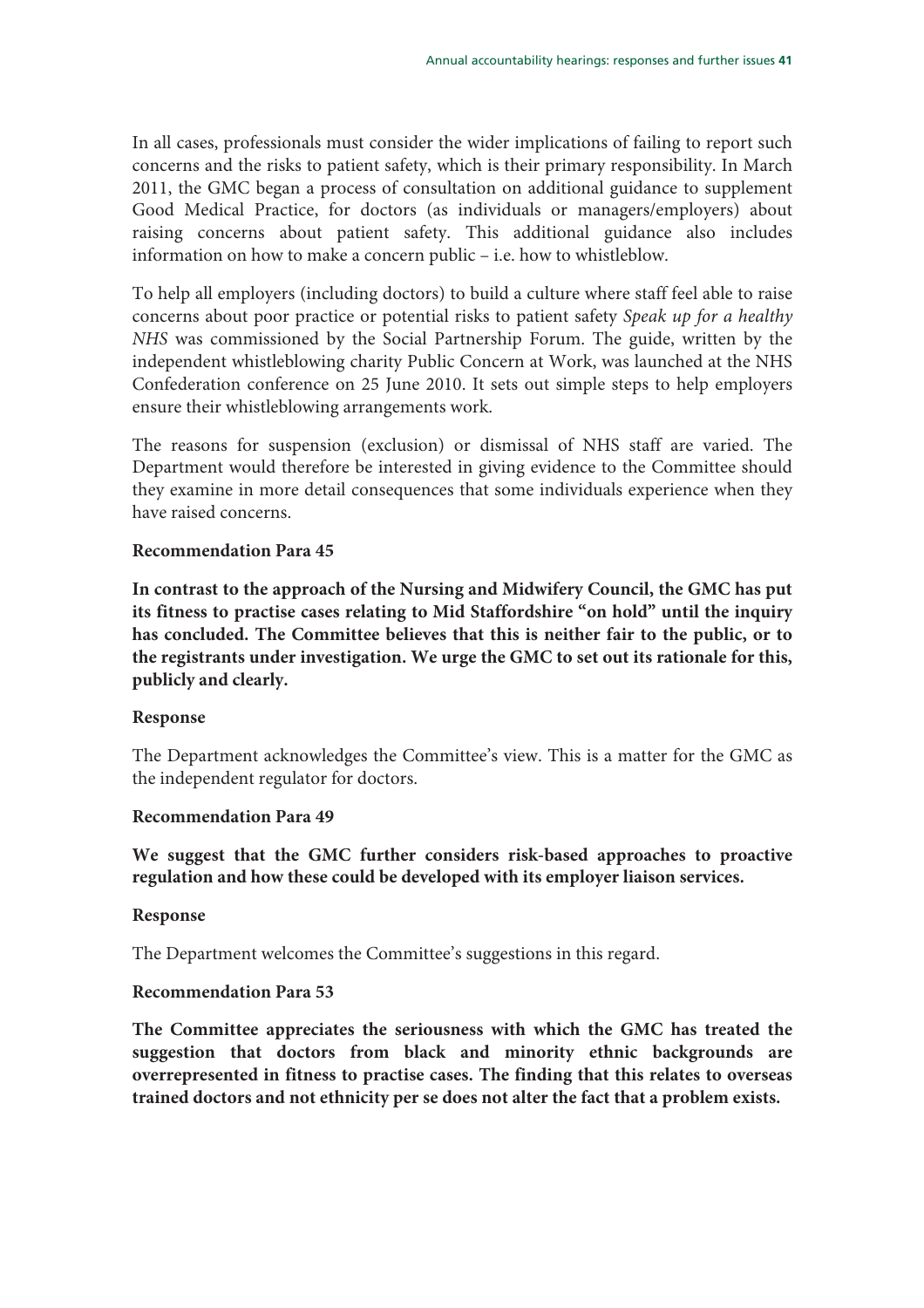In all cases, professionals must consider the wider implications of failing to report such concerns and the risks to patient safety, which is their primary responsibility. In March 2011, the GMC began a process of consultation on additional guidance to supplement Good Medical Practice, for doctors (as individuals or managers/employers) about raising concerns about patient safety. This additional guidance also includes information on how to make a concern public – i.e. how to whistleblow.

To help all employers (including doctors) to build a culture where staff feel able to raise concerns about poor practice or potential risks to patient safety *Speak up for a healthy NHS* was commissioned by the Social Partnership Forum. The guide, written by the independent whistleblowing charity Public Concern at Work, was launched at the NHS Confederation conference on 25 June 2010. It sets out simple steps to help employers ensure their whistleblowing arrangements work.

The reasons for suspension (exclusion) or dismissal of NHS staff are varied. The Department would therefore be interested in giving evidence to the Committee should they examine in more detail consequences that some individuals experience when they have raised concerns.

**Recommendation Para 45**

**In contrast to the approach of the Nursing and Midwifery Council, the GMC has put its fitness to practise cases relating to Mid Staffordshire "on hold" until the inquiry has concluded. The Committee believes that this is neither fair to the public, or to the registrants under investigation. We urge the GMC to set out its rationale for this, publicly and clearly.**

**Response**

The Department acknowledges the Committee's view. This is a matter for the GMC as the independent regulator for doctors.

**Recommendation Para 49**

**We suggest that the GMC further considers risk-based approaches to proactive regulation and how these could be developed with its employer liaison services.**

**Response**

The Department welcomes the Committee's suggestions in this regard.

**Recommendation Para 53**

**The Committee appreciates the seriousness with which the GMC has treated the suggestion that doctors from black and minority ethnic backgrounds are overrepresented in fitness to practise cases. The finding that this relates to overseas trained doctors and not ethnicity per se does not alter the fact that a problem exists.**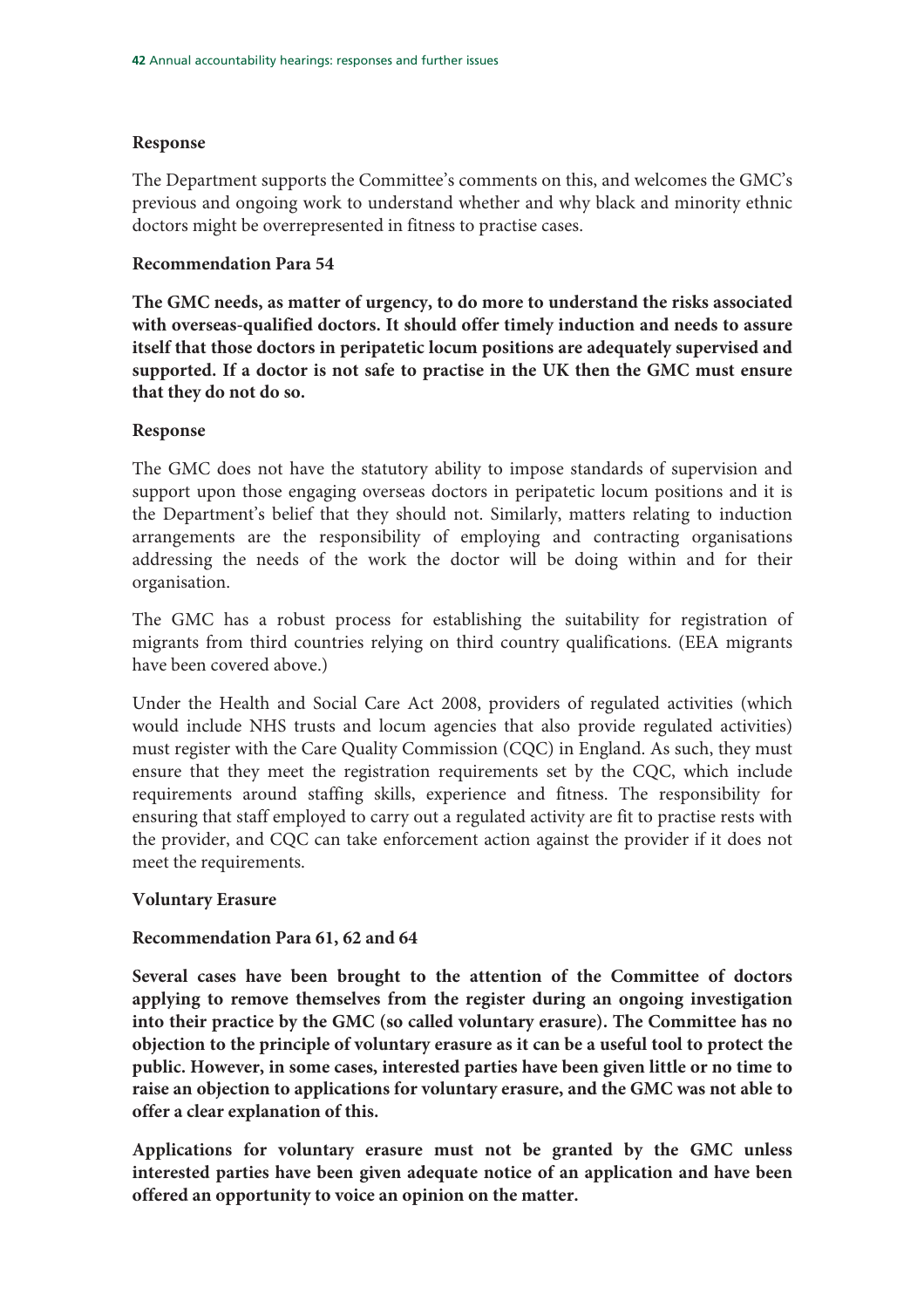**Response**

The Department supports the Committee's comments on this, and welcomes the GMC's previous and ongoing work to understand whether and why black and minority ethnic doctors might be overrepresented in fitness to practise cases.

**Recommendation Para 54**

**The GMC needs, as matter of urgency, to do more to understand the risks associated with overseas-qualified doctors. It should offer timely induction and needs to assure itself that those doctors in peripatetic locum positions are adequately supervised and supported. If a doctor is not safe to practise in the UK then the GMC must ensure that they do not do so.**

**Response**

The GMC does not have the statutory ability to impose standards of supervision and support upon those engaging overseas doctors in peripatetic locum positions and it is the Department's belief that they should not. Similarly, matters relating to induction arrangements are the responsibility of employing and contracting organisations addressing the needs of the work the doctor will be doing within and for their organisation.

The GMC has a robust process for establishing the suitability for registration of migrants from third countries relying on third country qualifications. (EEA migrants have been covered above.)

Under the Health and Social Care Act 2008, providers of regulated activities (which would include NHS trusts and locum agencies that also provide regulated activities) must register with the Care Quality Commission (CQC) in England. As such, they must ensure that they meet the registration requirements set by the CQC, which include requirements around staffing skills, experience and fitness. The responsibility for ensuring that staff employed to carry out a regulated activity are fit to practise rests with the provider, and CQC can take enforcement action against the provider if it does not meet the requirements.

**Voluntary Erasure**

**Recommendation Para 61, 62 and 64**

**Several cases have been brought to the attention of the Committee of doctors applying to remove themselves from the register during an ongoing investigation into their practice by the GMC (so called voluntary erasure). The Committee has no objection to the principle of voluntary erasure as it can be a useful tool to protect the public. However, in some cases, interested parties have been given little or no time to raise an objection to applications for voluntary erasure, and the GMC was not able to offer a clear explanation of this.**

**Applications for voluntary erasure must not be granted by the GMC unless interested parties have been given adequate notice of an application and have been offered an opportunity to voice an opinion on the matter.**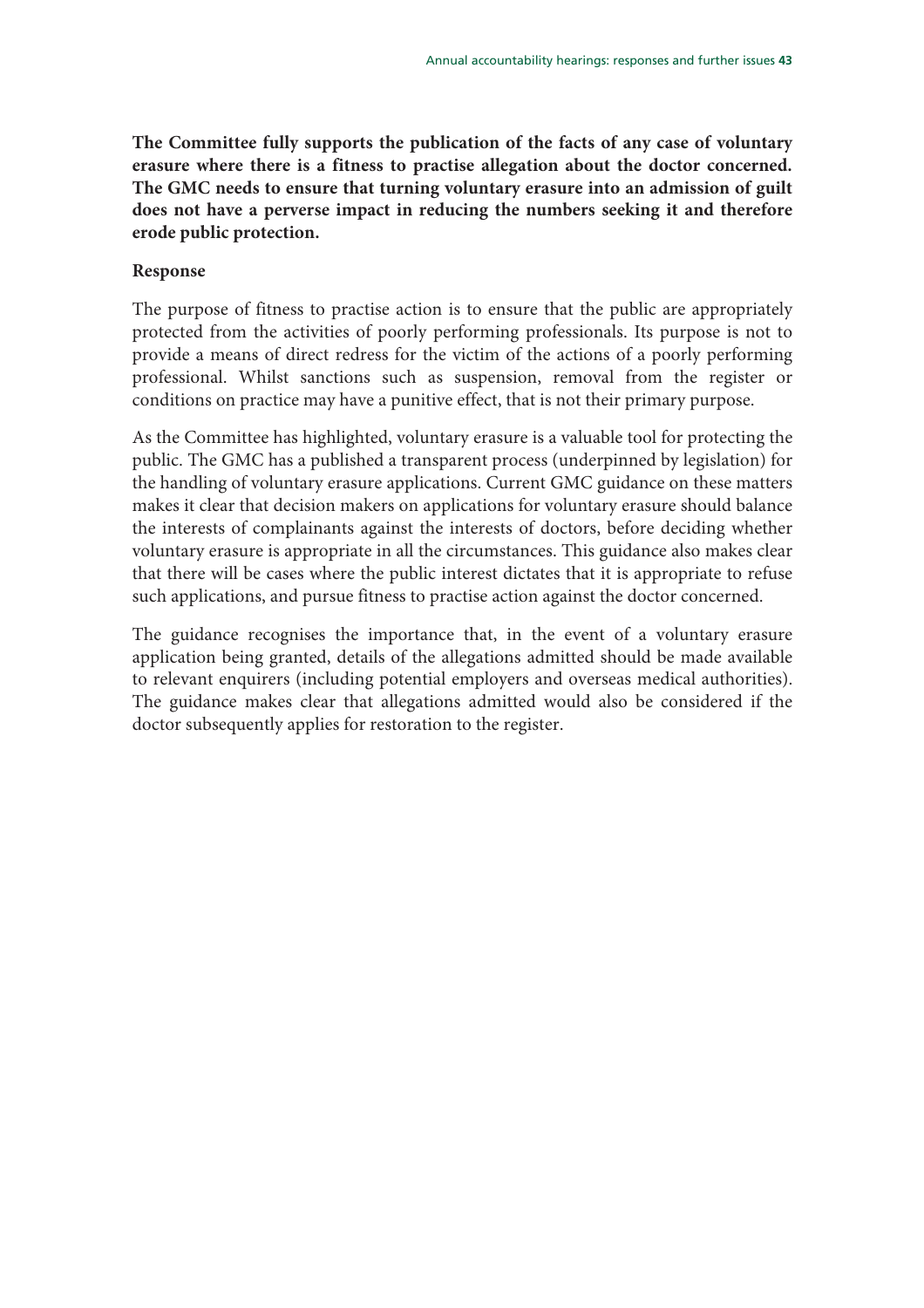**The Committee fully supports the publication of the facts of any case of voluntary erasure where there is a fitness to practise allegation about the doctor concerned. The GMC needs to ensure that turning voluntary erasure into an admission of guilt does not have a perverse impact in reducing the numbers seeking it and therefore erode public protection.**

**Response**

The purpose of fitness to practise action is to ensure that the public are appropriately protected from the activities of poorly performing professionals. Its purpose is not to provide a means of direct redress for the victim of the actions of a poorly performing professional. Whilst sanctions such as suspension, removal from the register or conditions on practice may have a punitive effect, that is not their primary purpose.

As the Committee has highlighted, voluntary erasure is a valuable tool for protecting the public. The GMC has a published a transparent process (underpinned by legislation) for the handling of voluntary erasure applications. Current GMC guidance on these matters makes it clear that decision makers on applications for voluntary erasure should balance the interests of complainants against the interests of doctors, before deciding whether voluntary erasure is appropriate in all the circumstances. This guidance also makes clear that there will be cases where the public interest dictates that it is appropriate to refuse such applications, and pursue fitness to practise action against the doctor concerned.

The guidance recognises the importance that, in the event of a voluntary erasure application being granted, details of the allegations admitted should be made available to relevant enquirers (including potential employers and overseas medical authorities). The guidance makes clear that allegations admitted would also be considered if the doctor subsequently applies for restoration to the register.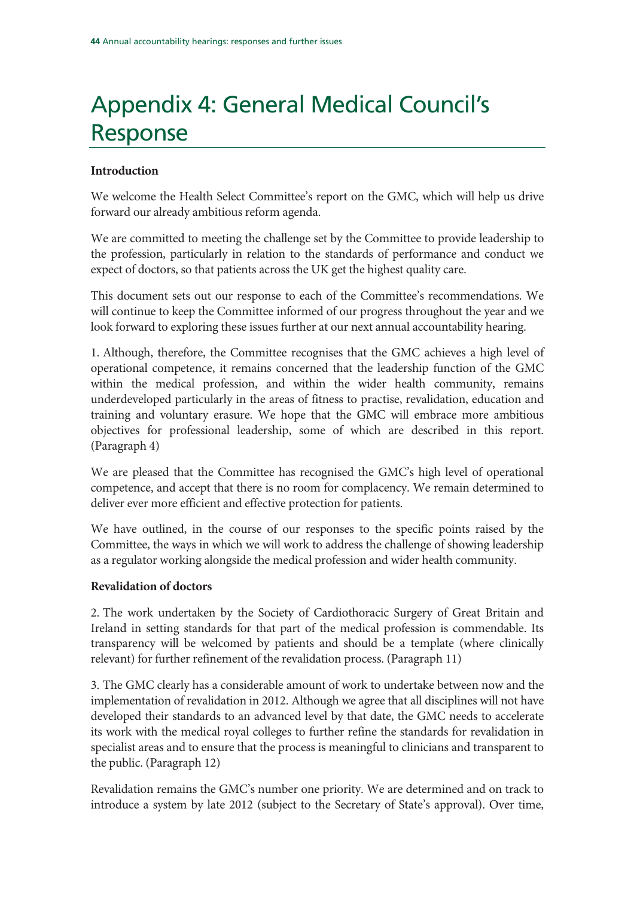# Appendix 4: General Medical Council's Response

**Introduction**

We welcome the Health Select Committee's report on the GMC, which will help us drive forward our already ambitious reform agenda.

We are committed to meeting the challenge set by the Committee to provide leadership to the profession, particularly in relation to the standards of performance and conduct we expect of doctors, so that patients across the UK get the highest quality care.

This document sets out our response to each of the Committee's recommendations. We will continue to keep the Committee informed of our progress throughout the year and we look forward to exploring these issues further at our next annual accountability hearing.

1. Although, therefore, the Committee recognises that the GMC achieves a high level of operational competence, it remains concerned that the leadership function of the GMC within the medical profession, and within the wider health community, remains underdeveloped particularly in the areas of fitness to practise, revalidation, education and training and voluntary erasure. We hope that the GMC will embrace more ambitious objectives for professional leadership, some of which are described in this report. (Paragraph 4)

We are pleased that the Committee has recognised the GMC's high level of operational competence, and accept that there is no room for complacency. We remain determined to deliver ever more efficient and effective protection for patients.

We have outlined, in the course of our responses to the specific points raised by the Committee, the ways in which we will work to address the challenge of showing leadership as a regulator working alongside the medical profession and wider health community.

**Revalidation of doctors**

2. The work undertaken by the Society of Cardiothoracic Surgery of Great Britain and Ireland in setting standards for that part of the medical profession is commendable. Its transparency will be welcomed by patients and should be a template (where clinically relevant) for further refinement of the revalidation process. (Paragraph 11)

3. The GMC clearly has a considerable amount of work to undertake between now and the implementation of revalidation in 2012. Although we agree that all disciplines will not have developed their standards to an advanced level by that date, the GMC needs to accelerate its work with the medical royal colleges to further refine the standards for revalidation in specialist areas and to ensure that the process is meaningful to clinicians and transparent to the public. (Paragraph 12)

Revalidation remains the GMC's number one priority. We are determined and on track to introduce a system by late 2012 (subject to the Secretary of State's approval). Over time,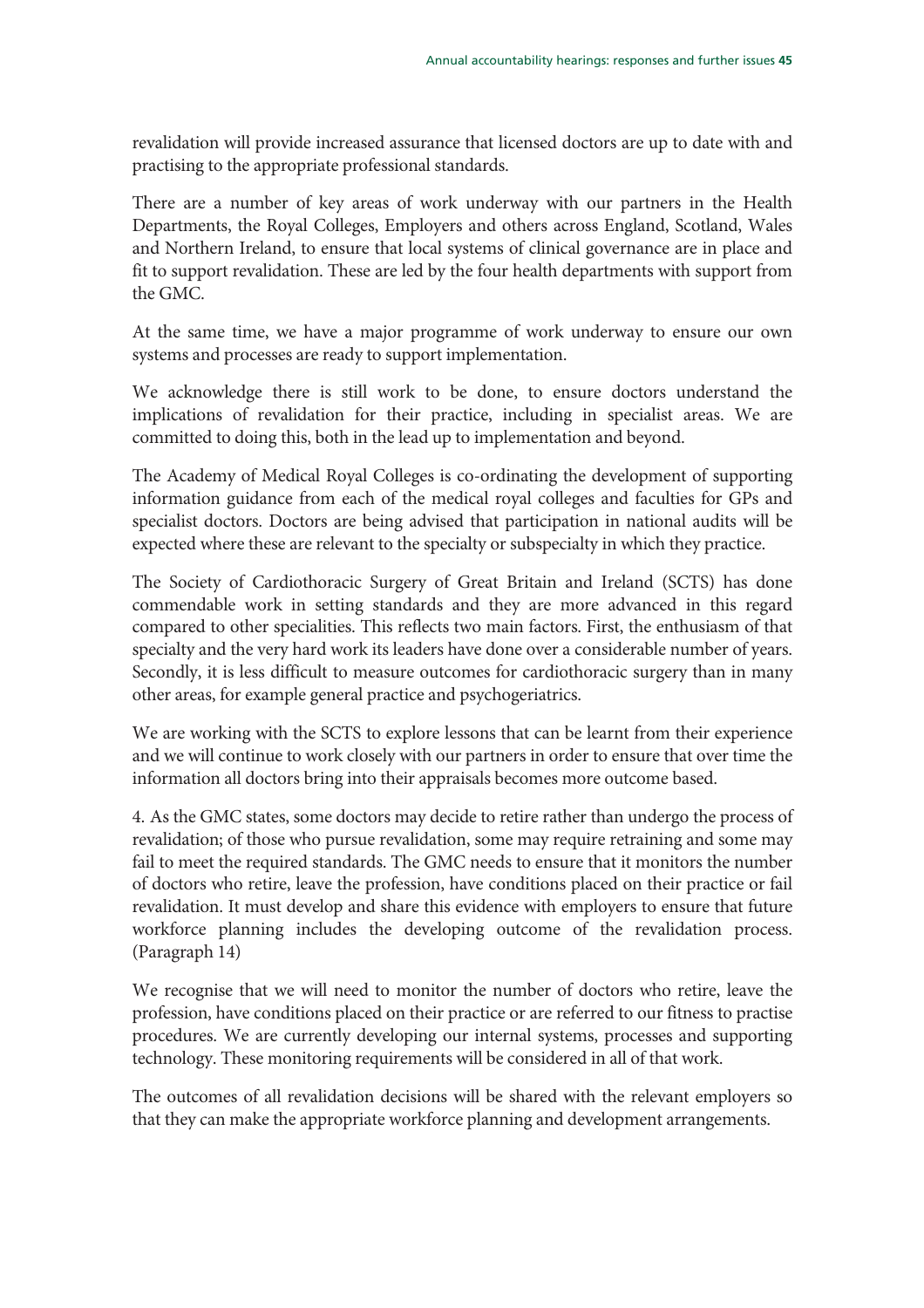revalidation will provide increased assurance that licensed doctors are up to date with and practising to the appropriate professional standards.

There are a number of key areas of work underway with our partners in the Health Departments, the Royal Colleges, Employers and others across England, Scotland, Wales and Northern Ireland, to ensure that local systems of clinical governance are in place and fit to support revalidation. These are led by the four health departments with support from the GMC.

At the same time, we have a major programme of work underway to ensure our own systems and processes are ready to support implementation.

We acknowledge there is still work to be done, to ensure doctors understand the implications of revalidation for their practice, including in specialist areas. We are committed to doing this, both in the lead up to implementation and beyond.

The Academy of Medical Royal Colleges is co-ordinating the development of supporting information guidance from each of the medical royal colleges and faculties for GPs and specialist doctors. Doctors are being advised that participation in national audits will be expected where these are relevant to the specialty or subspecialty in which they practice.

The Society of Cardiothoracic Surgery of Great Britain and Ireland (SCTS) has done commendable work in setting standards and they are more advanced in this regard compared to other specialities. This reflects two main factors. First, the enthusiasm of that specialty and the very hard work its leaders have done over a considerable number of years. Secondly, it is less difficult to measure outcomes for cardiothoracic surgery than in many other areas, for example general practice and psychogeriatrics.

We are working with the SCTS to explore lessons that can be learnt from their experience and we will continue to work closely with our partners in order to ensure that over time the information all doctors bring into their appraisals becomes more outcome based.

4. As the GMC states, some doctors may decide to retire rather than undergo the process of revalidation; of those who pursue revalidation, some may require retraining and some may fail to meet the required standards. The GMC needs to ensure that it monitors the number of doctors who retire, leave the profession, have conditions placed on their practice or fail revalidation. It must develop and share this evidence with employers to ensure that future workforce planning includes the developing outcome of the revalidation process. (Paragraph 14)

We recognise that we will need to monitor the number of doctors who retire, leave the profession, have conditions placed on their practice or are referred to our fitness to practise procedures. We are currently developing our internal systems, processes and supporting technology. These monitoring requirements will be considered in all of that work.

The outcomes of all revalidation decisions will be shared with the relevant employers so that they can make the appropriate workforce planning and development arrangements.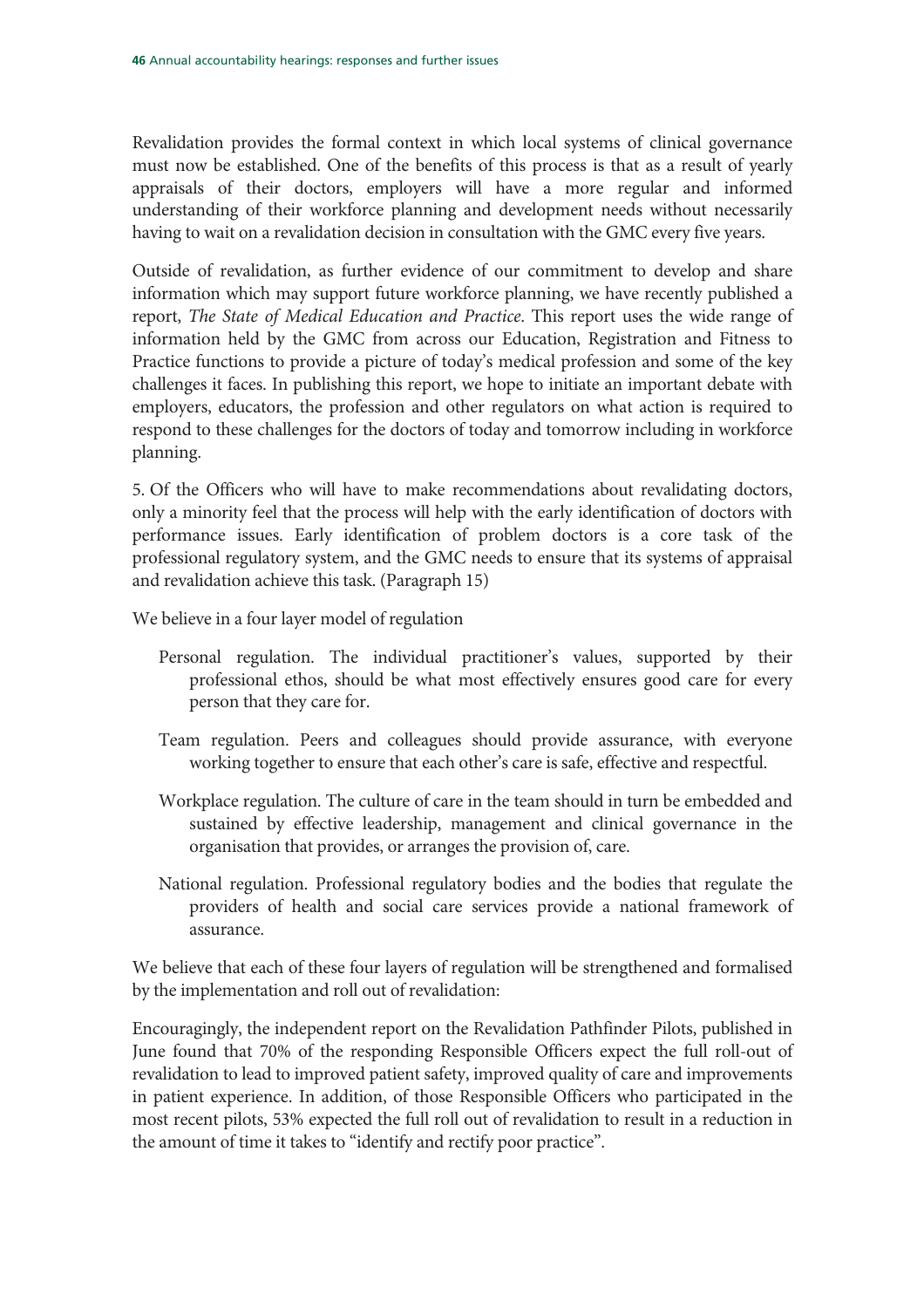Revalidation provides the formal context in which local systems of clinical governance must now be established. One of the benefits of this process is that as a result of yearly appraisals of their doctors, employers will have a more regular and informed understanding of their workforce planning and development needs without necessarily having to wait on a revalidation decision in consultation with the GMC every five years.

Outside of revalidation, as further evidence of our commitment to develop and share information which may support future workforce planning, we have recently published a report, *The State of Medical Education and Practice*. This report uses the wide range of information held by the GMC from across our Education, Registration and Fitness to Practice functions to provide a picture of today's medical profession and some of the key challenges it faces. In publishing this report, we hope to initiate an important debate with employers, educators, the profession and other regulators on what action is required to respond to these challenges for the doctors of today and tomorrow including in workforce planning.

5. Of the Officers who will have to make recommendations about revalidating doctors, only a minority feel that the process will help with the early identification of doctors with performance issues. Early identification of problem doctors is a core task of the professional regulatory system, and the GMC needs to ensure that its systems of appraisal and revalidation achieve this task. (Paragraph 15)

We believe in a four layer model of regulation

- Personal regulation. The individual practitioner's values, supported by their professional ethos, should be what most effectively ensures good care for every person that they care for.
- Team regulation. Peers and colleagues should provide assurance, with everyone working together to ensure that each other's care is safe, effective and respectful.
- Workplace regulation. The culture of care in the team should in turn be embedded and sustained by effective leadership, management and clinical governance in the organisation that provides, or arranges the provision of, care.
- National regulation. Professional regulatory bodies and the bodies that regulate the providers of health and social care services provide a national framework of assurance.

We believe that each of these four layers of regulation will be strengthened and formalised by the implementation and roll out of revalidation:

Encouragingly, the independent report on the Revalidation Pathfinder Pilots, published in June found that 70% of the responding Responsible Officers expect the full roll-out of revalidation to lead to improved patient safety, improved quality of care and improvements in patient experience. In addition, of those Responsible Officers who participated in the most recent pilots, 53% expected the full roll out of revalidation to result in a reduction in the amount of time it takes to "identify and rectify poor practice".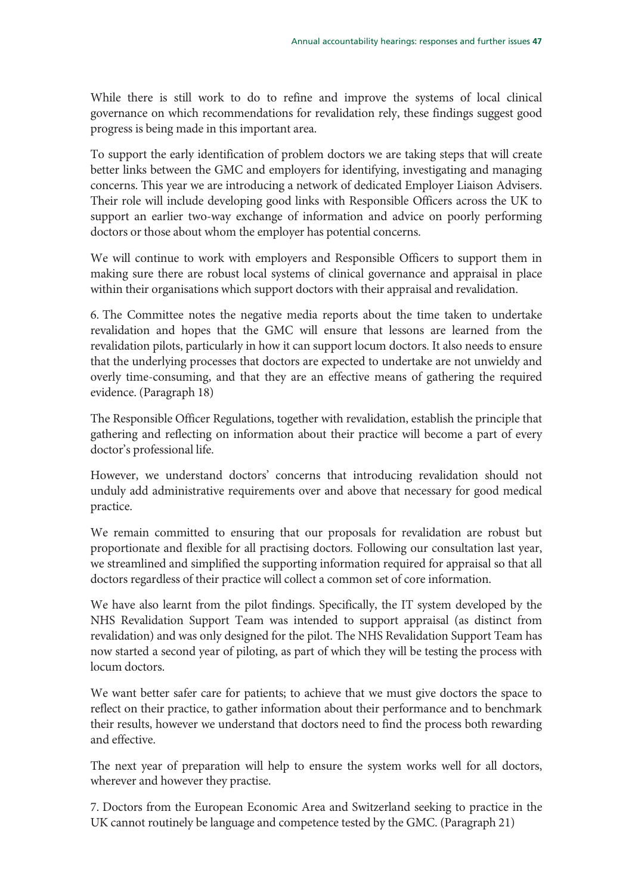While there is still work to do to refine and improve the systems of local clinical governance on which recommendations for revalidation rely, these findings suggest good progress is being made in this important area.

To support the early identification of problem doctors we are taking steps that will create better links between the GMC and employers for identifying, investigating and managing concerns. This year we are introducing a network of dedicated Employer Liaison Advisers. Their role will include developing good links with Responsible Officers across the UK to support an earlier two-way exchange of information and advice on poorly performing doctors or those about whom the employer has potential concerns.

We will continue to work with employers and Responsible Officers to support them in making sure there are robust local systems of clinical governance and appraisal in place within their organisations which support doctors with their appraisal and revalidation.

6. The Committee notes the negative media reports about the time taken to undertake revalidation and hopes that the GMC will ensure that lessons are learned from the revalidation pilots, particularly in how it can support locum doctors. It also needs to ensure that the underlying processes that doctors are expected to undertake are not unwieldy and overly time-consuming, and that they are an effective means of gathering the required evidence. (Paragraph 18)

The Responsible Officer Regulations, together with revalidation, establish the principle that gathering and reflecting on information about their practice will become a part of every doctor's professional life.

However, we understand doctors' concerns that introducing revalidation should not unduly add administrative requirements over and above that necessary for good medical practice.

We remain committed to ensuring that our proposals for revalidation are robust but proportionate and flexible for all practising doctors. Following our consultation last year, we streamlined and simplified the supporting information required for appraisal so that all doctors regardless of their practice will collect a common set of core information.

We have also learnt from the pilot findings. Specifically, the IT system developed by the NHS Revalidation Support Team was intended to support appraisal (as distinct from revalidation) and was only designed for the pilot. The NHS Revalidation Support Team has now started a second year of piloting, as part of which they will be testing the process with locum doctors.

We want better safer care for patients; to achieve that we must give doctors the space to reflect on their practice, to gather information about their performance and to benchmark their results, however we understand that doctors need to find the process both rewarding and effective.

The next year of preparation will help to ensure the system works well for all doctors, wherever and however they practise.

7. Doctors from the European Economic Area and Switzerland seeking to practice in the UK cannot routinely be language and competence tested by the GMC. (Paragraph 21)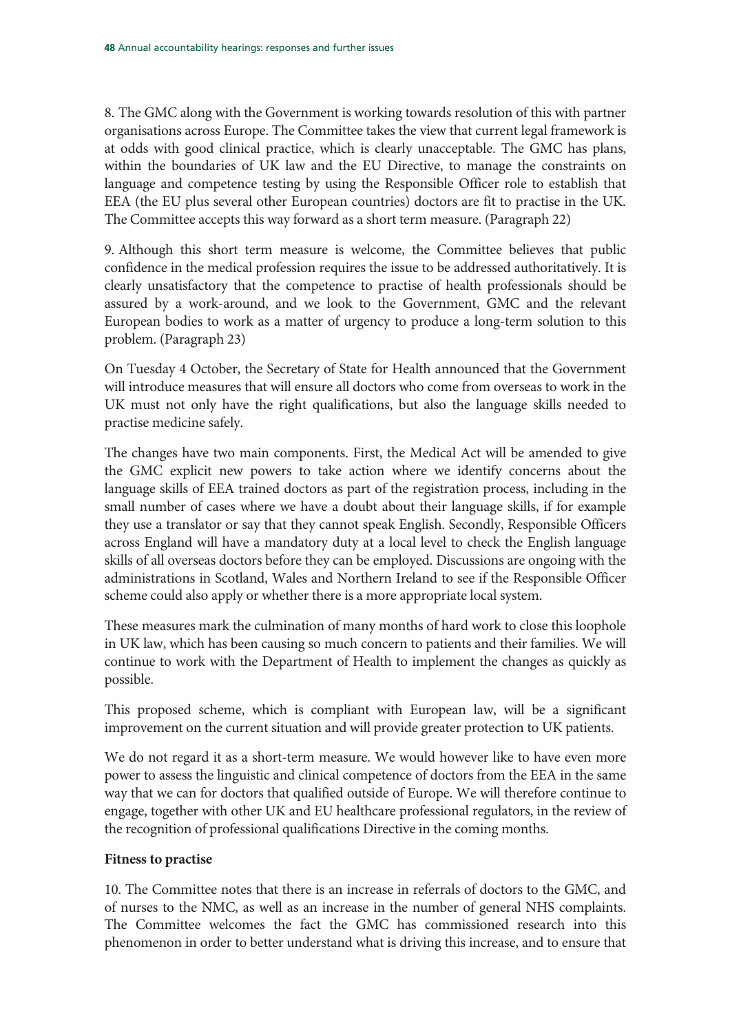8. The GMC along with the Government is working towards resolution of this with partner organisations across Europe. The Committee takes the view that current legal framework is at odds with good clinical practice, which is clearly unacceptable. The GMC has plans, within the boundaries of UK law and the EU Directive, to manage the constraints on language and competence testing by using the Responsible Officer role to establish that EEA (the EU plus several other European countries) doctors are fit to practise in the UK. The Committee accepts this way forward as a short term measure. (Paragraph 22)

9. Although this short term measure is welcome, the Committee believes that public confidence in the medical profession requires the issue to be addressed authoritatively. It is clearly unsatisfactory that the competence to practise of health professionals should be assured by a work-around, and we look to the Government, GMC and the relevant European bodies to work as a matter of urgency to produce a long-term solution to this problem. (Paragraph 23)

On Tuesday 4 October, the Secretary of State for Health announced that the Government will introduce measures that will ensure all doctors who come from overseas to work in the UK must not only have the right qualifications, but also the language skills needed to practise medicine safely.

The changes have two main components. First, the Medical Act will be amended to give the GMC explicit new powers to take action where we identify concerns about the language skills of EEA trained doctors as part of the registration process, including in the small number of cases where we have a doubt about their language skills, if for example they use a translator or say that they cannot speak English. Secondly, Responsible Officers across England will have a mandatory duty at a local level to check the English language skills of all overseas doctors before they can be employed. Discussions are ongoing with the administrations in Scotland, Wales and Northern Ireland to see if the Responsible Officer scheme could also apply or whether there is a more appropriate local system.

These measures mark the culmination of many months of hard work to close this loophole in UK law, which has been causing so much concern to patients and their families. We will continue to work with the Department of Health to implement the changes as quickly as possible.

This proposed scheme, which is compliant with European law, will be a significant improvement on the current situation and will provide greater protection to UK patients.

We do not regard it as a short-term measure. We would however like to have even more power to assess the linguistic and clinical competence of doctors from the EEA in the same way that we can for doctors that qualified outside of Europe. We will therefore continue to engage, together with other UK and EU healthcare professional regulators, in the review of the recognition of professional qualifications Directive in the coming months.

**Fitness to practise**

10. The Committee notes that there is an increase in referrals of doctors to the GMC, and of nurses to the NMC, as well as an increase in the number of general NHS complaints. The Committee welcomes the fact the GMC has commissioned research into this phenomenon in order to better understand what is driving this increase, and to ensure that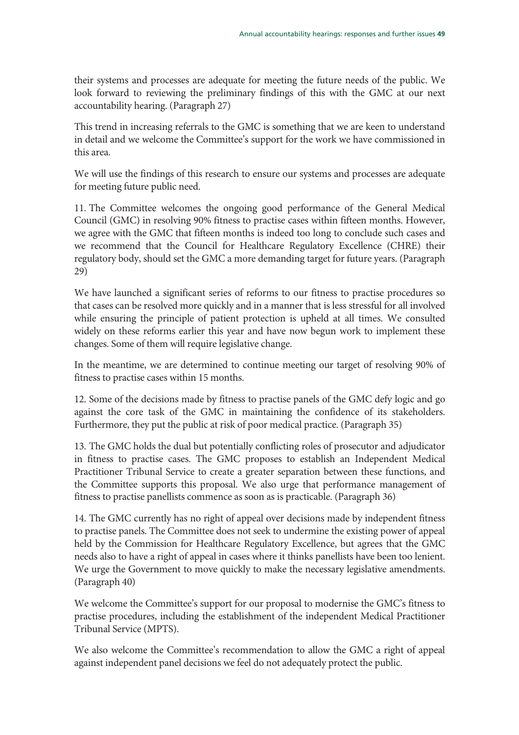their systems and processes are adequate for meeting the future needs of the public. We look forward to reviewing the preliminary findings of this with the GMC at our next accountability hearing. (Paragraph 27)

This trend in increasing referrals to the GMC is something that we are keen to understand in detail and we welcome the Committee's support for the work we have commissioned in this area.

We will use the findings of this research to ensure our systems and processes are adequate for meeting future public need.

11. The Committee welcomes the ongoing good performance of the General Medical Council (GMC) in resolving 90% fitness to practise cases within fifteen months. However, we agree with the GMC that fifteen months is indeed too long to conclude such cases and we recommend that the Council for Healthcare Regulatory Excellence (CHRE) their regulatory body, should set the GMC a more demanding target for future years. (Paragraph 29)

We have launched a significant series of reforms to our fitness to practise procedures so that cases can be resolved more quickly and in a manner that is less stressful for all involved while ensuring the principle of patient protection is upheld at all times. We consulted widely on these reforms earlier this year and have now begun work to implement these changes. Some of them will require legislative change.

In the meantime, we are determined to continue meeting our target of resolving 90% of fitness to practise cases within 15 months.

12. Some of the decisions made by fitness to practise panels of the GMC defy logic and go against the core task of the GMC in maintaining the confidence of its stakeholders. Furthermore, they put the public at risk of poor medical practice. (Paragraph 35)

13. The GMC holds the dual but potentially conflicting roles of prosecutor and adjudicator in fitness to practise cases. The GMC proposes to establish an Independent Medical Practitioner Tribunal Service to create a greater separation between these functions, and the Committee supports this proposal. We also urge that performance management of fitness to practise panellists commence as soon as is practicable. (Paragraph 36)

14. The GMC currently has no right of appeal over decisions made by independent fitness to practise panels. The Committee does not seek to undermine the existing power of appeal held by the Commission for Healthcare Regulatory Excellence, but agrees that the GMC needs also to have a right of appeal in cases where it thinks panellists have been too lenient. We urge the Government to move quickly to make the necessary legislative amendments. (Paragraph 40)

We welcome the Committee's support for our proposal to modernise the GMC's fitness to practise procedures, including the establishment of the independent Medical Practitioner Tribunal Service (MPTS).

We also welcome the Committee's recommendation to allow the GMC a right of appeal against independent panel decisions we feel do not adequately protect the public.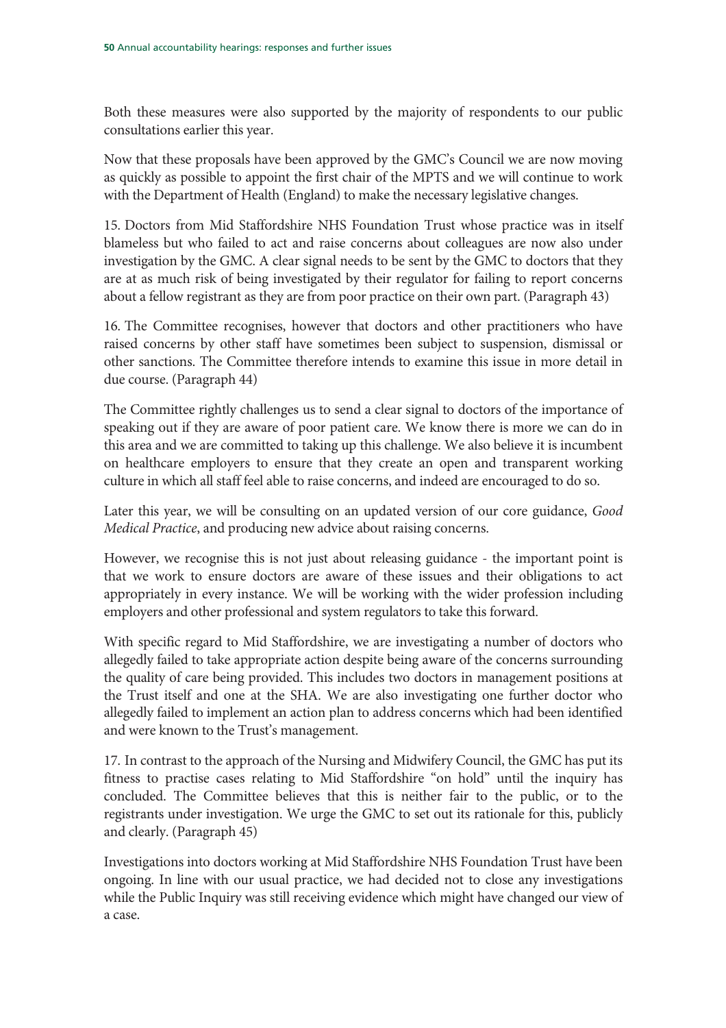Both these measures were also supported by the majority of respondents to our public consultations earlier this year.

Now that these proposals have been approved by the GMC's Council we are now moving as quickly as possible to appoint the first chair of the MPTS and we will continue to work with the Department of Health (England) to make the necessary legislative changes.

15. Doctors from Mid Staffordshire NHS Foundation Trust whose practice was in itself blameless but who failed to act and raise concerns about colleagues are now also under investigation by the GMC. A clear signal needs to be sent by the GMC to doctors that they are at as much risk of being investigated by their regulator for failing to report concerns about a fellow registrant as they are from poor practice on their own part. (Paragraph 43)

16. The Committee recognises, however that doctors and other practitioners who have raised concerns by other staff have sometimes been subject to suspension, dismissal or other sanctions. The Committee therefore intends to examine this issue in more detail in due course. (Paragraph 44)

The Committee rightly challenges us to send a clear signal to doctors of the importance of speaking out if they are aware of poor patient care. We know there is more we can do in this area and we are committed to taking up this challenge. We also believe it is incumbent on healthcare employers to ensure that they create an open and transparent working culture in which all staff feel able to raise concerns, and indeed are encouraged to do so.

Later this year, we will be consulting on an updated version of our core guidance, *Good Medical Practice*, and producing new advice about raising concerns.

However, we recognise this is not just about releasing guidance - the important point is that we work to ensure doctors are aware of these issues and their obligations to act appropriately in every instance. We will be working with the wider profession including employers and other professional and system regulators to take this forward.

With specific regard to Mid Staffordshire, we are investigating a number of doctors who allegedly failed to take appropriate action despite being aware of the concerns surrounding the quality of care being provided. This includes two doctors in management positions at the Trust itself and one at the SHA. We are also investigating one further doctor who allegedly failed to implement an action plan to address concerns which had been identified and were known to the Trust's management.

17. In contrast to the approach of the Nursing and Midwifery Council, the GMC has put its fitness to practise cases relating to Mid Staffordshire "on hold" until the inquiry has concluded. The Committee believes that this is neither fair to the public, or to the registrants under investigation. We urge the GMC to set out its rationale for this, publicly and clearly. (Paragraph 45)

Investigations into doctors working at Mid Staffordshire NHS Foundation Trust have been ongoing. In line with our usual practice, we had decided not to close any investigations while the Public Inquiry was still receiving evidence which might have changed our view of a case.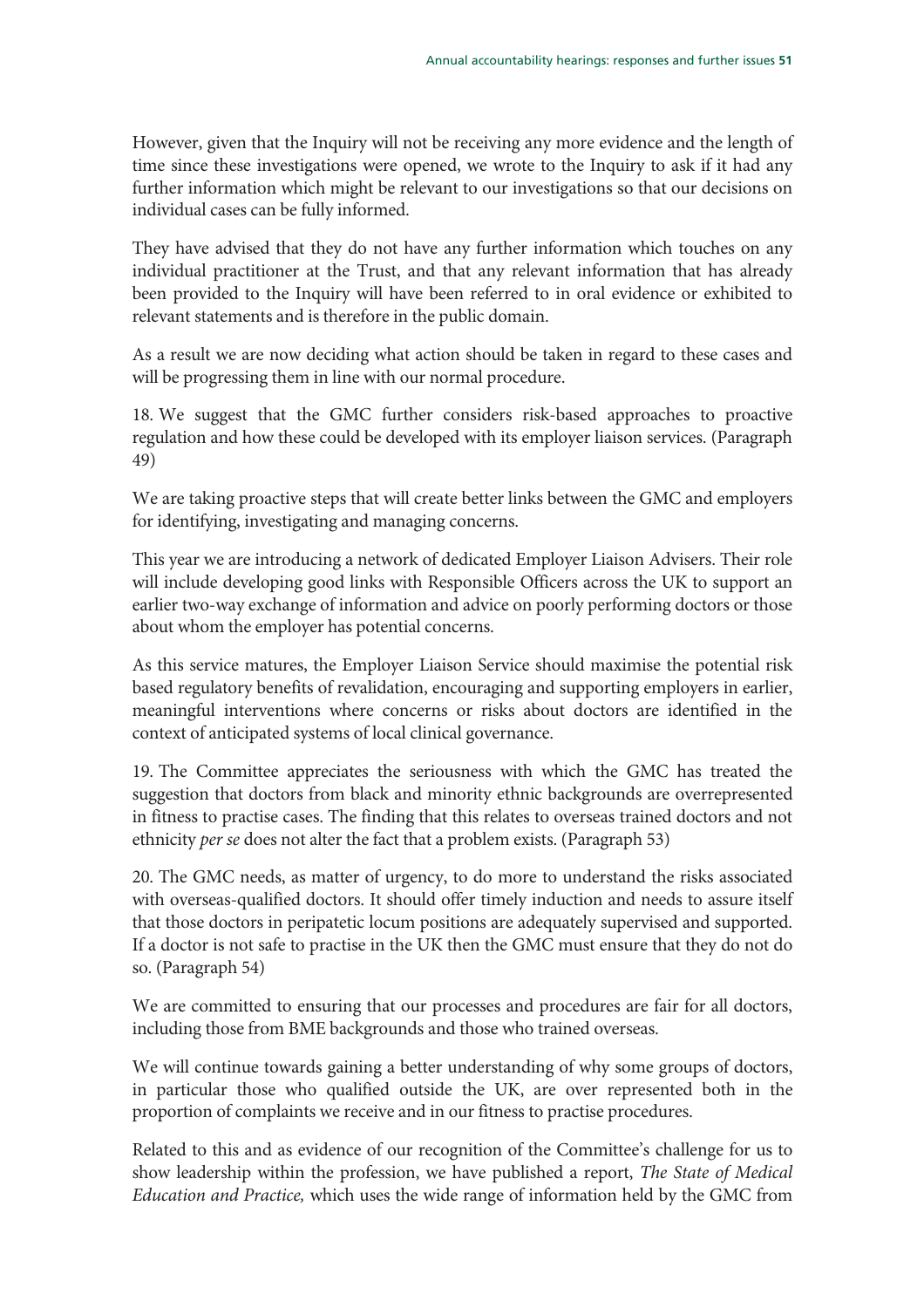However, given that the Inquiry will not be receiving any more evidence and the length of time since these investigations were opened, we wrote to the Inquiry to ask if it had any further information which might be relevant to our investigations so that our decisions on individual cases can be fully informed.

They have advised that they do not have any further information which touches on any individual practitioner at the Trust, and that any relevant information that has already been provided to the Inquiry will have been referred to in oral evidence or exhibited to relevant statements and is therefore in the public domain.

As a result we are now deciding what action should be taken in regard to these cases and will be progressing them in line with our normal procedure.

18. We suggest that the GMC further considers risk-based approaches to proactive regulation and how these could be developed with its employer liaison services. (Paragraph 49)

We are taking proactive steps that will create better links between the GMC and employers for identifying, investigating and managing concerns.

This year we are introducing a network of dedicated Employer Liaison Advisers. Their role will include developing good links with Responsible Officers across the UK to support an earlier two-way exchange of information and advice on poorly performing doctors or those about whom the employer has potential concerns.

As this service matures, the Employer Liaison Service should maximise the potential risk based regulatory benefits of revalidation, encouraging and supporting employers in earlier, meaningful interventions where concerns or risks about doctors are identified in the context of anticipated systems of local clinical governance.

19. The Committee appreciates the seriousness with which the GMC has treated the suggestion that doctors from black and minority ethnic backgrounds are overrepresented in fitness to practise cases. The finding that this relates to overseas trained doctors and not ethnicity *per se* does not alter the fact that a problem exists. (Paragraph 53)

20. The GMC needs, as matter of urgency, to do more to understand the risks associated with overseas-qualified doctors. It should offer timely induction and needs to assure itself that those doctors in peripatetic locum positions are adequately supervised and supported. If a doctor is not safe to practise in the UK then the GMC must ensure that they do not do so. (Paragraph 54)

We are committed to ensuring that our processes and procedures are fair for all doctors, including those from BME backgrounds and those who trained overseas.

We will continue towards gaining a better understanding of why some groups of doctors, in particular those who qualified outside the UK, are over represented both in the proportion of complaints we receive and in our fitness to practise procedures.

Related to this and as evidence of our recognition of the Committee's challenge for us to show leadership within the profession, we have published a report, *The State of Medical Education and Practice,* which uses the wide range of information held by the GMC from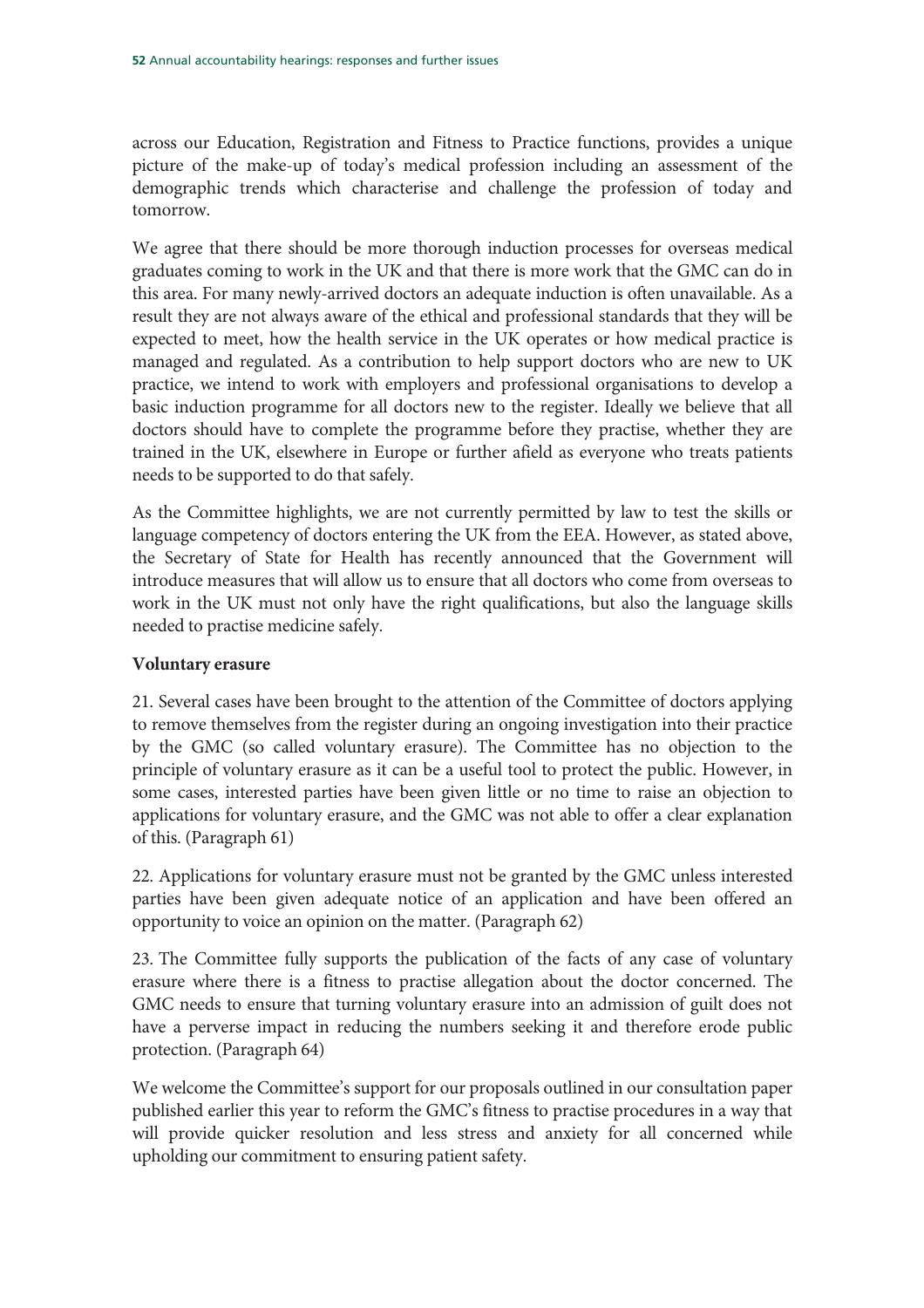across our Education, Registration and Fitness to Practice functions, provides a unique picture of the make-up of today's medical profession including an assessment of the demographic trends which characterise and challenge the profession of today and tomorrow.

We agree that there should be more thorough induction processes for overseas medical graduates coming to work in the UK and that there is more work that the GMC can do in this area. For many newly-arrived doctors an adequate induction is often unavailable. As a result they are not always aware of the ethical and professional standards that they will be expected to meet, how the health service in the UK operates or how medical practice is managed and regulated. As a contribution to help support doctors who are new to UK practice, we intend to work with employers and professional organisations to develop a basic induction programme for all doctors new to the register. Ideally we believe that all doctors should have to complete the programme before they practise, whether they are trained in the UK, elsewhere in Europe or further afield as everyone who treats patients needs to be supported to do that safely.

As the Committee highlights, we are not currently permitted by law to test the skills or language competency of doctors entering the UK from the EEA. However, as stated above, the Secretary of State for Health has recently announced that the Government will introduce measures that will allow us to ensure that all doctors who come from overseas to work in the UK must not only have the right qualifications, but also the language skills needed to practise medicine safely.

**Voluntary erasure**

21. Several cases have been brought to the attention of the Committee of doctors applying to remove themselves from the register during an ongoing investigation into their practice by the GMC (so called voluntary erasure). The Committee has no objection to the principle of voluntary erasure as it can be a useful tool to protect the public. However, in some cases, interested parties have been given little or no time to raise an objection to applications for voluntary erasure, and the GMC was not able to offer a clear explanation of this. (Paragraph 61)

22. Applications for voluntary erasure must not be granted by the GMC unless interested parties have been given adequate notice of an application and have been offered an opportunity to voice an opinion on the matter. (Paragraph 62)

23. The Committee fully supports the publication of the facts of any case of voluntary erasure where there is a fitness to practise allegation about the doctor concerned. The GMC needs to ensure that turning voluntary erasure into an admission of guilt does not have a perverse impact in reducing the numbers seeking it and therefore erode public protection. (Paragraph 64)

We welcome the Committee's support for our proposals outlined in our consultation paper published earlier this year to reform the GMC's fitness to practise procedures in a way that will provide quicker resolution and less stress and anxiety for all concerned while upholding our commitment to ensuring patient safety.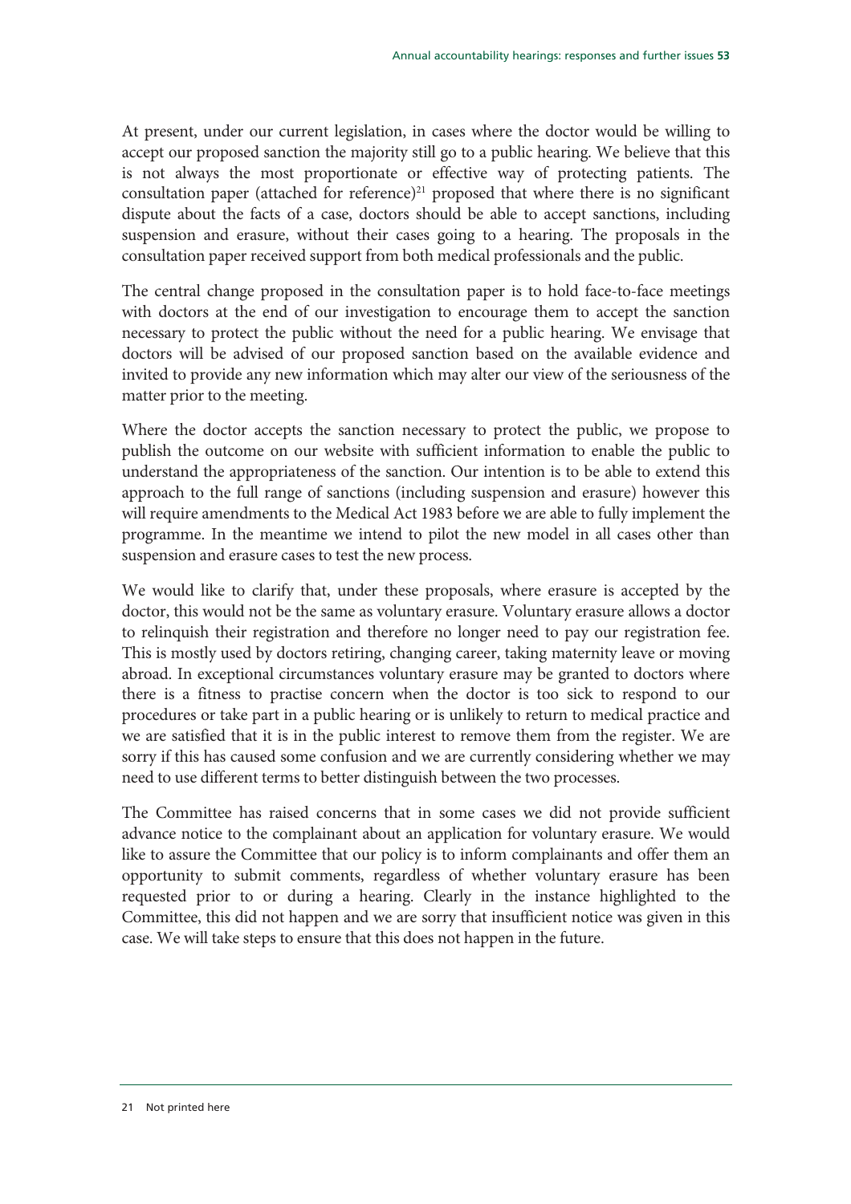At present, under our current legislation, in cases where the doctor would be willing to accept our proposed sanction the majority still go to a public hearing. We believe that this is not always the most proportionate or effective way of protecting patients. The consultation paper (attached for reference)[21] proposed that where there is no significant dispute about the facts of a case, doctors should be able to accept sanctions, including suspension and erasure, without their cases going to a hearing. The proposals in the consultation paper received support from both medical professionals and the public.

The central change proposed in the consultation paper is to hold face-to-face meetings with doctors at the end of our investigation to encourage them to accept the sanction necessary to protect the public without the need for a public hearing. We envisage that doctors will be advised of our proposed sanction based on the available evidence and invited to provide any new information which may alter our view of the seriousness of the matter prior to the meeting.

Where the doctor accepts the sanction necessary to protect the public, we propose to publish the outcome on our website with sufficient information to enable the public to understand the appropriateness of the sanction. Our intention is to be able to extend this approach to the full range of sanctions (including suspension and erasure) however this will require amendments to the Medical Act 1983 before we are able to fully implement the programme. In the meantime we intend to pilot the new model in all cases other than suspension and erasure cases to test the new process.

We would like to clarify that, under these proposals, where erasure is accepted by the doctor, this would not be the same as voluntary erasure. Voluntary erasure allows a doctor to relinquish their registration and therefore no longer need to pay our registration fee. This is mostly used by doctors retiring, changing career, taking maternity leave or moving abroad. In exceptional circumstances voluntary erasure may be granted to doctors where there is a fitness to practise concern when the doctor is too sick to respond to our procedures or take part in a public hearing or is unlikely to return to medical practice and we are satisfied that it is in the public interest to remove them from the register. We are sorry if this has caused some confusion and we are currently considering whether we may need to use different terms to better distinguish between the two processes.

The Committee has raised concerns that in some cases we did not provide sufficient advance notice to the complainant about an application for voluntary erasure. We would like to assure the Committee that our policy is to inform complainants and offer them an opportunity to submit comments, regardless of whether voluntary erasure has been requested prior to or during a hearing. Clearly in the instance highlighted to the Committee, this did not happen and we are sorry that insufficient notice was given in this case. We will take steps to ensure that this does not happen in the future.

21 Not printed here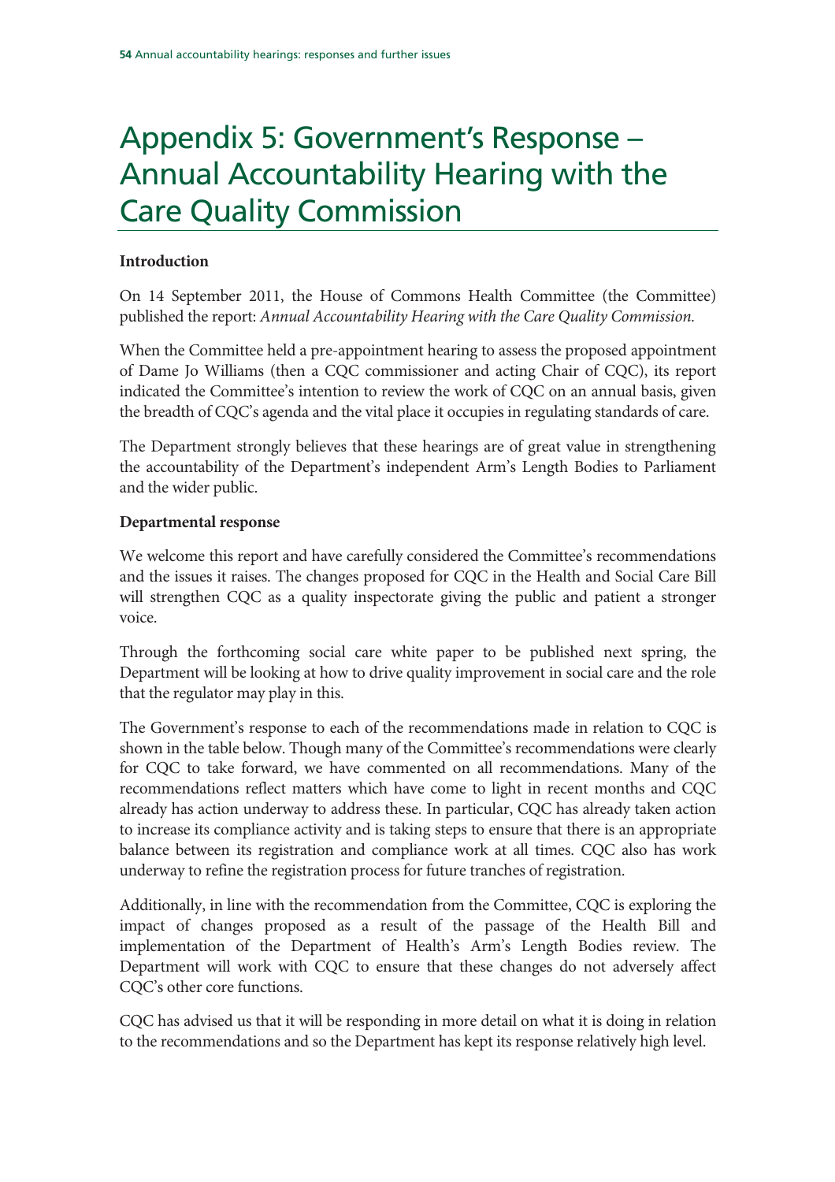# Appendix 5: Government's Response – Annual Accountability Hearing with the Care Quality Commission

**Introduction**

On 14 September 2011, the House of Commons Health Committee (the Committee) published the report: *Annual Accountability Hearing with the Care Quality Commission.*

When the Committee held a pre-appointment hearing to assess the proposed appointment of Dame Jo Williams (then a CQC commissioner and acting Chair of CQC), its report indicated the Committee's intention to review the work of CQC on an annual basis, given the breadth of CQC's agenda and the vital place it occupies in regulating standards of care.

The Department strongly believes that these hearings are of great value in strengthening the accountability of the Department's independent Arm's Length Bodies to Parliament and the wider public.

**Departmental response**

We welcome this report and have carefully considered the Committee's recommendations and the issues it raises. The changes proposed for CQC in the Health and Social Care Bill will strengthen CQC as a quality inspectorate giving the public and patient a stronger voice.

Through the forthcoming social care white paper to be published next spring, the Department will be looking at how to drive quality improvement in social care and the role that the regulator may play in this.

The Government's response to each of the recommendations made in relation to CQC is shown in the table below. Though many of the Committee's recommendations were clearly for CQC to take forward, we have commented on all recommendations. Many of the recommendations reflect matters which have come to light in recent months and CQC already has action underway to address these. In particular, CQC has already taken action to increase its compliance activity and is taking steps to ensure that there is an appropriate balance between its registration and compliance work at all times. CQC also has work underway to refine the registration process for future tranches of registration.

Additionally, in line with the recommendation from the Committee, CQC is exploring the impact of changes proposed as a result of the passage of the Health Bill and implementation of the Department of Health's Arm's Length Bodies review. The Department will work with CQC to ensure that these changes do not adversely affect CQC's other core functions.

CQC has advised us that it will be responding in more detail on what it is doing in relation to the recommendations and so the Department has kept its response relatively high level.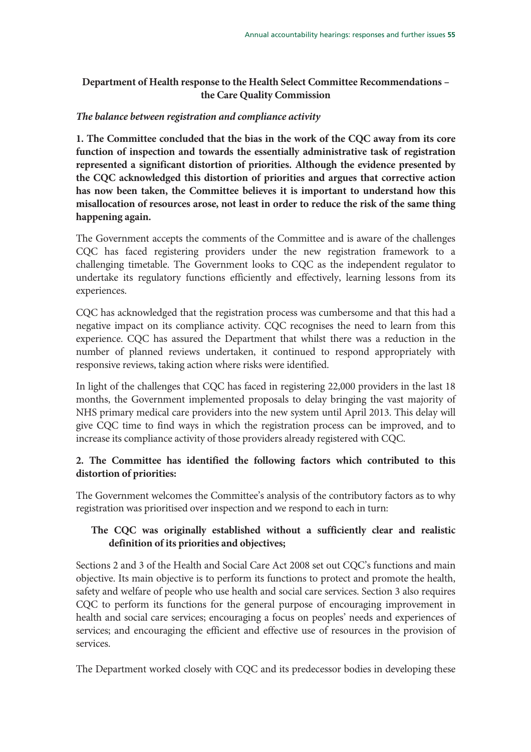**Department of Health response to the Health Select Committee Recommendations – the Care Quality Commission**

*The balance between registration and compliance activity*

**1. The Committee concluded that the bias in the work of the CQC away from its core function of inspection and towards the essentially administrative task of registration represented a significant distortion of priorities. Although the evidence presented by the CQC acknowledged this distortion of priorities and argues that corrective action has now been taken, the Committee believes it is important to understand how this misallocation of resources arose, not least in order to reduce the risk of the same thing happening again.**

The Government accepts the comments of the Committee and is aware of the challenges CQC has faced registering providers under the new registration framework to a challenging timetable. The Government looks to CQC as the independent regulator to undertake its regulatory functions efficiently and effectively, learning lessons from its experiences.

CQC has acknowledged that the registration process was cumbersome and that this had a negative impact on its compliance activity. CQC recognises the need to learn from this experience. CQC has assured the Department that whilst there was a reduction in the number of planned reviews undertaken, it continued to respond appropriately with responsive reviews, taking action where risks were identified.

In light of the challenges that CQC has faced in registering 22,000 providers in the last 18 months, the Government implemented proposals to delay bringing the vast majority of NHS primary medical care providers into the new system until April 2013. This delay will give CQC time to find ways in which the registration process can be improved, and to increase its compliance activity of those providers already registered with CQC.

**2. The Committee has identified the following factors which contributed to this distortion of priorities:**

The Government welcomes the Committee's analysis of the contributory factors as to why registration was prioritised over inspection and we respond to each in turn:

**The CQC was originally established without a sufficiently clear and realistic definition of its priorities and objectives;**

Sections 2 and 3 of the Health and Social Care Act 2008 set out CQC's functions and main objective. Its main objective is to perform its functions to protect and promote the health, safety and welfare of people who use health and social care services. Section 3 also requires CQC to perform its functions for the general purpose of encouraging improvement in health and social care services; encouraging a focus on peoples' needs and experiences of services; and encouraging the efficient and effective use of resources in the provision of services.

The Department worked closely with CQC and its predecessor bodies in developing these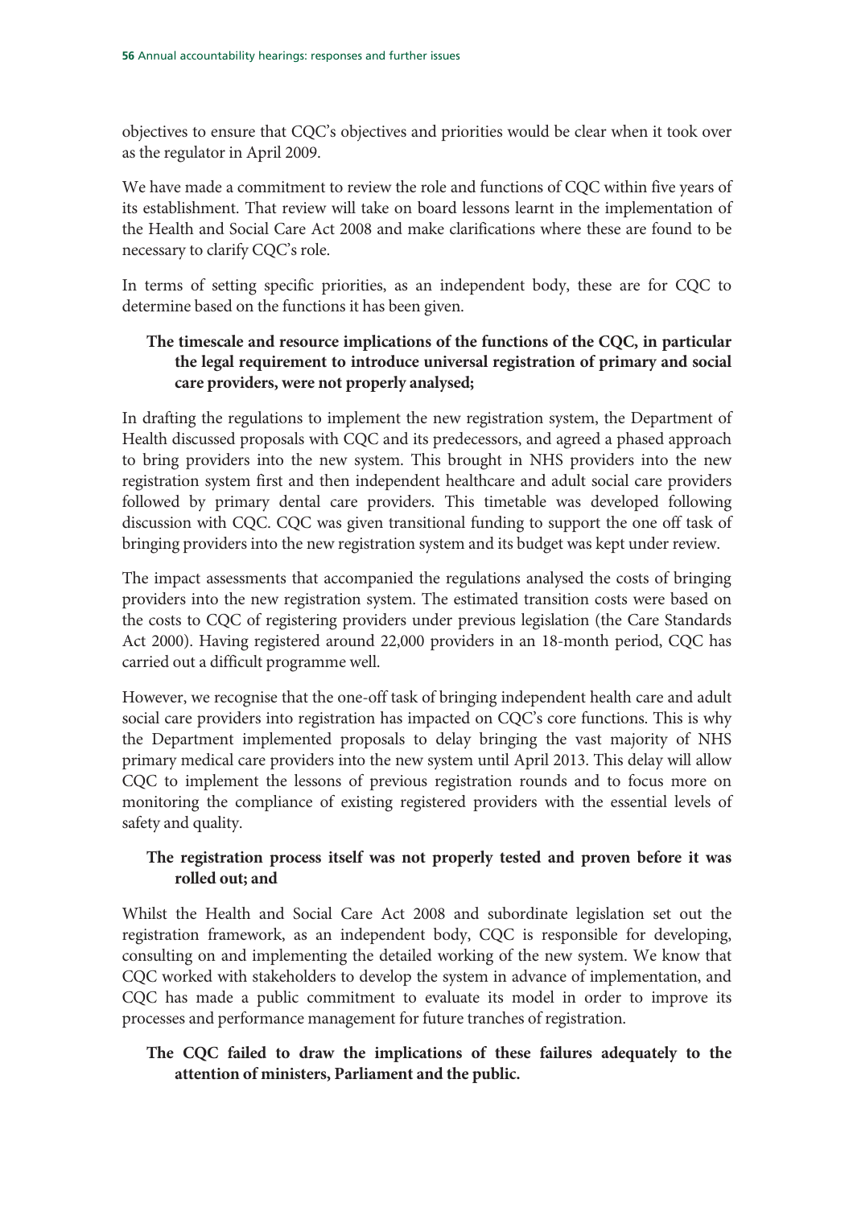objectives to ensure that CQC's objectives and priorities would be clear when it took over as the regulator in April 2009.

We have made a commitment to review the role and functions of CQC within five years of its establishment. That review will take on board lessons learnt in the implementation of the Health and Social Care Act 2008 and make clarifications where these are found to be necessary to clarify CQC's role.

In terms of setting specific priorities, as an independent body, these are for CQC to determine based on the functions it has been given.

> **The timescale and resource implications of the functions of the CQC, in particular the legal requirement to introduce universal registration of primary and social care providers, were not properly analysed;**

In drafting the regulations to implement the new registration system, the Department of Health discussed proposals with CQC and its predecessors, and agreed a phased approach to bring providers into the new system. This brought in NHS providers into the new registration system first and then independent healthcare and adult social care providers followed by primary dental care providers. This timetable was developed following discussion with CQC. CQC was given transitional funding to support the one off task of bringing providers into the new registration system and its budget was kept under review.

The impact assessments that accompanied the regulations analysed the costs of bringing providers into the new registration system. The estimated transition costs were based on the costs to CQC of registering providers under previous legislation (the Care Standards Act 2000). Having registered around 22,000 providers in an 18-month period, CQC has carried out a difficult programme well.

However, we recognise that the one-off task of bringing independent health care and adult social care providers into registration has impacted on CQC's core functions. This is why the Department implemented proposals to delay bringing the vast majority of NHS primary medical care providers into the new system until April 2013. This delay will allow CQC to implement the lessons of previous registration rounds and to focus more on monitoring the compliance of existing registered providers with the essential levels of safety and quality.

> **The registration process itself was not properly tested and proven before it was rolled out; and**

Whilst the Health and Social Care Act 2008 and subordinate legislation set out the registration framework, as an independent body, CQC is responsible for developing, consulting on and implementing the detailed working of the new system. We know that CQC worked with stakeholders to develop the system in advance of implementation, and CQC has made a public commitment to evaluate its model in order to improve its processes and performance management for future tranches of registration.

> **The CQC failed to draw the implications of these failures adequately to the attention of ministers, Parliament and the public.**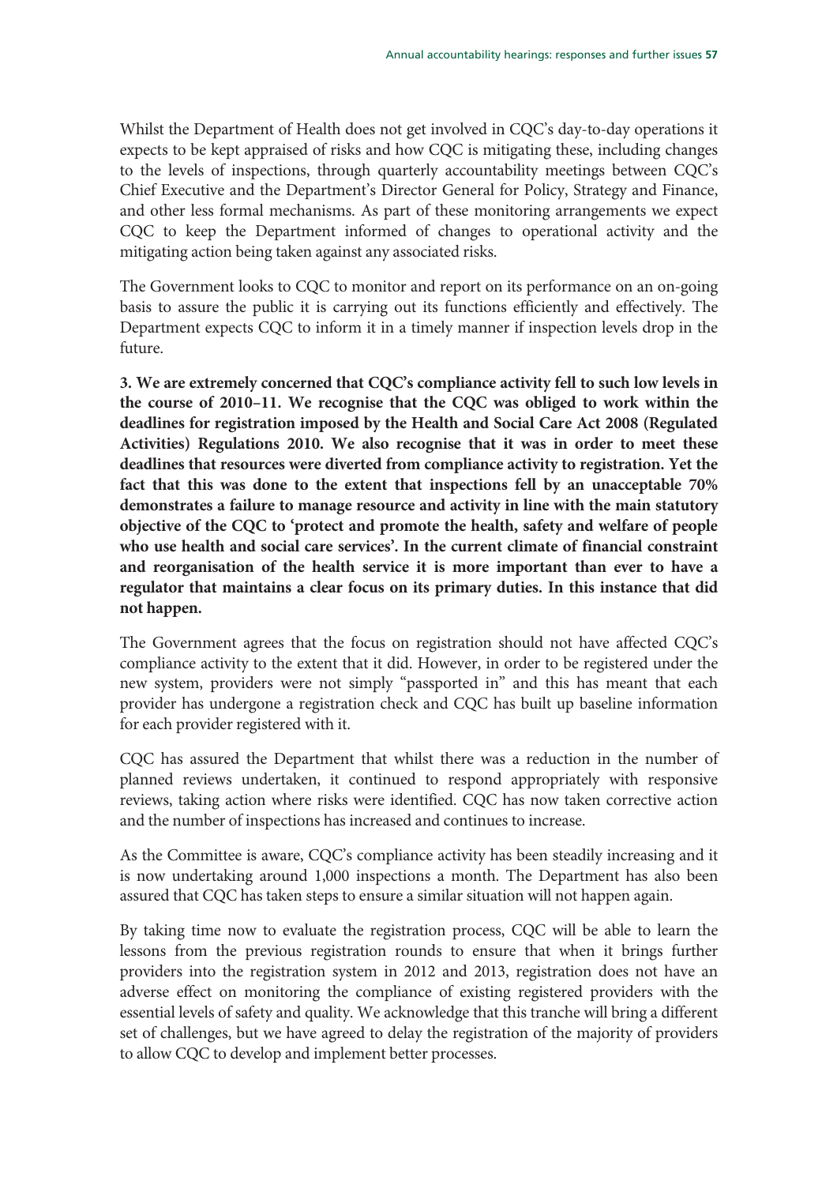Whilst the Department of Health does not get involved in CQC's day-to-day operations it expects to be kept appraised of risks and how CQC is mitigating these, including changes to the levels of inspections, through quarterly accountability meetings between CQC's Chief Executive and the Department's Director General for Policy, Strategy and Finance, and other less formal mechanisms. As part of these monitoring arrangements we expect CQC to keep the Department informed of changes to operational activity and the mitigating action being taken against any associated risks.

The Government looks to CQC to monitor and report on its performance on an on-going basis to assure the public it is carrying out its functions efficiently and effectively. The Department expects CQC to inform it in a timely manner if inspection levels drop in the future.

**3. We are extremely concerned that CQC's compliance activity fell to such low levels in the course of 2010–11. We recognise that the CQC was obliged to work within the deadlines for registration imposed by the Health and Social Care Act 2008 (Regulated Activities) Regulations 2010. We also recognise that it was in order to meet these deadlines that resources were diverted from compliance activity to registration. Yet the fact that this was done to the extent that inspections fell by an unacceptable 70% demonstrates a failure to manage resource and activity in line with the main statutory objective of the CQC to 'protect and promote the health, safety and welfare of people who use health and social care services'. In the current climate of financial constraint and reorganisation of the health service it is more important than ever to have a regulator that maintains a clear focus on its primary duties. In this instance that did not happen.**

The Government agrees that the focus on registration should not have affected CQC's compliance activity to the extent that it did. However, in order to be registered under the new system, providers were not simply "passported in" and this has meant that each provider has undergone a registration check and CQC has built up baseline information for each provider registered with it.

CQC has assured the Department that whilst there was a reduction in the number of planned reviews undertaken, it continued to respond appropriately with responsive reviews, taking action where risks were identified. CQC has now taken corrective action and the number of inspections has increased and continues to increase.

As the Committee is aware, CQC's compliance activity has been steadily increasing and it is now undertaking around 1,000 inspections a month. The Department has also been assured that CQC has taken steps to ensure a similar situation will not happen again.

By taking time now to evaluate the registration process, CQC will be able to learn the lessons from the previous registration rounds to ensure that when it brings further providers into the registration system in 2012 and 2013, registration does not have an adverse effect on monitoring the compliance of existing registered providers with the essential levels of safety and quality. We acknowledge that this tranche will bring a different set of challenges, but we have agreed to delay the registration of the majority of providers to allow CQC to develop and implement better processes.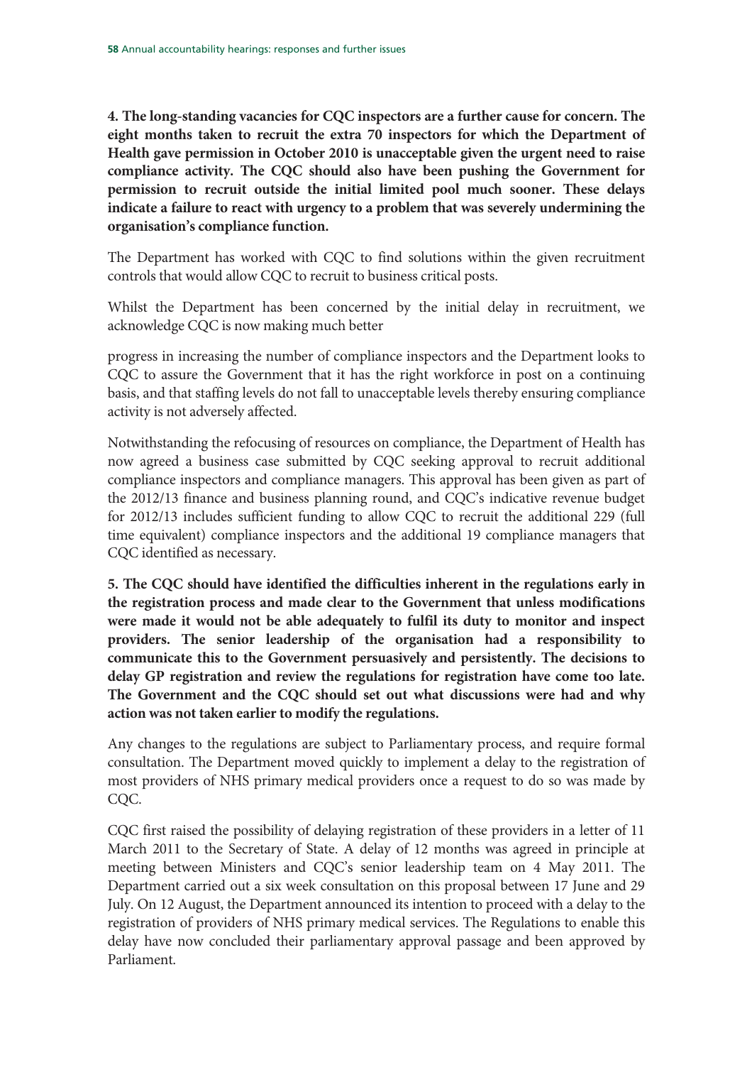**4. The long-standing vacancies for CQC inspectors are a further cause for concern. The eight months taken to recruit the extra 70 inspectors for which the Department of Health gave permission in October 2010 is unacceptable given the urgent need to raise compliance activity. The CQC should also have been pushing the Government for permission to recruit outside the initial limited pool much sooner. These delays indicate a failure to react with urgency to a problem that was severely undermining the organisation's compliance function.**

The Department has worked with CQC to find solutions within the given recruitment controls that would allow CQC to recruit to business critical posts.

Whilst the Department has been concerned by the initial delay in recruitment, we acknowledge CQC is now making much better

progress in increasing the number of compliance inspectors and the Department looks to CQC to assure the Government that it has the right workforce in post on a continuing basis, and that staffing levels do not fall to unacceptable levels thereby ensuring compliance activity is not adversely affected.

Notwithstanding the refocusing of resources on compliance, the Department of Health has now agreed a business case submitted by CQC seeking approval to recruit additional compliance inspectors and compliance managers. This approval has been given as part of the 2012/13 finance and business planning round, and CQC's indicative revenue budget for 2012/13 includes sufficient funding to allow CQC to recruit the additional 229 (full time equivalent) compliance inspectors and the additional 19 compliance managers that CQC identified as necessary.

**5. The CQC should have identified the difficulties inherent in the regulations early in the registration process and made clear to the Government that unless modifications were made it would not be able adequately to fulfil its duty to monitor and inspect providers. The senior leadership of the organisation had a responsibility to communicate this to the Government persuasively and persistently. The decisions to delay GP registration and review the regulations for registration have come too late. The Government and the CQC should set out what discussions were had and why action was not taken earlier to modify the regulations.**

Any changes to the regulations are subject to Parliamentary process, and require formal consultation. The Department moved quickly to implement a delay to the registration of most providers of NHS primary medical providers once a request to do so was made by CQC.

CQC first raised the possibility of delaying registration of these providers in a letter of 11 March 2011 to the Secretary of State. A delay of 12 months was agreed in principle at meeting between Ministers and CQC's senior leadership team on 4 May 2011. The Department carried out a six week consultation on this proposal between 17 June and 29 July. On 12 August, the Department announced its intention to proceed with a delay to the registration of providers of NHS primary medical services. The Regulations to enable this delay have now concluded their parliamentary approval passage and been approved by Parliament.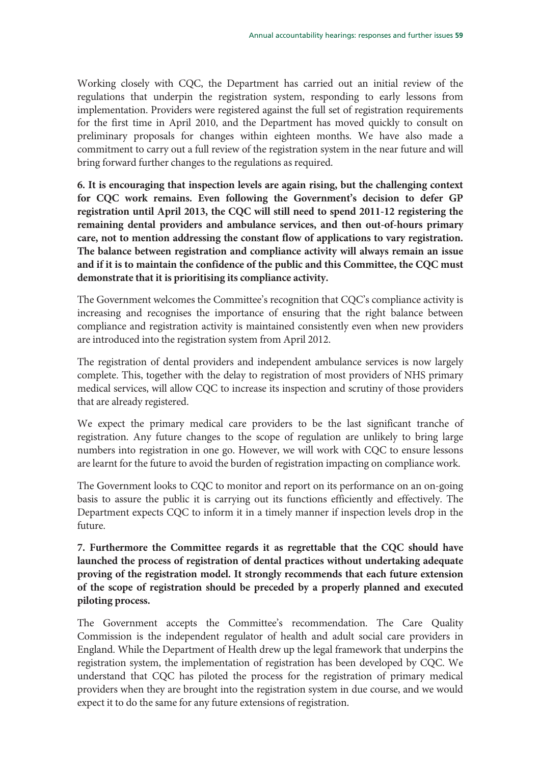Working closely with CQC, the Department has carried out an initial review of the regulations that underpin the registration system, responding to early lessons from implementation. Providers were registered against the full set of registration requirements for the first time in April 2010, and the Department has moved quickly to consult on preliminary proposals for changes within eighteen months. We have also made a commitment to carry out a full review of the registration system in the near future and will bring forward further changes to the regulations as required.

**6. It is encouraging that inspection levels are again rising, but the challenging context for CQC work remains. Even following the Government's decision to defer GP registration until April 2013, the CQC will still need to spend 2011-12 registering the remaining dental providers and ambulance services, and then out-of-hours primary care, not to mention addressing the constant flow of applications to vary registration. The balance between registration and compliance activity will always remain an issue and if it is to maintain the confidence of the public and this Committee, the CQC must demonstrate that it is prioritising its compliance activity.**

The Government welcomes the Committee's recognition that CQC's compliance activity is increasing and recognises the importance of ensuring that the right balance between compliance and registration activity is maintained consistently even when new providers are introduced into the registration system from April 2012.

The registration of dental providers and independent ambulance services is now largely complete. This, together with the delay to registration of most providers of NHS primary medical services, will allow CQC to increase its inspection and scrutiny of those providers that are already registered.

We expect the primary medical care providers to be the last significant tranche of registration. Any future changes to the scope of regulation are unlikely to bring large numbers into registration in one go. However, we will work with CQC to ensure lessons are learnt for the future to avoid the burden of registration impacting on compliance work.

The Government looks to CQC to monitor and report on its performance on an on-going basis to assure the public it is carrying out its functions efficiently and effectively. The Department expects CQC to inform it in a timely manner if inspection levels drop in the future.

**7. Furthermore the Committee regards it as regrettable that the CQC should have launched the process of registration of dental practices without undertaking adequate proving of the registration model. It strongly recommends that each future extension of the scope of registration should be preceded by a properly planned and executed piloting process.**

The Government accepts the Committee's recommendation. The Care Quality Commission is the independent regulator of health and adult social care providers in England. While the Department of Health drew up the legal framework that underpins the registration system, the implementation of registration has been developed by CQC. We understand that CQC has piloted the process for the registration of primary medical providers when they are brought into the registration system in due course, and we would expect it to do the same for any future extensions of registration.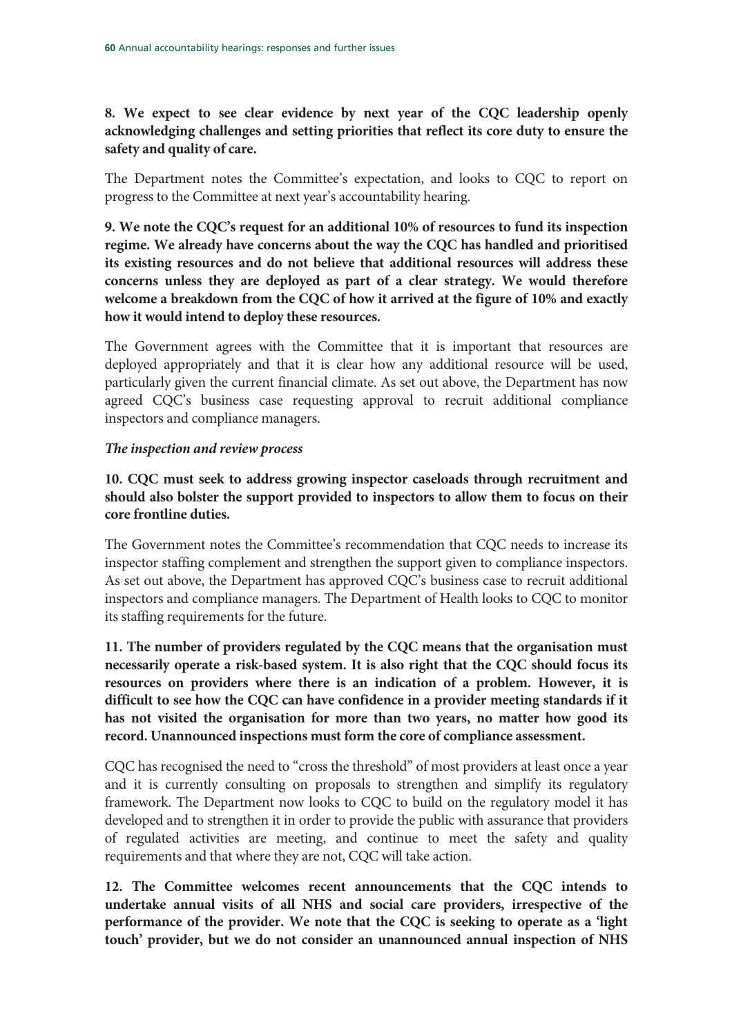**8. We expect to see clear evidence by next year of the CQC leadership openly acknowledging challenges and setting priorities that reflect its core duty to ensure the safety and quality of care.**

The Department notes the Committee's expectation, and looks to CQC to report on progress to the Committee at next year's accountability hearing.

**9. We note the CQC's request for an additional 10% of resources to fund its inspection regime. We already have concerns about the way the CQC has handled and prioritised its existing resources and do not believe that additional resources will address these concerns unless they are deployed as part of a clear strategy. We would therefore welcome a breakdown from the CQC of how it arrived at the figure of 10% and exactly how it would intend to deploy these resources.**

The Government agrees with the Committee that it is important that resources are deployed appropriately and that it is clear how any additional resource will be used, particularly given the current financial climate. As set out above, the Department has now agreed CQC's business case requesting approval to recruit additional compliance inspectors and compliance managers.

***The inspection and review process***

**10. CQC must seek to address growing inspector caseloads through recruitment and should also bolster the support provided to inspectors to allow them to focus on their core frontline duties.**

The Government notes the Committee's recommendation that CQC needs to increase its inspector staffing complement and strengthen the support given to compliance inspectors. As set out above, the Department has approved CQC's business case to recruit additional inspectors and compliance managers. The Department of Health looks to CQC to monitor its staffing requirements for the future.

**11. The number of providers regulated by the CQC means that the organisation must necessarily operate a risk-based system. It is also right that the CQC should focus its resources on providers where there is an indication of a problem. However, it is difficult to see how the CQC can have confidence in a provider meeting standards if it has not visited the organisation for more than two years, no matter how good its record. Unannounced inspections must form the core of compliance assessment.**

CQC has recognised the need to "cross the threshold" of most providers at least once a year and it is currently consulting on proposals to strengthen and simplify its regulatory framework. The Department now looks to CQC to build on the regulatory model it has developed and to strengthen it in order to provide the public with assurance that providers of regulated activities are meeting, and continue to meet the safety and quality requirements and that where they are not, CQC will take action.

**12. The Committee welcomes recent announcements that the CQC intends to undertake annual visits of all NHS and social care providers, irrespective of the performance of the provider. We note that the CQC is seeking to operate as a 'light touch' provider, but we do not consider an unannounced annual inspection of NHS**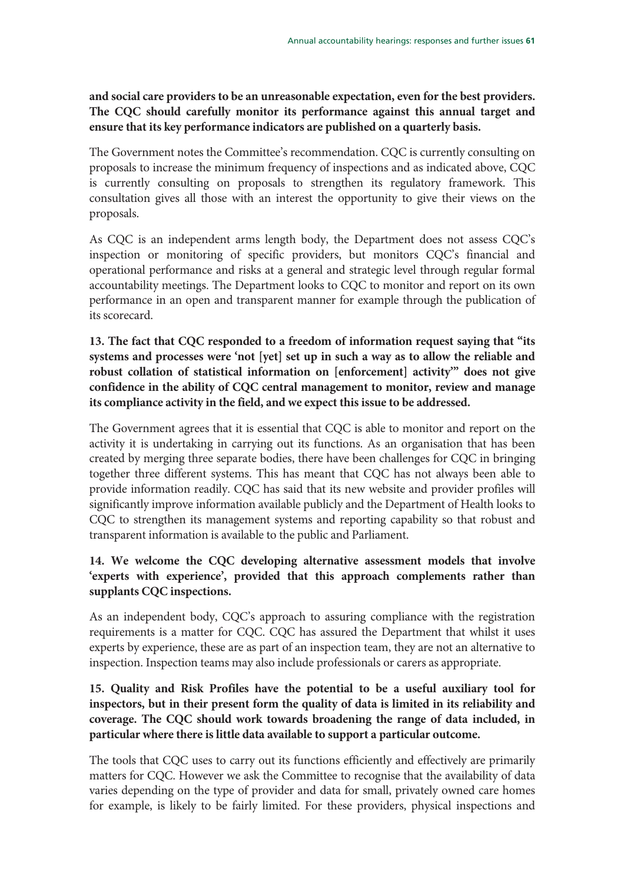**and social care providers to be an unreasonable expectation, even for the best providers. The CQC should carefully monitor its performance against this annual target and ensure that its key performance indicators are published on a quarterly basis.**

The Government notes the Committee's recommendation. CQC is currently consulting on proposals to increase the minimum frequency of inspections and as indicated above, CQC is currently consulting on proposals to strengthen its regulatory framework. This consultation gives all those with an interest the opportunity to give their views on the proposals.

As CQC is an independent arms length body, the Department does not assess CQC's inspection or monitoring of specific providers, but monitors CQC's financial and operational performance and risks at a general and strategic level through regular formal accountability meetings. The Department looks to CQC to monitor and report on its own performance in an open and transparent manner for example through the publication of its scorecard.

**13. The fact that CQC responded to a freedom of information request saying that "its systems and processes were 'not [yet] set up in such a way as to allow the reliable and robust collation of statistical information on [enforcement] activity'" does not give confidence in the ability of CQC central management to monitor, review and manage its compliance activity in the field, and we expect this issue to be addressed.**

The Government agrees that it is essential that CQC is able to monitor and report on the activity it is undertaking in carrying out its functions. As an organisation that has been created by merging three separate bodies, there have been challenges for CQC in bringing together three different systems. This has meant that CQC has not always been able to provide information readily. CQC has said that its new website and provider profiles will significantly improve information available publicly and the Department of Health looks to CQC to strengthen its management systems and reporting capability so that robust and transparent information is available to the public and Parliament.

**14. We welcome the CQC developing alternative assessment models that involve 'experts with experience', provided that this approach complements rather than supplants CQC inspections.**

As an independent body, CQC's approach to assuring compliance with the registration requirements is a matter for CQC. CQC has assured the Department that whilst it uses experts by experience, these are as part of an inspection team, they are not an alternative to inspection. Inspection teams may also include professionals or carers as appropriate.

**15. Quality and Risk Profiles have the potential to be a useful auxiliary tool for inspectors, but in their present form the quality of data is limited in its reliability and coverage. The CQC should work towards broadening the range of data included, in particular where there is little data available to support a particular outcome.**

The tools that CQC uses to carry out its functions efficiently and effectively are primarily matters for CQC. However we ask the Committee to recognise that the availability of data varies depending on the type of provider and data for small, privately owned care homes for example, is likely to be fairly limited. For these providers, physical inspections and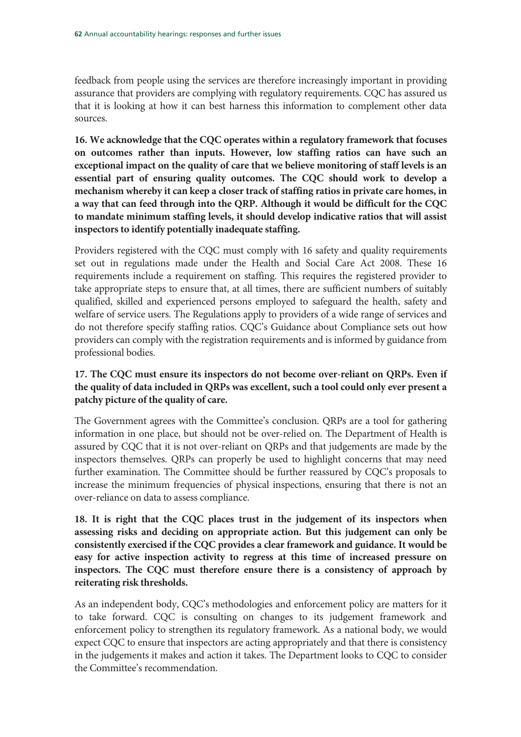feedback from people using the services are therefore increasingly important in providing assurance that providers are complying with regulatory requirements. CQC has assured us that it is looking at how it can best harness this information to complement other data sources.

**16. We acknowledge that the CQC operates within a regulatory framework that focuses on outcomes rather than inputs. However, low staffing ratios can have such an exceptional impact on the quality of care that we believe monitoring of staff levels is an essential part of ensuring quality outcomes. The CQC should work to develop a mechanism whereby it can keep a closer track of staffing ratios in private care homes, in a way that can feed through into the QRP. Although it would be difficult for the CQC to mandate minimum staffing levels, it should develop indicative ratios that will assist inspectors to identify potentially inadequate staffing.**

Providers registered with the CQC must comply with 16 safety and quality requirements set out in regulations made under the Health and Social Care Act 2008. These 16 requirements include a requirement on staffing. This requires the registered provider to take appropriate steps to ensure that, at all times, there are sufficient numbers of suitably qualified, skilled and experienced persons employed to safeguard the health, safety and welfare of service users. The Regulations apply to providers of a wide range of services and do not therefore specify staffing ratios. CQC's Guidance about Compliance sets out how providers can comply with the registration requirements and is informed by guidance from professional bodies.

**17. The CQC must ensure its inspectors do not become over-reliant on QRPs. Even if the quality of data included in QRPs was excellent, such a tool could only ever present a patchy picture of the quality of care.**

The Government agrees with the Committee's conclusion. QRPs are a tool for gathering information in one place, but should not be over-relied on. The Department of Health is assured by CQC that it is not over-reliant on QRPs and that judgements are made by the inspectors themselves. QRPs can properly be used to highlight concerns that may need further examination. The Committee should be further reassured by CQC's proposals to increase the minimum frequencies of physical inspections, ensuring that there is not an over-reliance on data to assess compliance.

**18. It is right that the CQC places trust in the judgement of its inspectors when assessing risks and deciding on appropriate action. But this judgement can only be consistently exercised if the CQC provides a clear framework and guidance. It would be easy for active inspection activity to regress at this time of increased pressure on inspectors. The CQC must therefore ensure there is a consistency of approach by reiterating risk thresholds.**

As an independent body, CQC's methodologies and enforcement policy are matters for it to take forward. CQC is consulting on changes to its judgement framework and enforcement policy to strengthen its regulatory framework. As a national body, we would expect CQC to ensure that inspectors are acting appropriately and that there is consistency in the judgements it makes and action it takes. The Department looks to CQC to consider the Committee's recommendation.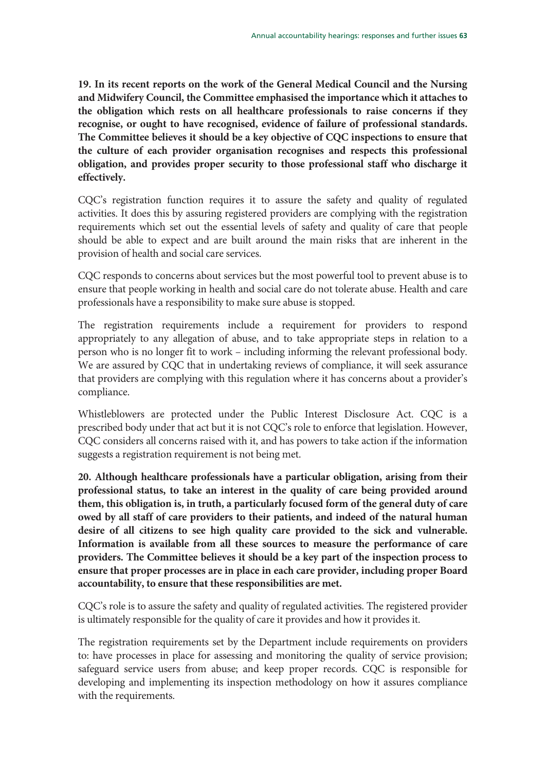**19. In its recent reports on the work of the General Medical Council and the Nursing and Midwifery Council, the Committee emphasised the importance which it attaches to the obligation which rests on all healthcare professionals to raise concerns if they recognise, or ought to have recognised, evidence of failure of professional standards. The Committee believes it should be a key objective of CQC inspections to ensure that the culture of each provider organisation recognises and respects this professional obligation, and provides proper security to those professional staff who discharge it effectively.**

CQC's registration function requires it to assure the safety and quality of regulated activities. It does this by assuring registered providers are complying with the registration requirements which set out the essential levels of safety and quality of care that people should be able to expect and are built around the main risks that are inherent in the provision of health and social care services.

CQC responds to concerns about services but the most powerful tool to prevent abuse is to ensure that people working in health and social care do not tolerate abuse. Health and care professionals have a responsibility to make sure abuse is stopped.

The registration requirements include a requirement for providers to respond appropriately to any allegation of abuse, and to take appropriate steps in relation to a person who is no longer fit to work – including informing the relevant professional body. We are assured by CQC that in undertaking reviews of compliance, it will seek assurance that providers are complying with this regulation where it has concerns about a provider's compliance.

Whistleblowers are protected under the Public Interest Disclosure Act. CQC is a prescribed body under that act but it is not CQC's role to enforce that legislation. However, CQC considers all concerns raised with it, and has powers to take action if the information suggests a registration requirement is not being met.

**20. Although healthcare professionals have a particular obligation, arising from their professional status, to take an interest in the quality of care being provided around them, this obligation is, in truth, a particularly focused form of the general duty of care owed by all staff of care providers to their patients, and indeed of the natural human desire of all citizens to see high quality care provided to the sick and vulnerable. Information is available from all these sources to measure the performance of care providers. The Committee believes it should be a key part of the inspection process to ensure that proper processes are in place in each care provider, including proper Board accountability, to ensure that these responsibilities are met.**

CQC's role is to assure the safety and quality of regulated activities. The registered provider is ultimately responsible for the quality of care it provides and how it provides it.

The registration requirements set by the Department include requirements on providers to: have processes in place for assessing and monitoring the quality of service provision; safeguard service users from abuse; and keep proper records. CQC is responsible for developing and implementing its inspection methodology on how it assures compliance with the requirements.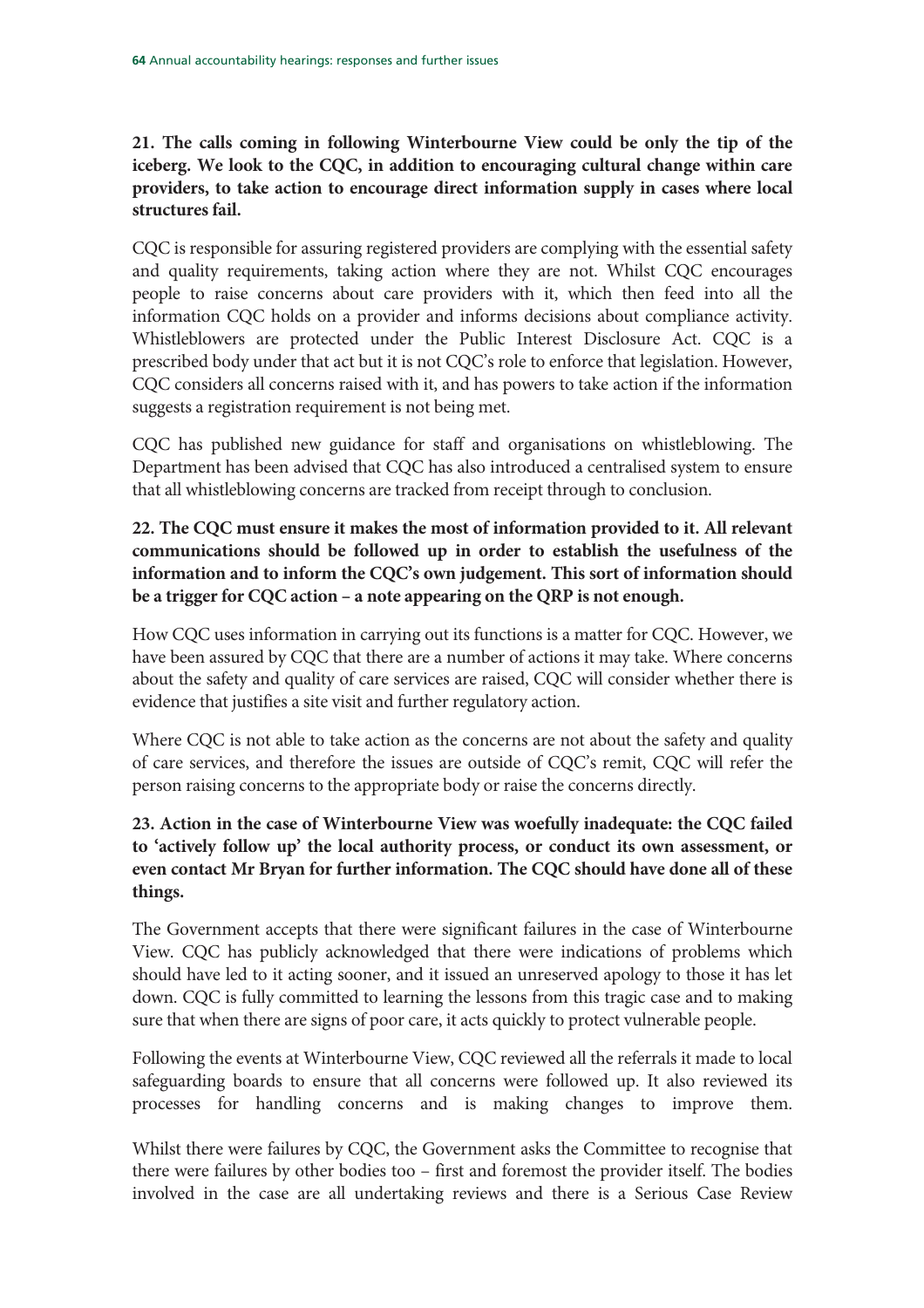**21. The calls coming in following Winterbourne View could be only the tip of the iceberg. We look to the CQC, in addition to encouraging cultural change within care providers, to take action to encourage direct information supply in cases where local structures fail.**

CQC is responsible for assuring registered providers are complying with the essential safety and quality requirements, taking action where they are not. Whilst CQC encourages people to raise concerns about care providers with it, which then feed into all the information CQC holds on a provider and informs decisions about compliance activity. Whistleblowers are protected under the Public Interest Disclosure Act. CQC is a prescribed body under that act but it is not CQC's role to enforce that legislation. However, CQC considers all concerns raised with it, and has powers to take action if the information suggests a registration requirement is not being met.

CQC has published new guidance for staff and organisations on whistleblowing. The Department has been advised that CQC has also introduced a centralised system to ensure that all whistleblowing concerns are tracked from receipt through to conclusion.

**22. The CQC must ensure it makes the most of information provided to it. All relevant communications should be followed up in order to establish the usefulness of the information and to inform the CQC's own judgement. This sort of information should be a trigger for CQC action – a note appearing on the QRP is not enough.**

How CQC uses information in carrying out its functions is a matter for CQC. However, we have been assured by CQC that there are a number of actions it may take. Where concerns about the safety and quality of care services are raised, CQC will consider whether there is evidence that justifies a site visit and further regulatory action.

Where CQC is not able to take action as the concerns are not about the safety and quality of care services, and therefore the issues are outside of CQC's remit, CQC will refer the person raising concerns to the appropriate body or raise the concerns directly.

**23. Action in the case of Winterbourne View was woefully inadequate: the CQC failed to 'actively follow up' the local authority process, or conduct its own assessment, or even contact Mr Bryan for further information. The CQC should have done all of these things.**

The Government accepts that there were significant failures in the case of Winterbourne View. CQC has publicly acknowledged that there were indications of problems which should have led to it acting sooner, and it issued an unreserved apology to those it has let down. CQC is fully committed to learning the lessons from this tragic case and to making sure that when there are signs of poor care, it acts quickly to protect vulnerable people.

Following the events at Winterbourne View, CQC reviewed all the referrals it made to local safeguarding boards to ensure that all concerns were followed up. It also reviewed its processes for handling concerns and is making changes to improve them.

Whilst there were failures by CQC, the Government asks the Committee to recognise that there were failures by other bodies too – first and foremost the provider itself. The bodies involved in the case are all undertaking reviews and there is a Serious Case Review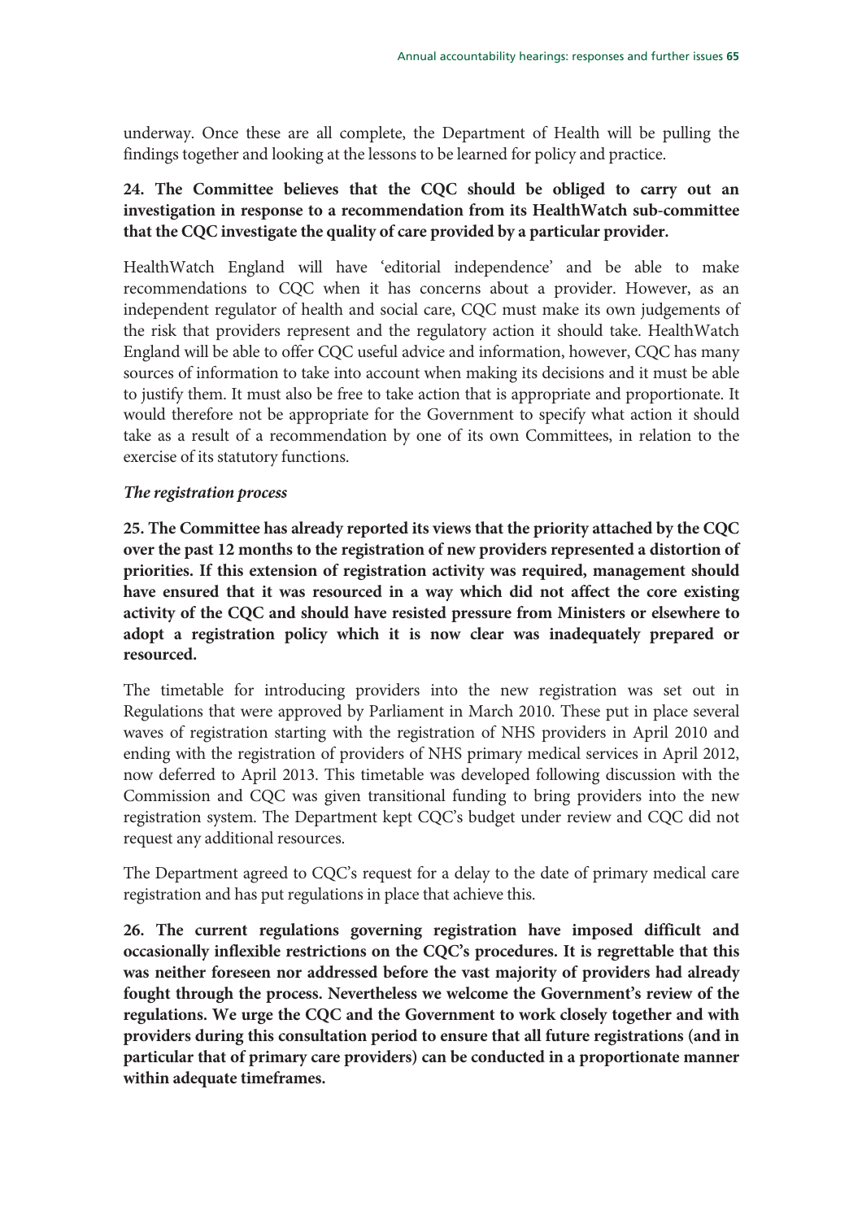underway. Once these are all complete, the Department of Health will be pulling the findings together and looking at the lessons to be learned for policy and practice.

**24. The Committee believes that the CQC should be obliged to carry out an investigation in response to a recommendation from its HealthWatch sub-committee that the CQC investigate the quality of care provided by a particular provider.**

HealthWatch England will have 'editorial independence' and be able to make recommendations to CQC when it has concerns about a provider. However, as an independent regulator of health and social care, CQC must make its own judgements of the risk that providers represent and the regulatory action it should take. HealthWatch England will be able to offer CQC useful advice and information, however, CQC has many sources of information to take into account when making its decisions and it must be able to justify them. It must also be free to take action that is appropriate and proportionate. It would therefore not be appropriate for the Government to specify what action it should take as a result of a recommendation by one of its own Committees, in relation to the exercise of its statutory functions.

***The registration process***

**25. The Committee has already reported its views that the priority attached by the CQC over the past 12 months to the registration of new providers represented a distortion of priorities. If this extension of registration activity was required, management should have ensured that it was resourced in a way which did not affect the core existing activity of the CQC and should have resisted pressure from Ministers or elsewhere to adopt a registration policy which it is now clear was inadequately prepared or resourced.**

The timetable for introducing providers into the new registration was set out in Regulations that were approved by Parliament in March 2010. These put in place several waves of registration starting with the registration of NHS providers in April 2010 and ending with the registration of providers of NHS primary medical services in April 2012, now deferred to April 2013. This timetable was developed following discussion with the Commission and CQC was given transitional funding to bring providers into the new registration system. The Department kept CQC's budget under review and CQC did not request any additional resources.

The Department agreed to CQC's request for a delay to the date of primary medical care registration and has put regulations in place that achieve this.

**26. The current regulations governing registration have imposed difficult and occasionally inflexible restrictions on the CQC's procedures. It is regrettable that this was neither foreseen nor addressed before the vast majority of providers had already fought through the process. Nevertheless we welcome the Government's review of the regulations. We urge the CQC and the Government to work closely together and with providers during this consultation period to ensure that all future registrations (and in particular that of primary care providers) can be conducted in a proportionate manner within adequate timeframes.**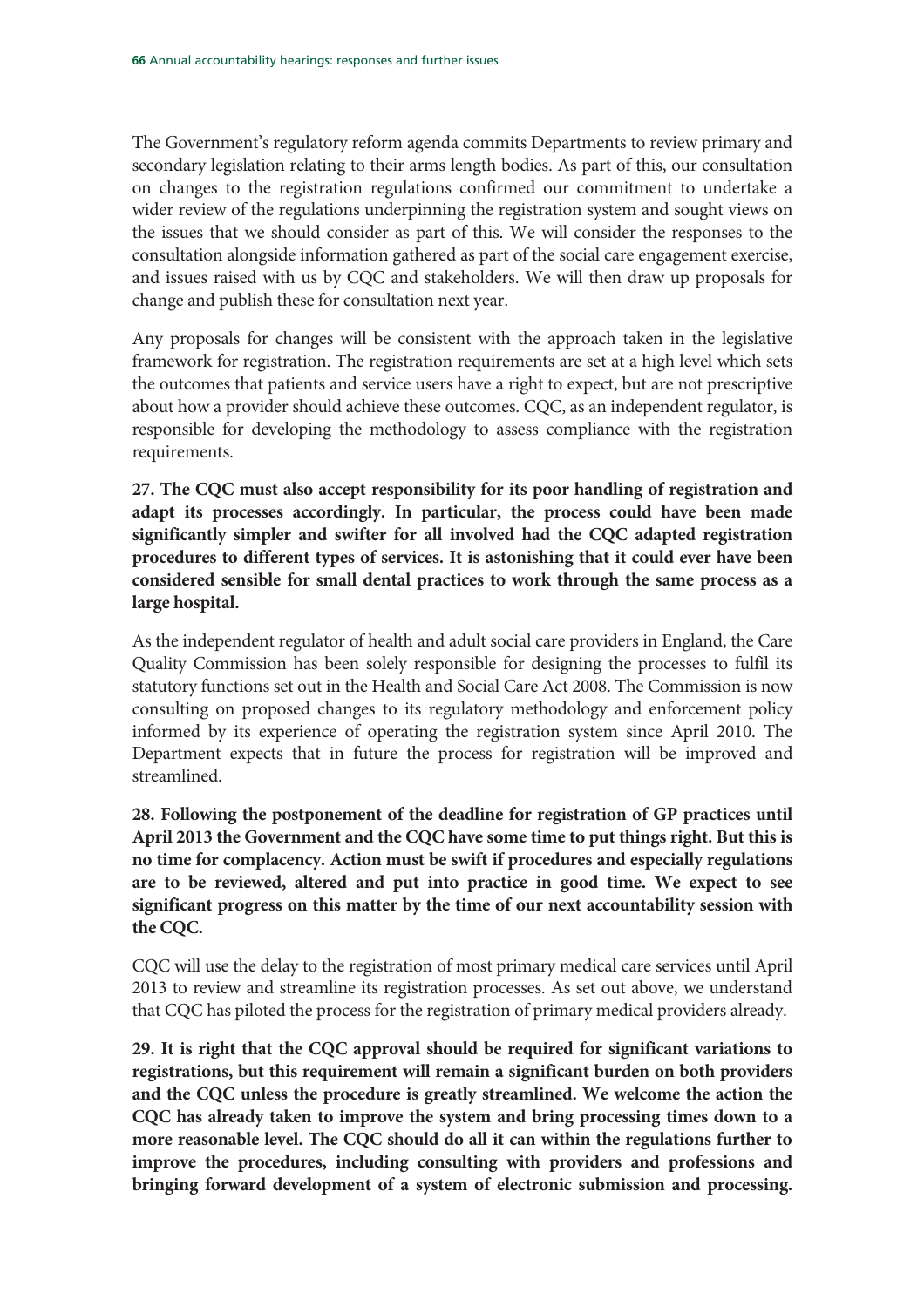The Government's regulatory reform agenda commits Departments to review primary and secondary legislation relating to their arms length bodies. As part of this, our consultation on changes to the registration regulations confirmed our commitment to undertake a wider review of the regulations underpinning the registration system and sought views on the issues that we should consider as part of this. We will consider the responses to the consultation alongside information gathered as part of the social care engagement exercise, and issues raised with us by CQC and stakeholders. We will then draw up proposals for change and publish these for consultation next year.

Any proposals for changes will be consistent with the approach taken in the legislative framework for registration. The registration requirements are set at a high level which sets the outcomes that patients and service users have a right to expect, but are not prescriptive about how a provider should achieve these outcomes. CQC, as an independent regulator, is responsible for developing the methodology to assess compliance with the registration requirements.

**27. The CQC must also accept responsibility for its poor handling of registration and adapt its processes accordingly. In particular, the process could have been made significantly simpler and swifter for all involved had the CQC adapted registration procedures to different types of services. It is astonishing that it could ever have been considered sensible for small dental practices to work through the same process as a large hospital.**

As the independent regulator of health and adult social care providers in England, the Care Quality Commission has been solely responsible for designing the processes to fulfil its statutory functions set out in the Health and Social Care Act 2008. The Commission is now consulting on proposed changes to its regulatory methodology and enforcement policy informed by its experience of operating the registration system since April 2010. The Department expects that in future the process for registration will be improved and streamlined.

**28. Following the postponement of the deadline for registration of GP practices until April 2013 the Government and the CQC have some time to put things right. But this is no time for complacency. Action must be swift if procedures and especially regulations are to be reviewed, altered and put into practice in good time. We expect to see significant progress on this matter by the time of our next accountability session with the CQC.**

CQC will use the delay to the registration of most primary medical care services until April 2013 to review and streamline its registration processes. As set out above, we understand that CQC has piloted the process for the registration of primary medical providers already.

**29. It is right that the CQC approval should be required for significant variations to registrations, but this requirement will remain a significant burden on both providers and the CQC unless the procedure is greatly streamlined. We welcome the action the CQC has already taken to improve the system and bring processing times down to a more reasonable level. The CQC should do all it can within the regulations further to improve the procedures, including consulting with providers and professions and bringing forward development of a system of electronic submission and processing.**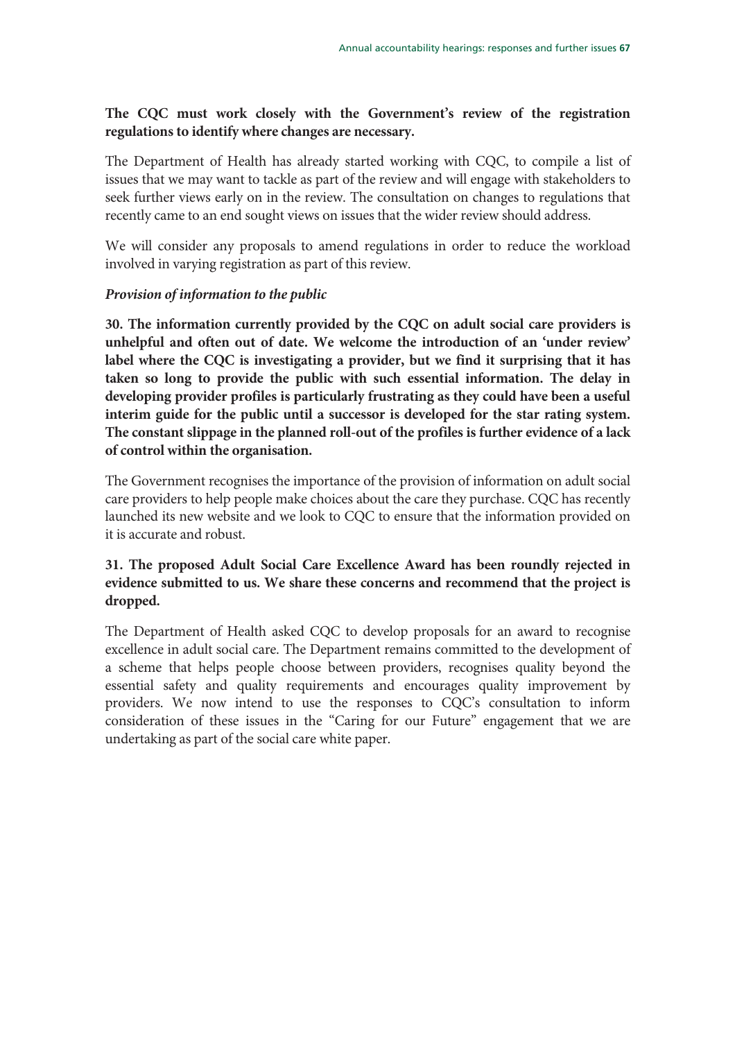**The CQC must work closely with the Government's review of the registration regulations to identify where changes are necessary.**

The Department of Health has already started working with CQC, to compile a list of issues that we may want to tackle as part of the review and will engage with stakeholders to seek further views early on in the review. The consultation on changes to regulations that recently came to an end sought views on issues that the wider review should address.

We will consider any proposals to amend regulations in order to reduce the workload involved in varying registration as part of this review.

***Provision of information to the public***

**30. The information currently provided by the CQC on adult social care providers is unhelpful and often out of date. We welcome the introduction of an 'under review' label where the CQC is investigating a provider, but we find it surprising that it has taken so long to provide the public with such essential information. The delay in developing provider profiles is particularly frustrating as they could have been a useful interim guide for the public until a successor is developed for the star rating system. The constant slippage in the planned roll-out of the profiles is further evidence of a lack of control within the organisation.**

The Government recognises the importance of the provision of information on adult social care providers to help people make choices about the care they purchase. CQC has recently launched its new website and we look to CQC to ensure that the information provided on it is accurate and robust.

**31. The proposed Adult Social Care Excellence Award has been roundly rejected in evidence submitted to us. We share these concerns and recommend that the project is dropped.**

The Department of Health asked CQC to develop proposals for an award to recognise excellence in adult social care. The Department remains committed to the development of a scheme that helps people choose between providers, recognises quality beyond the essential safety and quality requirements and encourages quality improvement by providers. We now intend to use the responses to CQC's consultation to inform consideration of these issues in the "Caring for our Future" engagement that we are undertaking as part of the social care white paper.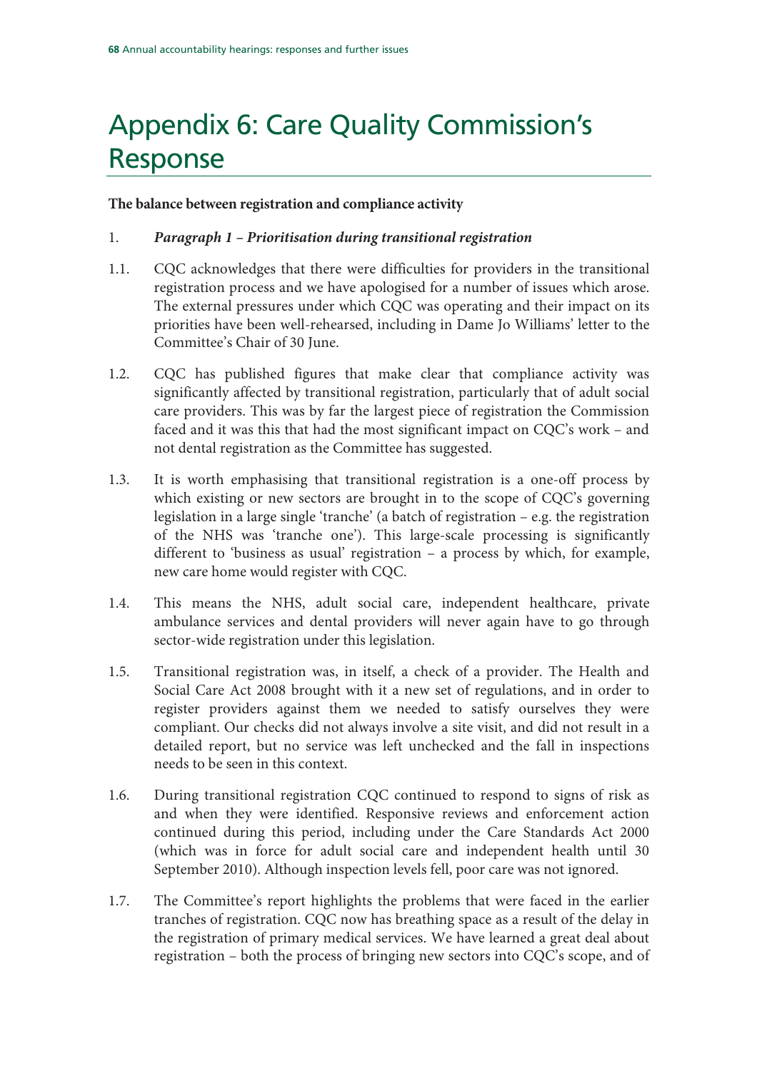# Appendix 6: Care Quality Commission's Response

**The balance between registration and compliance activity**

1. ***Paragraph 1 – Prioritisation during transitional registration***

1.1. CQC acknowledges that there were difficulties for providers in the transitional registration process and we have apologised for a number of issues which arose. The external pressures under which CQC was operating and their impact on its priorities have been well-rehearsed, including in Dame Jo Williams' letter to the Committee's Chair of 30 June.

1.2. CQC has published figures that make clear that compliance activity was significantly affected by transitional registration, particularly that of adult social care providers. This was by far the largest piece of registration the Commission faced and it was this that had the most significant impact on CQC's work – and not dental registration as the Committee has suggested.

1.3. It is worth emphasising that transitional registration is a one-off process by which existing or new sectors are brought in to the scope of CQC's governing legislation in a large single 'tranche' (a batch of registration – e.g. the registration of the NHS was 'tranche one'). This large-scale processing is significantly different to 'business as usual' registration – a process by which, for example, new care home would register with CQC.

1.4. This means the NHS, adult social care, independent healthcare, private ambulance services and dental providers will never again have to go through sector-wide registration under this legislation.

1.5. Transitional registration was, in itself, a check of a provider. The Health and Social Care Act 2008 brought with it a new set of regulations, and in order to register providers against them we needed to satisfy ourselves they were compliant. Our checks did not always involve a site visit, and did not result in a detailed report, but no service was left unchecked and the fall in inspections needs to be seen in this context.

1.6. During transitional registration CQC continued to respond to signs of risk as and when they were identified. Responsive reviews and enforcement action continued during this period, including under the Care Standards Act 2000 (which was in force for adult social care and independent health until 30 September 2010). Although inspection levels fell, poor care was not ignored.

1.7. The Committee's report highlights the problems that were faced in the earlier tranches of registration. CQC now has breathing space as a result of the delay in the registration of primary medical services. We have learned a great deal about registration – both the process of bringing new sectors into CQC's scope, and of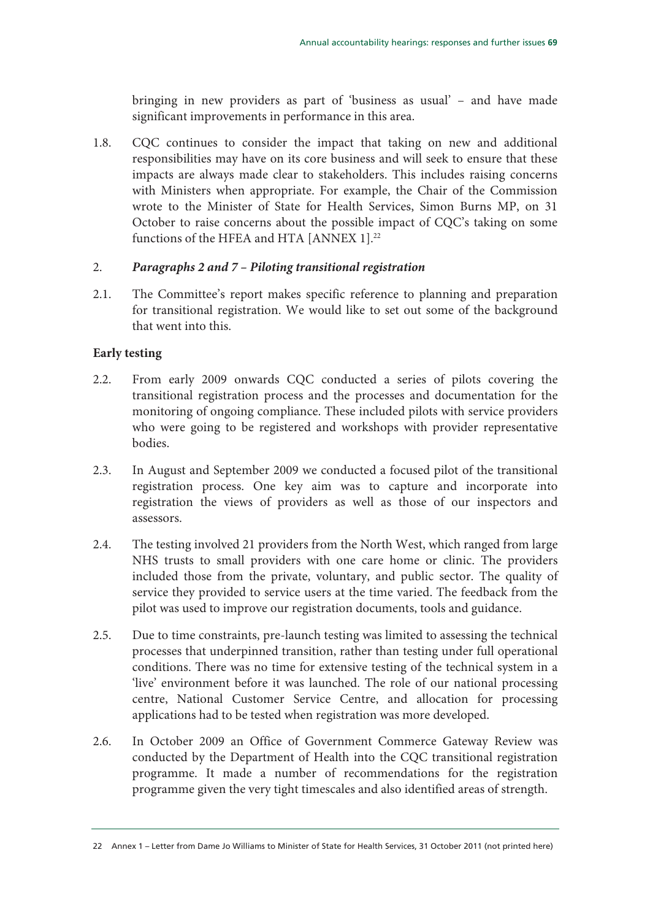bringing in new providers as part of 'business as usual' – and have made significant improvements in performance in this area.

1.8. CQC continues to consider the impact that taking on new and additional responsibilities may have on its core business and will seek to ensure that these impacts are always made clear to stakeholders. This includes raising concerns with Ministers when appropriate. For example, the Chair of the Commission wrote to the Minister of State for Health Services, Simon Burns MP, on 31 October to raise concerns about the possible impact of CQC's taking on some functions of the HFEA and HTA [ANNEX 1].[22]

2. ***Paragraphs 2 and 7 – Piloting transitional registration***

2.1. The Committee's report makes specific reference to planning and preparation for transitional registration. We would like to set out some of the background that went into this.

**Early testing**

2.2. From early 2009 onwards CQC conducted a series of pilots covering the transitional registration process and the processes and documentation for the monitoring of ongoing compliance. These included pilots with service providers who were going to be registered and workshops with provider representative bodies.

2.3. In August and September 2009 we conducted a focused pilot of the transitional registration process. One key aim was to capture and incorporate into registration the views of providers as well as those of our inspectors and assessors.

2.4. The testing involved 21 providers from the North West, which ranged from large NHS trusts to small providers with one care home or clinic. The providers included those from the private, voluntary, and public sector. The quality of service they provided to service users at the time varied. The feedback from the pilot was used to improve our registration documents, tools and guidance.

2.5. Due to time constraints, pre-launch testing was limited to assessing the technical processes that underpinned transition, rather than testing under full operational conditions. There was no time for extensive testing of the technical system in a 'live' environment before it was launched. The role of our national processing centre, National Customer Service Centre, and allocation for processing applications had to be tested when registration was more developed.

2.6. In October 2009 an Office of Government Commerce Gateway Review was conducted by the Department of Health into the CQC transitional registration programme. It made a number of recommendations for the registration programme given the very tight timescales and also identified areas of strength.

---

22 Annex 1 – Letter from Dame Jo Williams to Minister of State for Health Services, 31 October 2011 (not printed here)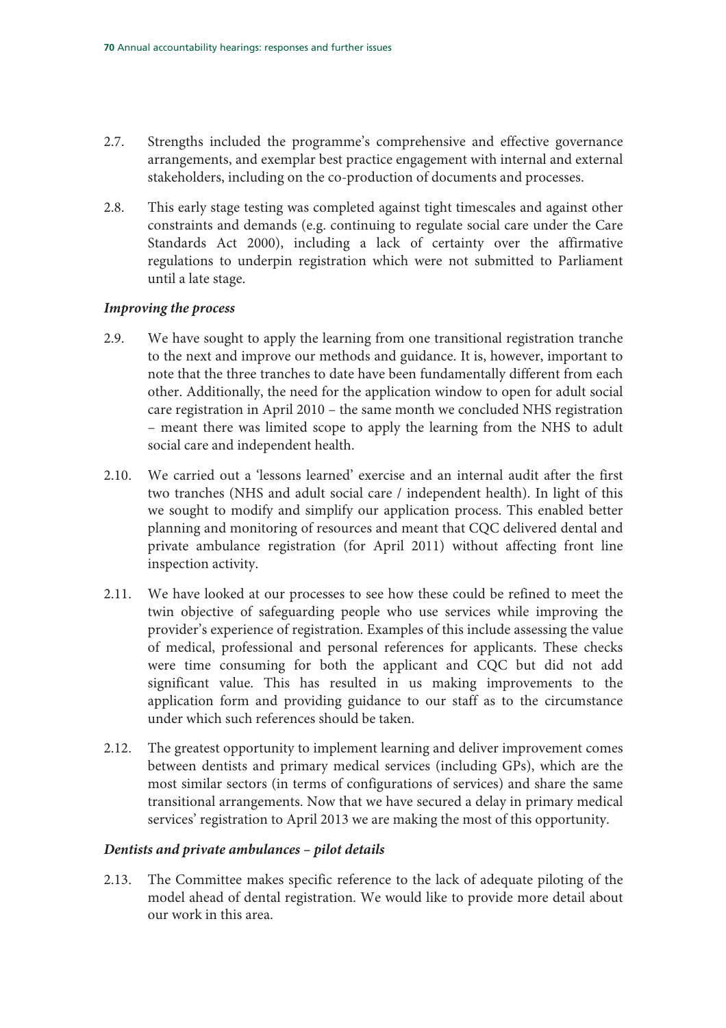2.7. Strengths included the programme's comprehensive and effective governance arrangements, and exemplar best practice engagement with internal and external stakeholders, including on the co-production of documents and processes.

2.8. This early stage testing was completed against tight timescales and against other constraints and demands (e.g. continuing to regulate social care under the Care Standards Act 2000), including a lack of certainty over the affirmative regulations to underpin registration which were not submitted to Parliament until a late stage.

### *Improving the process*

2.9. We have sought to apply the learning from one transitional registration tranche to the next and improve our methods and guidance. It is, however, important to note that the three tranches to date have been fundamentally different from each other. Additionally, the need for the application window to open for adult social care registration in April 2010 – the same month we concluded NHS registration – meant there was limited scope to apply the learning from the NHS to adult social care and independent health.

2.10. We carried out a 'lessons learned' exercise and an internal audit after the first two tranches (NHS and adult social care / independent health). In light of this we sought to modify and simplify our application process. This enabled better planning and monitoring of resources and meant that CQC delivered dental and private ambulance registration (for April 2011) without affecting front line inspection activity.

2.11. We have looked at our processes to see how these could be refined to meet the twin objective of safeguarding people who use services while improving the provider's experience of registration. Examples of this include assessing the value of medical, professional and personal references for applicants. These checks were time consuming for both the applicant and CQC but did not add significant value. This has resulted in us making improvements to the application form and providing guidance to our staff as to the circumstance under which such references should be taken.

2.12. The greatest opportunity to implement learning and deliver improvement comes between dentists and primary medical services (including GPs), which are the most similar sectors (in terms of configurations of services) and share the same transitional arrangements. Now that we have secured a delay in primary medical services' registration to April 2013 we are making the most of this opportunity.

### *Dentists and private ambulances – pilot details*

2.13. The Committee makes specific reference to the lack of adequate piloting of the model ahead of dental registration. We would like to provide more detail about our work in this area.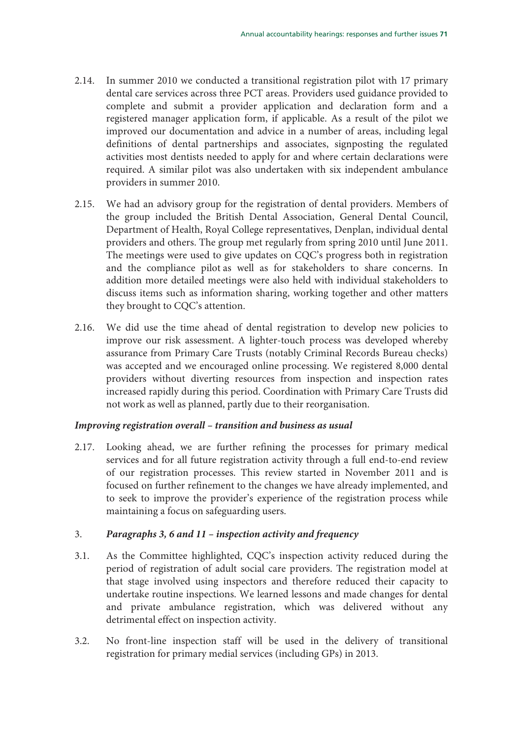2.14. In summer 2010 we conducted a transitional registration pilot with 17 primary dental care services across three PCT areas. Providers used guidance provided to complete and submit a provider application and declaration form and a registered manager application form, if applicable. As a result of the pilot we improved our documentation and advice in a number of areas, including legal definitions of dental partnerships and associates, signposting the regulated activities most dentists needed to apply for and where certain declarations were required. A similar pilot was also undertaken with six independent ambulance providers in summer 2010.

2.15. We had an advisory group for the registration of dental providers. Members of the group included the British Dental Association, General Dental Council, Department of Health, Royal College representatives, Denplan, individual dental providers and others. The group met regularly from spring 2010 until June 2011. The meetings were used to give updates on CQC's progress both in registration and the compliance pilot as well as for stakeholders to share concerns. In addition more detailed meetings were also held with individual stakeholders to discuss items such as information sharing, working together and other matters they brought to CQC's attention.

2.16. We did use the time ahead of dental registration to develop new policies to improve our risk assessment. A lighter-touch process was developed whereby assurance from Primary Care Trusts (notably Criminal Records Bureau checks) was accepted and we encouraged online processing. We registered 8,000 dental providers without diverting resources from inspection and inspection rates increased rapidly during this period. Coordination with Primary Care Trusts did not work as well as planned, partly due to their reorganisation.

***Improving registration overall – transition and business as usual***

2.17. Looking ahead, we are further refining the processes for primary medical services and for all future registration activity through a full end-to-end review of our registration processes. This review started in November 2011 and is focused on further refinement to the changes we have already implemented, and to seek to improve the provider's experience of the registration process while maintaining a focus on safeguarding users.

3. ***Paragraphs 3, 6 and 11 – inspection activity and frequency***

3.1. As the Committee highlighted, CQC's inspection activity reduced during the period of registration of adult social care providers. The registration model at that stage involved using inspectors and therefore reduced their capacity to undertake routine inspections. We learned lessons and made changes for dental and private ambulance registration, which was delivered without any detrimental effect on inspection activity.

3.2. No front-line inspection staff will be used in the delivery of transitional registration for primary medial services (including GPs) in 2013.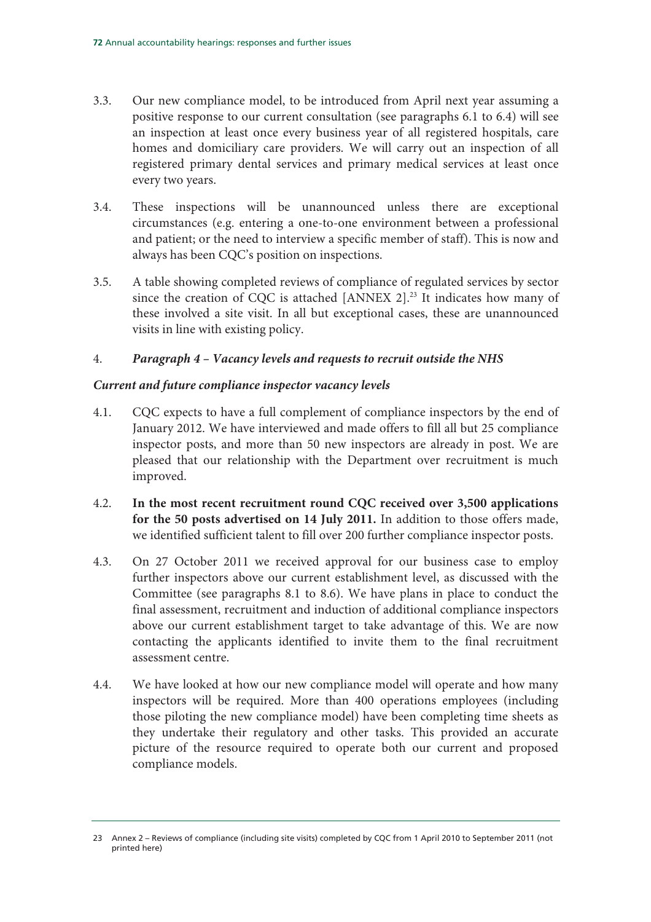3.3. Our new compliance model, to be introduced from April next year assuming a positive response to our current consultation (see paragraphs 6.1 to 6.4) will see an inspection at least once every business year of all registered hospitals, care homes and domiciliary care providers. We will carry out an inspection of all registered primary dental services and primary medical services at least once every two years.

3.4. These inspections will be unannounced unless there are exceptional circumstances (e.g. entering a one-to-one environment between a professional and patient; or the need to interview a specific member of staff). This is now and always has been CQC's position on inspections.

3.5. A table showing completed reviews of compliance of regulated services by sector since the creation of CQC is attached [ANNEX 2].[23] It indicates how many of these involved a site visit. In all but exceptional cases, these are unannounced visits in line with existing policy.

4. ***Paragraph 4 – Vacancy levels and requests to recruit outside the NHS***

***Current and future compliance inspector vacancy levels***

4.1. CQC expects to have a full complement of compliance inspectors by the end of January 2012. We have interviewed and made offers to fill all but 25 compliance inspector posts, and more than 50 new inspectors are already in post. We are pleased that our relationship with the Department over recruitment is much improved.

4.2. **In the most recent recruitment round CQC received over 3,500 applications for the 50 posts advertised on 14 July 2011.** In addition to those offers made, we identified sufficient talent to fill over 200 further compliance inspector posts.

4.3. On 27 October 2011 we received approval for our business case to employ further inspectors above our current establishment level, as discussed with the Committee (see paragraphs 8.1 to 8.6). We have plans in place to conduct the final assessment, recruitment and induction of additional compliance inspectors above our current establishment target to take advantage of this. We are now contacting the applicants identified to invite them to the final recruitment assessment centre.

4.4. We have looked at how our new compliance model will operate and how many inspectors will be required. More than 400 operations employees (including those piloting the new compliance model) have been completing time sheets as they undertake their regulatory and other tasks. This provided an accurate picture of the resource required to operate both our current and proposed compliance models.

23 Annex 2 – Reviews of compliance (including site visits) completed by CQC from 1 April 2010 to September 2011 (not printed here)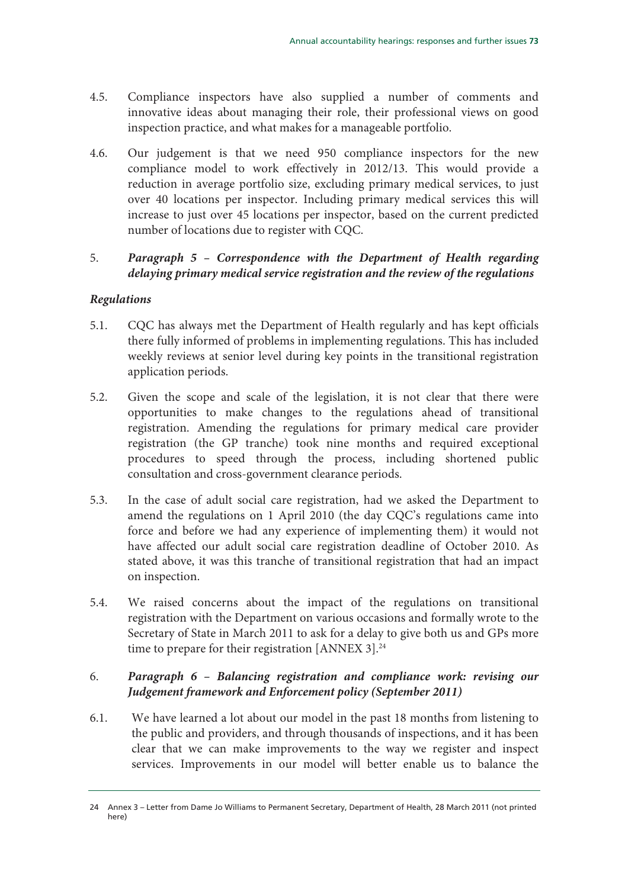4.5. Compliance inspectors have also supplied a number of comments and innovative ideas about managing their role, their professional views on good inspection practice, and what makes for a manageable portfolio.

4.6. Our judgement is that we need 950 compliance inspectors for the new compliance model to work effectively in 2012/13. This would provide a reduction in average portfolio size, excluding primary medical services, to just over 40 locations per inspector. Including primary medical services this will increase to just over 45 locations per inspector, based on the current predicted number of locations due to register with CQC.

5. ***Paragraph 5 – Correspondence with the Department of Health regarding delaying primary medical service registration and the review of the regulations***

***Regulations***

5.1. CQC has always met the Department of Health regularly and has kept officials there fully informed of problems in implementing regulations. This has included weekly reviews at senior level during key points in the transitional registration application periods.

5.2. Given the scope and scale of the legislation, it is not clear that there were opportunities to make changes to the regulations ahead of transitional registration. Amending the regulations for primary medical care provider registration (the GP tranche) took nine months and required exceptional procedures to speed through the process, including shortened public consultation and cross-government clearance periods.

5.3. In the case of adult social care registration, had we asked the Department to amend the regulations on 1 April 2010 (the day CQC's regulations came into force and before we had any experience of implementing them) it would not have affected our adult social care registration deadline of October 2010. As stated above, it was this tranche of transitional registration that had an impact on inspection.

5.4. We raised concerns about the impact of the regulations on transitional registration with the Department on various occasions and formally wrote to the Secretary of State in March 2011 to ask for a delay to give both us and GPs more time to prepare for their registration [ANNEX 3].[24]

6. ***Paragraph 6 – Balancing registration and compliance work: revising our Judgement framework and Enforcement policy (September 2011)***

6.1. We have learned a lot about our model in the past 18 months from listening to the public and providers, and through thousands of inspections, and it has been clear that we can make improvements to the way we register and inspect services. Improvements in our model will better enable us to balance the

24 Annex 3 – Letter from Dame Jo Williams to Permanent Secretary, Department of Health, 28 March 2011 (not printed here)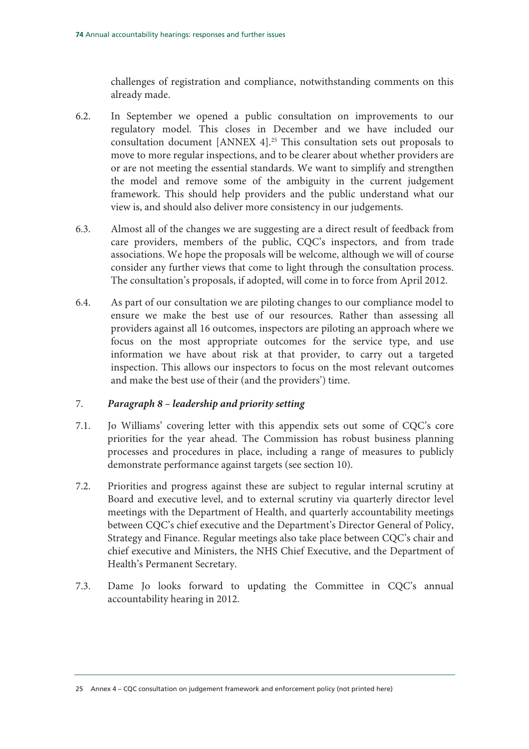challenges of registration and compliance, notwithstanding comments on this already made.

6.2. In September we opened a public consultation on improvements to our regulatory model. This closes in December and we have included our consultation document [ANNEX 4].[25] This consultation sets out proposals to move to more regular inspections, and to be clearer about whether providers are or are not meeting the essential standards. We want to simplify and strengthen the model and remove some of the ambiguity in the current judgement framework. This should help providers and the public understand what our view is, and should also deliver more consistency in our judgements.

6.3. Almost all of the changes we are suggesting are a direct result of feedback from care providers, members of the public, CQC's inspectors, and from trade associations. We hope the proposals will be welcome, although we will of course consider any further views that come to light through the consultation process. The consultation's proposals, if adopted, will come in to force from April 2012.

6.4. As part of our consultation we are piloting changes to our compliance model to ensure we make the best use of our resources. Rather than assessing all providers against all 16 outcomes, inspectors are piloting an approach where we focus on the most appropriate outcomes for the service type, and use information we have about risk at that provider, to carry out a targeted inspection. This allows our inspectors to focus on the most relevant outcomes and make the best use of their (and the providers') time.

### 7. *Paragraph 8 – leadership and priority setting*

7.1. Jo Williams' covering letter with this appendix sets out some of CQC's core priorities for the year ahead. The Commission has robust business planning processes and procedures in place, including a range of measures to publicly demonstrate performance against targets (see section 10).

7.2. Priorities and progress against these are subject to regular internal scrutiny at Board and executive level, and to external scrutiny via quarterly director level meetings with the Department of Health, and quarterly accountability meetings between CQC's chief executive and the Department's Director General of Policy, Strategy and Finance. Regular meetings also take place between CQC's chair and chief executive and Ministers, the NHS Chief Executive, and the Department of Health's Permanent Secretary.

7.3. Dame Jo looks forward to updating the Committee in CQC's annual accountability hearing in 2012.

---

25 Annex 4 – CQC consultation on judgement framework and enforcement policy (not printed here)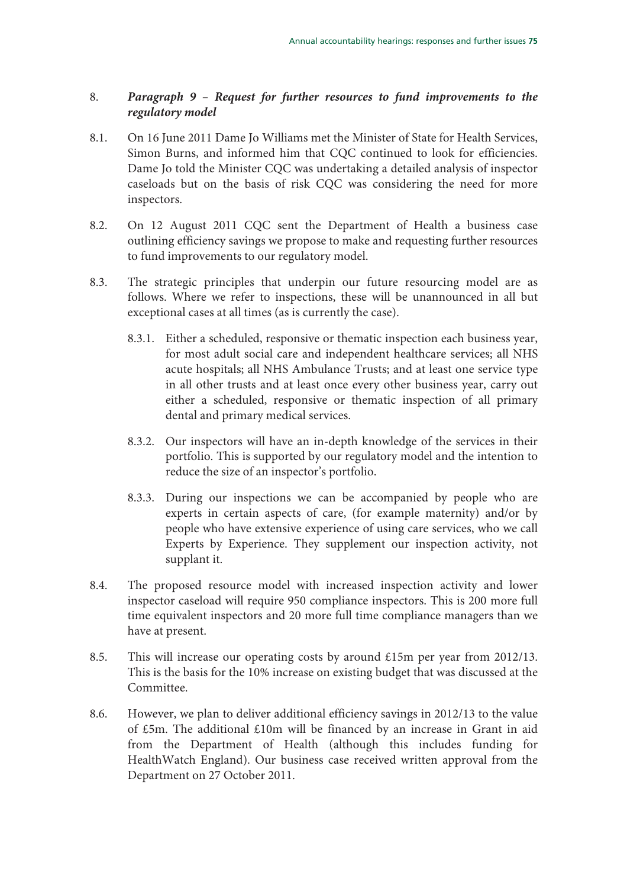8. ***Paragraph 9 – Request for further resources to fund improvements to the regulatory model***

8.1. On 16 June 2011 Dame Jo Williams met the Minister of State for Health Services, Simon Burns, and informed him that CQC continued to look for efficiencies. Dame Jo told the Minister CQC was undertaking a detailed analysis of inspector caseloads but on the basis of risk CQC was considering the need for more inspectors.

8.2. On 12 August 2011 CQC sent the Department of Health a business case outlining efficiency savings we propose to make and requesting further resources to fund improvements to our regulatory model.

8.3. The strategic principles that underpin our future resourcing model are as follows. Where we refer to inspections, these will be unannounced in all but exceptional cases at all times (as is currently the case).

8.3.1. Either a scheduled, responsive or thematic inspection each business year, for most adult social care and independent healthcare services; all NHS acute hospitals; all NHS Ambulance Trusts; and at least one service type in all other trusts and at least once every other business year, carry out either a scheduled, responsive or thematic inspection of all primary dental and primary medical services.

8.3.2. Our inspectors will have an in-depth knowledge of the services in their portfolio. This is supported by our regulatory model and the intention to reduce the size of an inspector's portfolio.

8.3.3. During our inspections we can be accompanied by people who are experts in certain aspects of care, (for example maternity) and/or by people who have extensive experience of using care services, who we call Experts by Experience. They supplement our inspection activity, not supplant it.

8.4. The proposed resource model with increased inspection activity and lower inspector caseload will require 950 compliance inspectors. This is 200 more full time equivalent inspectors and 20 more full time compliance managers than we have at present.

8.5. This will increase our operating costs by around £15m per year from 2012/13. This is the basis for the 10% increase on existing budget that was discussed at the Committee.

8.6. However, we plan to deliver additional efficiency savings in 2012/13 to the value of £5m. The additional £10m will be financed by an increase in Grant in aid from the Department of Health (although this includes funding for HealthWatch England). Our business case received written approval from the Department on 27 October 2011.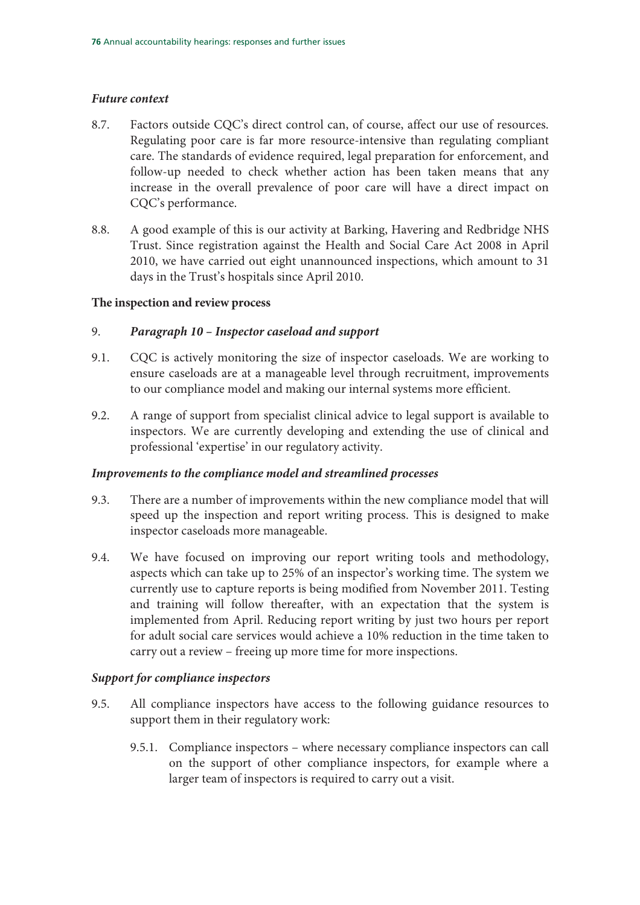### *Future context*

8.7. Factors outside CQC's direct control can, of course, affect our use of resources. Regulating poor care is far more resource-intensive than regulating compliant care. The standards of evidence required, legal preparation for enforcement, and follow-up needed to check whether action has been taken means that any increase in the overall prevalence of poor care will have a direct impact on CQC's performance.

8.8. A good example of this is our activity at Barking, Havering and Redbridge NHS Trust. Since registration against the Health and Social Care Act 2008 in April 2010, we have carried out eight unannounced inspections, which amount to 31 days in the Trust's hospitals since April 2010.

## The inspection and review process

9. ***Paragraph 10 – Inspector caseload and support***

9.1. CQC is actively monitoring the size of inspector caseloads. We are working to ensure caseloads are at a manageable level through recruitment, improvements to our compliance model and making our internal systems more efficient.

9.2. A range of support from specialist clinical advice to legal support is available to inspectors. We are currently developing and extending the use of clinical and professional 'expertise' in our regulatory activity.

### *Improvements to the compliance model and streamlined processes*

9.3. There are a number of improvements within the new compliance model that will speed up the inspection and report writing process. This is designed to make inspector caseloads more manageable.

9.4. We have focused on improving our report writing tools and methodology, aspects which can take up to 25% of an inspector's working time. The system we currently use to capture reports is being modified from November 2011. Testing and training will follow thereafter, with an expectation that the system is implemented from April. Reducing report writing by just two hours per report for adult social care services would achieve a 10% reduction in the time taken to carry out a review – freeing up more time for more inspections.

### *Support for compliance inspectors*

9.5. All compliance inspectors have access to the following guidance resources to support them in their regulatory work:

9.5.1. Compliance inspectors – where necessary compliance inspectors can call on the support of other compliance inspectors, for example where a larger team of inspectors is required to carry out a visit.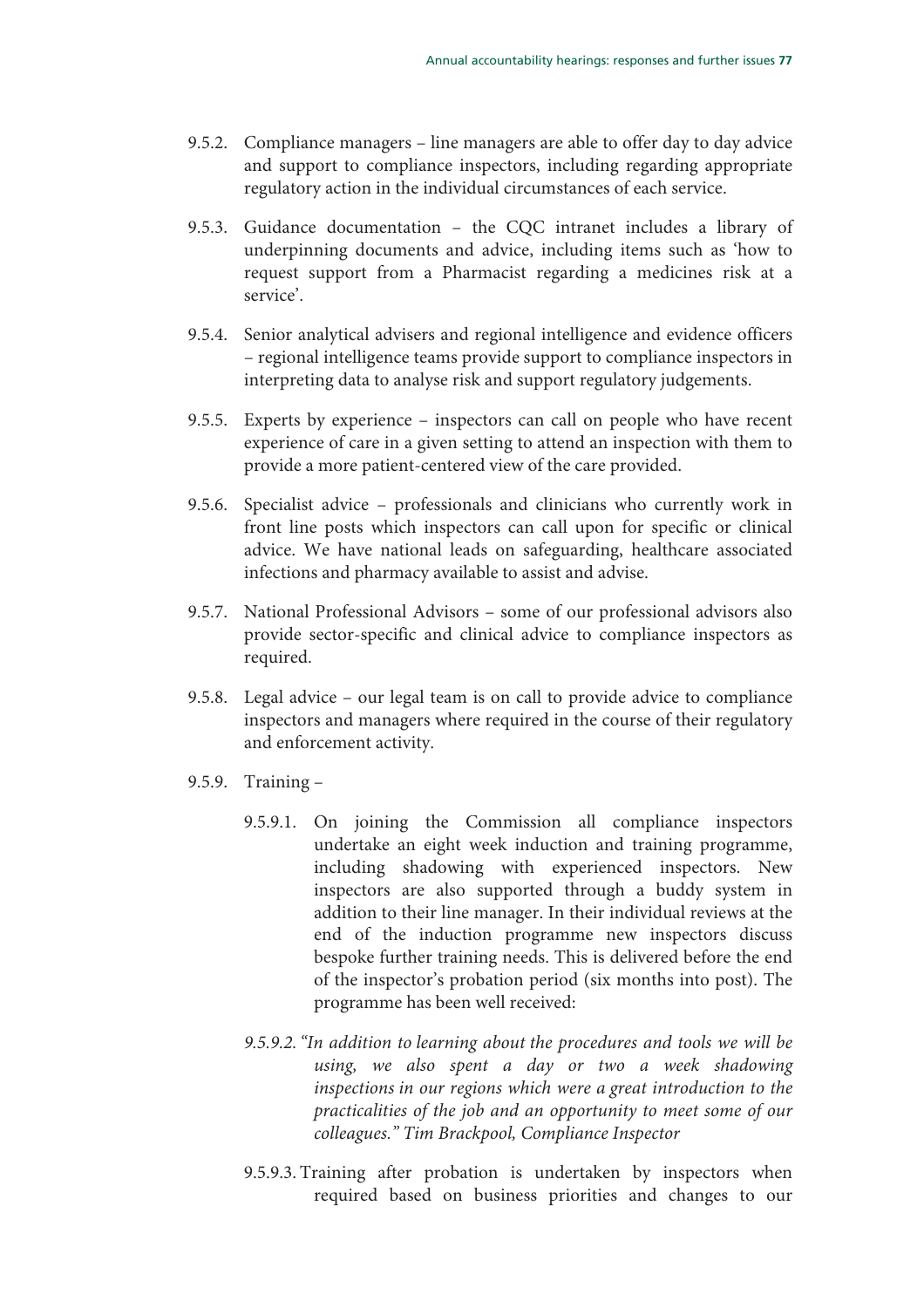9.5.2. Compliance managers – line managers are able to offer day to day advice and support to compliance inspectors, including regarding appropriate regulatory action in the individual circumstances of each service.

9.5.3. Guidance documentation – the CQC intranet includes a library of underpinning documents and advice, including items such as 'how to request support from a Pharmacist regarding a medicines risk at a service'.

9.5.4. Senior analytical advisers and regional intelligence and evidence officers – regional intelligence teams provide support to compliance inspectors in interpreting data to analyse risk and support regulatory judgements.

9.5.5. Experts by experience – inspectors can call on people who have recent experience of care in a given setting to attend an inspection with them to provide a more patient-centered view of the care provided.

9.5.6. Specialist advice – professionals and clinicians who currently work in front line posts which inspectors can call upon for specific or clinical advice. We have national leads on safeguarding, healthcare associated infections and pharmacy available to assist and advise.

9.5.7. National Professional Advisors – some of our professional advisors also provide sector-specific and clinical advice to compliance inspectors as required.

9.5.8. Legal advice – our legal team is on call to provide advice to compliance inspectors and managers where required in the course of their regulatory and enforcement activity.

9.5.9. Training –

9.5.9.1. On joining the Commission all compliance inspectors undertake an eight week induction and training programme, including shadowing with experienced inspectors. New inspectors are also supported through a buddy system in addition to their line manager. In their individual reviews at the end of the induction programme new inspectors discuss bespoke further training needs. This is delivered before the end of the inspector's probation period (six months into post). The programme has been well received:

*9.5.9.2. "In addition to learning about the procedures and tools we will be using, we also spent a day or two a week shadowing inspections in our regions which were a great introduction to the practicalities of the job and an opportunity to meet some of our colleagues." Tim Brackpool, Compliance Inspector*

9.5.9.3. Training after probation is undertaken by inspectors when required based on business priorities and changes to our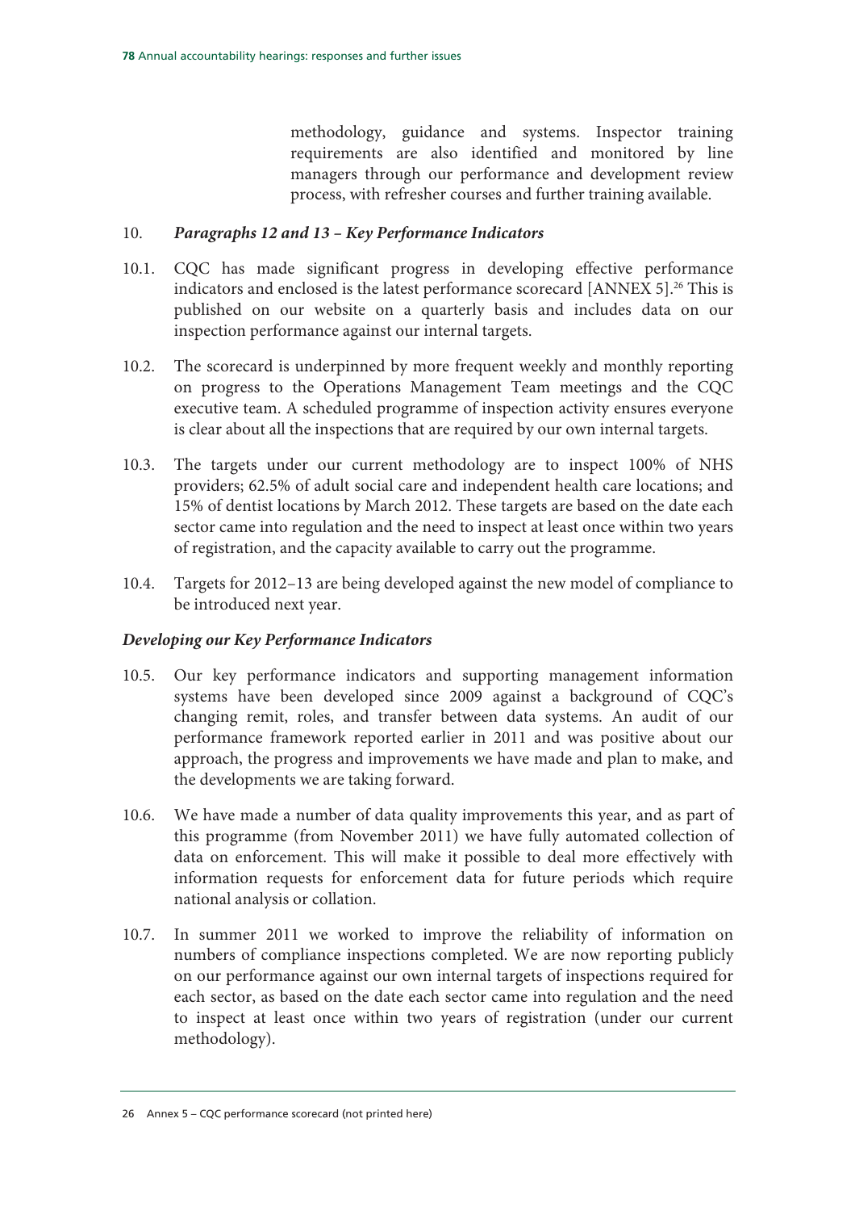methodology, guidance and systems. Inspector training requirements are also identified and monitored by line managers through our performance and development review process, with refresher courses and further training available.

10. ***Paragraphs 12 and 13 – Key Performance Indicators***

10.1. CQC has made significant progress in developing effective performance indicators and enclosed is the latest performance scorecard [ANNEX 5].[26] This is published on our website on a quarterly basis and includes data on our inspection performance against our internal targets.

10.2. The scorecard is underpinned by more frequent weekly and monthly reporting on progress to the Operations Management Team meetings and the CQC executive team. A scheduled programme of inspection activity ensures everyone is clear about all the inspections that are required by our own internal targets.

10.3. The targets under our current methodology are to inspect 100% of NHS providers; 62.5% of adult social care and independent health care locations; and 15% of dentist locations by March 2012. These targets are based on the date each sector came into regulation and the need to inspect at least once within two years of registration, and the capacity available to carry out the programme.

10.4. Targets for 2012–13 are being developed against the new model of compliance to be introduced next year.

***Developing our Key Performance Indicators***

10.5. Our key performance indicators and supporting management information systems have been developed since 2009 against a background of CQC's changing remit, roles, and transfer between data systems. An audit of our performance framework reported earlier in 2011 and was positive about our approach, the progress and improvements we have made and plan to make, and the developments we are taking forward.

10.6. We have made a number of data quality improvements this year, and as part of this programme (from November 2011) we have fully automated collection of data on enforcement. This will make it possible to deal more effectively with information requests for enforcement data for future periods which require national analysis or collation.

10.7. In summer 2011 we worked to improve the reliability of information on numbers of compliance inspections completed. We are now reporting publicly on our performance against our own internal targets of inspections required for each sector, as based on the date each sector came into regulation and the need to inspect at least once within two years of registration (under our current methodology).

---

26 Annex 5 – CQC performance scorecard (not printed here)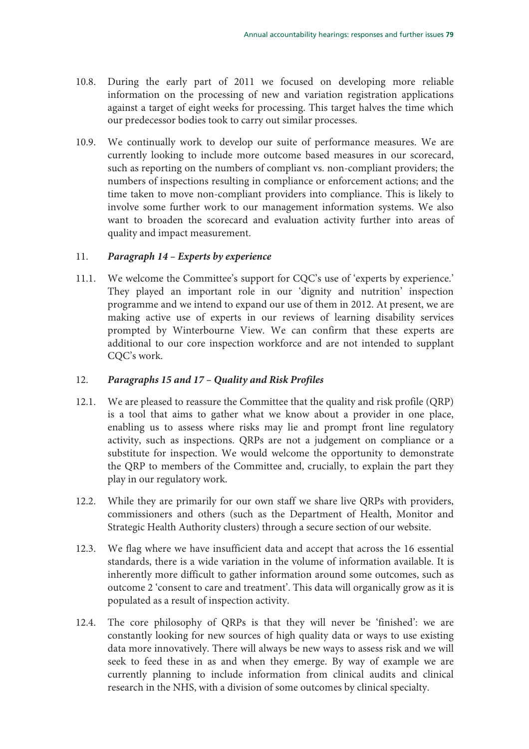10.8. During the early part of 2011 we focused on developing more reliable information on the processing of new and variation registration applications against a target of eight weeks for processing. This target halves the time which our predecessor bodies took to carry out similar processes.

10.9. We continually work to develop our suite of performance measures. We are currently looking to include more outcome based measures in our scorecard, such as reporting on the numbers of compliant vs. non-compliant providers; the numbers of inspections resulting in compliance or enforcement actions; and the time taken to move non-compliant providers into compliance. This is likely to involve some further work to our management information systems. We also want to broaden the scorecard and evaluation activity further into areas of quality and impact measurement.

11. ***Paragraph 14 – Experts by experience***

11.1. We welcome the Committee's support for CQC's use of 'experts by experience.' They played an important role in our 'dignity and nutrition' inspection programme and we intend to expand our use of them in 2012. At present, we are making active use of experts in our reviews of learning disability services prompted by Winterbourne View. We can confirm that these experts are additional to our core inspection workforce and are not intended to supplant CQC's work.

12. ***Paragraphs 15 and 17 – Quality and Risk Profiles***

12.1. We are pleased to reassure the Committee that the quality and risk profile (QRP) is a tool that aims to gather what we know about a provider in one place, enabling us to assess where risks may lie and prompt front line regulatory activity, such as inspections. QRPs are not a judgement on compliance or a substitute for inspection. We would welcome the opportunity to demonstrate the QRP to members of the Committee and, crucially, to explain the part they play in our regulatory work.

12.2. While they are primarily for our own staff we share live QRPs with providers, commissioners and others (such as the Department of Health, Monitor and Strategic Health Authority clusters) through a secure section of our website.

12.3. We flag where we have insufficient data and accept that across the 16 essential standards, there is a wide variation in the volume of information available. It is inherently more difficult to gather information around some outcomes, such as outcome 2 'consent to care and treatment'. This data will organically grow as it is populated as a result of inspection activity.

12.4. The core philosophy of QRPs is that they will never be 'finished': we are constantly looking for new sources of high quality data or ways to use existing data more innovatively. There will always be new ways to assess risk and we will seek to feed these in as and when they emerge. By way of example we are currently planning to include information from clinical audits and clinical research in the NHS, with a division of some outcomes by clinical specialty.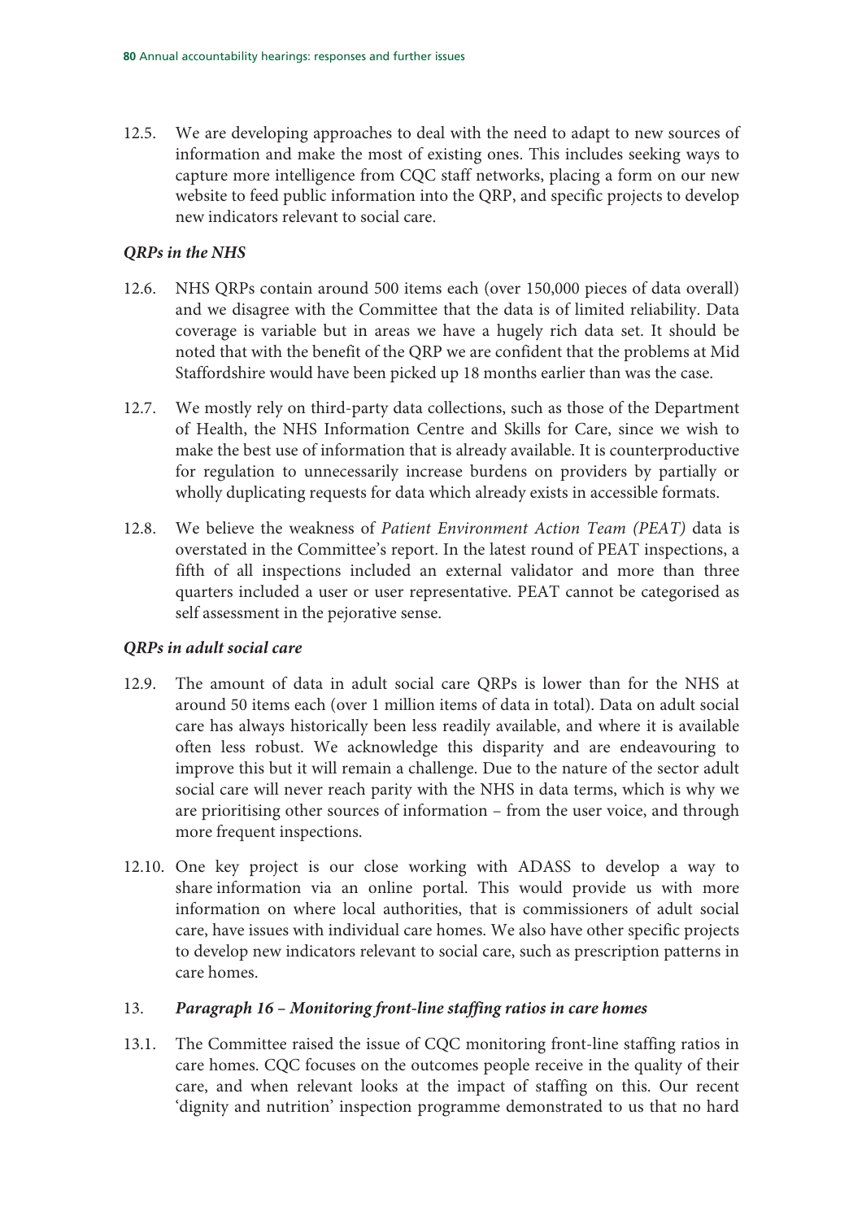12.5. We are developing approaches to deal with the need to adapt to new sources of information and make the most of existing ones. This includes seeking ways to capture more intelligence from CQC staff networks, placing a form on our new website to feed public information into the QRP, and specific projects to develop new indicators relevant to social care.

***QRPs in the NHS***

12.6. NHS QRPs contain around 500 items each (over 150,000 pieces of data overall) and we disagree with the Committee that the data is of limited reliability. Data coverage is variable but in areas we have a hugely rich data set. It should be noted that with the benefit of the QRP we are confident that the problems at Mid Staffordshire would have been picked up 18 months earlier than was the case.

12.7. We mostly rely on third-party data collections, such as those of the Department of Health, the NHS Information Centre and Skills for Care, since we wish to make the best use of information that is already available. It is counterproductive for regulation to unnecessarily increase burdens on providers by partially or wholly duplicating requests for data which already exists in accessible formats.

12.8. We believe the weakness of *Patient Environment Action Team (PEAT)* data is overstated in the Committee's report. In the latest round of PEAT inspections, a fifth of all inspections included an external validator and more than three quarters included a user or user representative. PEAT cannot be categorised as self assessment in the pejorative sense.

***QRPs in adult social care***

12.9. The amount of data in adult social care QRPs is lower than for the NHS at around 50 items each (over 1 million items of data in total). Data on adult social care has always historically been less readily available, and where it is available often less robust. We acknowledge this disparity and are endeavouring to improve this but it will remain a challenge. Due to the nature of the sector adult social care will never reach parity with the NHS in data terms, which is why we are prioritising other sources of information – from the user voice, and through more frequent inspections.

12.10. One key project is our close working with ADASS to develop a way to share information via an online portal. This would provide us with more information on where local authorities, that is commissioners of adult social care, have issues with individual care homes. We also have other specific projects to develop new indicators relevant to social care, such as prescription patterns in care homes.

13. ***Paragraph 16 – Monitoring front-line staffing ratios in care homes***

13.1. The Committee raised the issue of CQC monitoring front-line staffing ratios in care homes. CQC focuses on the outcomes people receive in the quality of their care, and when relevant looks at the impact of staffing on this. Our recent 'dignity and nutrition' inspection programme demonstrated to us that no hard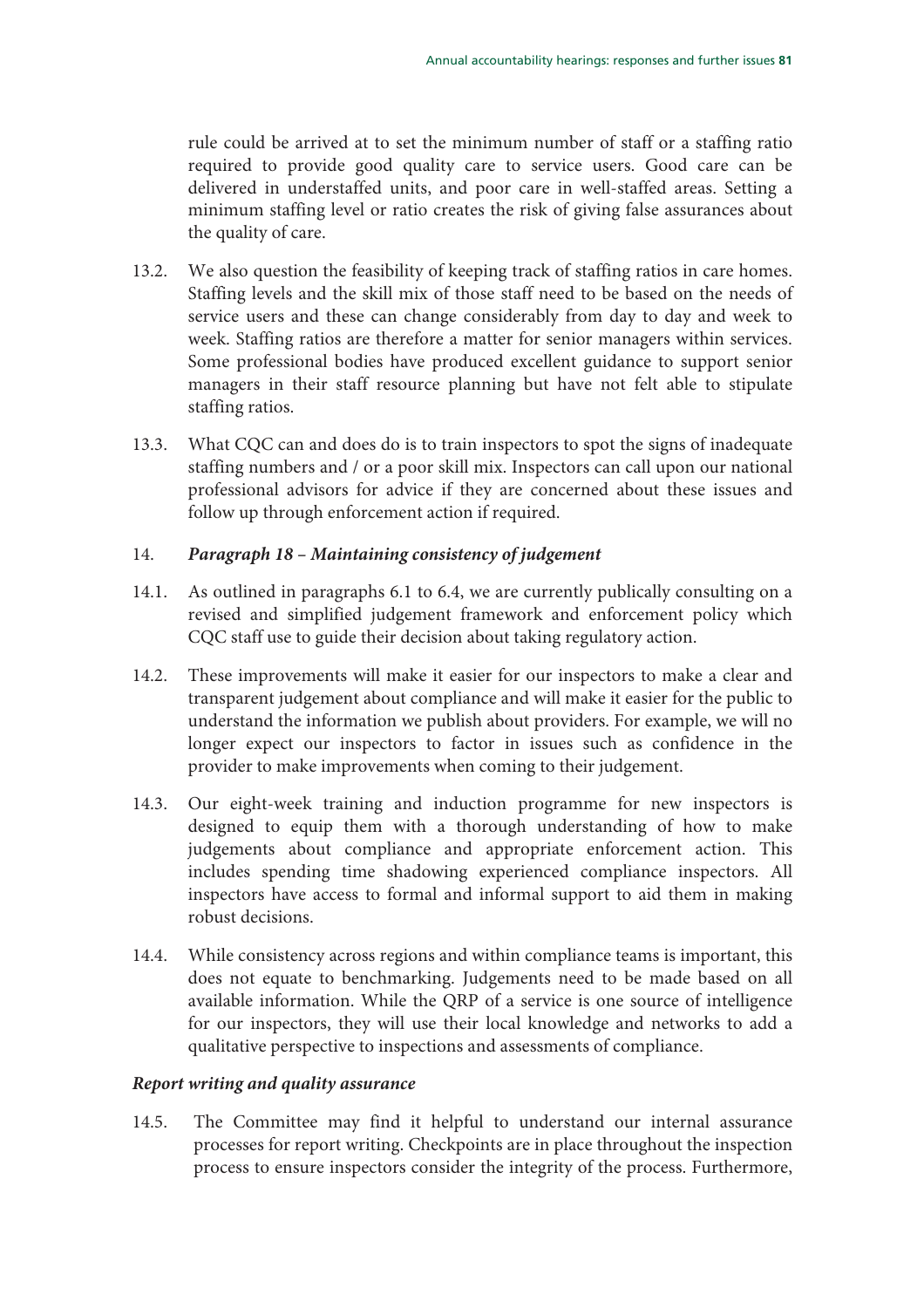rule could be arrived at to set the minimum number of staff or a staffing ratio required to provide good quality care to service users. Good care can be delivered in understaffed units, and poor care in well-staffed areas. Setting a minimum staffing level or ratio creates the risk of giving false assurances about the quality of care.

13.2. We also question the feasibility of keeping track of staffing ratios in care homes. Staffing levels and the skill mix of those staff need to be based on the needs of service users and these can change considerably from day to day and week to week. Staffing ratios are therefore a matter for senior managers within services. Some professional bodies have produced excellent guidance to support senior managers in their staff resource planning but have not felt able to stipulate staffing ratios.

13.3. What CQC can and does do is to train inspectors to spot the signs of inadequate staffing numbers and / or a poor skill mix. Inspectors can call upon our national professional advisors for advice if they are concerned about these issues and follow up through enforcement action if required.

14. ***Paragraph 18 – Maintaining consistency of judgement***

14.1. As outlined in paragraphs 6.1 to 6.4, we are currently publically consulting on a revised and simplified judgement framework and enforcement policy which CQC staff use to guide their decision about taking regulatory action.

14.2. These improvements will make it easier for our inspectors to make a clear and transparent judgement about compliance and will make it easier for the public to understand the information we publish about providers. For example, we will no longer expect our inspectors to factor in issues such as confidence in the provider to make improvements when coming to their judgement.

14.3. Our eight-week training and induction programme for new inspectors is designed to equip them with a thorough understanding of how to make judgements about compliance and appropriate enforcement action. This includes spending time shadowing experienced compliance inspectors. All inspectors have access to formal and informal support to aid them in making robust decisions.

14.4. While consistency across regions and within compliance teams is important, this does not equate to benchmarking. Judgements need to be made based on all available information. While the QRP of a service is one source of intelligence for our inspectors, they will use their local knowledge and networks to add a qualitative perspective to inspections and assessments of compliance.

***Report writing and quality assurance***

14.5. The Committee may find it helpful to understand our internal assurance processes for report writing. Checkpoints are in place throughout the inspection process to ensure inspectors consider the integrity of the process. Furthermore,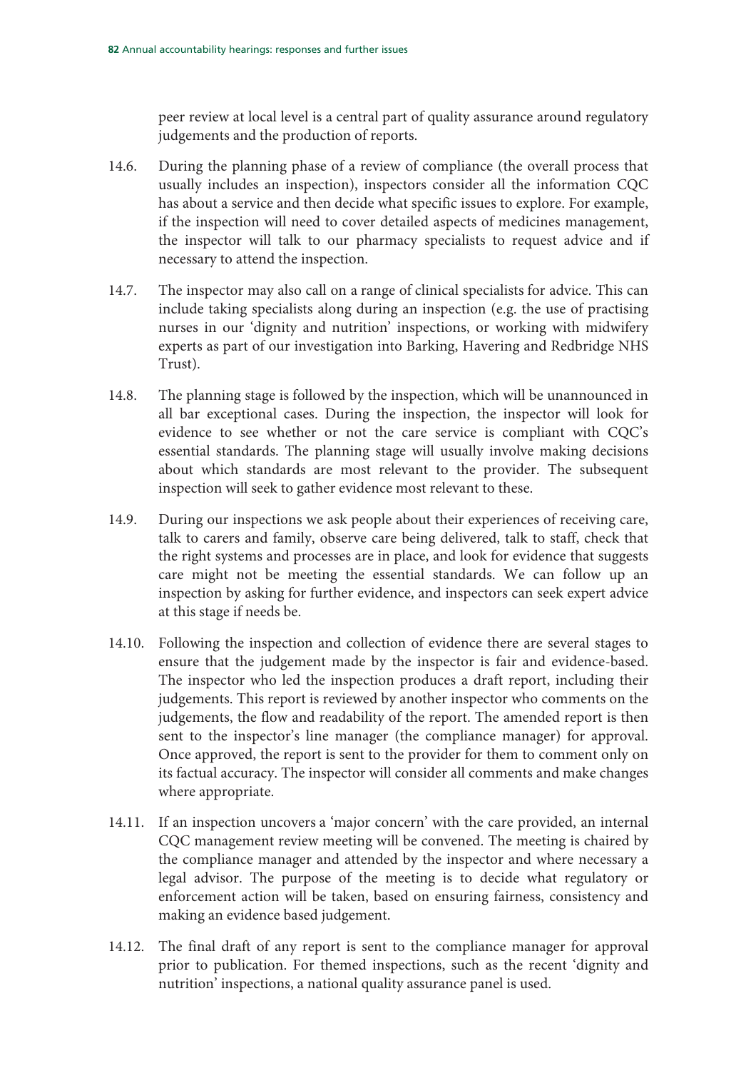peer review at local level is a central part of quality assurance around regulatory judgements and the production of reports.

14.6. During the planning phase of a review of compliance (the overall process that usually includes an inspection), inspectors consider all the information CQC has about a service and then decide what specific issues to explore. For example, if the inspection will need to cover detailed aspects of medicines management, the inspector will talk to our pharmacy specialists to request advice and if necessary to attend the inspection.

14.7. The inspector may also call on a range of clinical specialists for advice. This can include taking specialists along during an inspection (e.g. the use of practising nurses in our 'dignity and nutrition' inspections, or working with midwifery experts as part of our investigation into Barking, Havering and Redbridge NHS Trust).

14.8. The planning stage is followed by the inspection, which will be unannounced in all bar exceptional cases. During the inspection, the inspector will look for evidence to see whether or not the care service is compliant with CQC's essential standards. The planning stage will usually involve making decisions about which standards are most relevant to the provider. The subsequent inspection will seek to gather evidence most relevant to these.

14.9. During our inspections we ask people about their experiences of receiving care, talk to carers and family, observe care being delivered, talk to staff, check that the right systems and processes are in place, and look for evidence that suggests care might not be meeting the essential standards. We can follow up an inspection by asking for further evidence, and inspectors can seek expert advice at this stage if needs be.

14.10. Following the inspection and collection of evidence there are several stages to ensure that the judgement made by the inspector is fair and evidence-based. The inspector who led the inspection produces a draft report, including their judgements. This report is reviewed by another inspector who comments on the judgements, the flow and readability of the report. The amended report is then sent to the inspector's line manager (the compliance manager) for approval. Once approved, the report is sent to the provider for them to comment only on its factual accuracy. The inspector will consider all comments and make changes where appropriate.

14.11. If an inspection uncovers a 'major concern' with the care provided, an internal CQC management review meeting will be convened. The meeting is chaired by the compliance manager and attended by the inspector and where necessary a legal advisor. The purpose of the meeting is to decide what regulatory or enforcement action will be taken, based on ensuring fairness, consistency and making an evidence based judgement.

14.12. The final draft of any report is sent to the compliance manager for approval prior to publication. For themed inspections, such as the recent 'dignity and nutrition' inspections, a national quality assurance panel is used.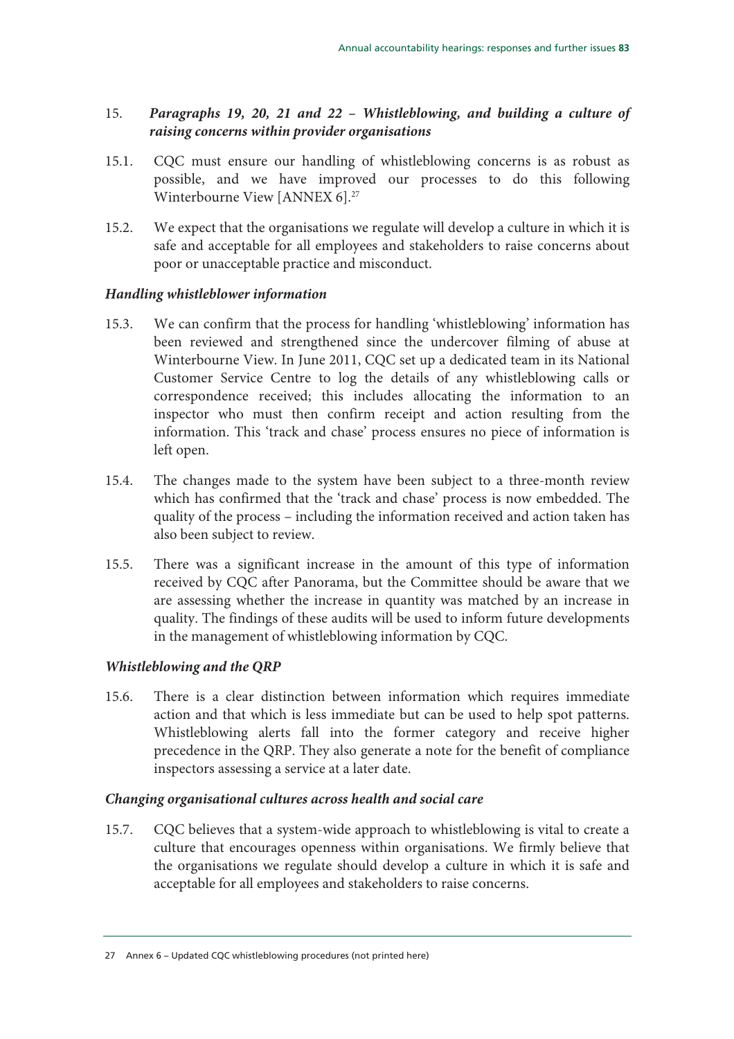15. ***Paragraphs 19, 20, 21 and 22 – Whistleblowing, and building a culture of raising concerns within provider organisations***

15.1. CQC must ensure our handling of whistleblowing concerns is as robust as possible, and we have improved our processes to do this following Winterbourne View [ANNEX 6].[27]

15.2. We expect that the organisations we regulate will develop a culture in which it is safe and acceptable for all employees and stakeholders to raise concerns about poor or unacceptable practice and misconduct.

***Handling whistleblower information***

15.3. We can confirm that the process for handling 'whistleblowing' information has been reviewed and strengthened since the undercover filming of abuse at Winterbourne View. In June 2011, CQC set up a dedicated team in its National Customer Service Centre to log the details of any whistleblowing calls or correspondence received; this includes allocating the information to an inspector who must then confirm receipt and action resulting from the information. This 'track and chase' process ensures no piece of information is left open.

15.4. The changes made to the system have been subject to a three-month review which has confirmed that the 'track and chase' process is now embedded. The quality of the process – including the information received and action taken has also been subject to review.

15.5. There was a significant increase in the amount of this type of information received by CQC after Panorama, but the Committee should be aware that we are assessing whether the increase in quantity was matched by an increase in quality. The findings of these audits will be used to inform future developments in the management of whistleblowing information by CQC.

***Whistleblowing and the QRP***

15.6. There is a clear distinction between information which requires immediate action and that which is less immediate but can be used to help spot patterns. Whistleblowing alerts fall into the former category and receive higher precedence in the QRP. They also generate a note for the benefit of compliance inspectors assessing a service at a later date.

***Changing organisational cultures across health and social care***

15.7. CQC believes that a system-wide approach to whistleblowing is vital to create a culture that encourages openness within organisations. We firmly believe that the organisations we regulate should develop a culture in which it is safe and acceptable for all employees and stakeholders to raise concerns.

27 Annex 6 – Updated CQC whistleblowing procedures (not printed here)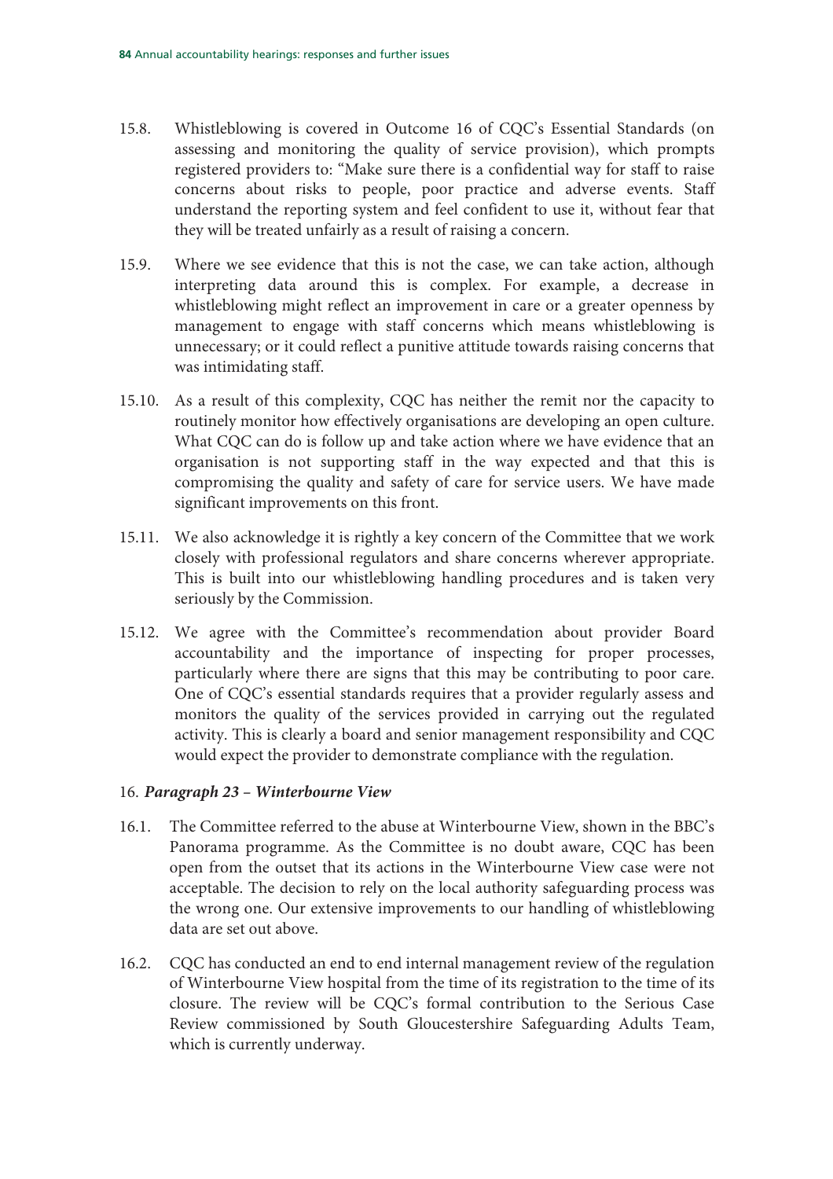15.8. Whistleblowing is covered in Outcome 16 of CQC's Essential Standards (on assessing and monitoring the quality of service provision), which prompts registered providers to: "Make sure there is a confidential way for staff to raise concerns about risks to people, poor practice and adverse events. Staff understand the reporting system and feel confident to use it, without fear that they will be treated unfairly as a result of raising a concern.

15.9. Where we see evidence that this is not the case, we can take action, although interpreting data around this is complex. For example, a decrease in whistleblowing might reflect an improvement in care or a greater openness by management to engage with staff concerns which means whistleblowing is unnecessary; or it could reflect a punitive attitude towards raising concerns that was intimidating staff.

15.10. As a result of this complexity, CQC has neither the remit nor the capacity to routinely monitor how effectively organisations are developing an open culture. What CQC can do is follow up and take action where we have evidence that an organisation is not supporting staff in the way expected and that this is compromising the quality and safety of care for service users. We have made significant improvements on this front.

15.11. We also acknowledge it is rightly a key concern of the Committee that we work closely with professional regulators and share concerns wherever appropriate. This is built into our whistleblowing handling procedures and is taken very seriously by the Commission.

15.12. We agree with the Committee's recommendation about provider Board accountability and the importance of inspecting for proper processes, particularly where there are signs that this may be contributing to poor care. One of CQC's essential standards requires that a provider regularly assess and monitors the quality of the services provided in carrying out the regulated activity. This is clearly a board and senior management responsibility and CQC would expect the provider to demonstrate compliance with the regulation.

16. ***Paragraph 23 – Winterbourne View***

16.1. The Committee referred to the abuse at Winterbourne View, shown in the BBC's Panorama programme. As the Committee is no doubt aware, CQC has been open from the outset that its actions in the Winterbourne View case were not acceptable. The decision to rely on the local authority safeguarding process was the wrong one. Our extensive improvements to our handling of whistleblowing data are set out above.

16.2. CQC has conducted an end to end internal management review of the regulation of Winterbourne View hospital from the time of its registration to the time of its closure. The review will be CQC's formal contribution to the Serious Case Review commissioned by South Gloucestershire Safeguarding Adults Team, which is currently underway.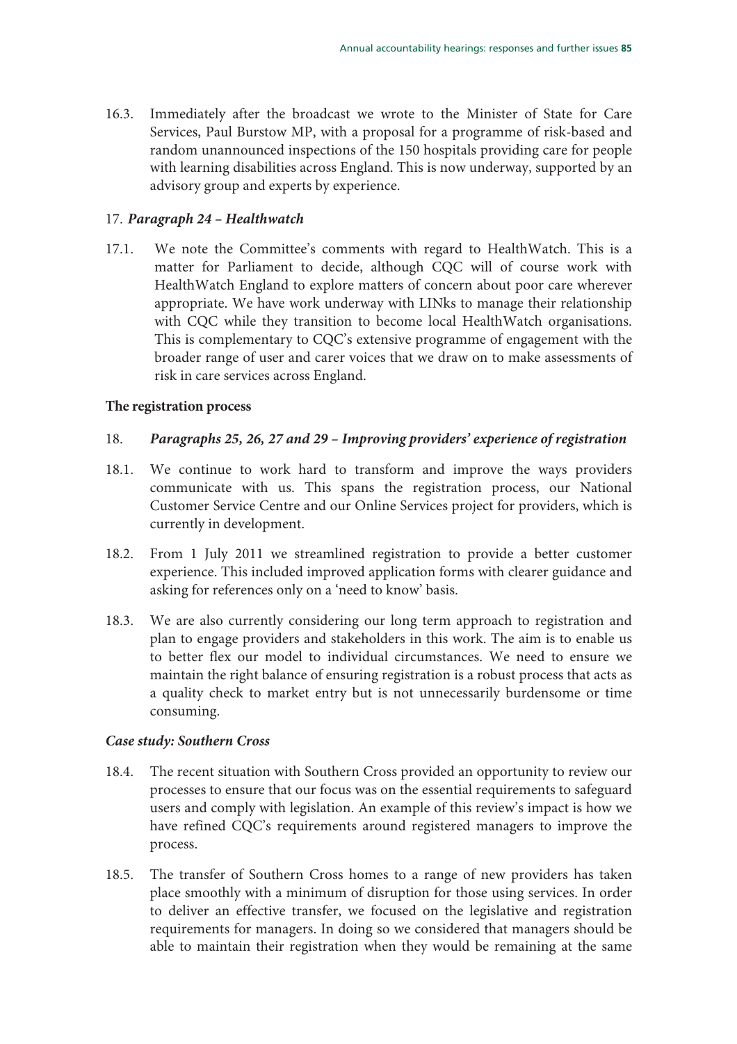16.3. Immediately after the broadcast we wrote to the Minister of State for Care Services, Paul Burstow MP, with a proposal for a programme of risk-based and random unannounced inspections of the 150 hospitals providing care for people with learning disabilities across England. This is now underway, supported by an advisory group and experts by experience.

17. ***Paragraph 24 – Healthwatch***

17.1. We note the Committee's comments with regard to HealthWatch. This is a matter for Parliament to decide, although CQC will of course work with HealthWatch England to explore matters of concern about poor care wherever appropriate. We have work underway with LINks to manage their relationship with CQC while they transition to become local HealthWatch organisations. This is complementary to CQC's extensive programme of engagement with the broader range of user and carer voices that we draw on to make assessments of risk in care services across England.

**The registration process**

18. ***Paragraphs 25, 26, 27 and 29 – Improving providers' experience of registration***

18.1. We continue to work hard to transform and improve the ways providers communicate with us. This spans the registration process, our National Customer Service Centre and our Online Services project for providers, which is currently in development.

18.2. From 1 July 2011 we streamlined registration to provide a better customer experience. This included improved application forms with clearer guidance and asking for references only on a 'need to know' basis.

18.3. We are also currently considering our long term approach to registration and plan to engage providers and stakeholders in this work. The aim is to enable us to better flex our model to individual circumstances. We need to ensure we maintain the right balance of ensuring registration is a robust process that acts as a quality check to market entry but is not unnecessarily burdensome or time consuming.

***Case study: Southern Cross***

18.4. The recent situation with Southern Cross provided an opportunity to review our processes to ensure that our focus was on the essential requirements to safeguard users and comply with legislation. An example of this review's impact is how we have refined CQC's requirements around registered managers to improve the process.

18.5. The transfer of Southern Cross homes to a range of new providers has taken place smoothly with a minimum of disruption for those using services. In order to deliver an effective transfer, we focused on the legislative and registration requirements for managers. In doing so we considered that managers should be able to maintain their registration when they would be remaining at the same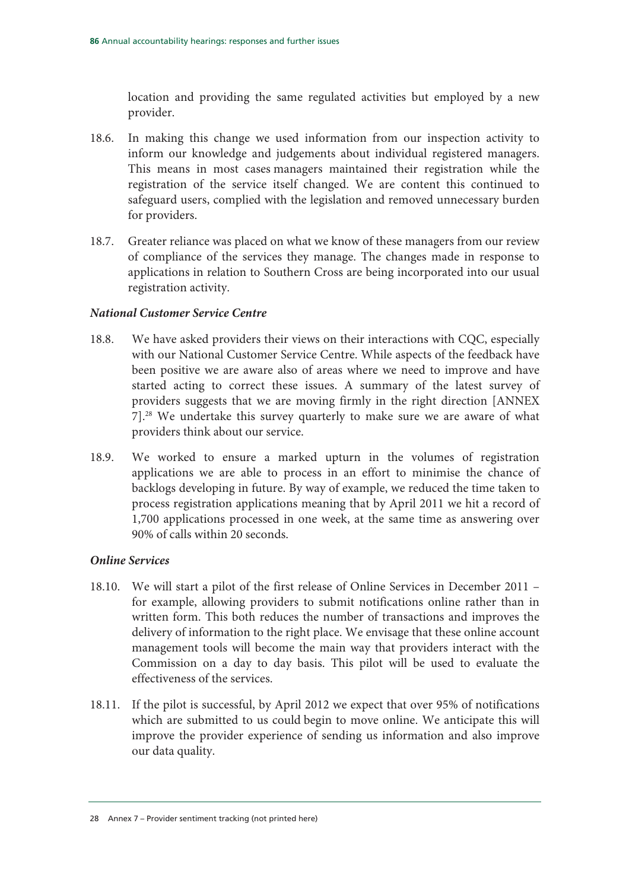location and providing the same regulated activities but employed by a new provider.

18.6. In making this change we used information from our inspection activity to inform our knowledge and judgements about individual registered managers. This means in most cases managers maintained their registration while the registration of the service itself changed. We are content this continued to safeguard users, complied with the legislation and removed unnecessary burden for providers.

18.7. Greater reliance was placed on what we know of these managers from our review of compliance of the services they manage. The changes made in response to applications in relation to Southern Cross are being incorporated into our usual registration activity.

***National Customer Service Centre***

18.8. We have asked providers their views on their interactions with CQC, especially with our National Customer Service Centre. While aspects of the feedback have been positive we are aware also of areas where we need to improve and have started acting to correct these issues. A summary of the latest survey of providers suggests that we are moving firmly in the right direction [ANNEX 7].[28] We undertake this survey quarterly to make sure we are aware of what providers think about our service.

18.9. We worked to ensure a marked upturn in the volumes of registration applications we are able to process in an effort to minimise the chance of backlogs developing in future. By way of example, we reduced the time taken to process registration applications meaning that by April 2011 we hit a record of 1,700 applications processed in one week, at the same time as answering over 90% of calls within 20 seconds.

***Online Services***

18.10. We will start a pilot of the first release of Online Services in December 2011 – for example, allowing providers to submit notifications online rather than in written form. This both reduces the number of transactions and improves the delivery of information to the right place. We envisage that these online account management tools will become the main way that providers interact with the Commission on a day to day basis. This pilot will be used to evaluate the effectiveness of the services.

18.11. If the pilot is successful, by April 2012 we expect that over 95% of notifications which are submitted to us could begin to move online. We anticipate this will improve the provider experience of sending us information and also improve our data quality.

---

28 Annex 7 – Provider sentiment tracking (not printed here)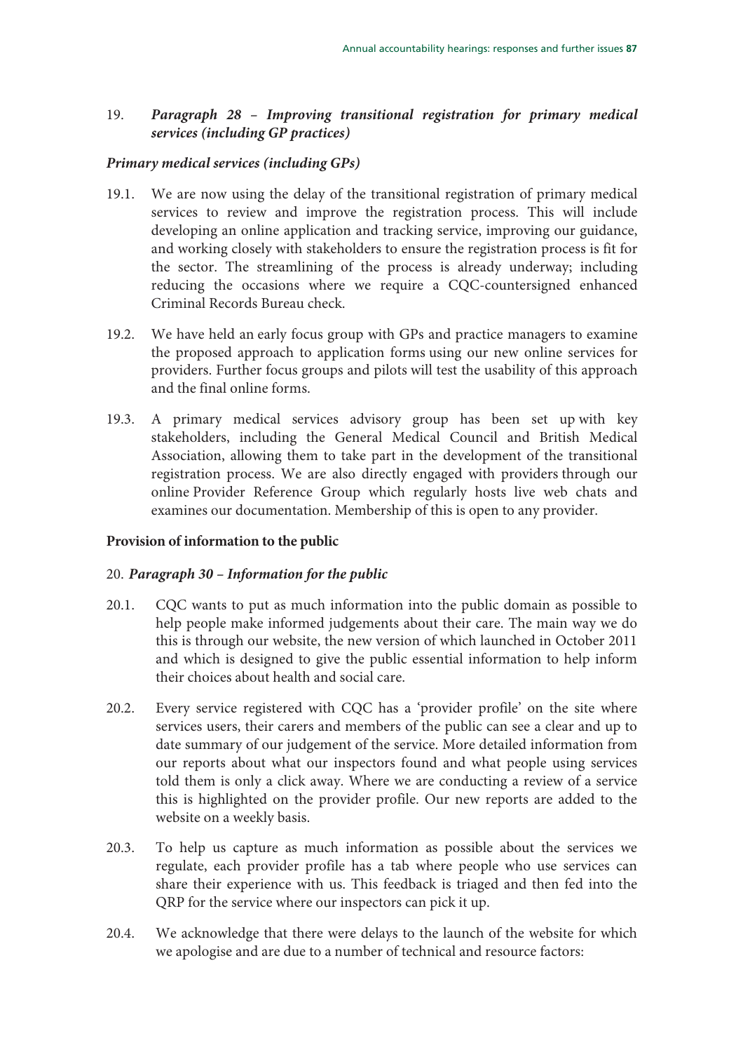19. ***Paragraph 28 – Improving transitional registration for primary medical services (including GP practices)***

***Primary medical services (including GPs)***

19.1. We are now using the delay of the transitional registration of primary medical services to review and improve the registration process. This will include developing an online application and tracking service, improving our guidance, and working closely with stakeholders to ensure the registration process is fit for the sector. The streamlining of the process is already underway; including reducing the occasions where we require a CQC-countersigned enhanced Criminal Records Bureau check.

19.2. We have held an early focus group with GPs and practice managers to examine the proposed approach to application forms using our new online services for providers. Further focus groups and pilots will test the usability of this approach and the final online forms.

19.3. A primary medical services advisory group has been set up with key stakeholders, including the General Medical Council and British Medical Association, allowing them to take part in the development of the transitional registration process. We are also directly engaged with providers through our online Provider Reference Group which regularly hosts live web chats and examines our documentation. Membership of this is open to any provider.

**Provision of information to the public**

20. ***Paragraph 30 – Information for the public***

20.1. CQC wants to put as much information into the public domain as possible to help people make informed judgements about their care. The main way we do this is through our website, the new version of which launched in October 2011 and which is designed to give the public essential information to help inform their choices about health and social care.

20.2. Every service registered with CQC has a 'provider profile' on the site where services users, their carers and members of the public can see a clear and up to date summary of our judgement of the service. More detailed information from our reports about what our inspectors found and what people using services told them is only a click away. Where we are conducting a review of a service this is highlighted on the provider profile. Our new reports are added to the website on a weekly basis.

20.3. To help us capture as much information as possible about the services we regulate, each provider profile has a tab where people who use services can share their experience with us. This feedback is triaged and then fed into the QRP for the service where our inspectors can pick it up.

20.4. We acknowledge that there were delays to the launch of the website for which we apologise and are due to a number of technical and resource factors: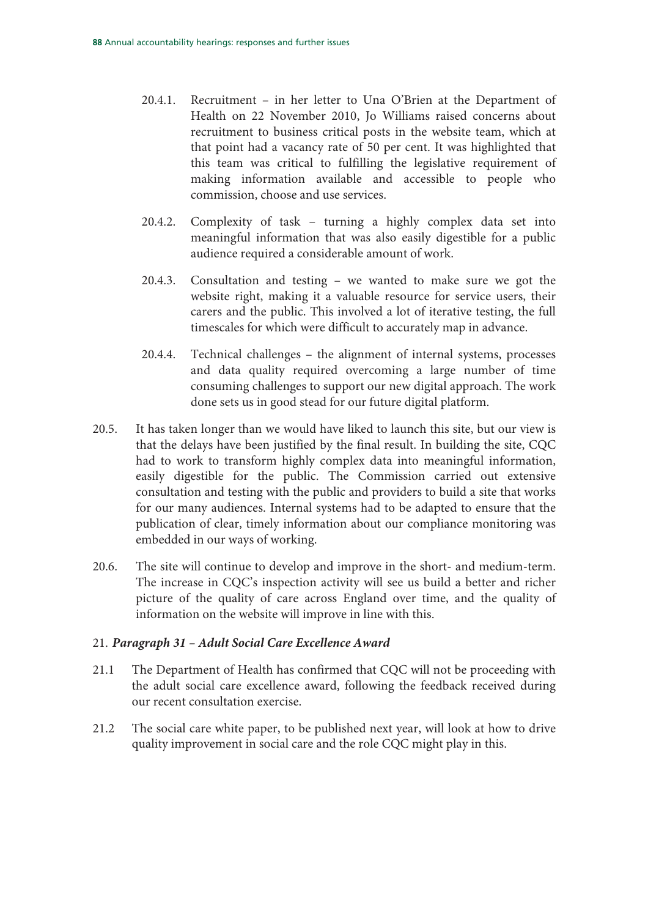20.4.1. Recruitment – in her letter to Una O'Brien at the Department of Health on 22 November 2010, Jo Williams raised concerns about recruitment to business critical posts in the website team, which at that point had a vacancy rate of 50 per cent. It was highlighted that this team was critical to fulfilling the legislative requirement of making information available and accessible to people who commission, choose and use services.

20.4.2. Complexity of task – turning a highly complex data set into meaningful information that was also easily digestible for a public audience required a considerable amount of work.

20.4.3. Consultation and testing – we wanted to make sure we got the website right, making it a valuable resource for service users, their carers and the public. This involved a lot of iterative testing, the full timescales for which were difficult to accurately map in advance.

20.4.4. Technical challenges – the alignment of internal systems, processes and data quality required overcoming a large number of time consuming challenges to support our new digital approach. The work done sets us in good stead for our future digital platform.

20.5. It has taken longer than we would have liked to launch this site, but our view is that the delays have been justified by the final result. In building the site, CQC had to work to transform highly complex data into meaningful information, easily digestible for the public. The Commission carried out extensive consultation and testing with the public and providers to build a site that works for our many audiences. Internal systems had to be adapted to ensure that the publication of clear, timely information about our compliance monitoring was embedded in our ways of working.

20.6. The site will continue to develop and improve in the short- and medium-term. The increase in CQC's inspection activity will see us build a better and richer picture of the quality of care across England over time, and the quality of information on the website will improve in line with this.

21. ***Paragraph 31 – Adult Social Care Excellence Award***

21.1 The Department of Health has confirmed that CQC will not be proceeding with the adult social care excellence award, following the feedback received during our recent consultation exercise.

21.2 The social care white paper, to be published next year, will look at how to drive quality improvement in social care and the role CQC might play in this.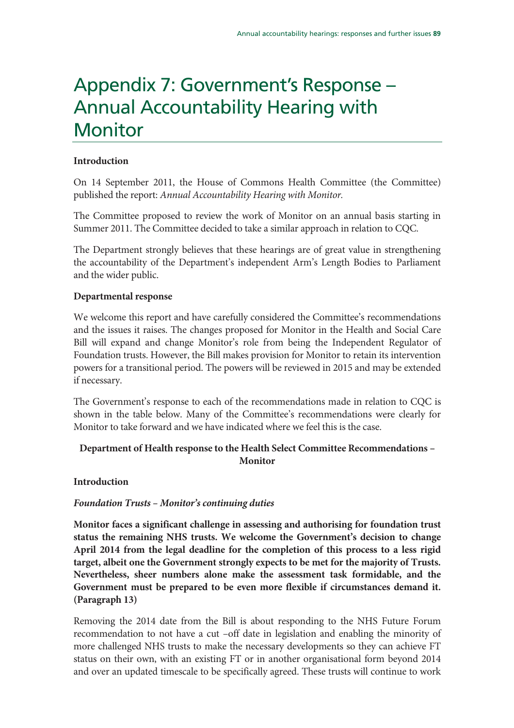# Appendix 7: Government's Response – Annual Accountability Hearing with Monitor

**Introduction**

On 14 September 2011, the House of Commons Health Committee (the Committee) published the report: *Annual Accountability Hearing with Monitor.*

The Committee proposed to review the work of Monitor on an annual basis starting in Summer 2011. The Committee decided to take a similar approach in relation to CQC.

The Department strongly believes that these hearings are of great value in strengthening the accountability of the Department's independent Arm's Length Bodies to Parliament and the wider public.

**Departmental response**

We welcome this report and have carefully considered the Committee's recommendations and the issues it raises. The changes proposed for Monitor in the Health and Social Care Bill will expand and change Monitor's role from being the Independent Regulator of Foundation trusts. However, the Bill makes provision for Monitor to retain its intervention powers for a transitional period. The powers will be reviewed in 2015 and may be extended if necessary.

The Government's response to each of the recommendations made in relation to CQC is shown in the table below. Many of the Committee's recommendations were clearly for Monitor to take forward and we have indicated where we feel this is the case.

**Department of Health response to the Health Select Committee Recommendations – Monitor**

**Introduction**

***Foundation Trusts – Monitor's continuing duties***

**Monitor faces a significant challenge in assessing and authorising for foundation trust status the remaining NHS trusts. We welcome the Government's decision to change April 2014 from the legal deadline for the completion of this process to a less rigid target, albeit one the Government strongly expects to be met for the majority of Trusts. Nevertheless, sheer numbers alone make the assessment task formidable, and the Government must be prepared to be even more flexible if circumstances demand it. (Paragraph 13)**

Removing the 2014 date from the Bill is about responding to the NHS Future Forum recommendation to not have a cut –off date in legislation and enabling the minority of more challenged NHS trusts to make the necessary developments so they can achieve FT status on their own, with an existing FT or in another organisational form beyond 2014 and over an updated timescale to be specifically agreed. These trusts will continue to work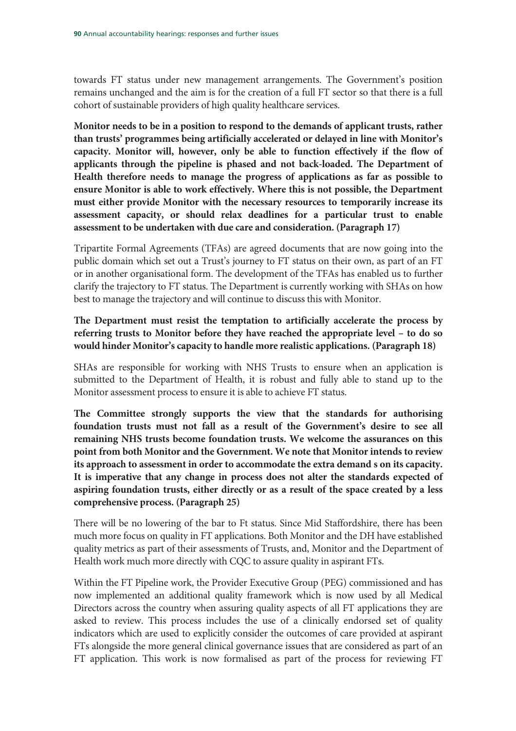towards FT status under new management arrangements. The Government's position remains unchanged and the aim is for the creation of a full FT sector so that there is a full cohort of sustainable providers of high quality healthcare services.

**Monitor needs to be in a position to respond to the demands of applicant trusts, rather than trusts' programmes being artificially accelerated or delayed in line with Monitor's capacity. Monitor will, however, only be able to function effectively if the flow of applicants through the pipeline is phased and not back-loaded. The Department of Health therefore needs to manage the progress of applications as far as possible to ensure Monitor is able to work effectively. Where this is not possible, the Department must either provide Monitor with the necessary resources to temporarily increase its assessment capacity, or should relax deadlines for a particular trust to enable assessment to be undertaken with due care and consideration. (Paragraph 17)**

Tripartite Formal Agreements (TFAs) are agreed documents that are now going into the public domain which set out a Trust's journey to FT status on their own, as part of an FT or in another organisational form. The development of the TFAs has enabled us to further clarify the trajectory to FT status. The Department is currently working with SHAs on how best to manage the trajectory and will continue to discuss this with Monitor.

**The Department must resist the temptation to artificially accelerate the process by referring trusts to Monitor before they have reached the appropriate level – to do so would hinder Monitor's capacity to handle more realistic applications. (Paragraph 18)**

SHAs are responsible for working with NHS Trusts to ensure when an application is submitted to the Department of Health, it is robust and fully able to stand up to the Monitor assessment process to ensure it is able to achieve FT status.

**The Committee strongly supports the view that the standards for authorising foundation trusts must not fall as a result of the Government's desire to see all remaining NHS trusts become foundation trusts. We welcome the assurances on this point from both Monitor and the Government. We note that Monitor intends to review its approach to assessment in order to accommodate the extra demand s on its capacity. It is imperative that any change in process does not alter the standards expected of aspiring foundation trusts, either directly or as a result of the space created by a less comprehensive process. (Paragraph 25)**

There will be no lowering of the bar to Ft status. Since Mid Staffordshire, there has been much more focus on quality in FT applications. Both Monitor and the DH have established quality metrics as part of their assessments of Trusts, and, Monitor and the Department of Health work much more directly with CQC to assure quality in aspirant FTs.

Within the FT Pipeline work, the Provider Executive Group (PEG) commissioned and has now implemented an additional quality framework which is now used by all Medical Directors across the country when assuring quality aspects of all FT applications they are asked to review. This process includes the use of a clinically endorsed set of quality indicators which are used to explicitly consider the outcomes of care provided at aspirant FTs alongside the more general clinical governance issues that are considered as part of an FT application. This work is now formalised as part of the process for reviewing FT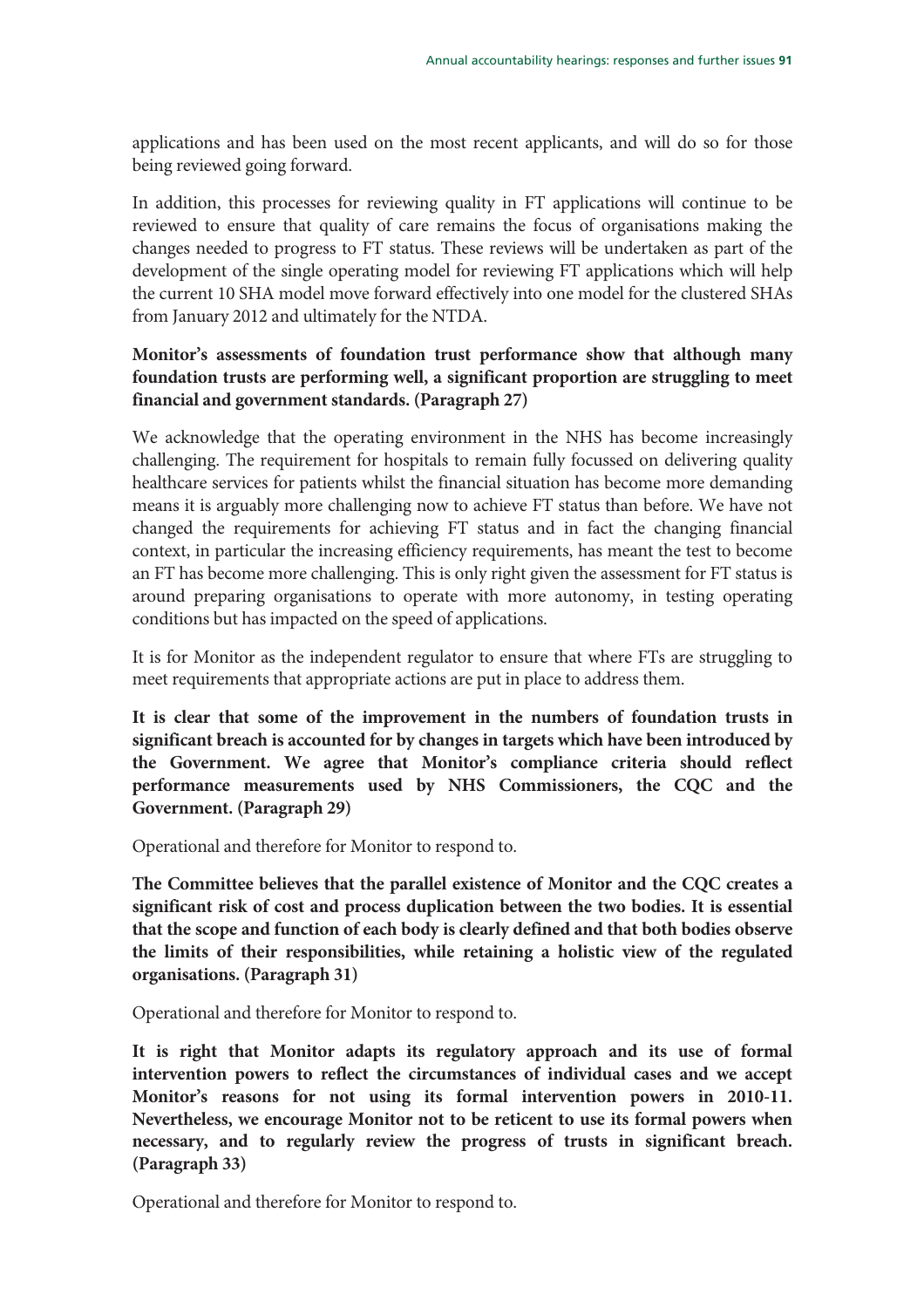applications and has been used on the most recent applicants, and will do so for those being reviewed going forward.

In addition, this processes for reviewing quality in FT applications will continue to be reviewed to ensure that quality of care remains the focus of organisations making the changes needed to progress to FT status. These reviews will be undertaken as part of the development of the single operating model for reviewing FT applications which will help the current 10 SHA model move forward effectively into one model for the clustered SHAs from January 2012 and ultimately for the NTDA.

**Monitor's assessments of foundation trust performance show that although many foundation trusts are performing well, a significant proportion are struggling to meet financial and government standards. (Paragraph 27)**

We acknowledge that the operating environment in the NHS has become increasingly challenging. The requirement for hospitals to remain fully focussed on delivering quality healthcare services for patients whilst the financial situation has become more demanding means it is arguably more challenging now to achieve FT status than before. We have not changed the requirements for achieving FT status and in fact the changing financial context, in particular the increasing efficiency requirements, has meant the test to become an FT has become more challenging. This is only right given the assessment for FT status is around preparing organisations to operate with more autonomy, in testing operating conditions but has impacted on the speed of applications.

It is for Monitor as the independent regulator to ensure that where FTs are struggling to meet requirements that appropriate actions are put in place to address them.

**It is clear that some of the improvement in the numbers of foundation trusts in significant breach is accounted for by changes in targets which have been introduced by the Government. We agree that Monitor's compliance criteria should reflect performance measurements used by NHS Commissioners, the CQC and the Government. (Paragraph 29)**

Operational and therefore for Monitor to respond to.

**The Committee believes that the parallel existence of Monitor and the CQC creates a significant risk of cost and process duplication between the two bodies. It is essential that the scope and function of each body is clearly defined and that both bodies observe the limits of their responsibilities, while retaining a holistic view of the regulated organisations. (Paragraph 31)**

Operational and therefore for Monitor to respond to.

**It is right that Monitor adapts its regulatory approach and its use of formal intervention powers to reflect the circumstances of individual cases and we accept Monitor's reasons for not using its formal intervention powers in 2010-11. Nevertheless, we encourage Monitor not to be reticent to use its formal powers when necessary, and to regularly review the progress of trusts in significant breach. (Paragraph 33)**

Operational and therefore for Monitor to respond to.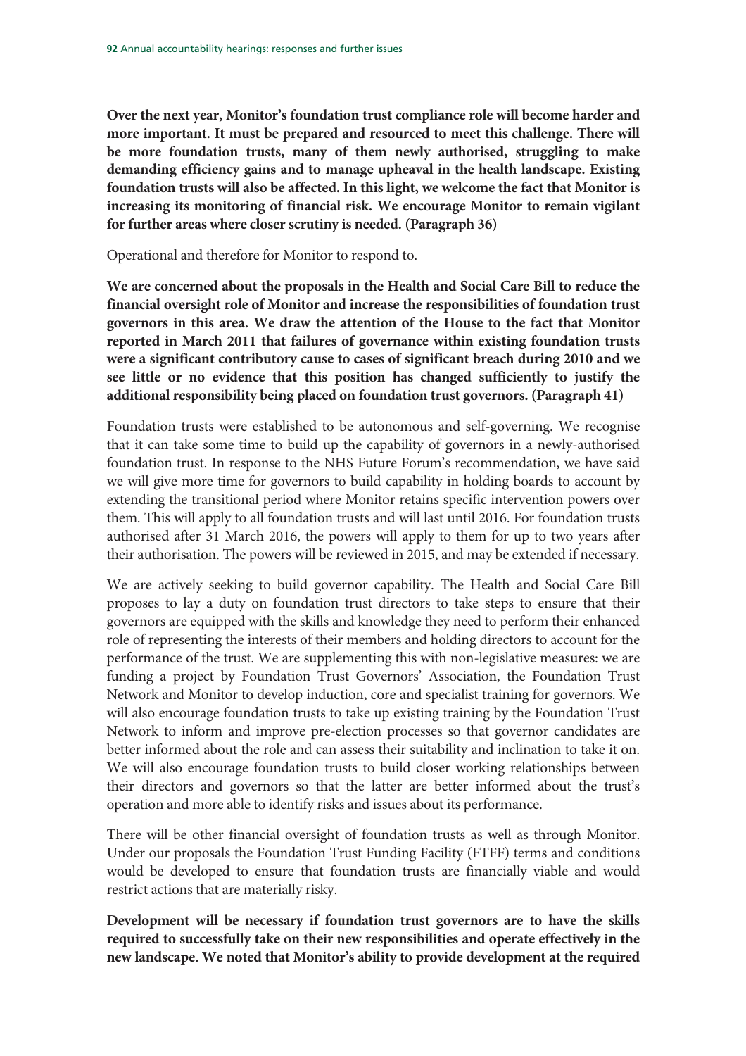**Over the next year, Monitor's foundation trust compliance role will become harder and more important. It must be prepared and resourced to meet this challenge. There will be more foundation trusts, many of them newly authorised, struggling to make demanding efficiency gains and to manage upheaval in the health landscape. Existing foundation trusts will also be affected. In this light, we welcome the fact that Monitor is increasing its monitoring of financial risk. We encourage Monitor to remain vigilant for further areas where closer scrutiny is needed. (Paragraph 36)**

Operational and therefore for Monitor to respond to.

**We are concerned about the proposals in the Health and Social Care Bill to reduce the financial oversight role of Monitor and increase the responsibilities of foundation trust governors in this area. We draw the attention of the House to the fact that Monitor reported in March 2011 that failures of governance within existing foundation trusts were a significant contributory cause to cases of significant breach during 2010 and we see little or no evidence that this position has changed sufficiently to justify the additional responsibility being placed on foundation trust governors. (Paragraph 41)**

Foundation trusts were established to be autonomous and self-governing. We recognise that it can take some time to build up the capability of governors in a newly-authorised foundation trust. In response to the NHS Future Forum's recommendation, we have said we will give more time for governors to build capability in holding boards to account by extending the transitional period where Monitor retains specific intervention powers over them. This will apply to all foundation trusts and will last until 2016. For foundation trusts authorised after 31 March 2016, the powers will apply to them for up to two years after their authorisation. The powers will be reviewed in 2015, and may be extended if necessary.

We are actively seeking to build governor capability. The Health and Social Care Bill proposes to lay a duty on foundation trust directors to take steps to ensure that their governors are equipped with the skills and knowledge they need to perform their enhanced role of representing the interests of their members and holding directors to account for the performance of the trust. We are supplementing this with non-legislative measures: we are funding a project by Foundation Trust Governors' Association, the Foundation Trust Network and Monitor to develop induction, core and specialist training for governors. We will also encourage foundation trusts to take up existing training by the Foundation Trust Network to inform and improve pre-election processes so that governor candidates are better informed about the role and can assess their suitability and inclination to take it on. We will also encourage foundation trusts to build closer working relationships between their directors and governors so that the latter are better informed about the trust's operation and more able to identify risks and issues about its performance.

There will be other financial oversight of foundation trusts as well as through Monitor. Under our proposals the Foundation Trust Funding Facility (FTFF) terms and conditions would be developed to ensure that foundation trusts are financially viable and would restrict actions that are materially risky.

**Development will be necessary if foundation trust governors are to have the skills required to successfully take on their new responsibilities and operate effectively in the new landscape. We noted that Monitor's ability to provide development at the required**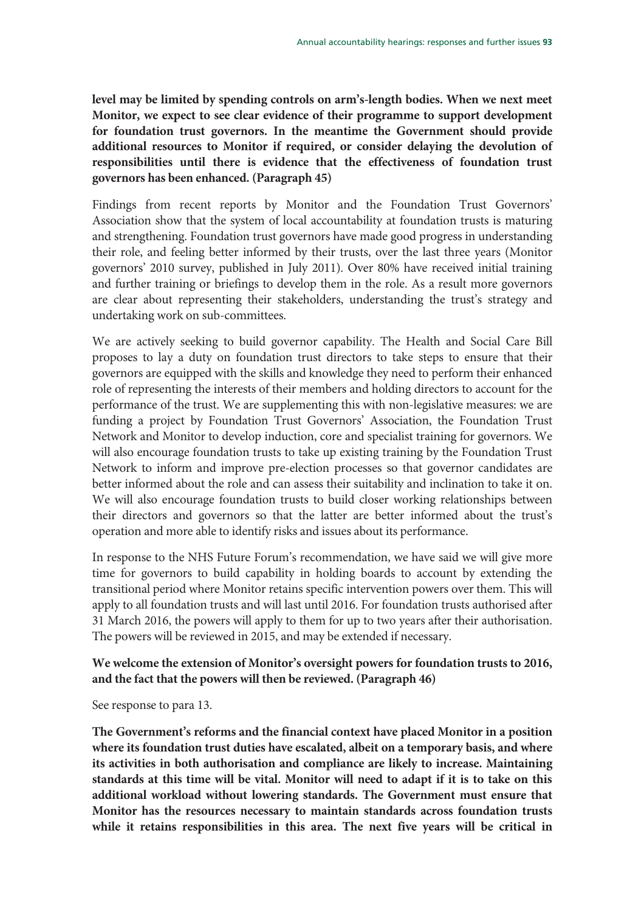**level may be limited by spending controls on arm's-length bodies. When we next meet Monitor, we expect to see clear evidence of their programme to support development for foundation trust governors. In the meantime the Government should provide additional resources to Monitor if required, or consider delaying the devolution of responsibilities until there is evidence that the effectiveness of foundation trust governors has been enhanced. (Paragraph 45)**

Findings from recent reports by Monitor and the Foundation Trust Governors' Association show that the system of local accountability at foundation trusts is maturing and strengthening. Foundation trust governors have made good progress in understanding their role, and feeling better informed by their trusts, over the last three years (Monitor governors' 2010 survey, published in July 2011). Over 80% have received initial training and further training or briefings to develop them in the role. As a result more governors are clear about representing their stakeholders, understanding the trust's strategy and undertaking work on sub-committees.

We are actively seeking to build governor capability. The Health and Social Care Bill proposes to lay a duty on foundation trust directors to take steps to ensure that their governors are equipped with the skills and knowledge they need to perform their enhanced role of representing the interests of their members and holding directors to account for the performance of the trust. We are supplementing this with non-legislative measures: we are funding a project by Foundation Trust Governors' Association, the Foundation Trust Network and Monitor to develop induction, core and specialist training for governors. We will also encourage foundation trusts to take up existing training by the Foundation Trust Network to inform and improve pre-election processes so that governor candidates are better informed about the role and can assess their suitability and inclination to take it on. We will also encourage foundation trusts to build closer working relationships between their directors and governors so that the latter are better informed about the trust's operation and more able to identify risks and issues about its performance.

In response to the NHS Future Forum's recommendation, we have said we will give more time for governors to build capability in holding boards to account by extending the transitional period where Monitor retains specific intervention powers over them. This will apply to all foundation trusts and will last until 2016. For foundation trusts authorised after 31 March 2016, the powers will apply to them for up to two years after their authorisation. The powers will be reviewed in 2015, and may be extended if necessary.

**We welcome the extension of Monitor's oversight powers for foundation trusts to 2016, and the fact that the powers will then be reviewed. (Paragraph 46)**

See response to para 13.

**The Government's reforms and the financial context have placed Monitor in a position where its foundation trust duties have escalated, albeit on a temporary basis, and where its activities in both authorisation and compliance are likely to increase. Maintaining standards at this time will be vital. Monitor will need to adapt if it is to take on this additional workload without lowering standards. The Government must ensure that Monitor has the resources necessary to maintain standards across foundation trusts while it retains responsibilities in this area. The next five years will be critical in**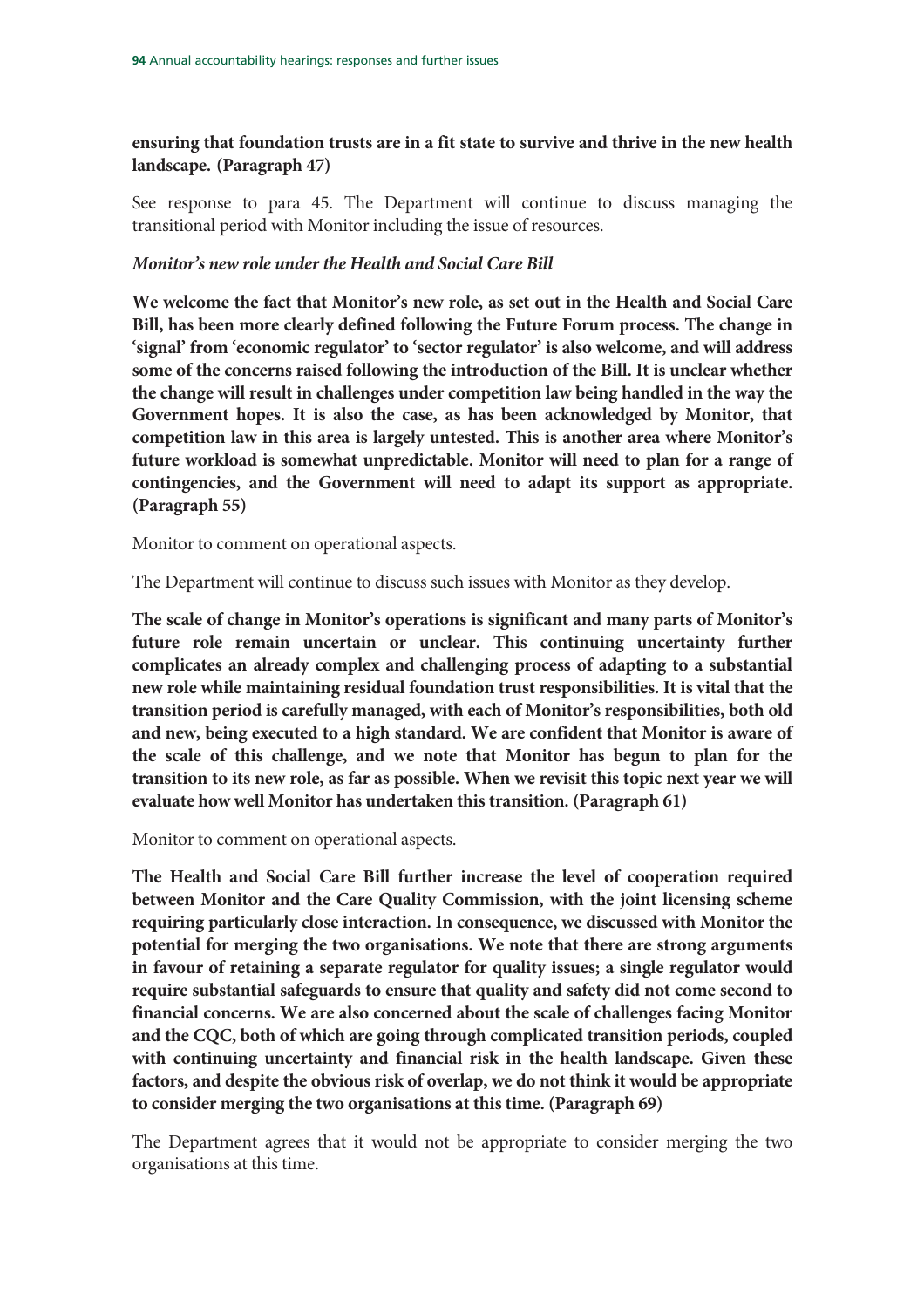**ensuring that foundation trusts are in a fit state to survive and thrive in the new health landscape. (Paragraph 47)**

See response to para 45. The Department will continue to discuss managing the transitional period with Monitor including the issue of resources.

***Monitor's new role under the Health and Social Care Bill***

**We welcome the fact that Monitor's new role, as set out in the Health and Social Care Bill, has been more clearly defined following the Future Forum process. The change in 'signal' from 'economic regulator' to 'sector regulator' is also welcome, and will address some of the concerns raised following the introduction of the Bill. It is unclear whether the change will result in challenges under competition law being handled in the way the Government hopes. It is also the case, as has been acknowledged by Monitor, that competition law in this area is largely untested. This is another area where Monitor's future workload is somewhat unpredictable. Monitor will need to plan for a range of contingencies, and the Government will need to adapt its support as appropriate. (Paragraph 55)**

Monitor to comment on operational aspects.

The Department will continue to discuss such issues with Monitor as they develop.

**The scale of change in Monitor's operations is significant and many parts of Monitor's future role remain uncertain or unclear. This continuing uncertainty further complicates an already complex and challenging process of adapting to a substantial new role while maintaining residual foundation trust responsibilities. It is vital that the transition period is carefully managed, with each of Monitor's responsibilities, both old and new, being executed to a high standard. We are confident that Monitor is aware of the scale of this challenge, and we note that Monitor has begun to plan for the transition to its new role, as far as possible. When we revisit this topic next year we will evaluate how well Monitor has undertaken this transition. (Paragraph 61)**

Monitor to comment on operational aspects.

**The Health and Social Care Bill further increase the level of cooperation required between Monitor and the Care Quality Commission, with the joint licensing scheme requiring particularly close interaction. In consequence, we discussed with Monitor the potential for merging the two organisations. We note that there are strong arguments in favour of retaining a separate regulator for quality issues; a single regulator would require substantial safeguards to ensure that quality and safety did not come second to financial concerns. We are also concerned about the scale of challenges facing Monitor and the CQC, both of which are going through complicated transition periods, coupled with continuing uncertainty and financial risk in the health landscape. Given these factors, and despite the obvious risk of overlap, we do not think it would be appropriate to consider merging the two organisations at this time. (Paragraph 69)**

The Department agrees that it would not be appropriate to consider merging the two organisations at this time.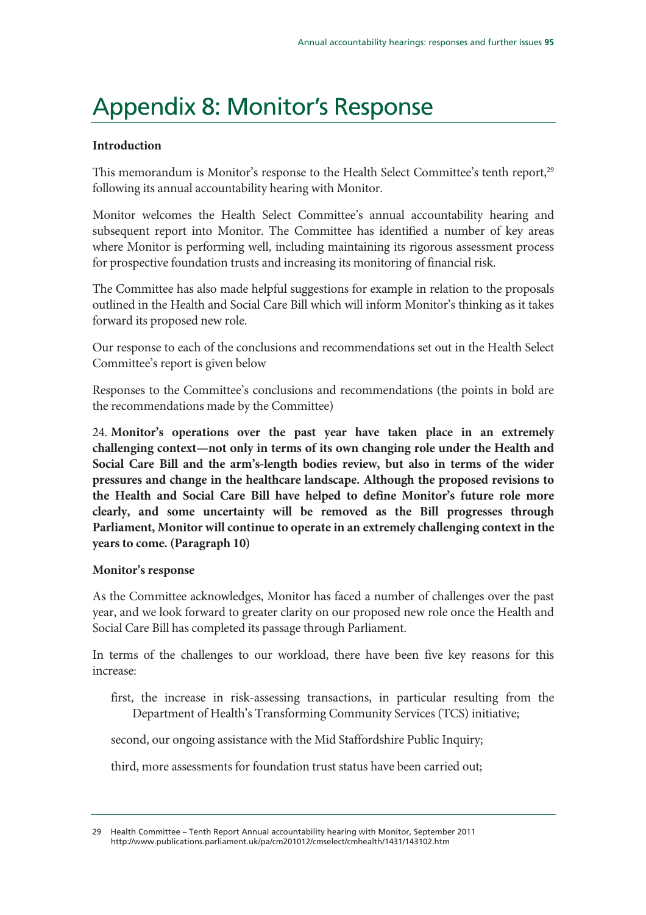# Appendix 8: Monitor's Response

**Introduction**

This memorandum is Monitor's response to the Health Select Committee's tenth report,[29] following its annual accountability hearing with Monitor.

Monitor welcomes the Health Select Committee's annual accountability hearing and subsequent report into Monitor. The Committee has identified a number of key areas where Monitor is performing well, including maintaining its rigorous assessment process for prospective foundation trusts and increasing its monitoring of financial risk.

The Committee has also made helpful suggestions for example in relation to the proposals outlined in the Health and Social Care Bill which will inform Monitor's thinking as it takes forward its proposed new role.

Our response to each of the conclusions and recommendations set out in the Health Select Committee's report is given below

Responses to the Committee's conclusions and recommendations (the points in bold are the recommendations made by the Committee)

24. **Monitor's operations over the past year have taken place in an extremely challenging context—not only in terms of its own changing role under the Health and Social Care Bill and the arm's-length bodies review, but also in terms of the wider pressures and change in the healthcare landscape. Although the proposed revisions to the Health and Social Care Bill have helped to define Monitor's future role more clearly, and some uncertainty will be removed as the Bill progresses through Parliament, Monitor will continue to operate in an extremely challenging context in the years to come. (Paragraph 10)**

**Monitor's response**

As the Committee acknowledges, Monitor has faced a number of challenges over the past year, and we look forward to greater clarity on our proposed new role once the Health and Social Care Bill has completed its passage through Parliament.

In terms of the challenges to our workload, there have been five key reasons for this increase:

first, the increase in risk-assessing transactions, in particular resulting from the Department of Health's Transforming Community Services (TCS) initiative;

second, our ongoing assistance with the Mid Staffordshire Public Inquiry;

third, more assessments for foundation trust status have been carried out;

---

29 Health Committee – Tenth Report Annual accountability hearing with Monitor, September 2011 http://www.publications.parliament.uk/pa/cm201012/cmselect/cmhealth/1431/143102.htm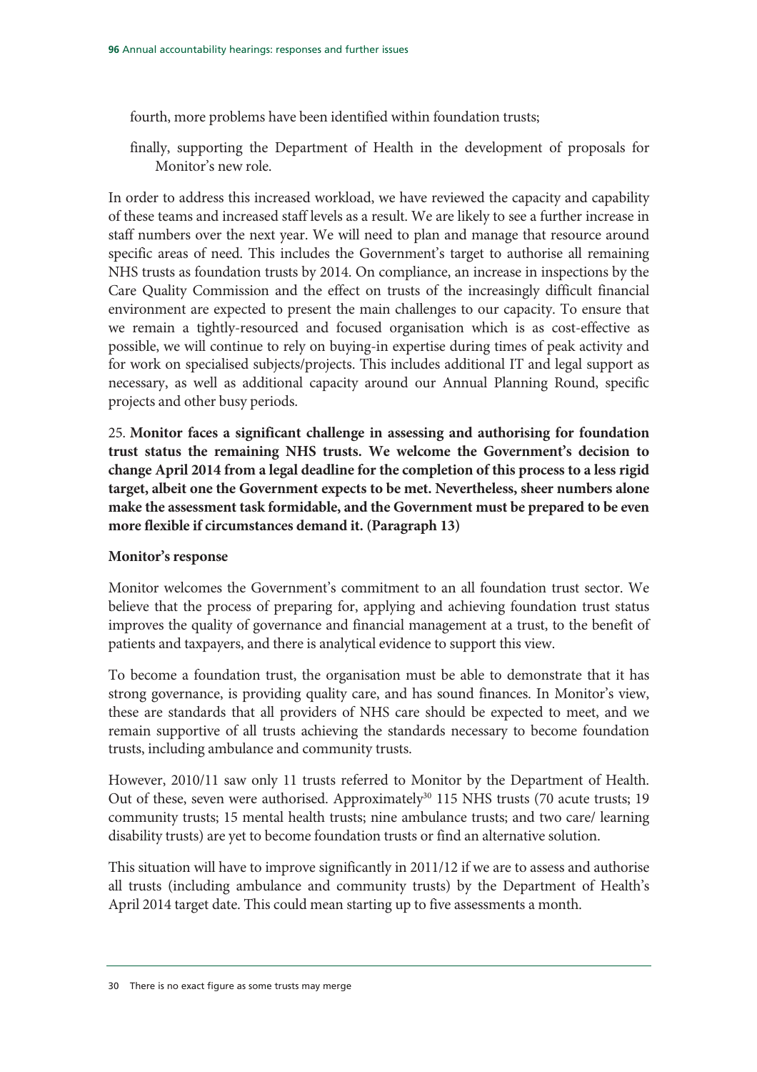fourth, more problems have been identified within foundation trusts;

finally, supporting the Department of Health in the development of proposals for Monitor's new role.

In order to address this increased workload, we have reviewed the capacity and capability of these teams and increased staff levels as a result. We are likely to see a further increase in staff numbers over the next year. We will need to plan and manage that resource around specific areas of need. This includes the Government's target to authorise all remaining NHS trusts as foundation trusts by 2014. On compliance, an increase in inspections by the Care Quality Commission and the effect on trusts of the increasingly difficult financial environment are expected to present the main challenges to our capacity. To ensure that we remain a tightly-resourced and focused organisation which is as cost-effective as possible, we will continue to rely on buying-in expertise during times of peak activity and for work on specialised subjects/projects. This includes additional IT and legal support as necessary, as well as additional capacity around our Annual Planning Round, specific projects and other busy periods.

25. **Monitor faces a significant challenge in assessing and authorising for foundation trust status the remaining NHS trusts. We welcome the Government's decision to change April 2014 from a legal deadline for the completion of this process to a less rigid target, albeit one the Government expects to be met. Nevertheless, sheer numbers alone make the assessment task formidable, and the Government must be prepared to be even more flexible if circumstances demand it. (Paragraph 13)**

**Monitor's response**

Monitor welcomes the Government's commitment to an all foundation trust sector. We believe that the process of preparing for, applying and achieving foundation trust status improves the quality of governance and financial management at a trust, to the benefit of patients and taxpayers, and there is analytical evidence to support this view.

To become a foundation trust, the organisation must be able to demonstrate that it has strong governance, is providing quality care, and has sound finances. In Monitor's view, these are standards that all providers of NHS care should be expected to meet, and we remain supportive of all trusts achieving the standards necessary to become foundation trusts, including ambulance and community trusts.

However, 2010/11 saw only 11 trusts referred to Monitor by the Department of Health. Out of these, seven were authorised. Approximately[30] 115 NHS trusts (70 acute trusts; 19 community trusts; 15 mental health trusts; nine ambulance trusts; and two care/ learning disability trusts) are yet to become foundation trusts or find an alternative solution.

This situation will have to improve significantly in 2011/12 if we are to assess and authorise all trusts (including ambulance and community trusts) by the Department of Health's April 2014 target date. This could mean starting up to five assessments a month.

---

30 There is no exact figure as some trusts may merge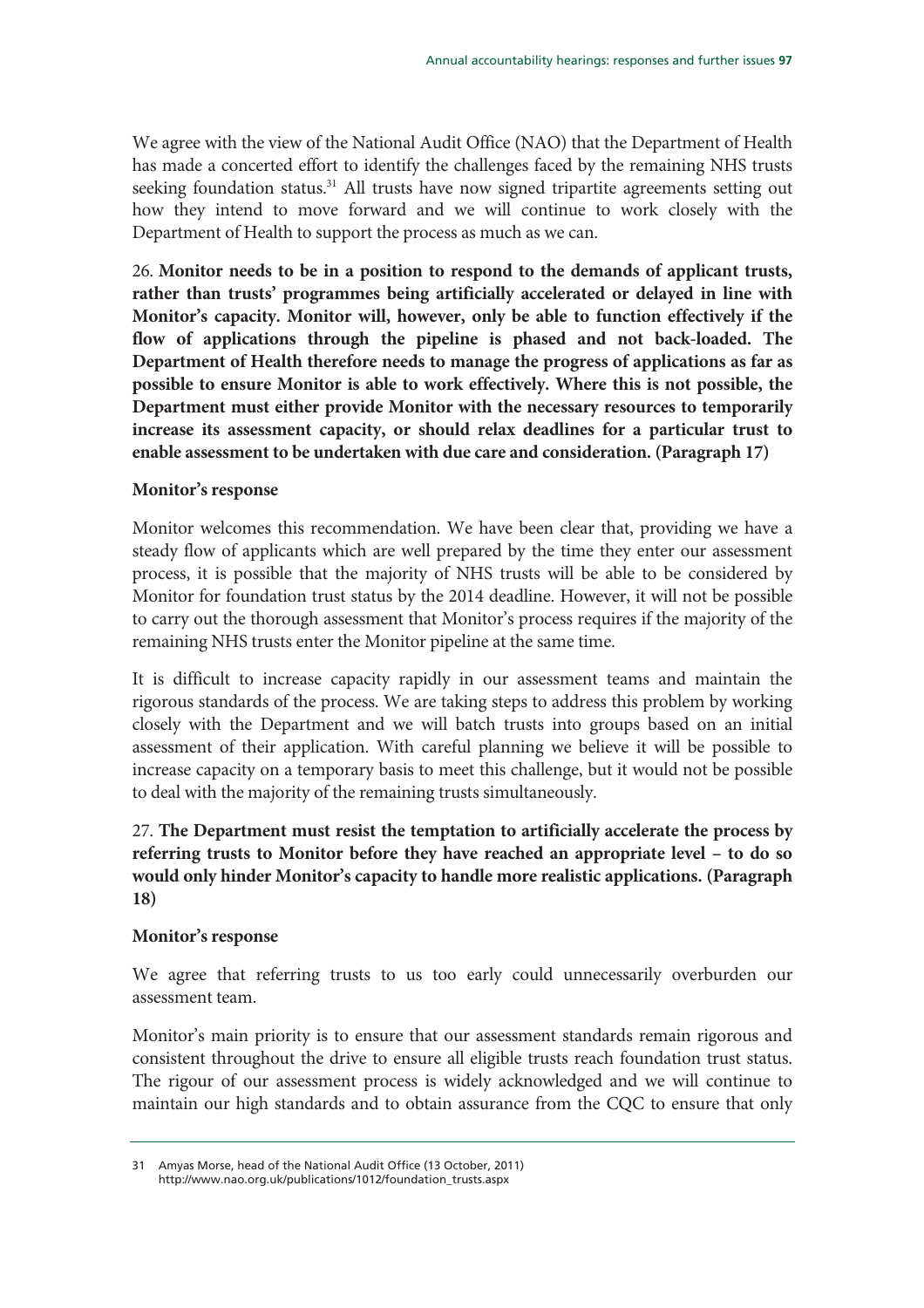We agree with the view of the National Audit Office (NAO) that the Department of Health has made a concerted effort to identify the challenges faced by the remaining NHS trusts seeking foundation status.[31] All trusts have now signed tripartite agreements setting out how they intend to move forward and we will continue to work closely with the Department of Health to support the process as much as we can.

26. **Monitor needs to be in a position to respond to the demands of applicant trusts, rather than trusts' programmes being artificially accelerated or delayed in line with Monitor's capacity. Monitor will, however, only be able to function effectively if the flow of applications through the pipeline is phased and not back-loaded. The Department of Health therefore needs to manage the progress of applications as far as possible to ensure Monitor is able to work effectively. Where this is not possible, the Department must either provide Monitor with the necessary resources to temporarily increase its assessment capacity, or should relax deadlines for a particular trust to enable assessment to be undertaken with due care and consideration. (Paragraph 17)**

**Monitor's response**

Monitor welcomes this recommendation. We have been clear that, providing we have a steady flow of applicants which are well prepared by the time they enter our assessment process, it is possible that the majority of NHS trusts will be able to be considered by Monitor for foundation trust status by the 2014 deadline. However, it will not be possible to carry out the thorough assessment that Monitor's process requires if the majority of the remaining NHS trusts enter the Monitor pipeline at the same time.

It is difficult to increase capacity rapidly in our assessment teams and maintain the rigorous standards of the process. We are taking steps to address this problem by working closely with the Department and we will batch trusts into groups based on an initial assessment of their application. With careful planning we believe it will be possible to increase capacity on a temporary basis to meet this challenge, but it would not be possible to deal with the majority of the remaining trusts simultaneously.

27. **The Department must resist the temptation to artificially accelerate the process by referring trusts to Monitor before they have reached an appropriate level – to do so would only hinder Monitor's capacity to handle more realistic applications. (Paragraph 18)**

**Monitor's response**

We agree that referring trusts to us too early could unnecessarily overburden our assessment team.

Monitor's main priority is to ensure that our assessment standards remain rigorous and consistent throughout the drive to ensure all eligible trusts reach foundation trust status. The rigour of our assessment process is widely acknowledged and we will continue to maintain our high standards and to obtain assurance from the CQC to ensure that only

---

31 Amyas Morse, head of the National Audit Office (13 October, 2011) http://www.nao.org.uk/publications/1012/foundation_trusts.aspx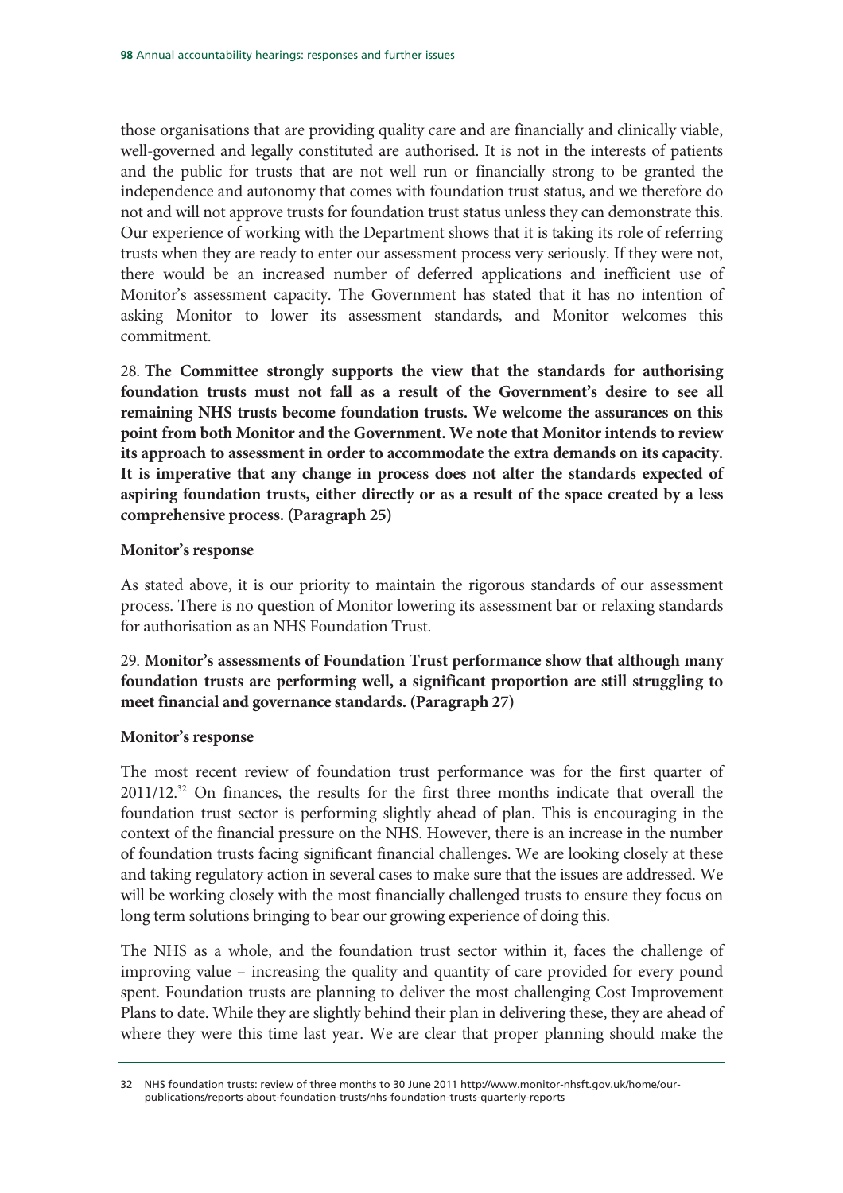those organisations that are providing quality care and are financially and clinically viable, well-governed and legally constituted are authorised. It is not in the interests of patients and the public for trusts that are not well run or financially strong to be granted the independence and autonomy that comes with foundation trust status, and we therefore do not and will not approve trusts for foundation trust status unless they can demonstrate this. Our experience of working with the Department shows that it is taking its role of referring trusts when they are ready to enter our assessment process very seriously. If they were not, there would be an increased number of deferred applications and inefficient use of Monitor's assessment capacity. The Government has stated that it has no intention of asking Monitor to lower its assessment standards, and Monitor welcomes this commitment.

28. **The Committee strongly supports the view that the standards for authorising foundation trusts must not fall as a result of the Government's desire to see all remaining NHS trusts become foundation trusts. We welcome the assurances on this point from both Monitor and the Government. We note that Monitor intends to review its approach to assessment in order to accommodate the extra demands on its capacity. It is imperative that any change in process does not alter the standards expected of aspiring foundation trusts, either directly or as a result of the space created by a less comprehensive process. (Paragraph 25)**

**Monitor's response**

As stated above, it is our priority to maintain the rigorous standards of our assessment process. There is no question of Monitor lowering its assessment bar or relaxing standards for authorisation as an NHS Foundation Trust.

29. **Monitor's assessments of Foundation Trust performance show that although many foundation trusts are performing well, a significant proportion are still struggling to meet financial and governance standards. (Paragraph 27)**

**Monitor's response**

The most recent review of foundation trust performance was for the first quarter of 2011/12.[32] On finances, the results for the first three months indicate that overall the foundation trust sector is performing slightly ahead of plan. This is encouraging in the context of the financial pressure on the NHS. However, there is an increase in the number of foundation trusts facing significant financial challenges. We are looking closely at these and taking regulatory action in several cases to make sure that the issues are addressed. We will be working closely with the most financially challenged trusts to ensure they focus on long term solutions bringing to bear our growing experience of doing this.

The NHS as a whole, and the foundation trust sector within it, faces the challenge of improving value – increasing the quality and quantity of care provided for every pound spent. Foundation trusts are planning to deliver the most challenging Cost Improvement Plans to date. While they are slightly behind their plan in delivering these, they are ahead of where they were this time last year. We are clear that proper planning should make the

---

32 NHS foundation trusts: review of three months to 30 June 2011 http://www.monitor-nhsft.gov.uk/home/our-publications/reports-about-foundation-trusts/nhs-foundation-trusts-quarterly-reports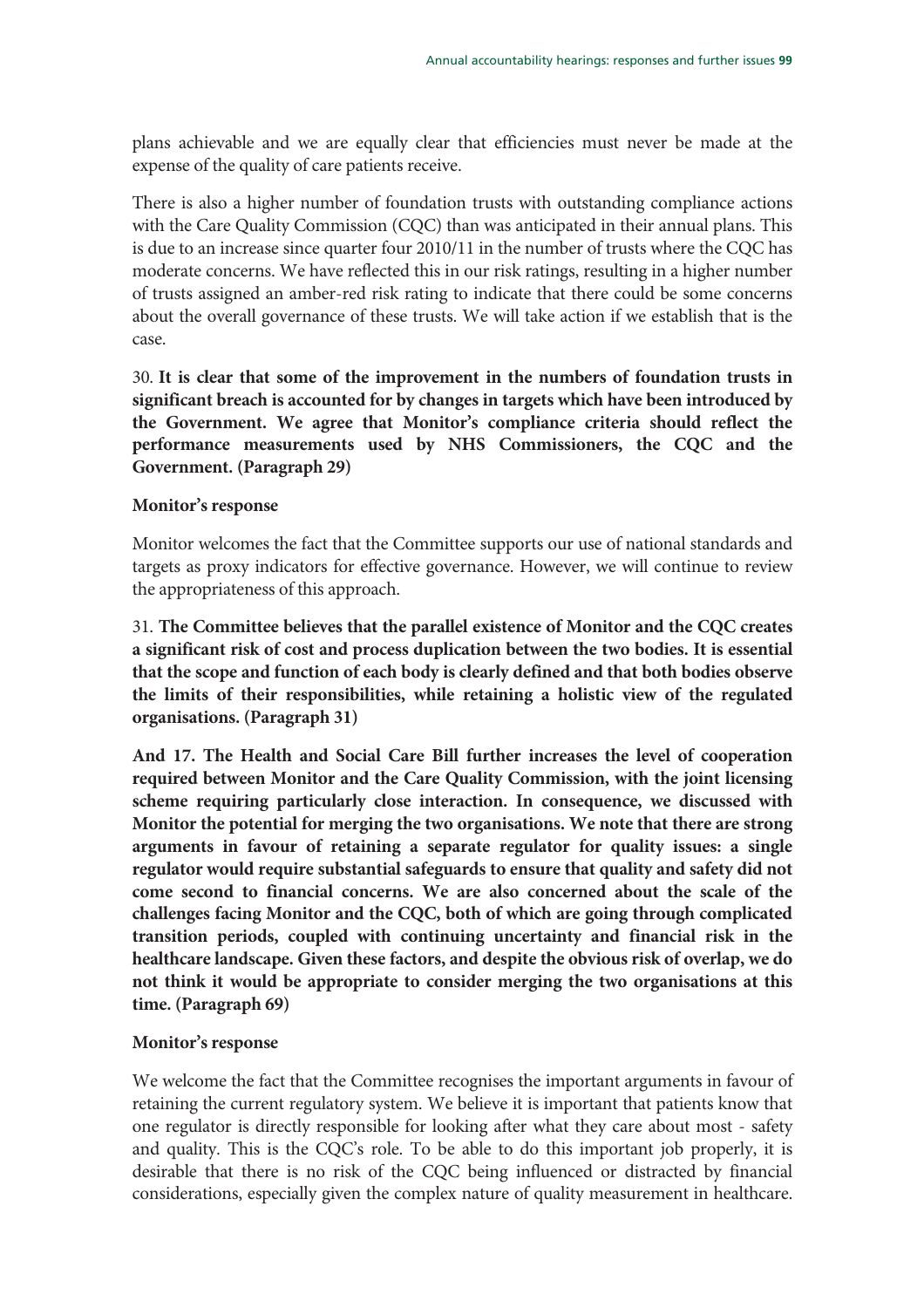plans achievable and we are equally clear that efficiencies must never be made at the expense of the quality of care patients receive.

There is also a higher number of foundation trusts with outstanding compliance actions with the Care Quality Commission (CQC) than was anticipated in their annual plans. This is due to an increase since quarter four 2010/11 in the number of trusts where the CQC has moderate concerns. We have reflected this in our risk ratings, resulting in a higher number of trusts assigned an amber-red risk rating to indicate that there could be some concerns about the overall governance of these trusts. We will take action if we establish that is the case.

30. **It is clear that some of the improvement in the numbers of foundation trusts in significant breach is accounted for by changes in targets which have been introduced by the Government. We agree that Monitor's compliance criteria should reflect the performance measurements used by NHS Commissioners, the CQC and the Government. (Paragraph 29)**

**Monitor's response**

Monitor welcomes the fact that the Committee supports our use of national standards and targets as proxy indicators for effective governance. However, we will continue to review the appropriateness of this approach.

31. **The Committee believes that the parallel existence of Monitor and the CQC creates a significant risk of cost and process duplication between the two bodies. It is essential that the scope and function of each body is clearly defined and that both bodies observe the limits of their responsibilities, while retaining a holistic view of the regulated organisations. (Paragraph 31)**

**And 17. The Health and Social Care Bill further increases the level of cooperation required between Monitor and the Care Quality Commission, with the joint licensing scheme requiring particularly close interaction. In consequence, we discussed with Monitor the potential for merging the two organisations. We note that there are strong arguments in favour of retaining a separate regulator for quality issues: a single regulator would require substantial safeguards to ensure that quality and safety did not come second to financial concerns. We are also concerned about the scale of the challenges facing Monitor and the CQC, both of which are going through complicated transition periods, coupled with continuing uncertainty and financial risk in the healthcare landscape. Given these factors, and despite the obvious risk of overlap, we do not think it would be appropriate to consider merging the two organisations at this time. (Paragraph 69)**

**Monitor's response**

We welcome the fact that the Committee recognises the important arguments in favour of retaining the current regulatory system. We believe it is important that patients know that one regulator is directly responsible for looking after what they care about most - safety and quality. This is the CQC's role. To be able to do this important job properly, it is desirable that there is no risk of the CQC being influenced or distracted by financial considerations, especially given the complex nature of quality measurement in healthcare.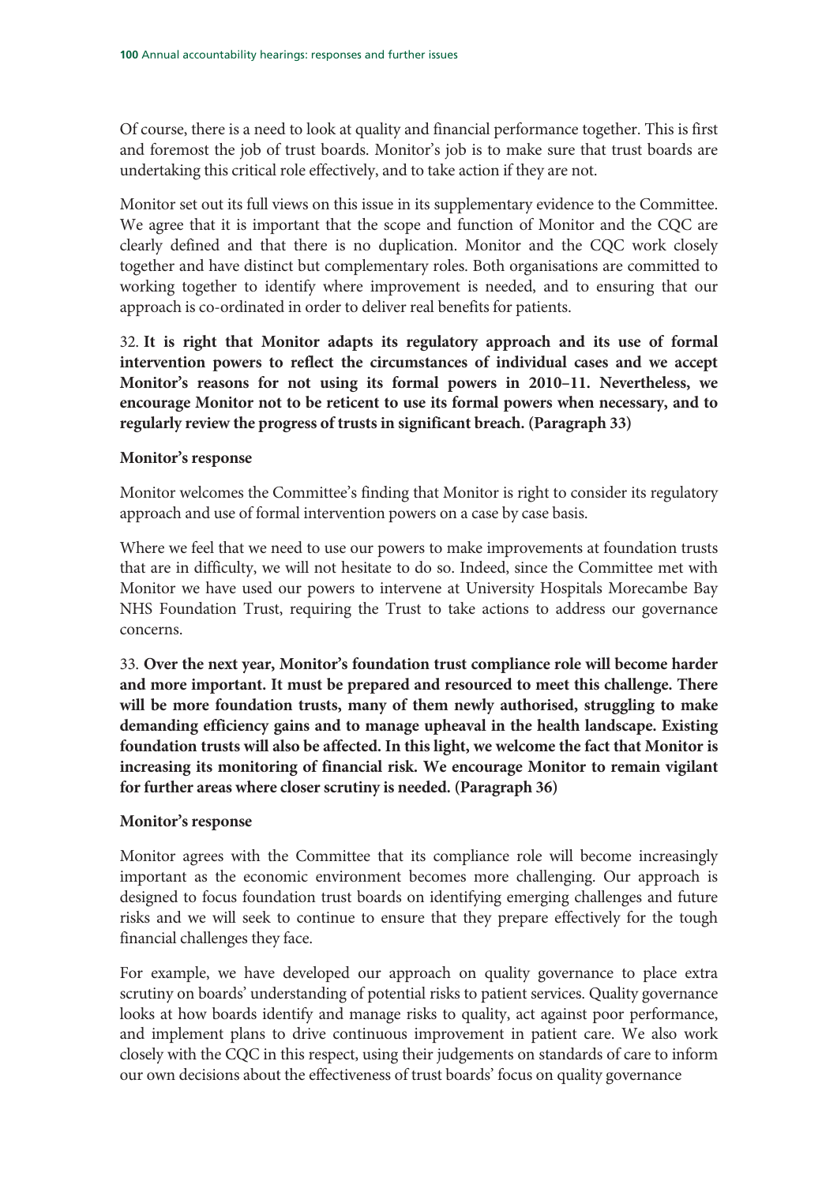Of course, there is a need to look at quality and financial performance together. This is first and foremost the job of trust boards. Monitor's job is to make sure that trust boards are undertaking this critical role effectively, and to take action if they are not.

Monitor set out its full views on this issue in its supplementary evidence to the Committee. We agree that it is important that the scope and function of Monitor and the CQC are clearly defined and that there is no duplication. Monitor and the CQC work closely together and have distinct but complementary roles. Both organisations are committed to working together to identify where improvement is needed, and to ensuring that our approach is co-ordinated in order to deliver real benefits for patients.

32. **It is right that Monitor adapts its regulatory approach and its use of formal intervention powers to reflect the circumstances of individual cases and we accept Monitor's reasons for not using its formal powers in 2010–11. Nevertheless, we encourage Monitor not to be reticent to use its formal powers when necessary, and to regularly review the progress of trusts in significant breach. (Paragraph 33)**

**Monitor's response**

Monitor welcomes the Committee's finding that Monitor is right to consider its regulatory approach and use of formal intervention powers on a case by case basis.

Where we feel that we need to use our powers to make improvements at foundation trusts that are in difficulty, we will not hesitate to do so. Indeed, since the Committee met with Monitor we have used our powers to intervene at University Hospitals Morecambe Bay NHS Foundation Trust, requiring the Trust to take actions to address our governance concerns.

33. **Over the next year, Monitor's foundation trust compliance role will become harder and more important. It must be prepared and resourced to meet this challenge. There will be more foundation trusts, many of them newly authorised, struggling to make demanding efficiency gains and to manage upheaval in the health landscape. Existing foundation trusts will also be affected. In this light, we welcome the fact that Monitor is increasing its monitoring of financial risk. We encourage Monitor to remain vigilant for further areas where closer scrutiny is needed. (Paragraph 36)**

**Monitor's response**

Monitor agrees with the Committee that its compliance role will become increasingly important as the economic environment becomes more challenging. Our approach is designed to focus foundation trust boards on identifying emerging challenges and future risks and we will seek to continue to ensure that they prepare effectively for the tough financial challenges they face.

For example, we have developed our approach on quality governance to place extra scrutiny on boards' understanding of potential risks to patient services. Quality governance looks at how boards identify and manage risks to quality, act against poor performance, and implement plans to drive continuous improvement in patient care. We also work closely with the CQC in this respect, using their judgements on standards of care to inform our own decisions about the effectiveness of trust boards' focus on quality governance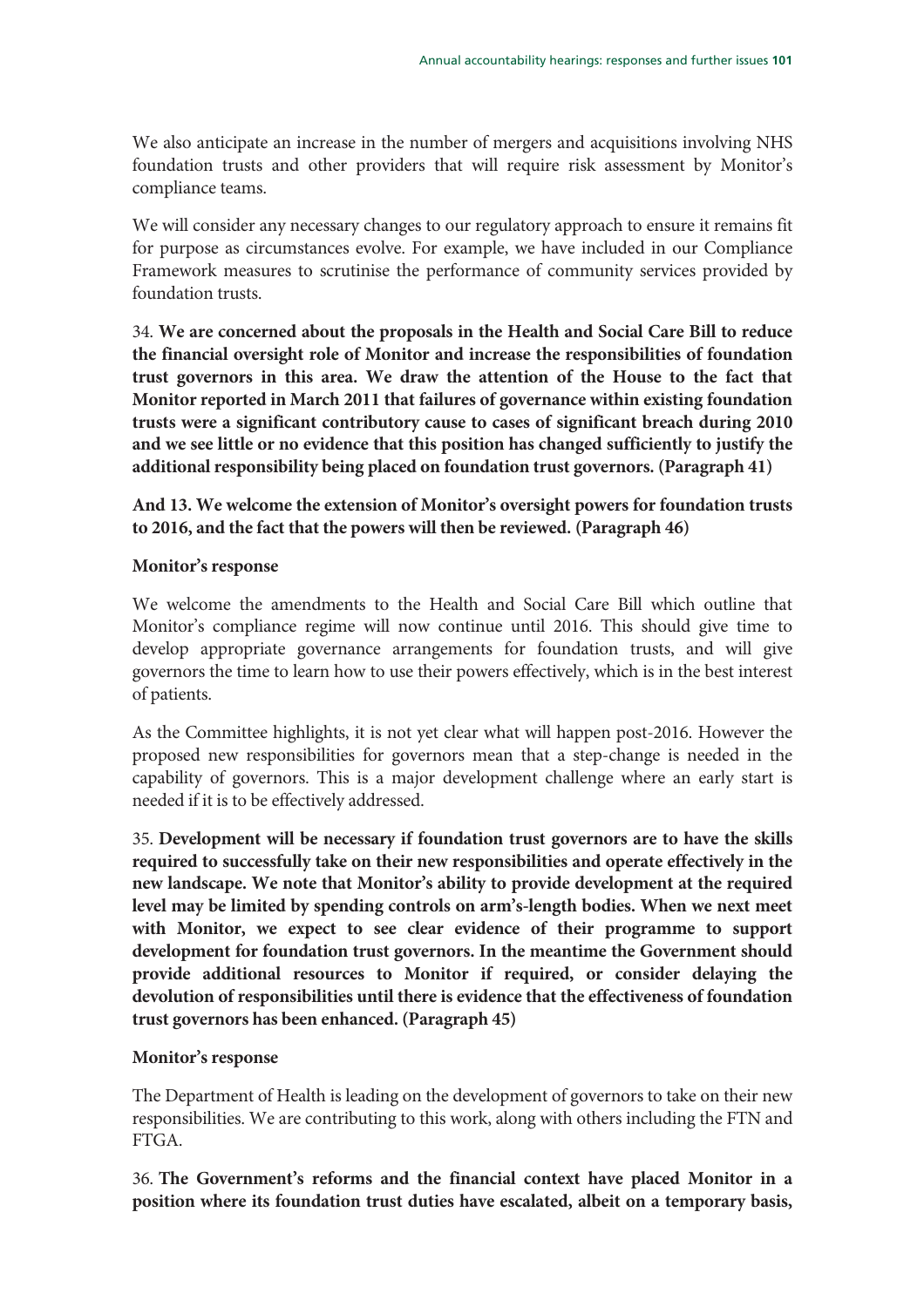We also anticipate an increase in the number of mergers and acquisitions involving NHS foundation trusts and other providers that will require risk assessment by Monitor's compliance teams.

We will consider any necessary changes to our regulatory approach to ensure it remains fit for purpose as circumstances evolve. For example, we have included in our Compliance Framework measures to scrutinise the performance of community services provided by foundation trusts.

34. **We are concerned about the proposals in the Health and Social Care Bill to reduce the financial oversight role of Monitor and increase the responsibilities of foundation trust governors in this area. We draw the attention of the House to the fact that Monitor reported in March 2011 that failures of governance within existing foundation trusts were a significant contributory cause to cases of significant breach during 2010 and we see little or no evidence that this position has changed sufficiently to justify the additional responsibility being placed on foundation trust governors. (Paragraph 41)**

**And 13. We welcome the extension of Monitor's oversight powers for foundation trusts to 2016, and the fact that the powers will then be reviewed. (Paragraph 46)**

**Monitor's response**

We welcome the amendments to the Health and Social Care Bill which outline that Monitor's compliance regime will now continue until 2016. This should give time to develop appropriate governance arrangements for foundation trusts, and will give governors the time to learn how to use their powers effectively, which is in the best interest of patients.

As the Committee highlights, it is not yet clear what will happen post-2016. However the proposed new responsibilities for governors mean that a step-change is needed in the capability of governors. This is a major development challenge where an early start is needed if it is to be effectively addressed.

35. **Development will be necessary if foundation trust governors are to have the skills required to successfully take on their new responsibilities and operate effectively in the new landscape. We note that Monitor's ability to provide development at the required level may be limited by spending controls on arm's-length bodies. When we next meet with Monitor, we expect to see clear evidence of their programme to support development for foundation trust governors. In the meantime the Government should provide additional resources to Monitor if required, or consider delaying the devolution of responsibilities until there is evidence that the effectiveness of foundation trust governors has been enhanced. (Paragraph 45)**

**Monitor's response**

The Department of Health is leading on the development of governors to take on their new responsibilities. We are contributing to this work, along with others including the FTN and FTGA.

36. **The Government's reforms and the financial context have placed Monitor in a position where its foundation trust duties have escalated, albeit on a temporary basis,**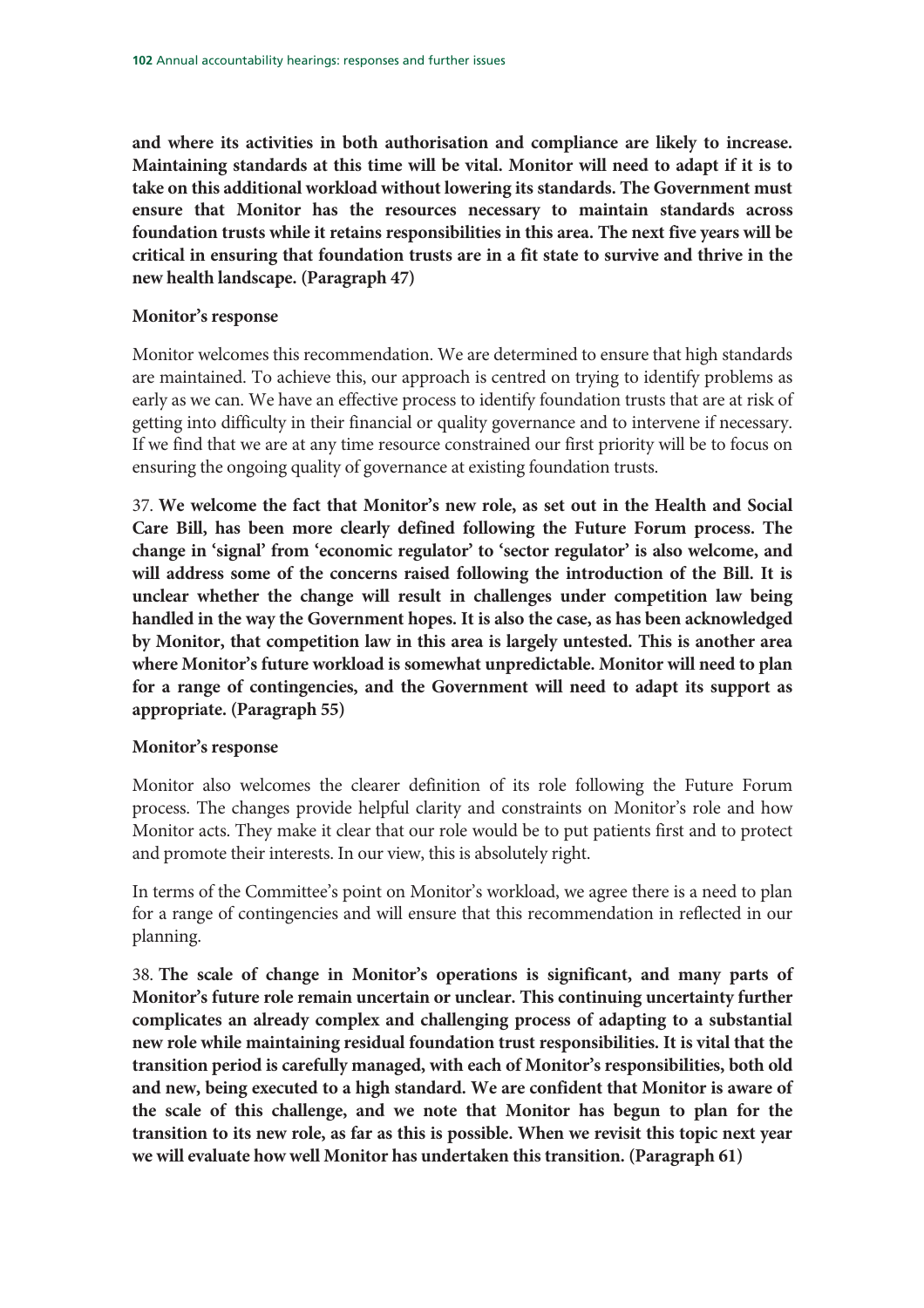**and where its activities in both authorisation and compliance are likely to increase. Maintaining standards at this time will be vital. Monitor will need to adapt if it is to take on this additional workload without lowering its standards. The Government must ensure that Monitor has the resources necessary to maintain standards across foundation trusts while it retains responsibilities in this area. The next five years will be critical in ensuring that foundation trusts are in a fit state to survive and thrive in the new health landscape. (Paragraph 47)**

**Monitor's response**

Monitor welcomes this recommendation. We are determined to ensure that high standards are maintained. To achieve this, our approach is centred on trying to identify problems as early as we can. We have an effective process to identify foundation trusts that are at risk of getting into difficulty in their financial or quality governance and to intervene if necessary. If we find that we are at any time resource constrained our first priority will be to focus on ensuring the ongoing quality of governance at existing foundation trusts.

37. **We welcome the fact that Monitor's new role, as set out in the Health and Social Care Bill, has been more clearly defined following the Future Forum process. The change in 'signal' from 'economic regulator' to 'sector regulator' is also welcome, and will address some of the concerns raised following the introduction of the Bill. It is unclear whether the change will result in challenges under competition law being handled in the way the Government hopes. It is also the case, as has been acknowledged by Monitor, that competition law in this area is largely untested. This is another area where Monitor's future workload is somewhat unpredictable. Monitor will need to plan for a range of contingencies, and the Government will need to adapt its support as appropriate. (Paragraph 55)**

**Monitor's response**

Monitor also welcomes the clearer definition of its role following the Future Forum process. The changes provide helpful clarity and constraints on Monitor's role and how Monitor acts. They make it clear that our role would be to put patients first and to protect and promote their interests. In our view, this is absolutely right.

In terms of the Committee's point on Monitor's workload, we agree there is a need to plan for a range of contingencies and will ensure that this recommendation in reflected in our planning.

38. **The scale of change in Monitor's operations is significant, and many parts of Monitor's future role remain uncertain or unclear. This continuing uncertainty further complicates an already complex and challenging process of adapting to a substantial new role while maintaining residual foundation trust responsibilities. It is vital that the transition period is carefully managed, with each of Monitor's responsibilities, both old and new, being executed to a high standard. We are confident that Monitor is aware of the scale of this challenge, and we note that Monitor has begun to plan for the transition to its new role, as far as this is possible. When we revisit this topic next year we will evaluate how well Monitor has undertaken this transition. (Paragraph 61)**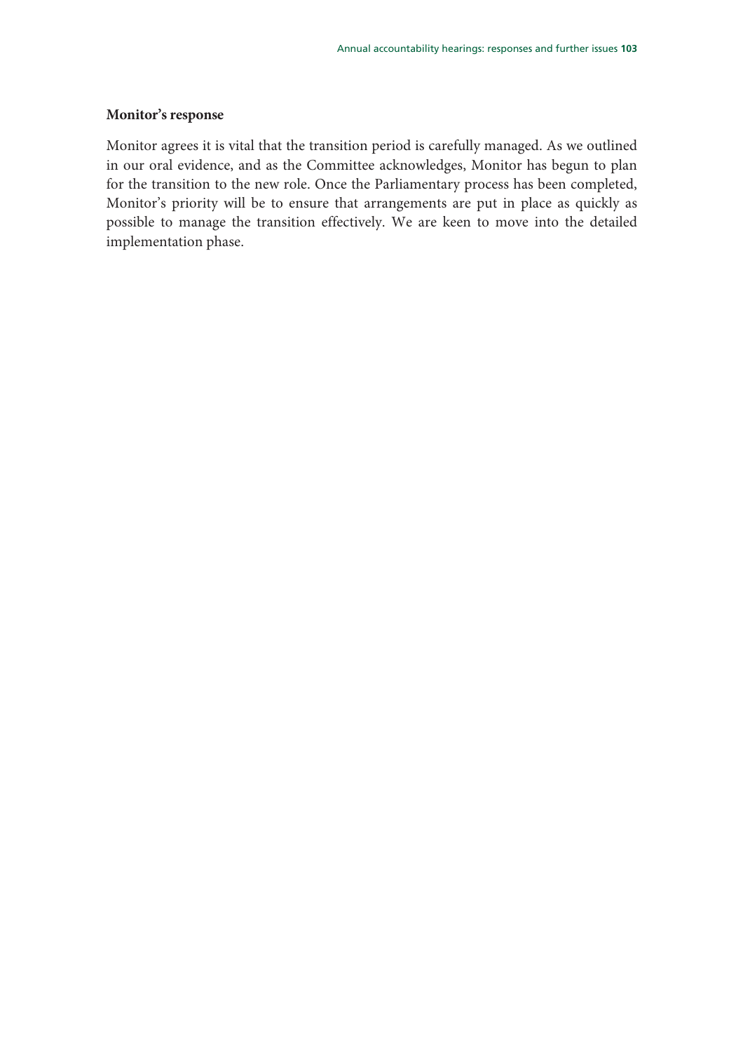**Monitor's response**

Monitor agrees it is vital that the transition period is carefully managed. As we outlined in our oral evidence, and as the Committee acknowledges, Monitor has begun to plan for the transition to the new role. Once the Parliamentary process has been completed, Monitor's priority will be to ensure that arrangements are put in place as quickly as possible to manage the transition effectively. We are keen to move into the detailed implementation phase.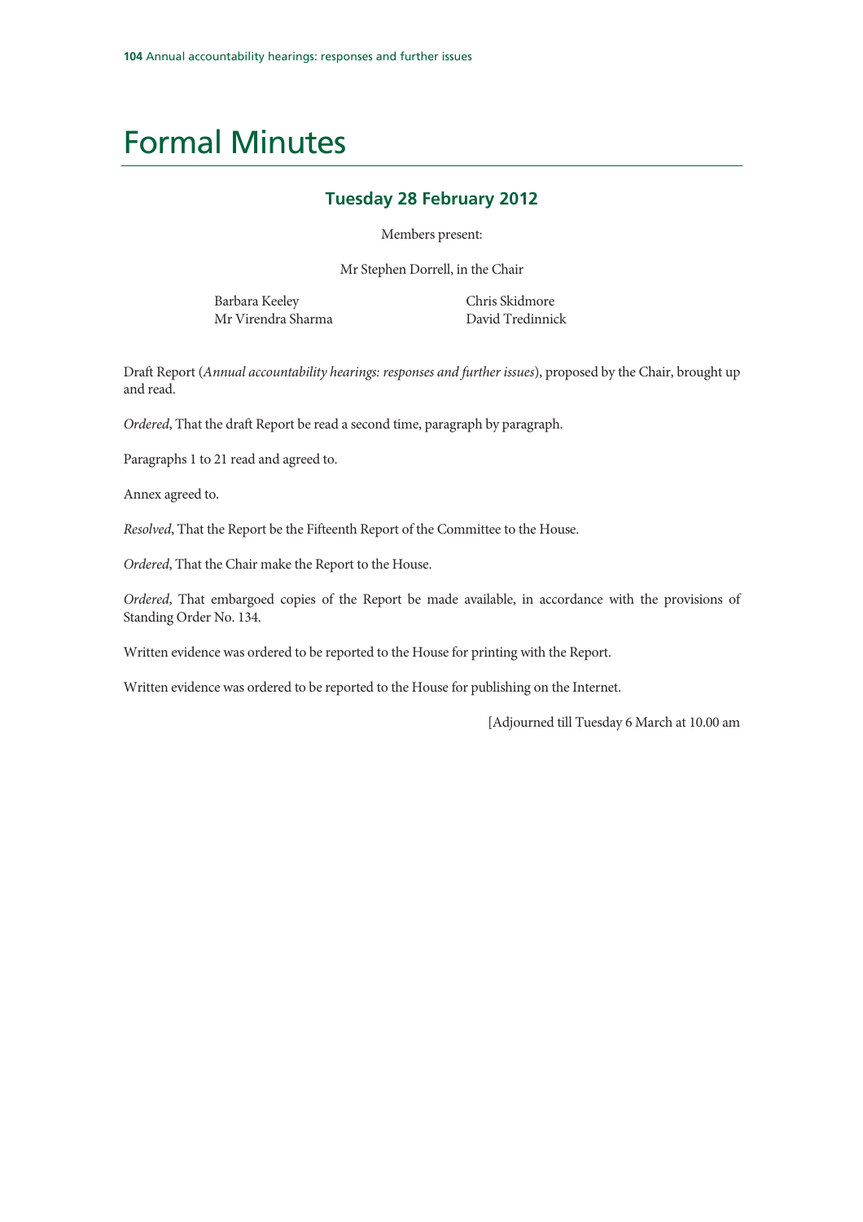# Formal Minutes

## Tuesday 28 February 2012

Members present:

Mr Stephen Dorrell, in the Chair

Barbara Keeley
Mr Virendra Sharma
Chris Skidmore
David Tredinnick

Draft Report (*Annual accountability hearings: responses and further issues*), proposed by the Chair, brought up and read.

*Ordered*, That the draft Report be read a second time, paragraph by paragraph.

Paragraphs 1 to 21 read and agreed to.

Annex agreed to.

*Resolved*, That the Report be the Fifteenth Report of the Committee to the House.

*Ordered*, That the Chair make the Report to the House.

*Ordered*, That embargoed copies of the Report be made available, in accordance with the provisions of Standing Order No. 134.

Written evidence was ordered to be reported to the House for printing with the Report.

Written evidence was ordered to be reported to the House for publishing on the Internet.

[Adjourned till Tuesday 6 March at 10.00 am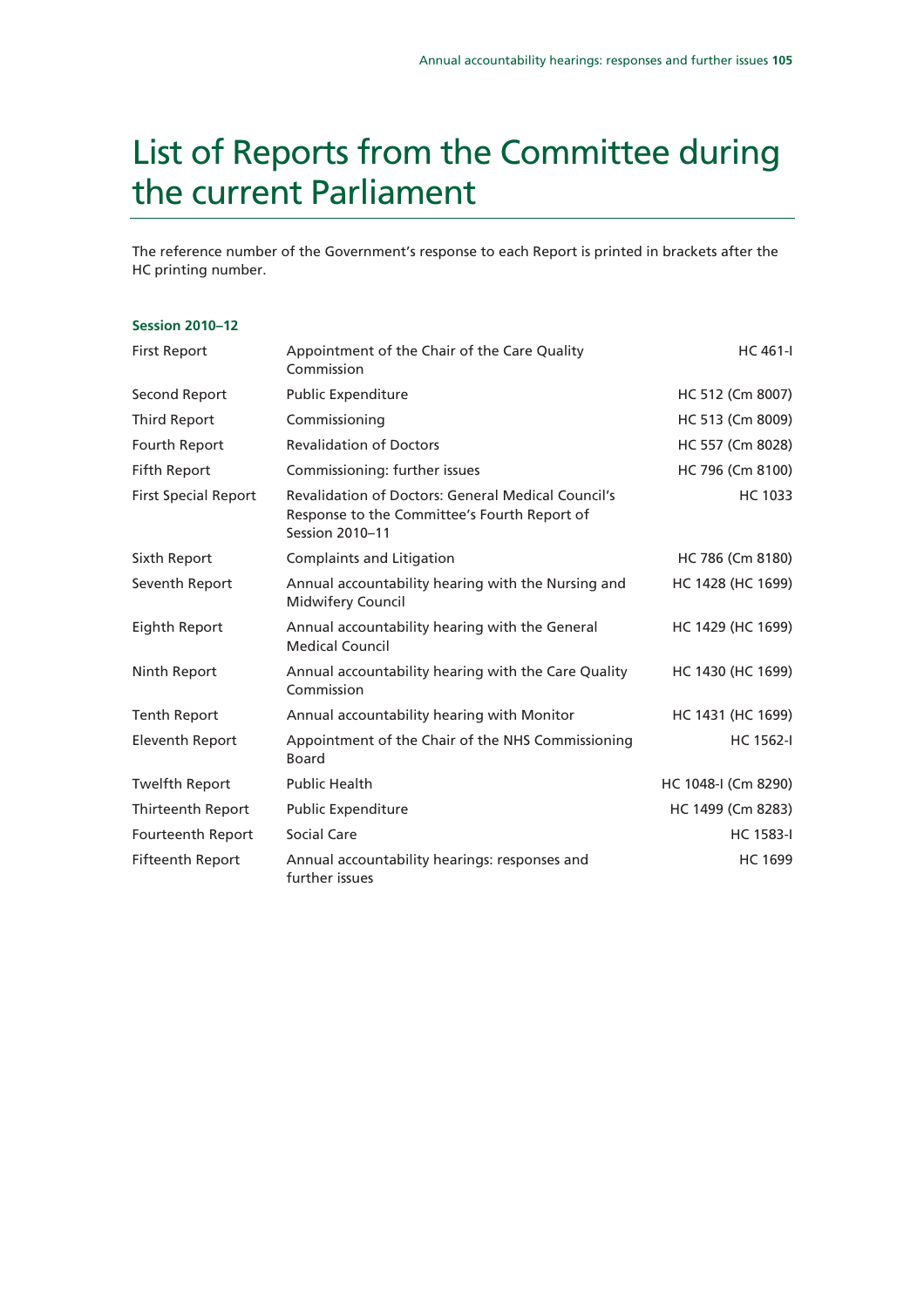# List of Reports from the Committee during the current Parliament

The reference number of the Government's response to each Report is printed in brackets after the HC printing number.

**Session 2010–12**

| | | |
|---|---|---|
| First Report | Appointment of the Chair of the Care Quality Commission | HC 461-I |
| Second Report | Public Expenditure | HC 512 (Cm 8007) |
| Third Report | Commissioning | HC 513 (Cm 8009) |
| Fourth Report | Revalidation of Doctors | HC 557 (Cm 8028) |
| Fifth Report | Commissioning: further issues | HC 796 (Cm 8100) |
| First Special Report | Revalidation of Doctors: General Medical Council's Response to the Committee's Fourth Report of Session 2010–11 | HC 1033 |
| Sixth Report | Complaints and Litigation | HC 786 (Cm 8180) |
| Seventh Report | Annual accountability hearing with the Nursing and Midwifery Council | HC 1428 (HC 1699) |
| Eighth Report | Annual accountability hearing with the General Medical Council | HC 1429 (HC 1699) |
| Ninth Report | Annual accountability hearing with the Care Quality Commission | HC 1430 (HC 1699) |
| Tenth Report | Annual accountability hearing with Monitor | HC 1431 (HC 1699) |
| Eleventh Report | Appointment of the Chair of the NHS Commissioning Board | HC 1562-I |
| Twelfth Report | Public Health | HC 1048-I (Cm 8290) |
| Thirteenth Report | Public Expenditure | HC 1499 (Cm 8283) |
| Fourteenth Report | Social Care | HC 1583-I |
| Fifteenth Report | Annual accountability hearings: responses and further issues | HC 1699 |